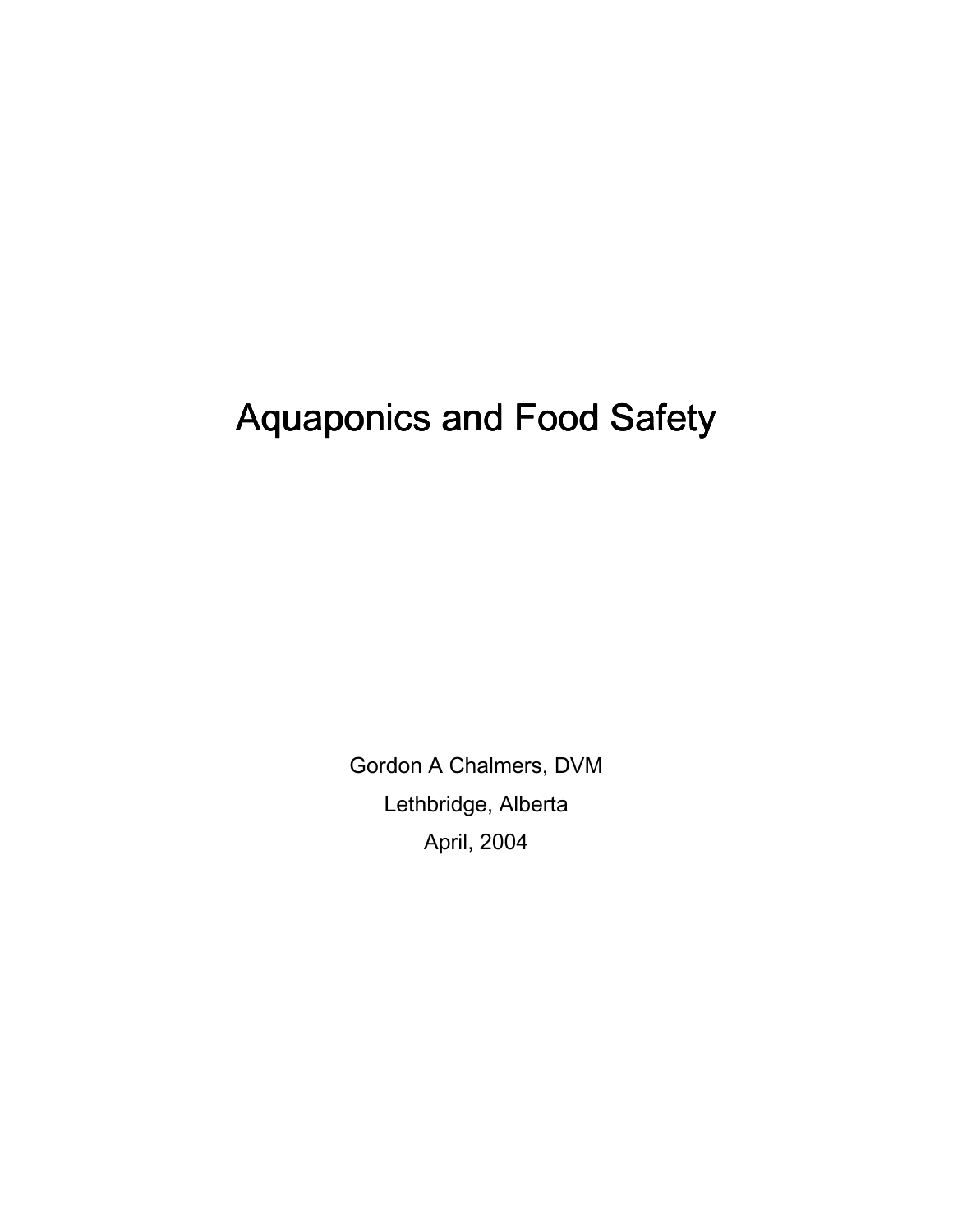# Aquaponics and Food Safety

Gordon A Chalmers, DVM

Lethbridge, Alberta

April, 2004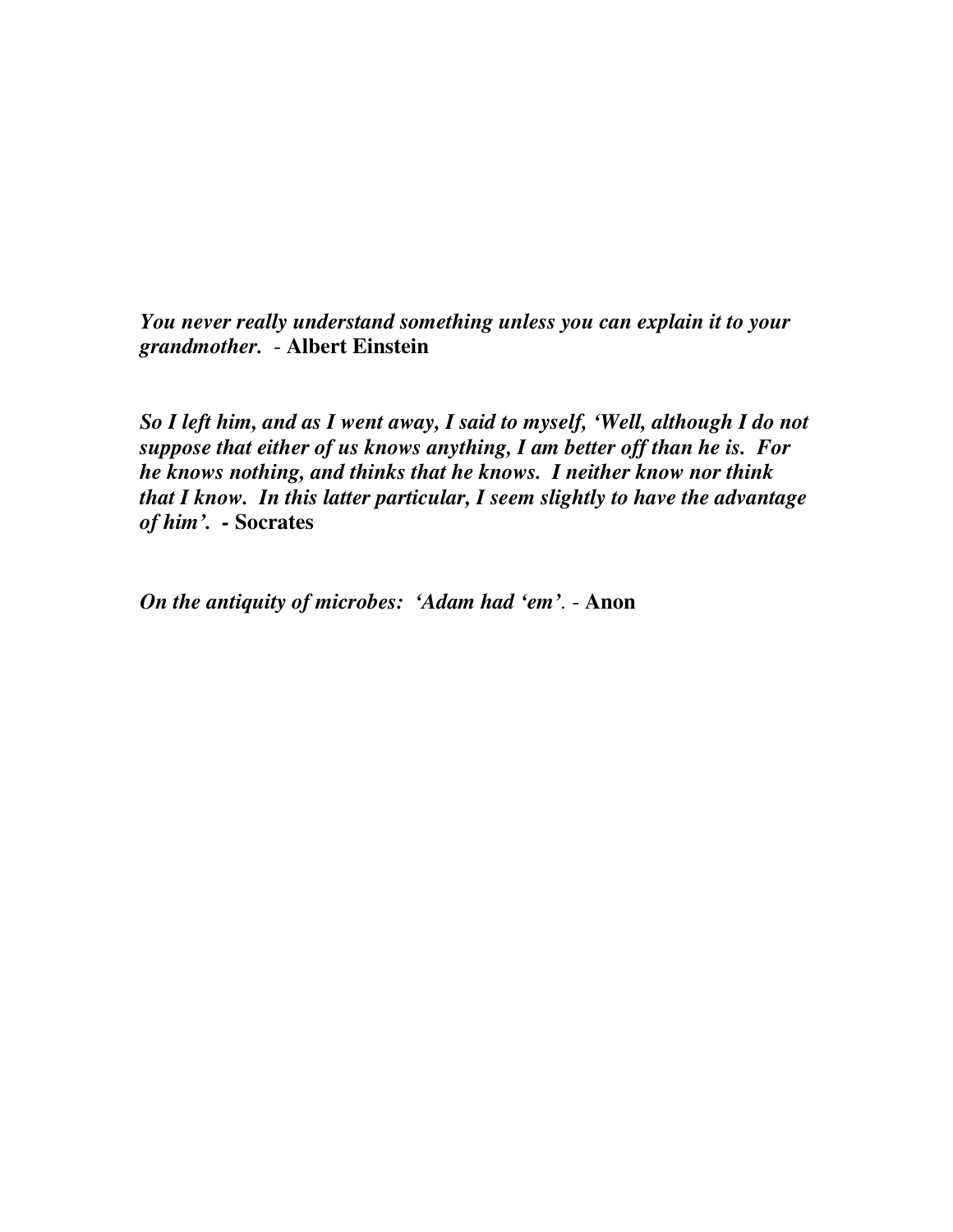*You never really understand something unless you can explain it to your grandmother.* - **Albert Einstein**

*So I left him, and as I went away, I said to myself, 'Well, although I do not suppose that either of us knows anything, I am better off than he is. For he knows nothing, and thinks that he knows. I neither know nor think that I know. In this latter particular, I seem slightly to have the advantage of him'.* **- Socrates**

*On the antiquity of microbes: 'Adam had 'em'*. - **Anon**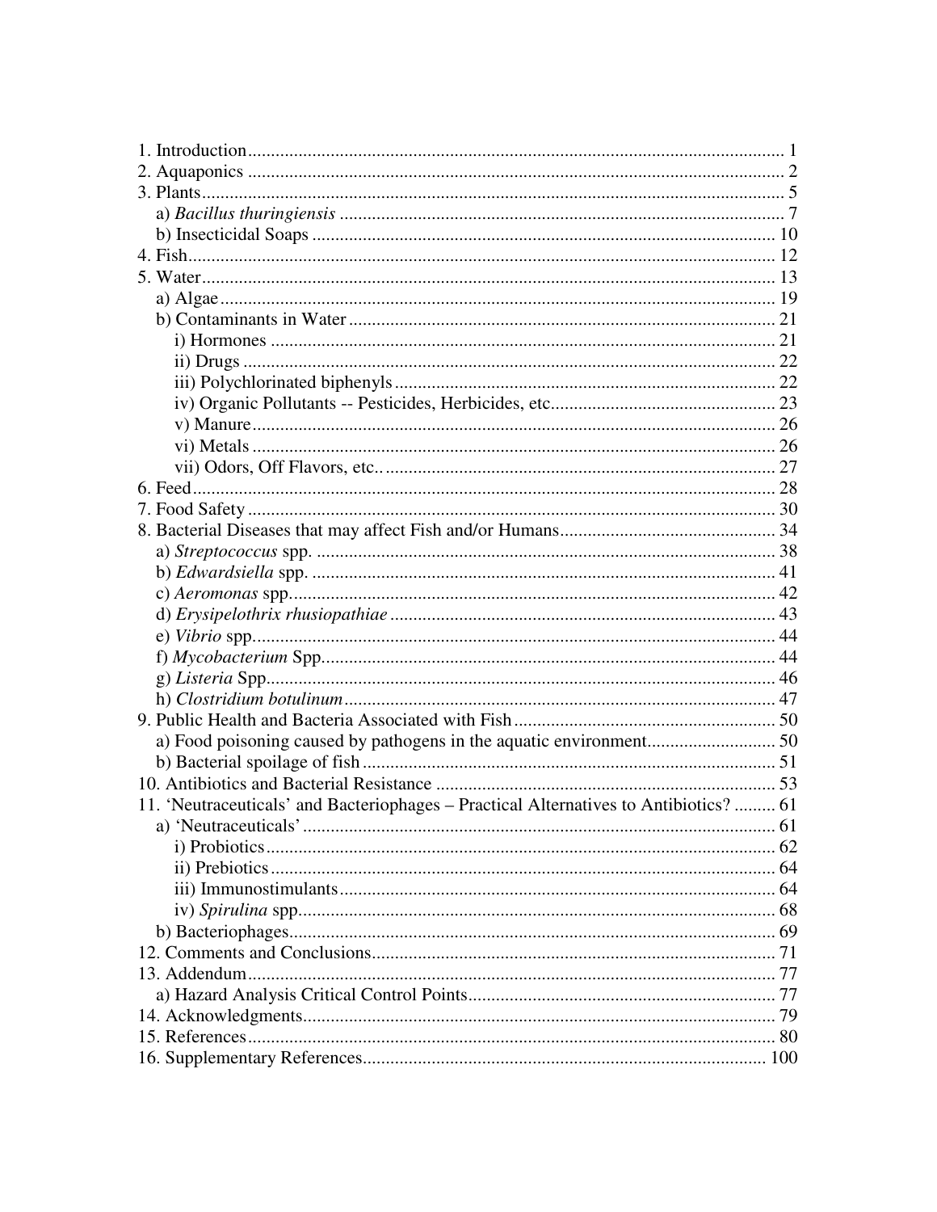1. Introduction .................................................................................................................... 1
2. Aquaponics .................................................................................................................... 2
3. Plants ............................................................................................................................. 5
   a) *Bacillus thuringiensis* ............................................................................................... 7
   b) Insecticidal Soaps .................................................................................................... 10
4. Fish ............................................................................................................................... 12
5. Water ............................................................................................................................. 13
   a) Algae ......................................................................................................................... 19
   b) Contaminants in Water ............................................................................................ 21
      i) Hormones ............................................................................................................. 21
      ii) Drugs ................................................................................................................... 22
      iii) Polychlorinated biphenyls .................................................................................. 22
      iv) Organic Pollutants -- Pesticides, Herbicides, etc. ................................................ 23
      v) Manure ................................................................................................................. 26
      vi) Metals ................................................................................................................. 26
      vii) Odors, Off Flavors, etc.. .................................................................................... 27
6. Feed ............................................................................................................................... 28
7. Food Safety ................................................................................................................... 30
8. Bacterial Diseases that may affect Fish and/or Humans ............................................... 34
   a) *Streptococcus* spp. ................................................................................................... 38
   b) *Edwardsiella* spp. ..................................................................................................... 41
   c) *Aeromonas* spp. ........................................................................................................ 42
   d) *Erysipelothrix rhusiopathiae* ................................................................................... 43
   e) *Vibrio* spp. ................................................................................................................ 44
   f) *Mycobacterium* Spp. ................................................................................................. 44
   g) *Listeria* Spp. ............................................................................................................. 46
   h) *Clostridium botulinum* ............................................................................................. 47
9. Public Health and Bacteria Associated with Fish ......................................................... 50
   a) Food poisoning caused by pathogens in the aquatic environment ............................ 50
   b) Bacterial spoilage of fish .......................................................................................... 51
10. Antibiotics and Bacterial Resistance .......................................................................... 53
11. 'Neutraceuticals' and Bacteriophages – Practical Alternatives to Antibiotics? .......... 61
   a) 'Neutraceuticals' ....................................................................................................... 61
      i) Probiotics ............................................................................................................. 62
      ii) Prebiotics ............................................................................................................ 64
      iii) Immunostimulants .............................................................................................. 64
      iv) *Spirulina* spp. ..................................................................................................... 68
   b) Bacteriophages .......................................................................................................... 69
12. Comments and Conclusions ........................................................................................ 71
13. Addendum ................................................................................................................... 77
   a) Hazard Analysis Critical Control Points ................................................................... 77
14. Acknowledgments ....................................................................................................... 79
15. References ................................................................................................................... 80
16. Supplementary References ......................................................................................... 100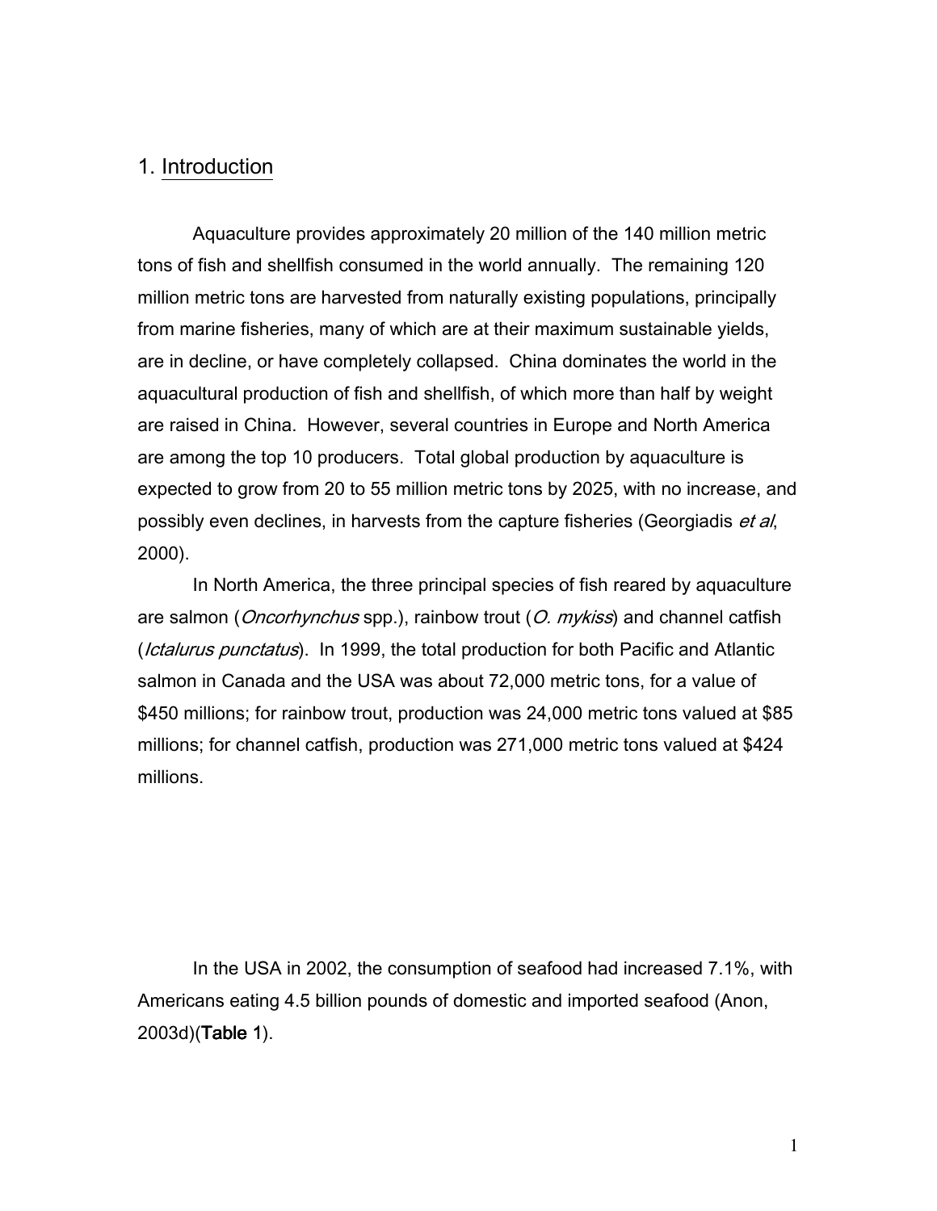## 1. Introduction

Aquaculture provides approximately 20 million of the 140 million metric tons of fish and shellfish consumed in the world annually. The remaining 120 million metric tons are harvested from naturally existing populations, principally from marine fisheries, many of which are at their maximum sustainable yields, are in decline, or have completely collapsed. China dominates the world in the aquacultural production of fish and shellfish, of which more than half by weight are raised in China. However, several countries in Europe and North America are among the top 10 producers. Total global production by aquaculture is expected to grow from 20 to 55 million metric tons by 2025, with no increase, and possibly even declines, in harvests from the capture fisheries (Georgiadis *et al*, 2000).

In North America, the three principal species of fish reared by aquaculture are salmon (*Oncorhynchus* spp.), rainbow trout (*O. mykiss*) and channel catfish (*Ictalurus punctatus*). In 1999, the total production for both Pacific and Atlantic salmon in Canada and the USA was about 72,000 metric tons, for a value of $450 millions; for rainbow trout, production was 24,000 metric tons valued at $85 millions; for channel catfish, production was 271,000 metric tons valued at $424 millions.

In the USA in 2002, the consumption of seafood had increased 7.1%, with Americans eating 4.5 billion pounds of domestic and imported seafood (Anon, 2003d)(**Table 1**).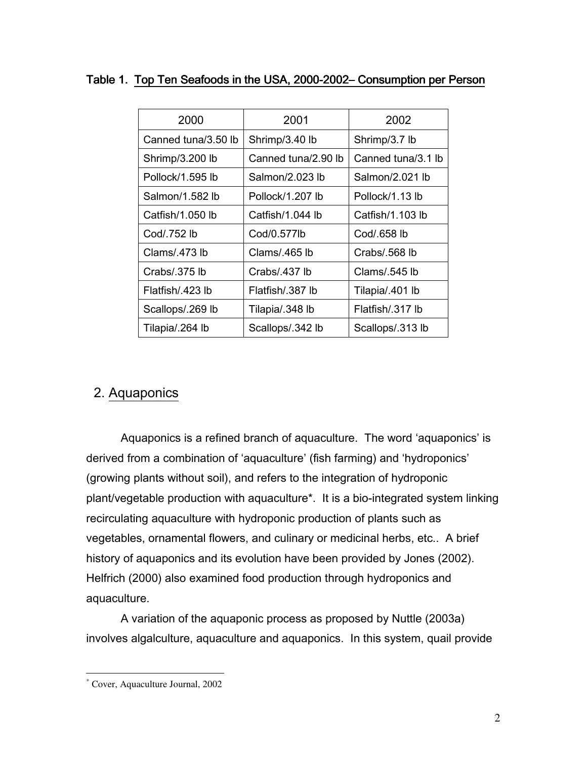Table 1. Top Ten Seafoods in the USA, 2000-2002– Consumption per Person

| 2000 | 2001 | 2002 |
|---|---|---|
| Canned tuna/3.50 lb | Shrimp/3.40 lb | Shrimp/3.7 lb |
| Shrimp/3.200 lb | Canned tuna/2.90 lb | Canned tuna/3.1 lb |
| Pollock/1.595 lb | Salmon/2.023 lb | Salmon/2.021 lb |
| Salmon/1.582 lb | Pollock/1.207 lb | Pollock/1.13 lb |
| Catfish/1.050 lb | Catfish/1.044 lb | Catfish/1.103 lb |
| Cod/.752 lb | Cod/0.577lb | Cod/.658 lb |
| Clams/.473 lb | Clams/.465 lb | Crabs/.568 lb |
| Crabs/.375 lb | Crabs/.437 lb | Clams/.545 lb |
| Flatfish/.423 lb | Flatfish/.387 lb | Tilapia/.401 lb |
| Scallops/.269 lb | Tilapia/.348 lb | Flatfish/.317 lb |
| Tilapia/.264 lb | Scallops/.342 lb | Scallops/.313 lb |

## 2. Aquaponics

Aquaponics is a refined branch of aquaculture. The word 'aquaponics' is derived from a combination of 'aquaculture' (fish farming) and 'hydroponics' (growing plants without soil), and refers to the integration of hydroponic plant/vegetable production with aquaculture*. It is a bio-integrated system linking recirculating aquaculture with hydroponic production of plants such as vegetables, ornamental flowers, and culinary or medicinal herbs, etc.. A brief history of aquaponics and its evolution have been provided by Jones (2002). Helfrich (2000) also examined food production through hydroponics and aquaculture.

A variation of the aquaponic process as proposed by Nuttle (2003a) involves algalculture, aquaculture and aquaponics. In this system, quail provide

* Cover, Aquaculture Journal, 2002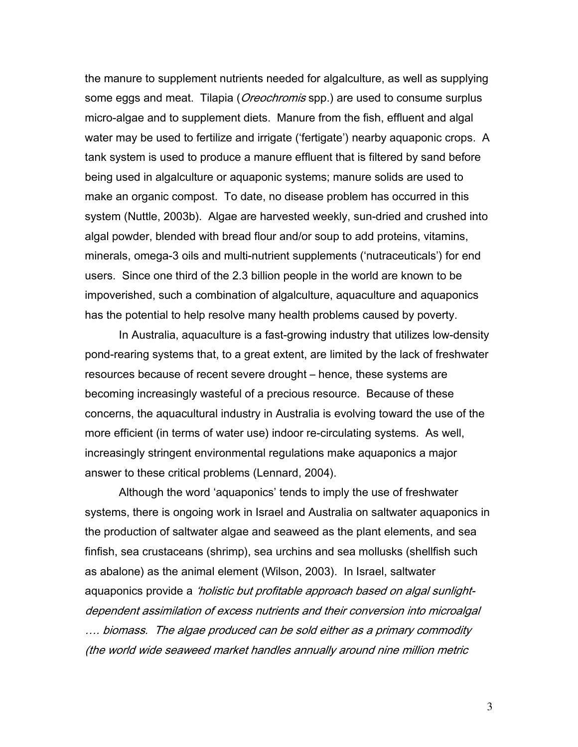the manure to supplement nutrients needed for algalculture, as well as supplying some eggs and meat. Tilapia (*Oreochromis* spp.) are used to consume surplus micro-algae and to supplement diets. Manure from the fish, effluent and algal water may be used to fertilize and irrigate ('fertigate') nearby aquaponic crops. A tank system is used to produce a manure effluent that is filtered by sand before being used in algalculture or aquaponic systems; manure solids are used to make an organic compost. To date, no disease problem has occurred in this system (Nuttle, 2003b). Algae are harvested weekly, sun-dried and crushed into algal powder, blended with bread flour and/or soup to add proteins, vitamins, minerals, omega-3 oils and multi-nutrient supplements ('nutraceuticals') for end users. Since one third of the 2.3 billion people in the world are known to be impoverished, such a combination of algalculture, aquaculture and aquaponics has the potential to help resolve many health problems caused by poverty.

In Australia, aquaculture is a fast-growing industry that utilizes low-density pond-rearing systems that, to a great extent, are limited by the lack of freshwater resources because of recent severe drought – hence, these systems are becoming increasingly wasteful of a precious resource. Because of these concerns, the aquacultural industry in Australia is evolving toward the use of the more efficient (in terms of water use) indoor re-circulating systems. As well, increasingly stringent environmental regulations make aquaponics a major answer to these critical problems (Lennard, 2004).

Although the word 'aquaponics' tends to imply the use of freshwater systems, there is ongoing work in Israel and Australia on saltwater aquaponics in the production of saltwater algae and seaweed as the plant elements, and sea finfish, sea crustaceans (shrimp), sea urchins and sea mollusks (shellfish such as abalone) as the animal element (Wilson, 2003). In Israel, saltwater aquaponics provide a *'holistic but profitable approach based on algal sunlight-dependent assimilation of excess nutrients and their conversion into microalgal …. biomass. The algae produced can be sold either as a primary commodity (the world wide seaweed market handles annually around nine million metric*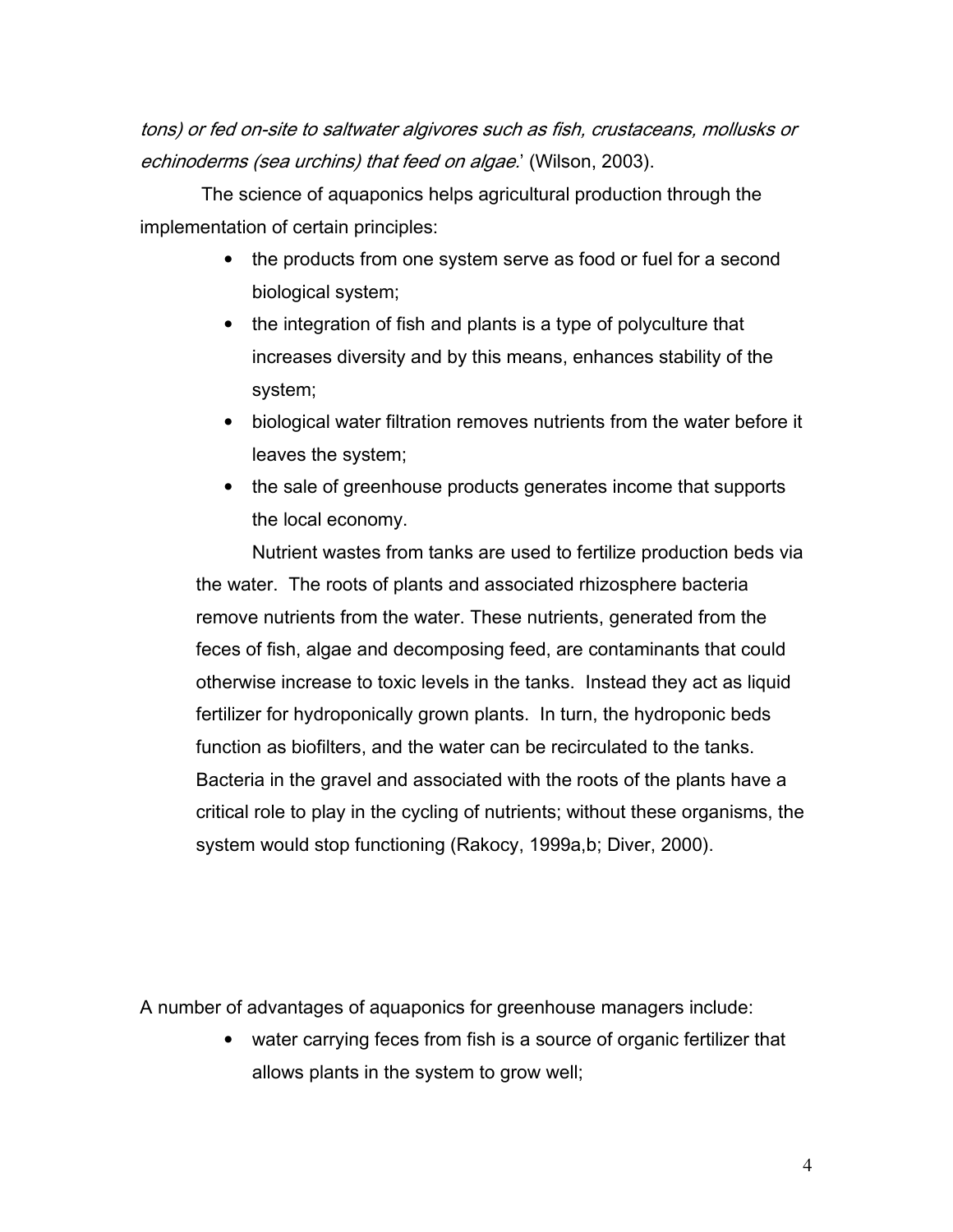*tons) or fed on-site to saltwater algivores such as fish, crustaceans, mollusks or echinoderms (sea urchins) that feed on algae.*' (Wilson, 2003).

The science of aquaponics helps agricultural production through the implementation of certain principles:

- the products from one system serve as food or fuel for a second biological system;
- the integration of fish and plants is a type of polyculture that increases diversity and by this means, enhances stability of the system;
- biological water filtration removes nutrients from the water before it leaves the system;
- the sale of greenhouse products generates income that supports the local economy.

Nutrient wastes from tanks are used to fertilize production beds via the water. The roots of plants and associated rhizosphere bacteria remove nutrients from the water. These nutrients, generated from the feces of fish, algae and decomposing feed, are contaminants that could otherwise increase to toxic levels in the tanks. Instead they act as liquid fertilizer for hydroponically grown plants. In turn, the hydroponic beds function as biofilters, and the water can be recirculated to the tanks. Bacteria in the gravel and associated with the roots of the plants have a critical role to play in the cycling of nutrients; without these organisms, the system would stop functioning (Rakocy, 1999a,b; Diver, 2000).

A number of advantages of aquaponics for greenhouse managers include:

- water carrying feces from fish is a source of organic fertilizer that allows plants in the system to grow well;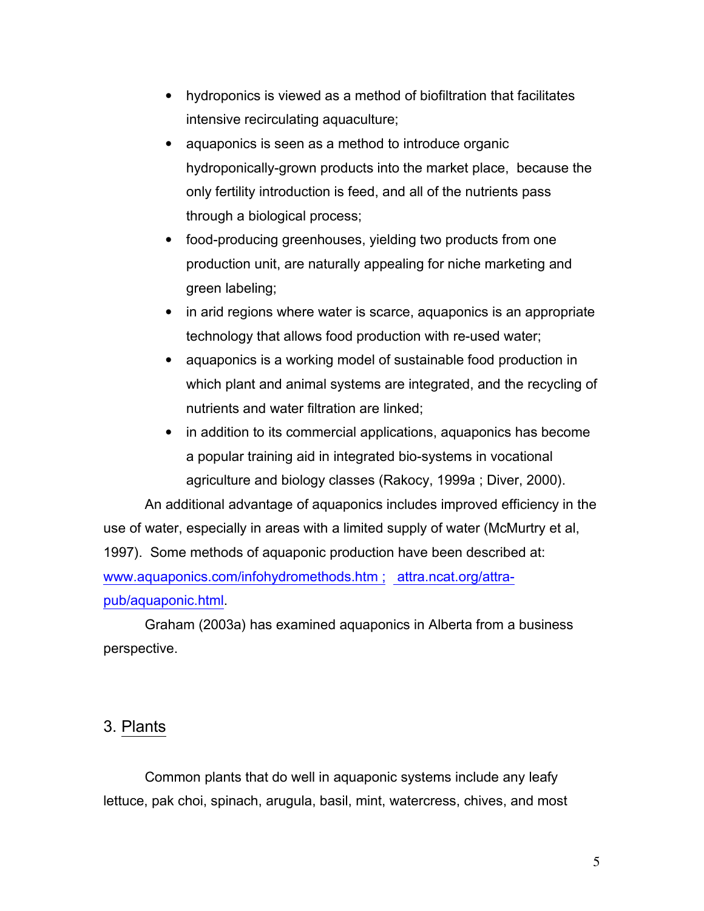- hydroponics is viewed as a method of biofiltration that facilitates intensive recirculating aquaculture;
- aquaponics is seen as a method to introduce organic hydroponically-grown products into the market place, because the only fertility introduction is feed, and all of the nutrients pass through a biological process;
- food-producing greenhouses, yielding two products from one production unit, are naturally appealing for niche marketing and green labeling;
- in arid regions where water is scarce, aquaponics is an appropriate technology that allows food production with re-used water;
- aquaponics is a working model of sustainable food production in which plant and animal systems are integrated, and the recycling of nutrients and water filtration are linked;
- in addition to its commercial applications, aquaponics has become a popular training aid in integrated bio-systems in vocational agriculture and biology classes (Rakocy, 1999a ; Diver, 2000).

An additional advantage of aquaponics includes improved efficiency in the use of water, especially in areas with a limited supply of water (McMurtry et al, 1997). Some methods of aquaponic production have been described at: www.aquaponics.com/infohydromethods.htm ; attra.ncat.org/attra-pub/aquaponic.html.

Graham (2003a) has examined aquaponics in Alberta from a business perspective.

## 3. Plants

Common plants that do well in aquaponic systems include any leafy lettuce, pak choi, spinach, arugula, basil, mint, watercress, chives, and most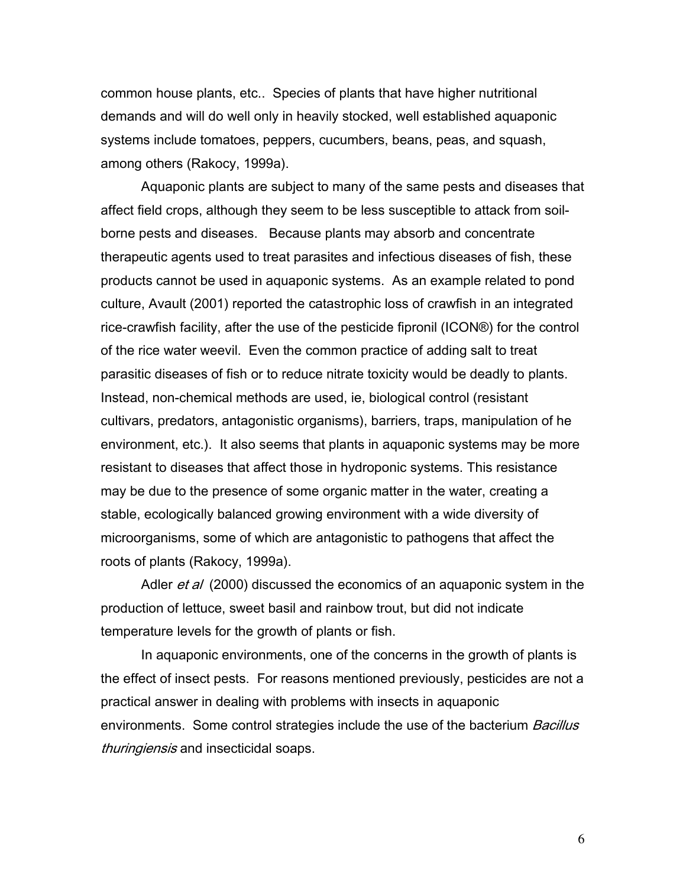common house plants, etc.. Species of plants that have higher nutritional demands and will do well only in heavily stocked, well established aquaponic systems include tomatoes, peppers, cucumbers, beans, peas, and squash, among others (Rakocy, 1999a).

Aquaponic plants are subject to many of the same pests and diseases that affect field crops, although they seem to be less susceptible to attack from soil-borne pests and diseases. Because plants may absorb and concentrate therapeutic agents used to treat parasites and infectious diseases of fish, these products cannot be used in aquaponic systems. As an example related to pond culture, Avault (2001) reported the catastrophic loss of crawfish in an integrated rice-crawfish facility, after the use of the pesticide fipronil (ICON®) for the control of the rice water weevil. Even the common practice of adding salt to treat parasitic diseases of fish or to reduce nitrate toxicity would be deadly to plants. Instead, non-chemical methods are used, ie, biological control (resistant cultivars, predators, antagonistic organisms), barriers, traps, manipulation of he environment, etc.). It also seems that plants in aquaponic systems may be more resistant to diseases that affect those in hydroponic systems. This resistance may be due to the presence of some organic matter in the water, creating a stable, ecologically balanced growing environment with a wide diversity of microorganisms, some of which are antagonistic to pathogens that affect the roots of plants (Rakocy, 1999a).

Adler *et al* (2000) discussed the economics of an aquaponic system in the production of lettuce, sweet basil and rainbow trout, but did not indicate temperature levels for the growth of plants or fish.

In aquaponic environments, one of the concerns in the growth of plants is the effect of insect pests. For reasons mentioned previously, pesticides are not a practical answer in dealing with problems with insects in aquaponic environments. Some control strategies include the use of the bacterium *Bacillus thuringiensis* and insecticidal soaps.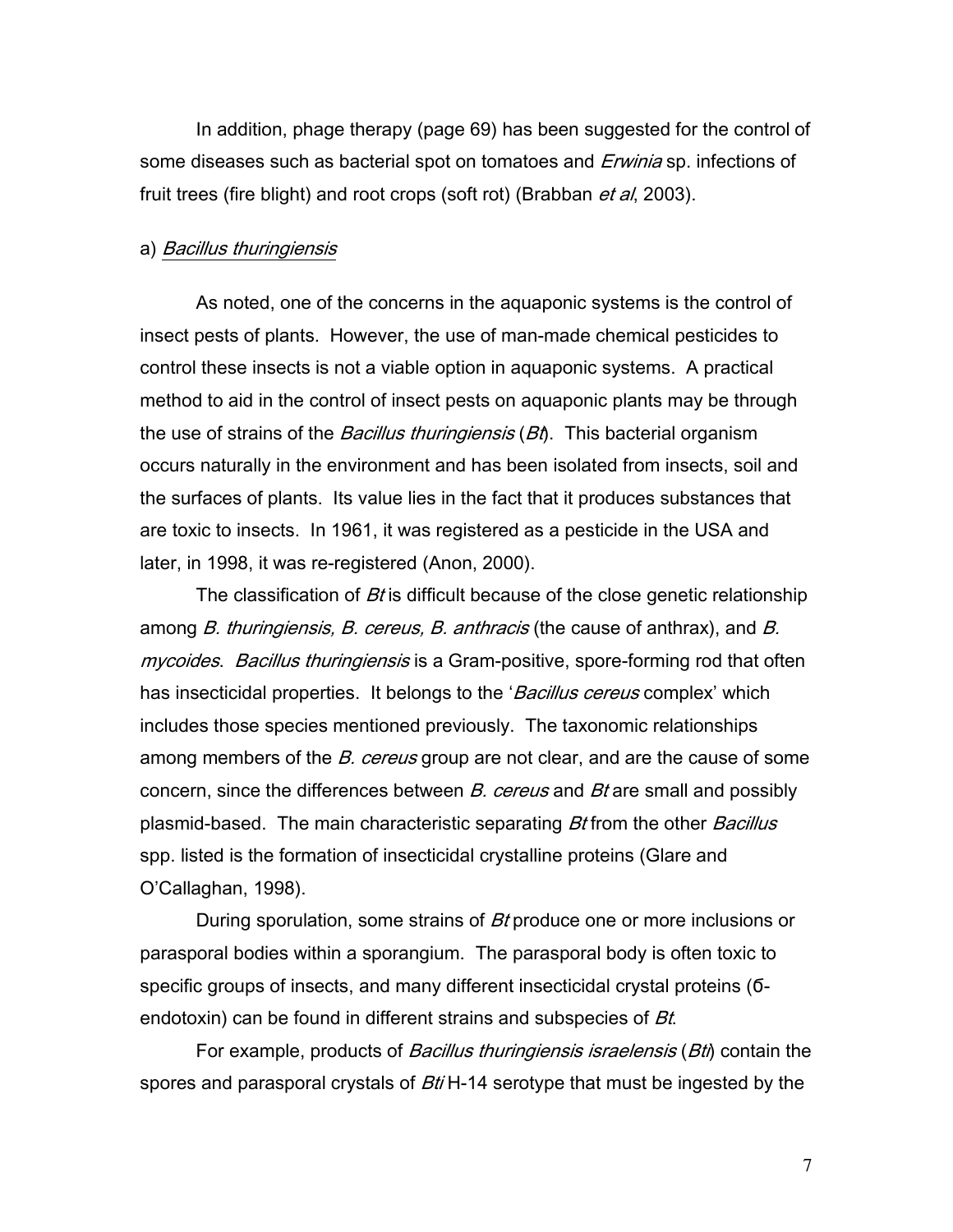In addition, phage therapy (page 69) has been suggested for the control of some diseases such as bacterial spot on tomatoes and *Erwinia* sp. infections of fruit trees (fire blight) and root crops (soft rot) (Brabban *et al*, 2003).

a) *Bacillus thuringiensis*

As noted, one of the concerns in the aquaponic systems is the control of insect pests of plants. However, the use of man-made chemical pesticides to control these insects is not a viable option in aquaponic systems. A practical method to aid in the control of insect pests on aquaponic plants may be through the use of strains of the *Bacillus thuringiensis* (*Bt*). This bacterial organism occurs naturally in the environment and has been isolated from insects, soil and the surfaces of plants. Its value lies in the fact that it produces substances that are toxic to insects. In 1961, it was registered as a pesticide in the USA and later, in 1998, it was re-registered (Anon, 2000).

The classification of *Bt* is difficult because of the close genetic relationship among *B. thuringiensis, B. cereus, B. anthracis* (the cause of anthrax), and *B. mycoides*. *Bacillus thuringiensis* is a Gram-positive, spore-forming rod that often has insecticidal properties. It belongs to the '*Bacillus cereus* complex' which includes those species mentioned previously. The taxonomic relationships among members of the *B. cereus* group are not clear, and are the cause of some concern, since the differences between *B. cereus* and *Bt* are small and possibly plasmid-based. The main characteristic separating *Bt* from the other *Bacillus* spp. listed is the formation of insecticidal crystalline proteins (Glare and O'Callaghan, 1998).

During sporulation, some strains of *Bt* produce one or more inclusions or parasporal bodies within a sporangium. The parasporal body is often toxic to specific groups of insects, and many different insecticidal crystal proteins (δ-endotoxin) can be found in different strains and subspecies of *Bt*.

For example, products of *Bacillus thuringiensis israelensis* (*Bti*) contain the spores and parasporal crystals of *Bti* H-14 serotype that must be ingested by the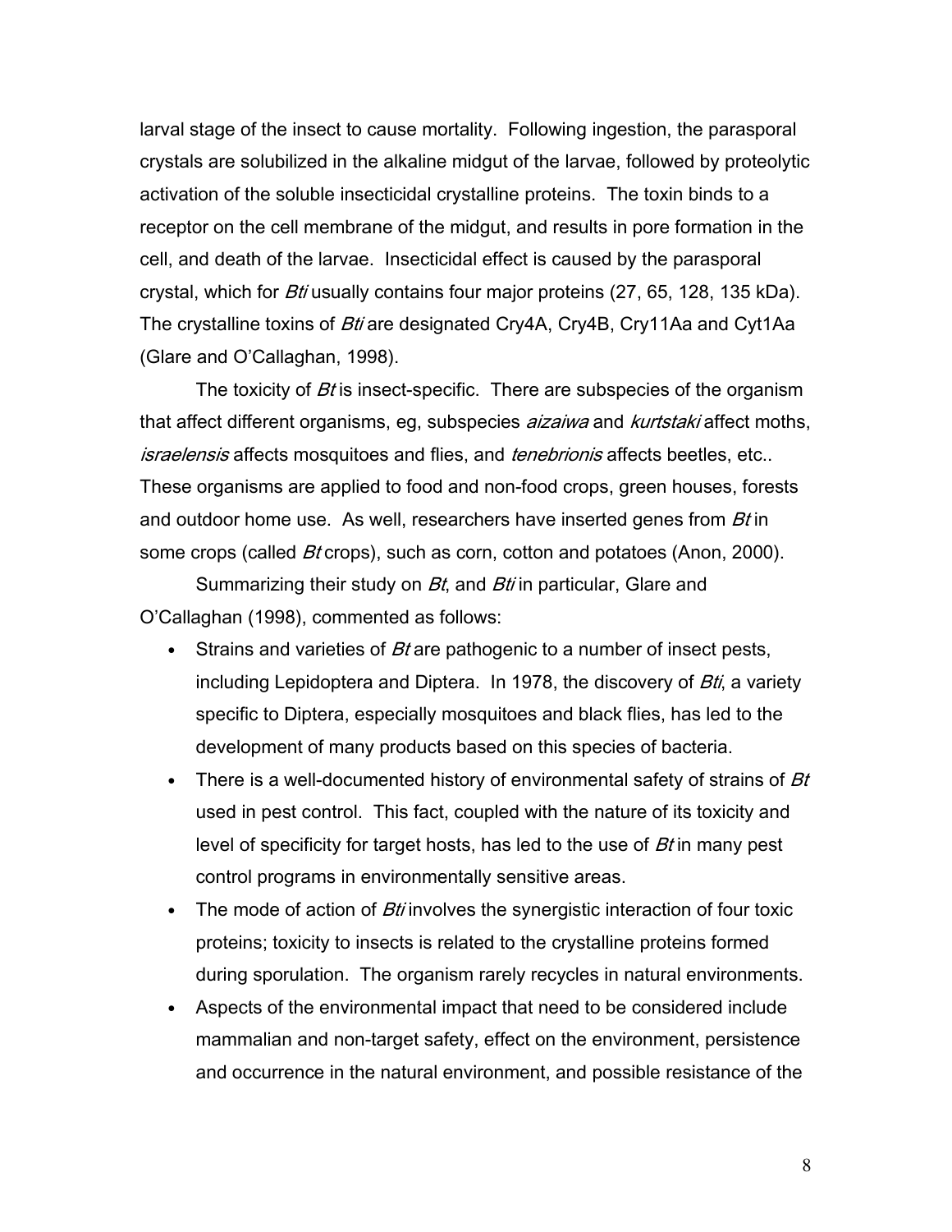larval stage of the insect to cause mortality. Following ingestion, the parasporal crystals are solubilized in the alkaline midgut of the larvae, followed by proteolytic activation of the soluble insecticidal crystalline proteins. The toxin binds to a receptor on the cell membrane of the midgut, and results in pore formation in the cell, and death of the larvae. Insecticidal effect is caused by the parasporal crystal, which for *Bti* usually contains four major proteins (27, 65, 128, 135 kDa). The crystalline toxins of *Bti* are designated Cry4A, Cry4B, Cry11Aa and Cyt1Aa (Glare and O'Callaghan, 1998).

The toxicity of *Bt* is insect-specific. There are subspecies of the organism that affect different organisms, eg, subspecies *aizaiwa* and *kurtstaki* affect moths, *israelensis* affects mosquitoes and flies, and *tenebrionis* affects beetles, etc.. These organisms are applied to food and non-food crops, green houses, forests and outdoor home use. As well, researchers have inserted genes from *Bt* in some crops (called *Bt* crops), such as corn, cotton and potatoes (Anon, 2000).

Summarizing their study on *Bt*, and *Bti* in particular, Glare and O'Callaghan (1998), commented as follows:

- Strains and varieties of *Bt* are pathogenic to a number of insect pests, including Lepidoptera and Diptera. In 1978, the discovery of *Bti*, a variety specific to Diptera, especially mosquitoes and black flies, has led to the development of many products based on this species of bacteria.
- There is a well-documented history of environmental safety of strains of *Bt* used in pest control. This fact, coupled with the nature of its toxicity and level of specificity for target hosts, has led to the use of *Bt* in many pest control programs in environmentally sensitive areas.
- The mode of action of *Bti* involves the synergistic interaction of four toxic proteins; toxicity to insects is related to the crystalline proteins formed during sporulation. The organism rarely recycles in natural environments.
- Aspects of the environmental impact that need to be considered include mammalian and non-target safety, effect on the environment, persistence and occurrence in the natural environment, and possible resistance of the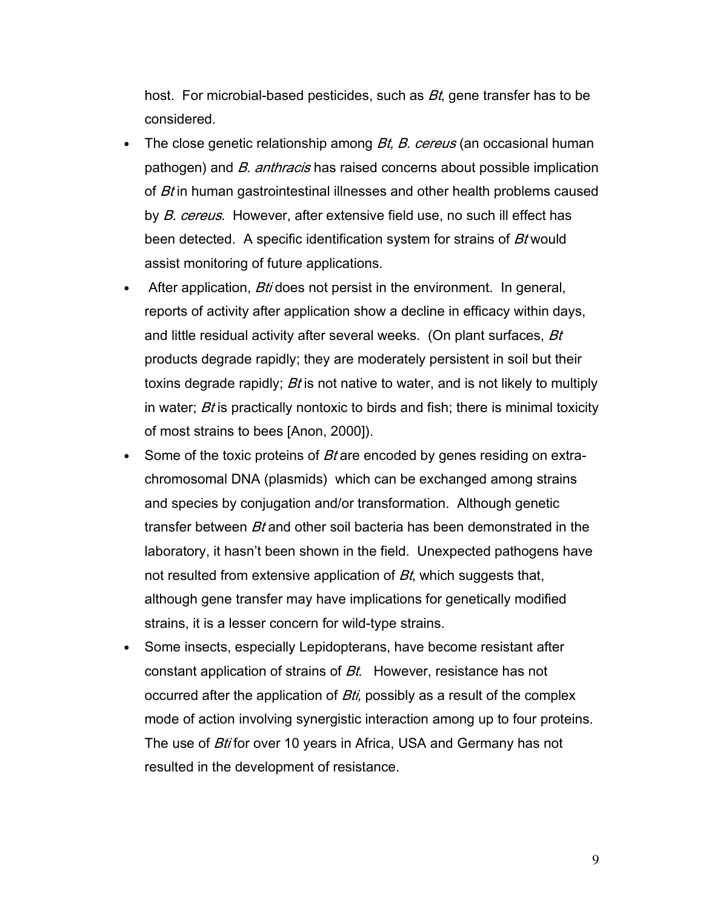host. For microbial-based pesticides, such as *Bt*, gene transfer has to be considered.

- The close genetic relationship among *Bt, B. cereus* (an occasional human pathogen) and *B. anthracis* has raised concerns about possible implication of *Bt* in human gastrointestinal illnesses and other health problems caused by *B. cereus*. However, after extensive field use, no such ill effect has been detected. A specific identification system for strains of *Bt* would assist monitoring of future applications.
- After application, *Bti* does not persist in the environment. In general, reports of activity after application show a decline in efficacy within days, and little residual activity after several weeks. (On plant surfaces, *Bt* products degrade rapidly; they are moderately persistent in soil but their toxins degrade rapidly; *Bt* is not native to water, and is not likely to multiply in water; *Bt* is practically nontoxic to birds and fish; there is minimal toxicity of most strains to bees [Anon, 2000]).
- Some of the toxic proteins of *Bt* are encoded by genes residing on extra-chromosomal DNA (plasmids) which can be exchanged among strains and species by conjugation and/or transformation. Although genetic transfer between *Bt* and other soil bacteria has been demonstrated in the laboratory, it hasn't been shown in the field. Unexpected pathogens have not resulted from extensive application of *Bt*, which suggests that, although gene transfer may have implications for genetically modified strains, it is a lesser concern for wild-type strains.
- Some insects, especially Lepidopterans, have become resistant after constant application of strains of *Bt*. However, resistance has not occurred after the application of *Bti,* possibly as a result of the complex mode of action involving synergistic interaction among up to four proteins. The use of *Bti* for over 10 years in Africa, USA and Germany has not resulted in the development of resistance.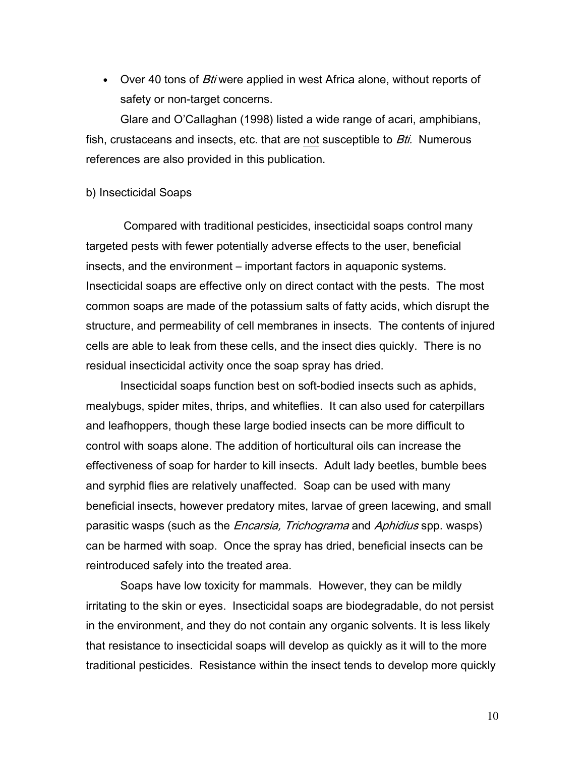- Over 40 tons of *Bti* were applied in west Africa alone, without reports of safety or non-target concerns.

Glare and O'Callaghan (1998) listed a wide range of acari, amphibians, fish, crustaceans and insects, etc. that are not susceptible to *Bti.* Numerous references are also provided in this publication.

b) Insecticidal Soaps

Compared with traditional pesticides, insecticidal soaps control many targeted pests with fewer potentially adverse effects to the user, beneficial insects, and the environment – important factors in aquaponic systems. Insecticidal soaps are effective only on direct contact with the pests. The most common soaps are made of the potassium salts of fatty acids, which disrupt the structure, and permeability of cell membranes in insects. The contents of injured cells are able to leak from these cells, and the insect dies quickly. There is no residual insecticidal activity once the soap spray has dried.

Insecticidal soaps function best on soft-bodied insects such as aphids, mealybugs, spider mites, thrips, and whiteflies. It can also used for caterpillars and leafhoppers, though these large bodied insects can be more difficult to control with soaps alone. The addition of horticultural oils can increase the effectiveness of soap for harder to kill insects. Adult lady beetles, bumble bees and syrphid flies are relatively unaffected. Soap can be used with many beneficial insects, however predatory mites, larvae of green lacewing, and small parasitic wasps (such as the *Encarsia, Trichograma* and *Aphidius* spp. wasps) can be harmed with soap. Once the spray has dried, beneficial insects can be reintroduced safely into the treated area.

Soaps have low toxicity for mammals. However, they can be mildly irritating to the skin or eyes. Insecticidal soaps are biodegradable, do not persist in the environment, and they do not contain any organic solvents. It is less likely that resistance to insecticidal soaps will develop as quickly as it will to the more traditional pesticides. Resistance within the insect tends to develop more quickly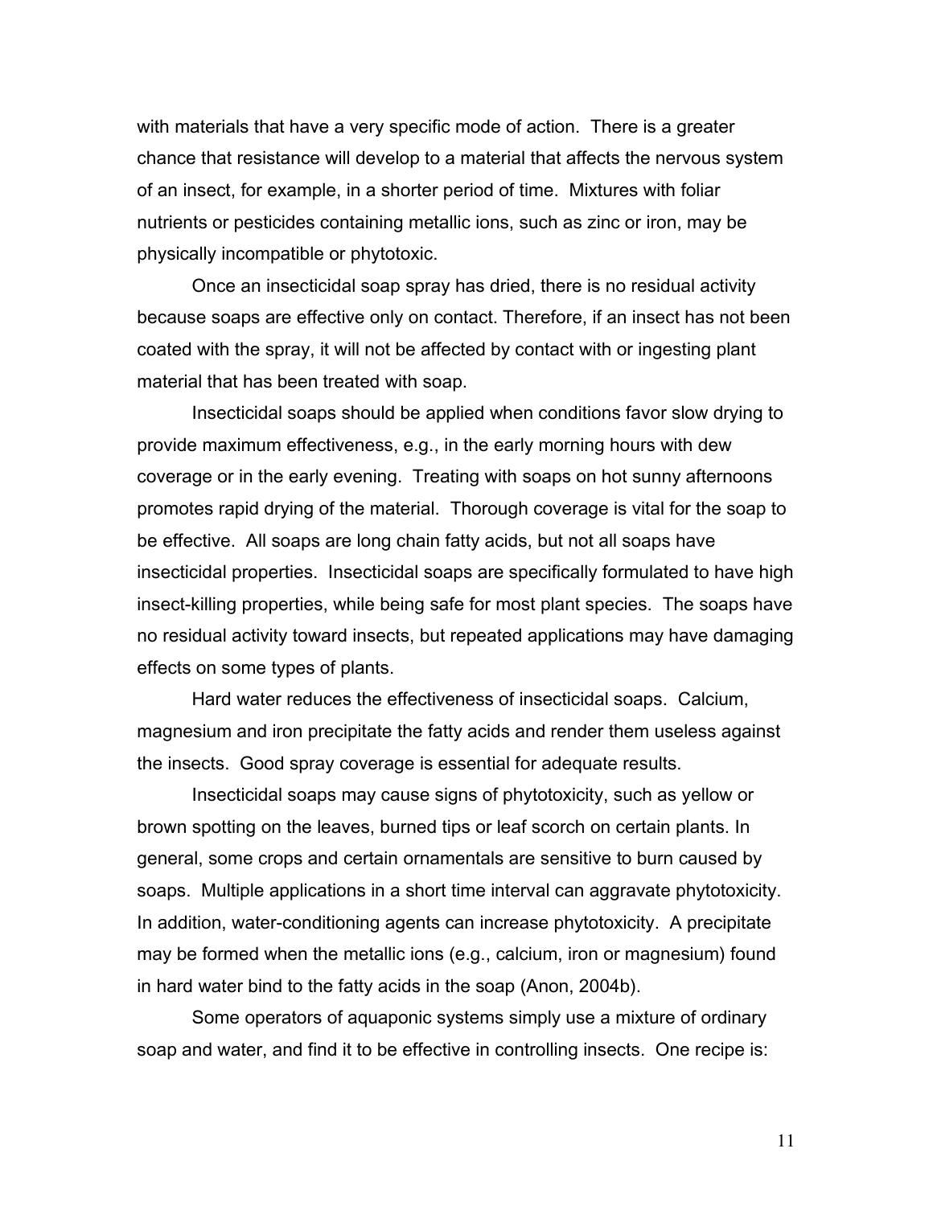with materials that have a very specific mode of action. There is a greater chance that resistance will develop to a material that affects the nervous system of an insect, for example, in a shorter period of time. Mixtures with foliar nutrients or pesticides containing metallic ions, such as zinc or iron, may be physically incompatible or phytotoxic.

Once an insecticidal soap spray has dried, there is no residual activity because soaps are effective only on contact. Therefore, if an insect has not been coated with the spray, it will not be affected by contact with or ingesting plant material that has been treated with soap.

Insecticidal soaps should be applied when conditions favor slow drying to provide maximum effectiveness, e.g., in the early morning hours with dew coverage or in the early evening. Treating with soaps on hot sunny afternoons promotes rapid drying of the material. Thorough coverage is vital for the soap to be effective. All soaps are long chain fatty acids, but not all soaps have insecticidal properties. Insecticidal soaps are specifically formulated to have high insect-killing properties, while being safe for most plant species. The soaps have no residual activity toward insects, but repeated applications may have damaging effects on some types of plants.

Hard water reduces the effectiveness of insecticidal soaps. Calcium, magnesium and iron precipitate the fatty acids and render them useless against the insects. Good spray coverage is essential for adequate results.

Insecticidal soaps may cause signs of phytotoxicity, such as yellow or brown spotting on the leaves, burned tips or leaf scorch on certain plants. In general, some crops and certain ornamentals are sensitive to burn caused by soaps. Multiple applications in a short time interval can aggravate phytotoxicity. In addition, water-conditioning agents can increase phytotoxicity. A precipitate may be formed when the metallic ions (e.g., calcium, iron or magnesium) found in hard water bind to the fatty acids in the soap (Anon, 2004b).

Some operators of aquaponic systems simply use a mixture of ordinary soap and water, and find it to be effective in controlling insects. One recipe is: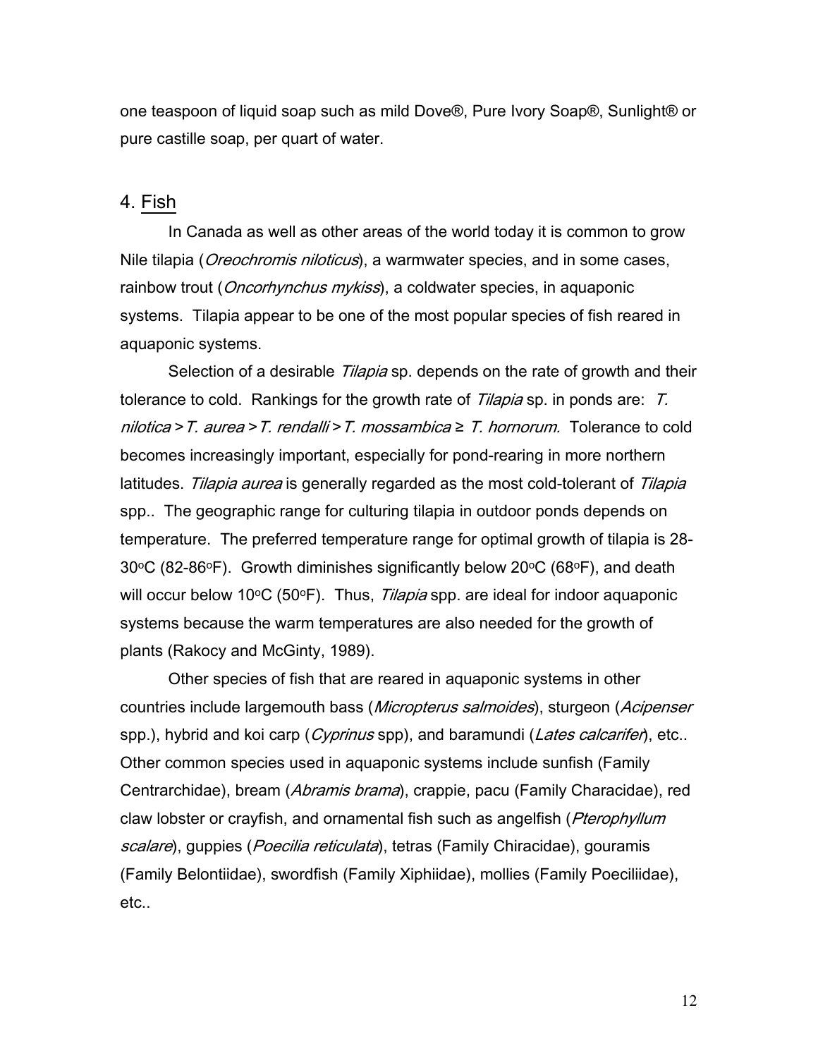one teaspoon of liquid soap such as mild Dove®, Pure Ivory Soap®, Sunlight® or pure castille soap, per quart of water.

## 4. Fish

In Canada as well as other areas of the world today it is common to grow Nile tilapia (*Oreochromis niloticus*), a warmwater species, and in some cases, rainbow trout (*Oncorhynchus mykiss*), a coldwater species, in aquaponic systems. Tilapia appear to be one of the most popular species of fish reared in aquaponic systems.

Selection of a desirable *Tilapia* sp. depends on the rate of growth and their tolerance to cold. Rankings for the growth rate of *Tilapia* sp. in ponds are: *T. nilotica* > *T. aurea* > *T. rendalli* > *T. mossambica* ≥ *T. hornorum.* Tolerance to cold becomes increasingly important, especially for pond-rearing in more northern latitudes. *Tilapia aurea* is generally regarded as the most cold-tolerant of *Tilapia* spp.. The geographic range for culturing tilapia in outdoor ponds depends on temperature. The preferred temperature range for optimal growth of tilapia is 28-30°C (82-86°F). Growth diminishes significantly below 20°C (68°F), and death will occur below 10°C (50°F). Thus, *Tilapia* spp. are ideal for indoor aquaponic systems because the warm temperatures are also needed for the growth of plants (Rakocy and McGinty, 1989).

Other species of fish that are reared in aquaponic systems in other countries include largemouth bass (*Micropterus salmoides*), sturgeon (*Acipenser* spp.), hybrid and koi carp (*Cyprinus* spp), and baramundi (*Lates calcarifer*), etc.. Other common species used in aquaponic systems include sunfish (Family Centrarchidae), bream (*Abramis brama*), crappie, pacu (Family Characidae), red claw lobster or crayfish, and ornamental fish such as angelfish (*Pterophyllum scalare*), guppies (*Poecilia reticulata*), tetras (Family Chiracidae), gouramis (Family Belontiidae), swordfish (Family Xiphiidae), mollies (Family Poeciliidae), etc..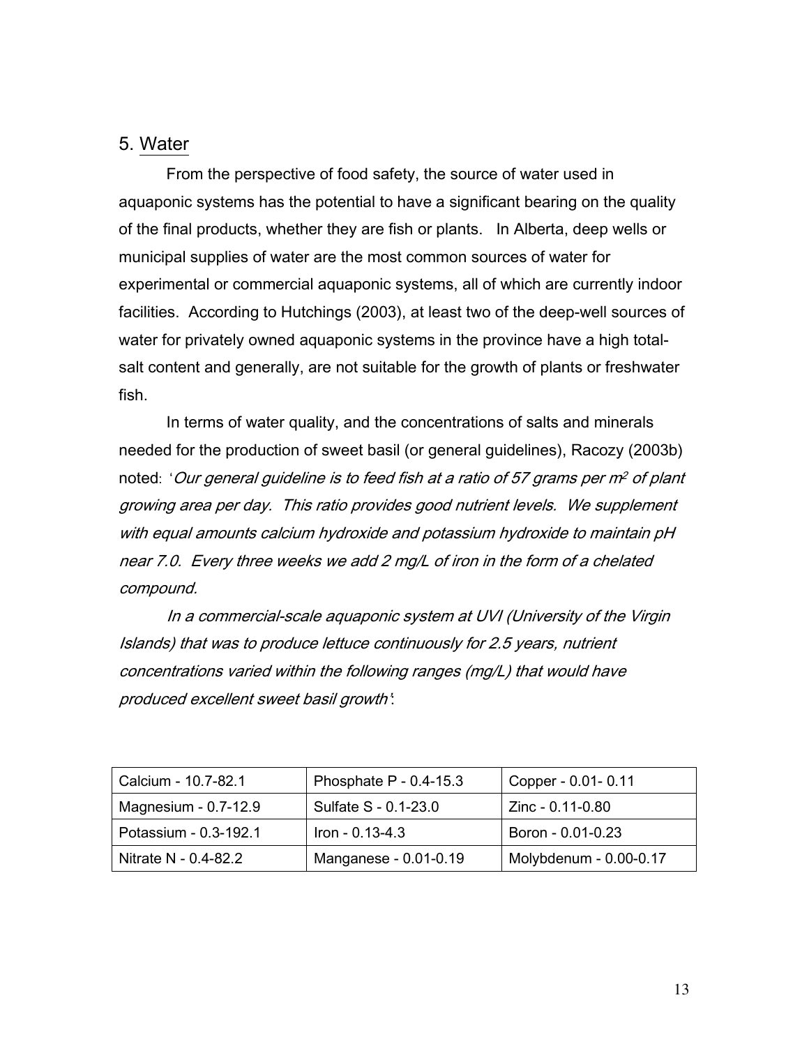## 5. Water

From the perspective of food safety, the source of water used in aquaponic systems has the potential to have a significant bearing on the quality of the final products, whether they are fish or plants. In Alberta, deep wells or municipal supplies of water are the most common sources of water for experimental or commercial aquaponic systems, all of which are currently indoor facilities. According to Hutchings (2003), at least two of the deep-well sources of water for privately owned aquaponic systems in the province have a high total-salt content and generally, are not suitable for the growth of plants or freshwater fish.

In terms of water quality, and the concentrations of salts and minerals needed for the production of sweet basil (or general guidelines), Racozy (2003b) noted: '*Our general guideline is to feed fish at a ratio of 57 grams per m$^2$ of plant growing area per day. This ratio provides good nutrient levels. We supplement with equal amounts calcium hydroxide and potassium hydroxide to maintain pH near 7.0. Every three weeks we add 2 mg/L of iron in the form of a chelated compound.*

*In a commercial-scale aquaponic system at UVI (University of the Virgin Islands) that was to produce lettuce continuously for 2.5 years, nutrient concentrations varied within the following ranges (mg/L) that would have produced excellent sweet basil growth*':

| | | |
|---|---|---|
| Calcium - 10.7-82.1 | Phosphate P - 0.4-15.3 | Copper - 0.01- 0.11 |
| Magnesium - 0.7-12.9 | Sulfate S - 0.1-23.0 | Zinc - 0.11-0.80 |
| Potassium - 0.3-192.1 | Iron - 0.13-4.3 | Boron - 0.01-0.23 |
| Nitrate N - 0.4-82.2 | Manganese - 0.01-0.19 | Molybdenum - 0.00-0.17 |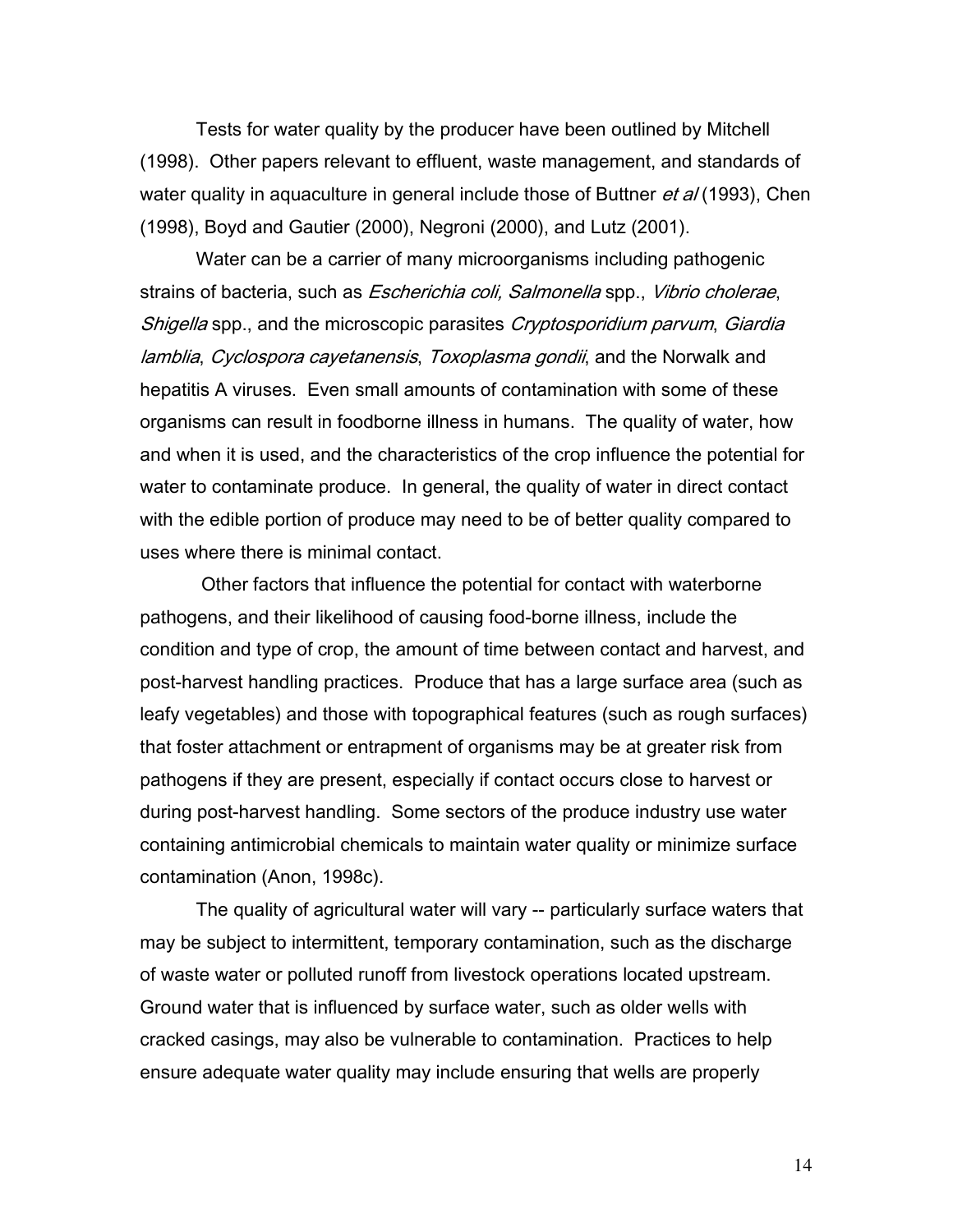Tests for water quality by the producer have been outlined by Mitchell (1998). Other papers relevant to effluent, waste management, and standards of water quality in aquaculture in general include those of Buttner *et al* (1993), Chen (1998), Boyd and Gautier (2000), Negroni (2000), and Lutz (2001).

Water can be a carrier of many microorganisms including pathogenic strains of bacteria, such as *Escherichia coli, Salmonella* spp., *Vibrio cholerae*, *Shigella* spp., and the microscopic parasites *Cryptosporidium parvum*, *Giardia lamblia*, *Cyclospora cayetanensis*, *Toxoplasma gondii*, and the Norwalk and hepatitis A viruses. Even small amounts of contamination with some of these organisms can result in foodborne illness in humans. The quality of water, how and when it is used, and the characteristics of the crop influence the potential for water to contaminate produce. In general, the quality of water in direct contact with the edible portion of produce may need to be of better quality compared to uses where there is minimal contact.

Other factors that influence the potential for contact with waterborne pathogens, and their likelihood of causing food-borne illness, include the condition and type of crop, the amount of time between contact and harvest, and post-harvest handling practices. Produce that has a large surface area (such as leafy vegetables) and those with topographical features (such as rough surfaces) that foster attachment or entrapment of organisms may be at greater risk from pathogens if they are present, especially if contact occurs close to harvest or during post-harvest handling. Some sectors of the produce industry use water containing antimicrobial chemicals to maintain water quality or minimize surface contamination (Anon, 1998c).

The quality of agricultural water will vary -- particularly surface waters that may be subject to intermittent, temporary contamination, such as the discharge of waste water or polluted runoff from livestock operations located upstream. Ground water that is influenced by surface water, such as older wells with cracked casings, may also be vulnerable to contamination. Practices to help ensure adequate water quality may include ensuring that wells are properly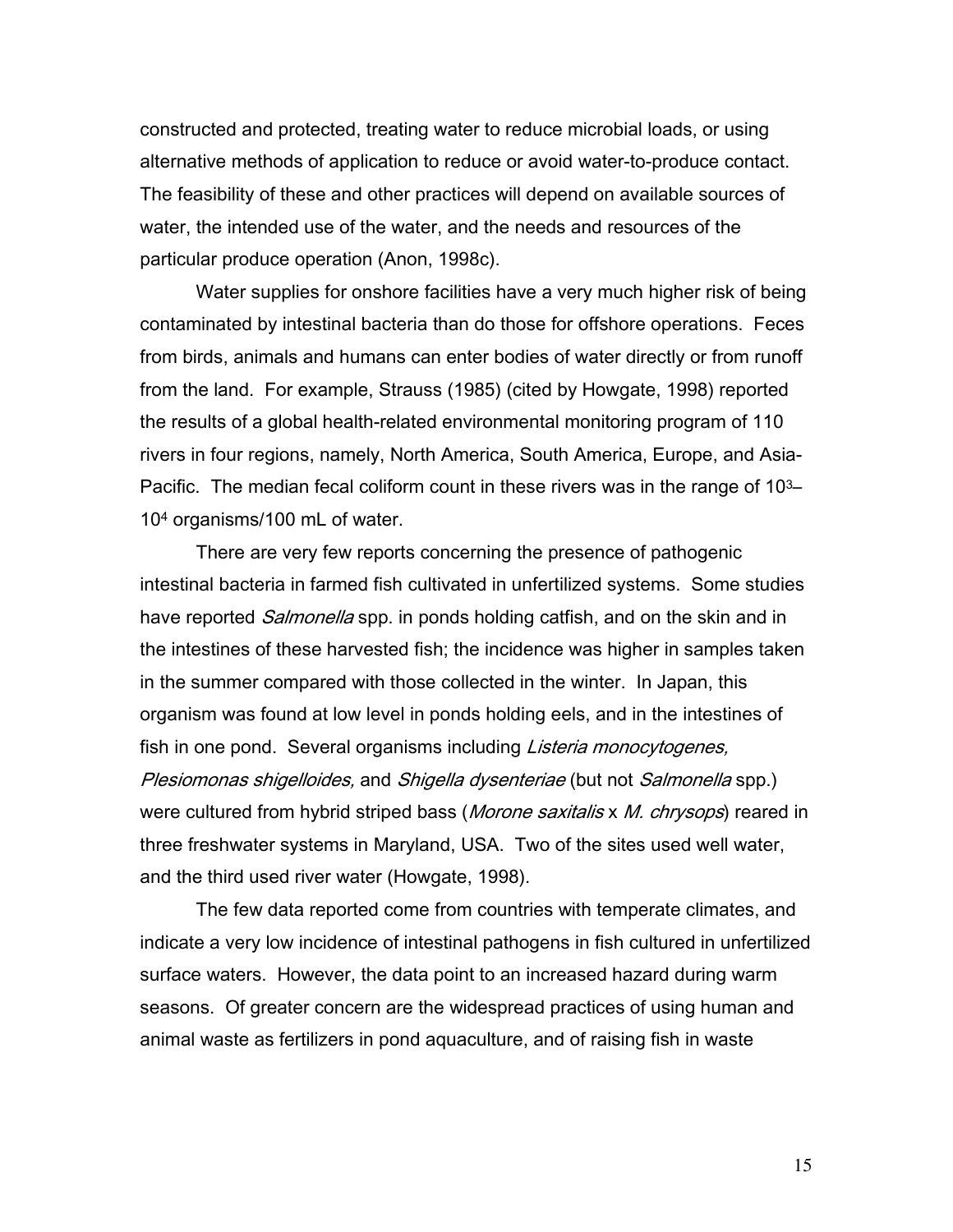constructed and protected, treating water to reduce microbial loads, or using alternative methods of application to reduce or avoid water-to-produce contact. The feasibility of these and other practices will depend on available sources of water, the intended use of the water, and the needs and resources of the particular produce operation (Anon, 1998c).

Water supplies for onshore facilities have a very much higher risk of being contaminated by intestinal bacteria than do those for offshore operations. Feces from birds, animals and humans can enter bodies of water directly or from runoff from the land. For example, Strauss (1985) (cited by Howgate, 1998) reported the results of a global health-related environmental monitoring program of 110 rivers in four regions, namely, North America, South America, Europe, and Asia-Pacific. The median fecal coliform count in these rivers was in the range of $10^3$–$10^4$ organisms/100 mL of water.

There are very few reports concerning the presence of pathogenic intestinal bacteria in farmed fish cultivated in unfertilized systems. Some studies have reported *Salmonella* spp. in ponds holding catfish, and on the skin and in the intestines of these harvested fish; the incidence was higher in samples taken in the summer compared with those collected in the winter. In Japan, this organism was found at low level in ponds holding eels, and in the intestines of fish in one pond. Several organisms including *Listeria monocytogenes, Plesiomonas shigelloides,* and *Shigella dysenteriae* (but not *Salmonella* spp.) were cultured from hybrid striped bass (*Morone saxitalis* x *M. chrysops*) reared in three freshwater systems in Maryland, USA. Two of the sites used well water, and the third used river water (Howgate, 1998).

The few data reported come from countries with temperate climates, and indicate a very low incidence of intestinal pathogens in fish cultured in unfertilized surface waters. However, the data point to an increased hazard during warm seasons. Of greater concern are the widespread practices of using human and animal waste as fertilizers in pond aquaculture, and of raising fish in waste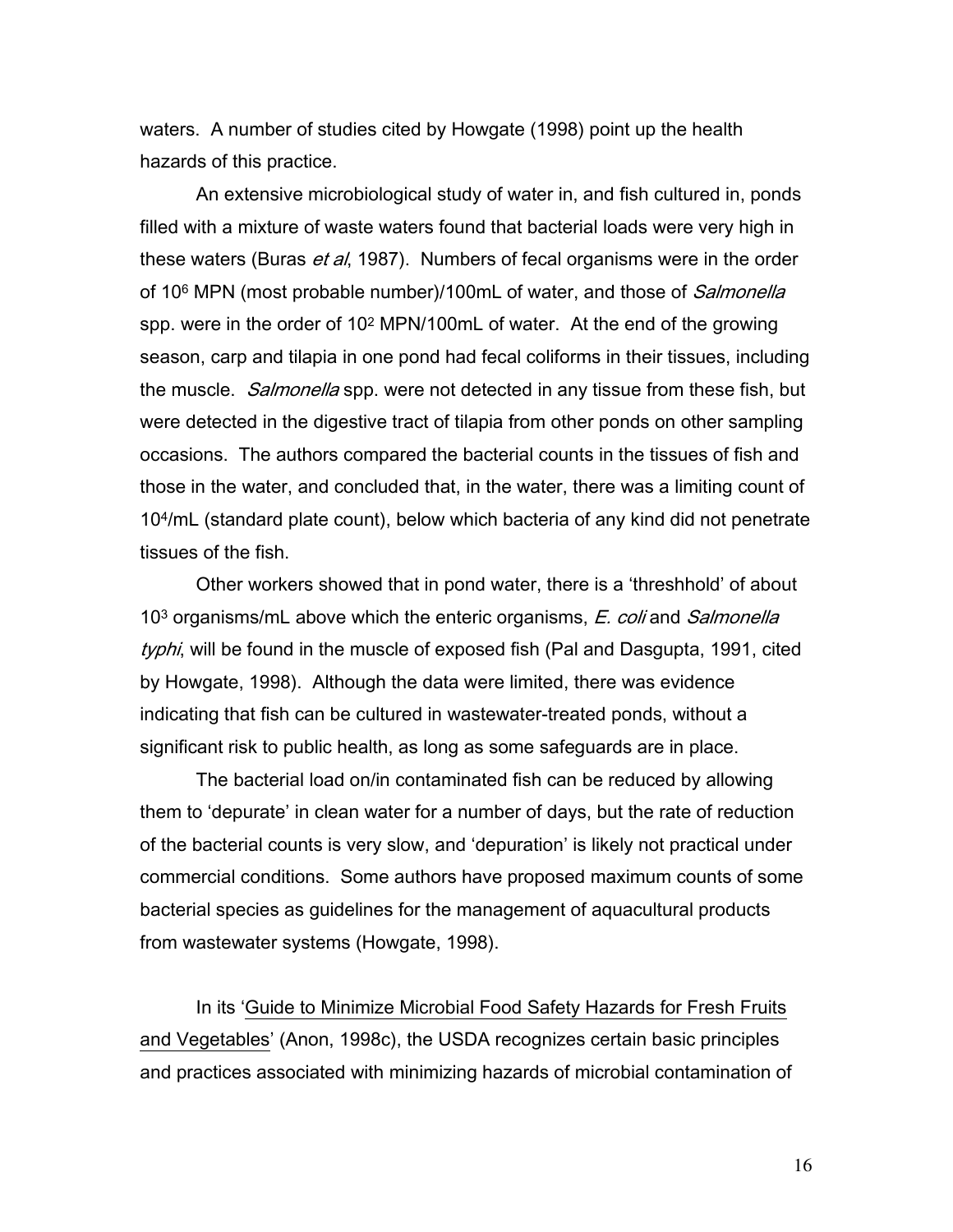waters. A number of studies cited by Howgate (1998) point up the health hazards of this practice.

An extensive microbiological study of water in, and fish cultured in, ponds filled with a mixture of waste waters found that bacterial loads were very high in these waters (Buras *et al*, 1987). Numbers of fecal organisms were in the order of $10^6$ MPN (most probable number)/100mL of water, and those of *Salmonella* spp. were in the order of $10^2$ MPN/100mL of water. At the end of the growing season, carp and tilapia in one pond had fecal coliforms in their tissues, including the muscle. *Salmonella* spp. were not detected in any tissue from these fish, but were detected in the digestive tract of tilapia from other ponds on other sampling occasions. The authors compared the bacterial counts in the tissues of fish and those in the water, and concluded that, in the water, there was a limiting count of $10^4$/mL (standard plate count), below which bacteria of any kind did not penetrate tissues of the fish.

Other workers showed that in pond water, there is a 'threshhold' of about $10^3$ organisms/mL above which the enteric organisms, *E. coli* and *Salmonella typhi*, will be found in the muscle of exposed fish (Pal and Dasgupta, 1991, cited by Howgate, 1998). Although the data were limited, there was evidence indicating that fish can be cultured in wastewater-treated ponds, without a significant risk to public health, as long as some safeguards are in place.

The bacterial load on/in contaminated fish can be reduced by allowing them to 'depurate' in clean water for a number of days, but the rate of reduction of the bacterial counts is very slow, and 'depuration' is likely not practical under commercial conditions. Some authors have proposed maximum counts of some bacterial species as guidelines for the management of aquacultural products from wastewater systems (Howgate, 1998).

In its 'Guide to Minimize Microbial Food Safety Hazards for Fresh Fruits and Vegetables' (Anon, 1998c), the USDA recognizes certain basic principles and practices associated with minimizing hazards of microbial contamination of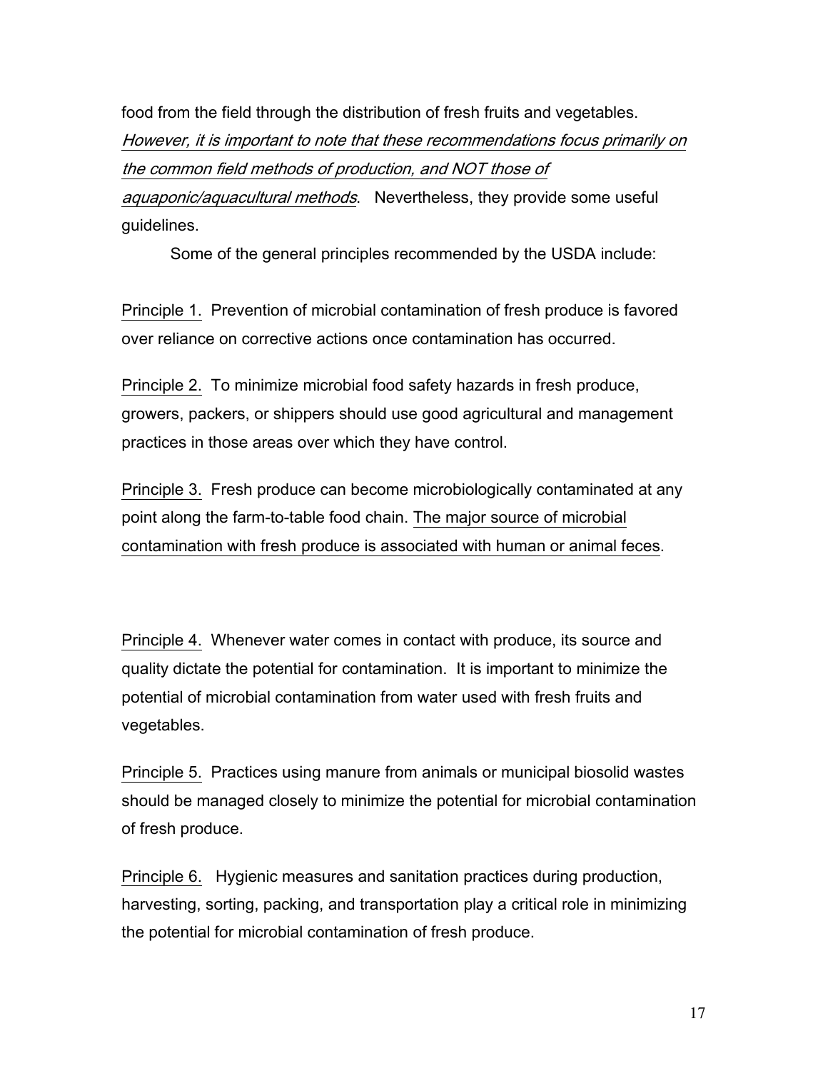food from the field through the distribution of fresh fruits and vegetables. *<u>However, it is important to note that these recommendations focus primarily on the common field methods of production, and NOT those of aquaponic/aquacultural methods</u>*. Nevertheless, they provide some useful guidelines.

Some of the general principles recommended by the USDA include:

<u>Principle 1.</u> Prevention of microbial contamination of fresh produce is favored over reliance on corrective actions once contamination has occurred.

<u>Principle 2.</u> To minimize microbial food safety hazards in fresh produce, growers, packers, or shippers should use good agricultural and management practices in those areas over which they have control.

<u>Principle 3.</u> Fresh produce can become microbiologically contaminated at any point along the farm-to-table food chain. <u>The major source of microbial contamination with fresh produce is associated with human or animal feces</u>.

<u>Principle 4.</u> Whenever water comes in contact with produce, its source and quality dictate the potential for contamination. It is important to minimize the potential of microbial contamination from water used with fresh fruits and vegetables.

<u>Principle 5.</u> Practices using manure from animals or municipal biosolid wastes should be managed closely to minimize the potential for microbial contamination of fresh produce.

<u>Principle 6.</u> Hygienic measures and sanitation practices during production, harvesting, sorting, packing, and transportation play a critical role in minimizing the potential for microbial contamination of fresh produce.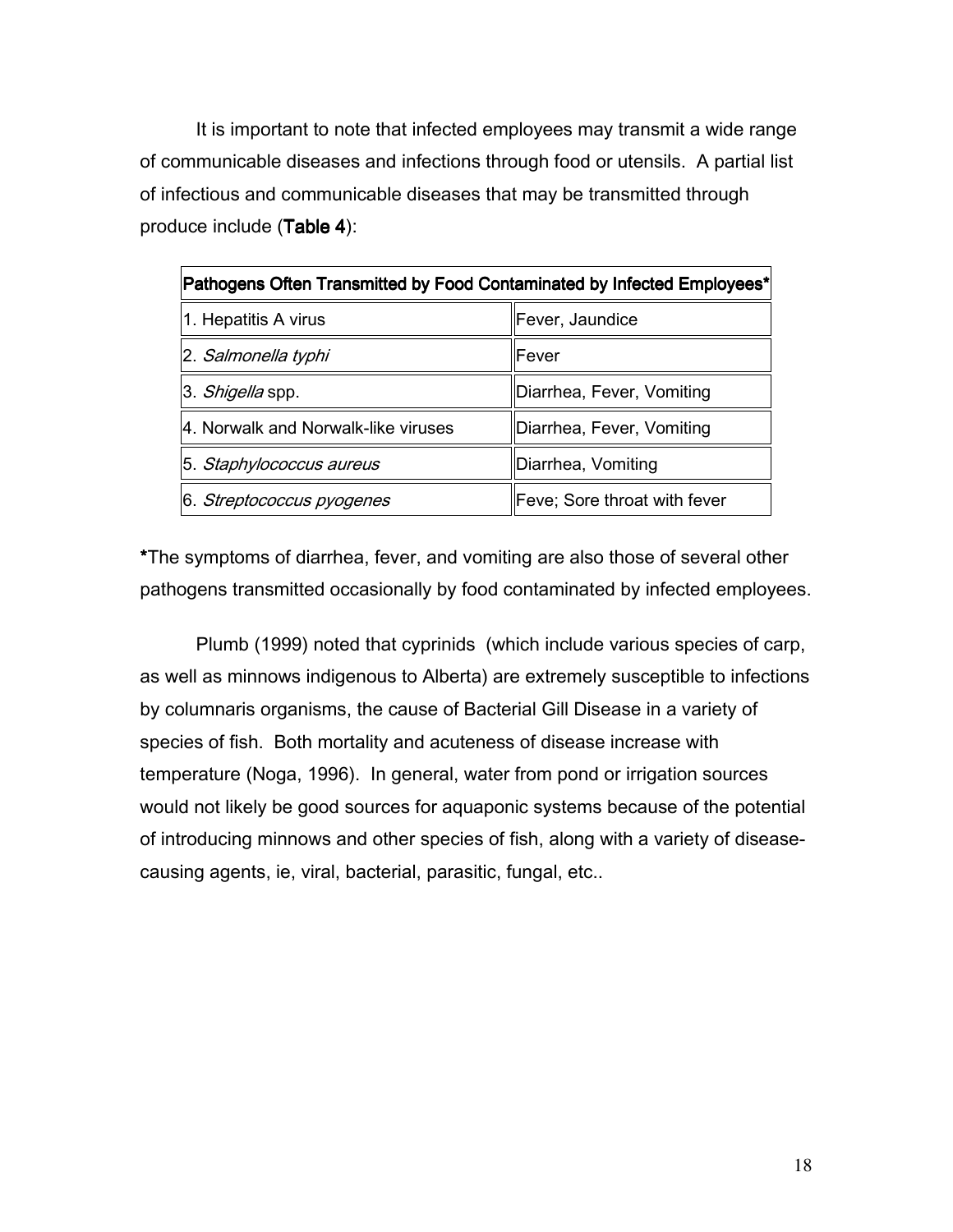It is important to note that infected employees may transmit a wide range of communicable diseases and infections through food or utensils. A partial list of infectious and communicable diseases that may be transmitted through produce include (**Table 4**):

| **Pathogens Often Transmitted by Food Contaminated by Infected Employees*** | |
|---|---|
| 1. Hepatitis A virus | Fever, Jaundice |
| 2. *Salmonella typhi* | Fever |
| 3. *Shigella* spp. | Diarrhea, Fever, Vomiting |
| 4. Norwalk and Norwalk-like viruses | Diarrhea, Fever, Vomiting |
| 5. *Staphylococcus aureus* | Diarrhea, Vomiting |
| 6. *Streptococcus pyogenes* | Feve; Sore throat with fever |

**\***The symptoms of diarrhea, fever, and vomiting are also those of several other pathogens transmitted occasionally by food contaminated by infected employees.

Plumb (1999) noted that cyprinids (which include various species of carp, as well as minnows indigenous to Alberta) are extremely susceptible to infections by columnaris organisms, the cause of Bacterial Gill Disease in a variety of species of fish. Both mortality and acuteness of disease increase with temperature (Noga, 1996). In general, water from pond or irrigation sources would not likely be good sources for aquaponic systems because of the potential of introducing minnows and other species of fish, along with a variety of disease-causing agents, ie, viral, bacterial, parasitic, fungal, etc..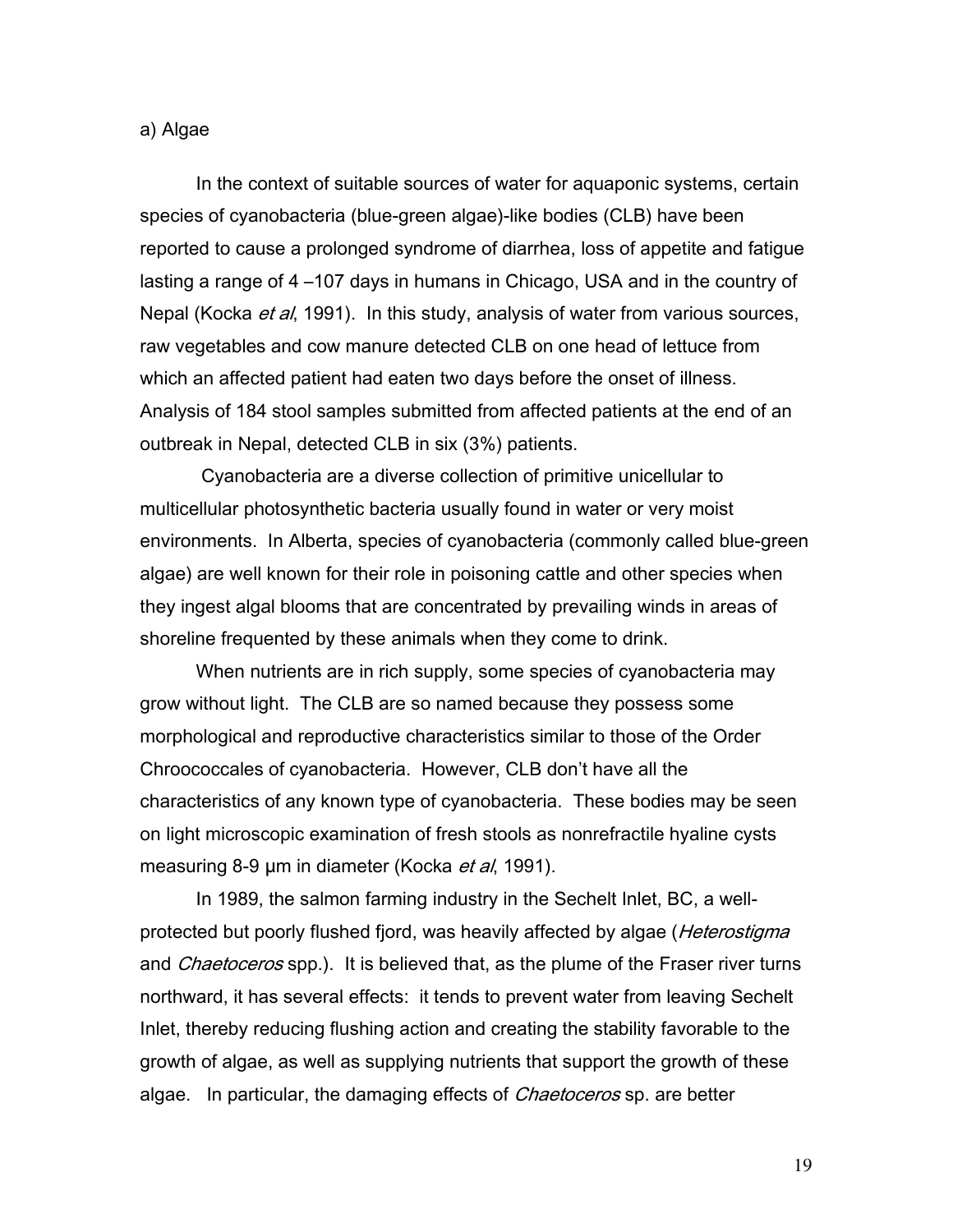a) Algae

In the context of suitable sources of water for aquaponic systems, certain species of cyanobacteria (blue-green algae)-like bodies (CLB) have been reported to cause a prolonged syndrome of diarrhea, loss of appetite and fatigue lasting a range of 4 –107 days in humans in Chicago, USA and in the country of Nepal (Kocka *et al*, 1991). In this study, analysis of water from various sources, raw vegetables and cow manure detected CLB on one head of lettuce from which an affected patient had eaten two days before the onset of illness. Analysis of 184 stool samples submitted from affected patients at the end of an outbreak in Nepal, detected CLB in six (3%) patients.

Cyanobacteria are a diverse collection of primitive unicellular to multicellular photosynthetic bacteria usually found in water or very moist environments. In Alberta, species of cyanobacteria (commonly called blue-green algae) are well known for their role in poisoning cattle and other species when they ingest algal blooms that are concentrated by prevailing winds in areas of shoreline frequented by these animals when they come to drink.

When nutrients are in rich supply, some species of cyanobacteria may grow without light. The CLB are so named because they possess some morphological and reproductive characteristics similar to those of the Order Chroococcales of cyanobacteria. However, CLB don't have all the characteristics of any known type of cyanobacteria. These bodies may be seen on light microscopic examination of fresh stools as nonrefractile hyaline cysts measuring 8-9 µm in diameter (Kocka *et al*, 1991).

In 1989, the salmon farming industry in the Sechelt Inlet, BC, a well-protected but poorly flushed fjord, was heavily affected by algae (*Heterostigma* and *Chaetoceros* spp.). It is believed that, as the plume of the Fraser river turns northward, it has several effects: it tends to prevent water from leaving Sechelt Inlet, thereby reducing flushing action and creating the stability favorable to the growth of algae, as well as supplying nutrients that support the growth of these algae. In particular, the damaging effects of *Chaetoceros* sp. are better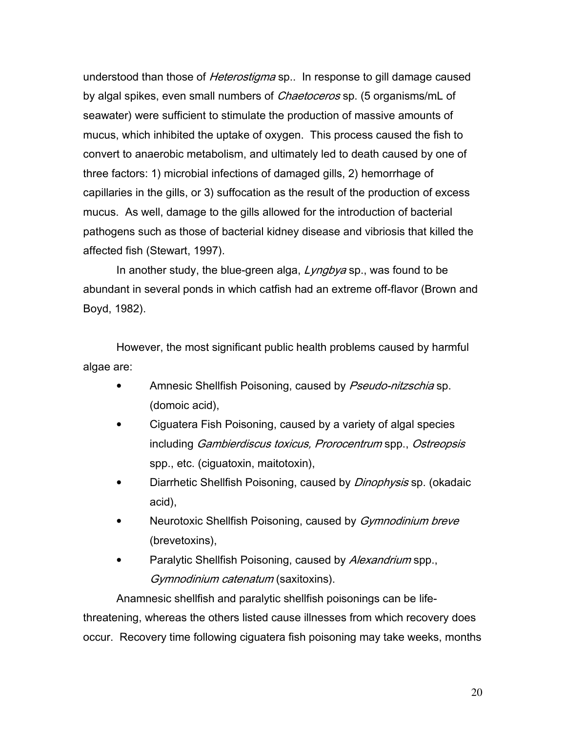understood than those of *Heterostigma* sp.. In response to gill damage caused by algal spikes, even small numbers of *Chaetoceros* sp. (5 organisms/mL of seawater) were sufficient to stimulate the production of massive amounts of mucus, which inhibited the uptake of oxygen. This process caused the fish to convert to anaerobic metabolism, and ultimately led to death caused by one of three factors: 1) microbial infections of damaged gills, 2) hemorrhage of capillaries in the gills, or 3) suffocation as the result of the production of excess mucus. As well, damage to the gills allowed for the introduction of bacterial pathogens such as those of bacterial kidney disease and vibriosis that killed the affected fish (Stewart, 1997).

In another study, the blue-green alga, *Lyngbya* sp., was found to be abundant in several ponds in which catfish had an extreme off-flavor (Brown and Boyd, 1982).

However, the most significant public health problems caused by harmful algae are:

- Amnesic Shellfish Poisoning, caused by *Pseudo-nitzschia* sp. (domoic acid),
- Ciguatera Fish Poisoning, caused by a variety of algal species including *Gambierdiscus toxicus, Prorocentrum* spp., *Ostreopsis* spp., etc. (ciguatoxin, maitotoxin),
- Diarrhetic Shellfish Poisoning, caused by *Dinophysis* sp. (okadaic acid),
- Neurotoxic Shellfish Poisoning, caused by *Gymnodinium breve* (brevetoxins),
- Paralytic Shellfish Poisoning, caused by *Alexandrium* spp., *Gymnodinium catenatum* (saxitoxins).

Anamnesic shellfish and paralytic shellfish poisonings can be life-threatening, whereas the others listed cause illnesses from which recovery does occur. Recovery time following ciguatera fish poisoning may take weeks, months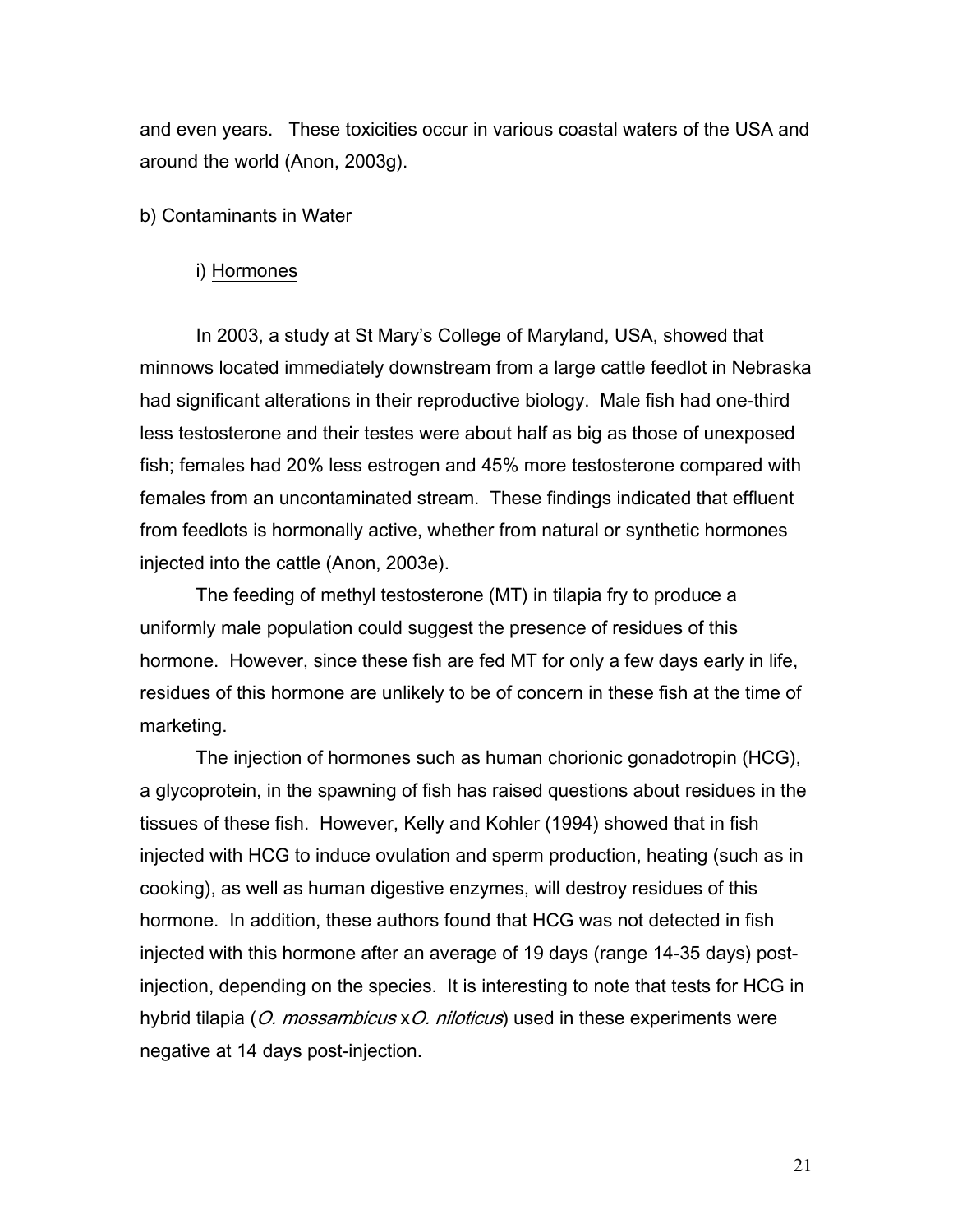and even years. These toxicities occur in various coastal waters of the USA and around the world (Anon, 2003g).

b) Contaminants in Water

i) Hormones

In 2003, a study at St Mary's College of Maryland, USA, showed that minnows located immediately downstream from a large cattle feedlot in Nebraska had significant alterations in their reproductive biology. Male fish had one-third less testosterone and their testes were about half as big as those of unexposed fish; females had 20% less estrogen and 45% more testosterone compared with females from an uncontaminated stream. These findings indicated that effluent from feedlots is hormonally active, whether from natural or synthetic hormones injected into the cattle (Anon, 2003e).

The feeding of methyl testosterone (MT) in tilapia fry to produce a uniformly male population could suggest the presence of residues of this hormone. However, since these fish are fed MT for only a few days early in life, residues of this hormone are unlikely to be of concern in these fish at the time of marketing.

The injection of hormones such as human chorionic gonadotropin (HCG), a glycoprotein, in the spawning of fish has raised questions about residues in the tissues of these fish. However, Kelly and Kohler (1994) showed that in fish injected with HCG to induce ovulation and sperm production, heating (such as in cooking), as well as human digestive enzymes, will destroy residues of this hormone. In addition, these authors found that HCG was not detected in fish injected with this hormone after an average of 19 days (range 14-35 days) post-injection, depending on the species. It is interesting to note that tests for HCG in hybrid tilapia (*O. mossambicus* x *O. niloticus*) used in these experiments were negative at 14 days post-injection.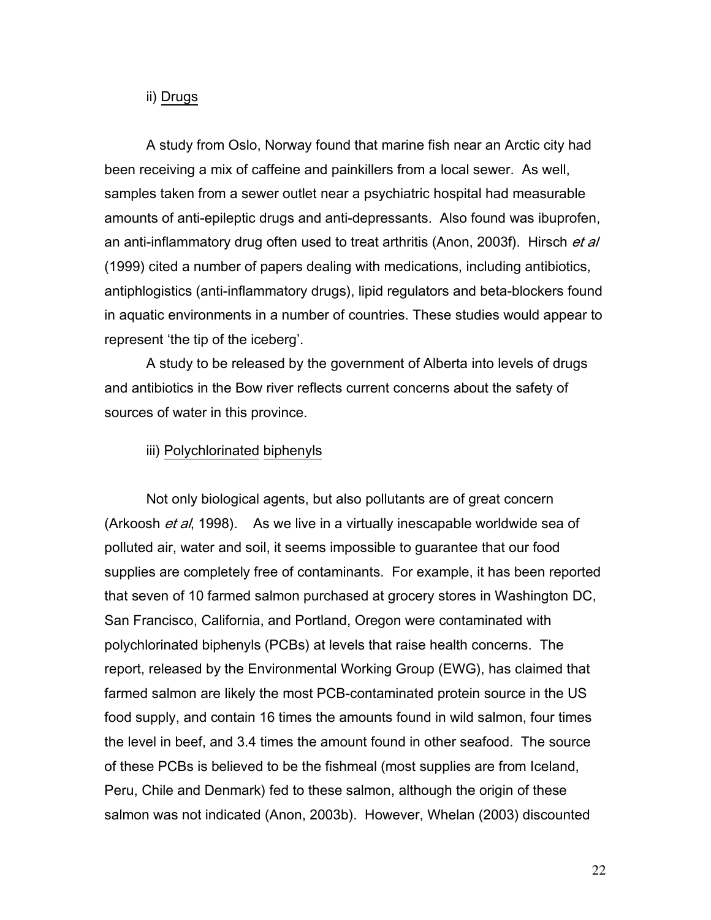ii) Drugs

A study from Oslo, Norway found that marine fish near an Arctic city had been receiving a mix of caffeine and painkillers from a local sewer. As well, samples taken from a sewer outlet near a psychiatric hospital had measurable amounts of anti-epileptic drugs and anti-depressants. Also found was ibuprofen, an anti-inflammatory drug often used to treat arthritis (Anon, 2003f). Hirsch *et al* (1999) cited a number of papers dealing with medications, including antibiotics, antiphlogistics (anti-inflammatory drugs), lipid regulators and beta-blockers found in aquatic environments in a number of countries. These studies would appear to represent 'the tip of the iceberg'.

A study to be released by the government of Alberta into levels of drugs and antibiotics in the Bow river reflects current concerns about the safety of sources of water in this province.

iii) Polychlorinated biphenyls

Not only biological agents, but also pollutants are of great concern (Arkoosh *et al*, 1998). As we live in a virtually inescapable worldwide sea of polluted air, water and soil, it seems impossible to guarantee that our food supplies are completely free of contaminants. For example, it has been reported that seven of 10 farmed salmon purchased at grocery stores in Washington DC, San Francisco, California, and Portland, Oregon were contaminated with polychlorinated biphenyls (PCBs) at levels that raise health concerns. The report, released by the Environmental Working Group (EWG), has claimed that farmed salmon are likely the most PCB-contaminated protein source in the US food supply, and contain 16 times the amounts found in wild salmon, four times the level in beef, and 3.4 times the amount found in other seafood. The source of these PCBs is believed to be the fishmeal (most supplies are from Iceland, Peru, Chile and Denmark) fed to these salmon, although the origin of these salmon was not indicated (Anon, 2003b). However, Whelan (2003) discounted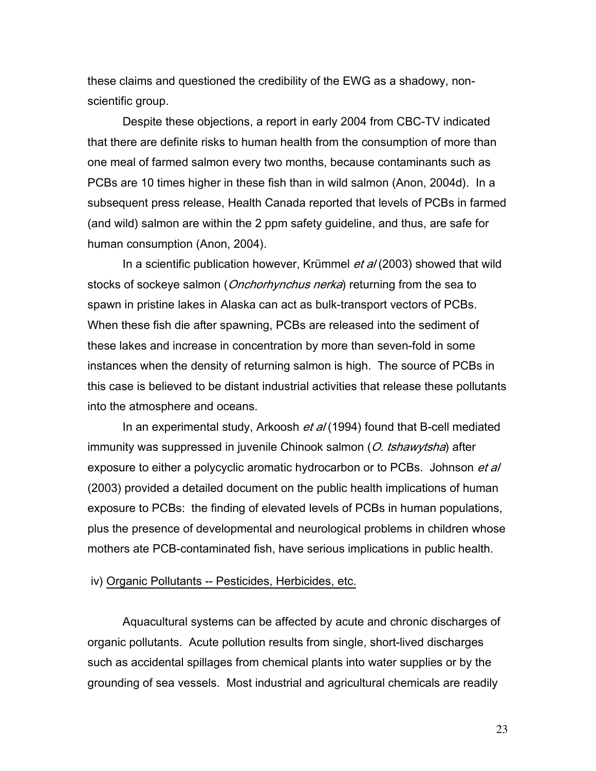these claims and questioned the credibility of the EWG as a shadowy, non-scientific group.

Despite these objections, a report in early 2004 from CBC-TV indicated that there are definite risks to human health from the consumption of more than one meal of farmed salmon every two months, because contaminants such as PCBs are 10 times higher in these fish than in wild salmon (Anon, 2004d). In a subsequent press release, Health Canada reported that levels of PCBs in farmed (and wild) salmon are within the 2 ppm safety guideline, and thus, are safe for human consumption (Anon, 2004).

In a scientific publication however, Krümmel *et al* (2003) showed that wild stocks of sockeye salmon (*Onchorhynchus nerka*) returning from the sea to spawn in pristine lakes in Alaska can act as bulk-transport vectors of PCBs. When these fish die after spawning, PCBs are released into the sediment of these lakes and increase in concentration by more than seven-fold in some instances when the density of returning salmon is high. The source of PCBs in this case is believed to be distant industrial activities that release these pollutants into the atmosphere and oceans.

In an experimental study, Arkoosh *et al* (1994) found that B-cell mediated immunity was suppressed in juvenile Chinook salmon (*O. tshawytsha*) after exposure to either a polycyclic aromatic hydrocarbon or to PCBs. Johnson *et al* (2003) provided a detailed document on the public health implications of human exposure to PCBs: the finding of elevated levels of PCBs in human populations, plus the presence of developmental and neurological problems in children whose mothers ate PCB-contaminated fish, have serious implications in public health.

iv) Organic Pollutants -- Pesticides, Herbicides, etc.

Aquacultural systems can be affected by acute and chronic discharges of organic pollutants. Acute pollution results from single, short-lived discharges such as accidental spillages from chemical plants into water supplies or by the grounding of sea vessels. Most industrial and agricultural chemicals are readily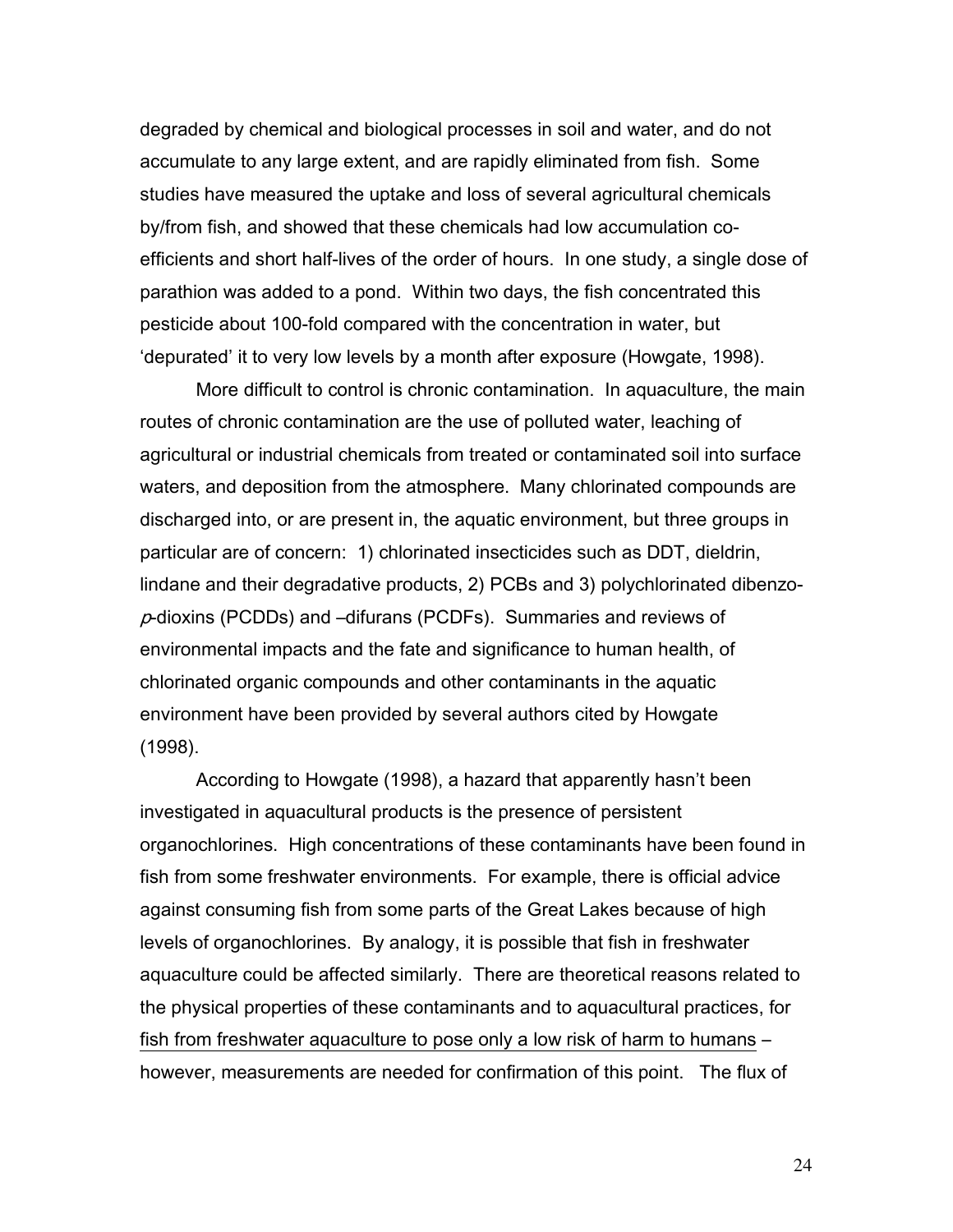degraded by chemical and biological processes in soil and water, and do not accumulate to any large extent, and are rapidly eliminated from fish. Some studies have measured the uptake and loss of several agricultural chemicals by/from fish, and showed that these chemicals had low accumulation co-efficients and short half-lives of the order of hours. In one study, a single dose of parathion was added to a pond. Within two days, the fish concentrated this pesticide about 100-fold compared with the concentration in water, but 'depurated' it to very low levels by a month after exposure (Howgate, 1998).

More difficult to control is chronic contamination. In aquaculture, the main routes of chronic contamination are the use of polluted water, leaching of agricultural or industrial chemicals from treated or contaminated soil into surface waters, and deposition from the atmosphere. Many chlorinated compounds are discharged into, or are present in, the aquatic environment, but three groups in particular are of concern: 1) chlorinated insecticides such as DDT, dieldrin, lindane and their degradative products, 2) PCBs and 3) polychlorinated dibenzo-*p*-dioxins (PCDDs) and –difurans (PCDFs). Summaries and reviews of environmental impacts and the fate and significance to human health, of chlorinated organic compounds and other contaminants in the aquatic environment have been provided by several authors cited by Howgate (1998).

According to Howgate (1998), a hazard that apparently hasn't been investigated in aquacultural products is the presence of persistent organochlorines. High concentrations of these contaminants have been found in fish from some freshwater environments. For example, there is official advice against consuming fish from some parts of the Great Lakes because of high levels of organochlorines. By analogy, it is possible that fish in freshwater aquaculture could be affected similarly. There are theoretical reasons related to the physical properties of these contaminants and to aquacultural practices, for <u>fish from freshwater aquaculture to pose only a low risk of harm to humans</u> – however, measurements are needed for confirmation of this point. The flux of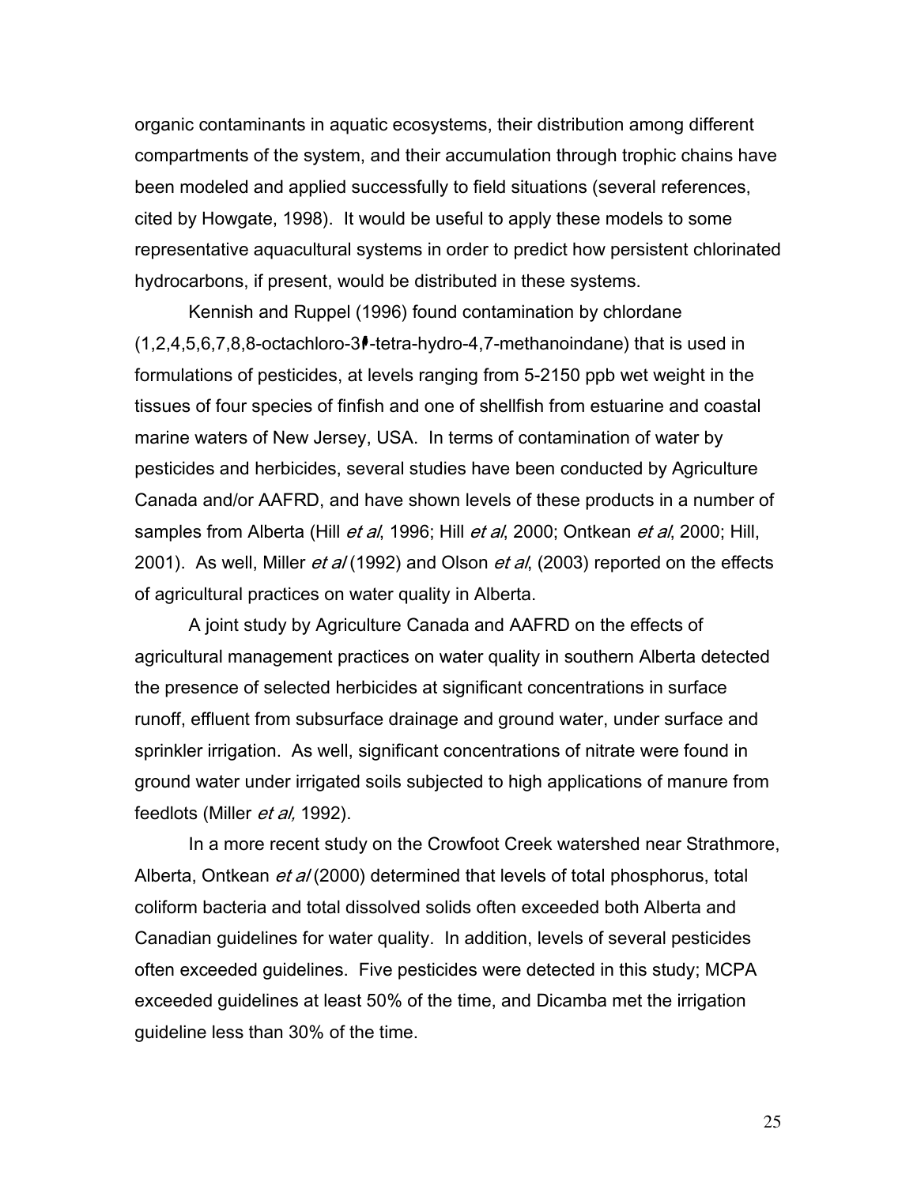organic contaminants in aquatic ecosystems, their distribution among different compartments of the system, and their accumulation through trophic chains have been modeled and applied successfully to field situations (several references, cited by Howgate, 1998). It would be useful to apply these models to some representative aquacultural systems in order to predict how persistent chlorinated hydrocarbons, if present, would be distributed in these systems.

Kennish and Ruppel (1996) found contamination by chlordane (1,2,4,5,6,7,8,8-octachloro-3⁈-tetra-hydro-4,7-methanoindane) that is used in formulations of pesticides, at levels ranging from 5-2150 ppb wet weight in the tissues of four species of finfish and one of shellfish from estuarine and coastal marine waters of New Jersey, USA. In terms of contamination of water by pesticides and herbicides, several studies have been conducted by Agriculture Canada and/or AAFRD, and have shown levels of these products in a number of samples from Alberta (Hill *et al*, 1996; Hill *et al*, 2000; Ontkean *et al*, 2000; Hill, 2001). As well, Miller *et al* (1992) and Olson *et al*, (2003) reported on the effects of agricultural practices on water quality in Alberta.

A joint study by Agriculture Canada and AAFRD on the effects of agricultural management practices on water quality in southern Alberta detected the presence of selected herbicides at significant concentrations in surface runoff, effluent from subsurface drainage and ground water, under surface and sprinkler irrigation. As well, significant concentrations of nitrate were found in ground water under irrigated soils subjected to high applications of manure from feedlots (Miller *et al,* 1992).

In a more recent study on the Crowfoot Creek watershed near Strathmore, Alberta, Ontkean *et al* (2000) determined that levels of total phosphorus, total coliform bacteria and total dissolved solids often exceeded both Alberta and Canadian guidelines for water quality. In addition, levels of several pesticides often exceeded guidelines. Five pesticides were detected in this study; MCPA exceeded guidelines at least 50% of the time, and Dicamba met the irrigation guideline less than 30% of the time.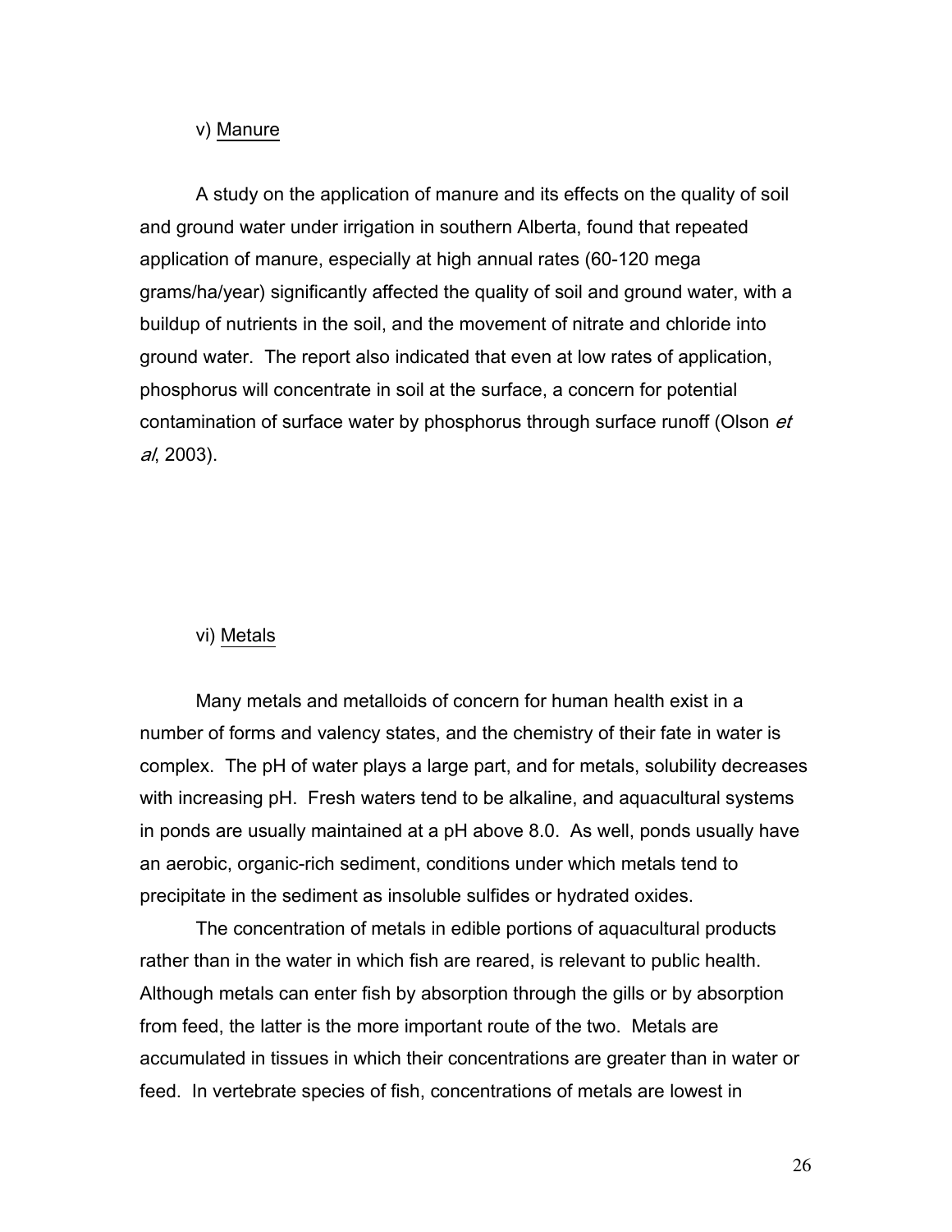### v) Manure

A study on the application of manure and its effects on the quality of soil and ground water under irrigation in southern Alberta, found that repeated application of manure, especially at high annual rates (60-120 mega grams/ha/year) significantly affected the quality of soil and ground water, with a buildup of nutrients in the soil, and the movement of nitrate and chloride into ground water. The report also indicated that even at low rates of application, phosphorus will concentrate in soil at the surface, a concern for potential contamination of surface water by phosphorus through surface runoff (Olson *et al*, 2003).

### vi) Metals

Many metals and metalloids of concern for human health exist in a number of forms and valency states, and the chemistry of their fate in water is complex. The pH of water plays a large part, and for metals, solubility decreases with increasing pH. Fresh waters tend to be alkaline, and aquacultural systems in ponds are usually maintained at a pH above 8.0. As well, ponds usually have an aerobic, organic-rich sediment, conditions under which metals tend to precipitate in the sediment as insoluble sulfides or hydrated oxides.

The concentration of metals in edible portions of aquacultural products rather than in the water in which fish are reared, is relevant to public health. Although metals can enter fish by absorption through the gills or by absorption from feed, the latter is the more important route of the two. Metals are accumulated in tissues in which their concentrations are greater than in water or feed. In vertebrate species of fish, concentrations of metals are lowest in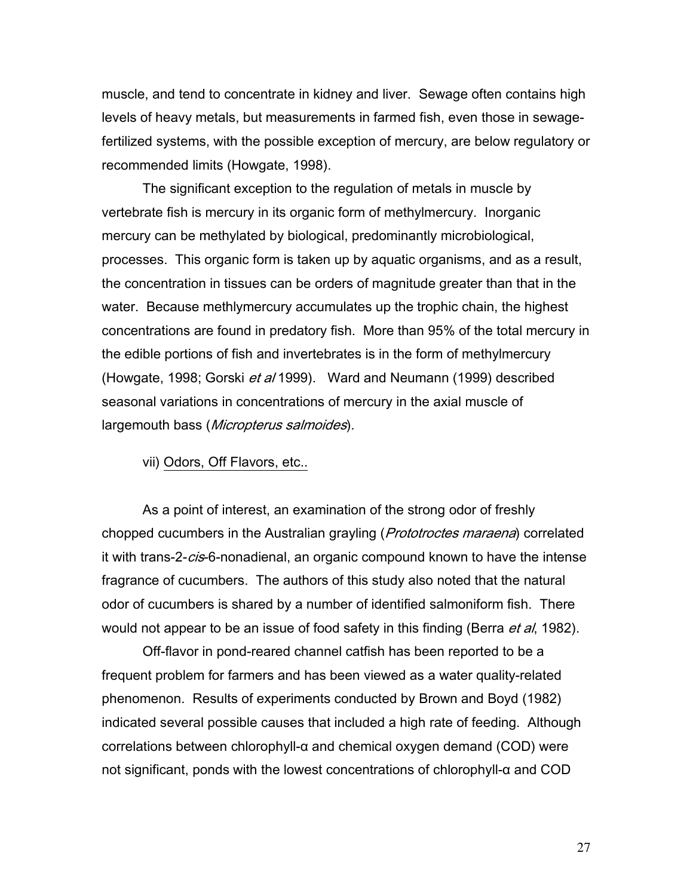muscle, and tend to concentrate in kidney and liver. Sewage often contains high levels of heavy metals, but measurements in farmed fish, even those in sewage-fertilized systems, with the possible exception of mercury, are below regulatory or recommended limits (Howgate, 1998).

The significant exception to the regulation of metals in muscle by vertebrate fish is mercury in its organic form of methylmercury. Inorganic mercury can be methylated by biological, predominantly microbiological, processes. This organic form is taken up by aquatic organisms, and as a result, the concentration in tissues can be orders of magnitude greater than that in the water. Because methlymercury accumulates up the trophic chain, the highest concentrations are found in predatory fish. More than 95% of the total mercury in the edible portions of fish and invertebrates is in the form of methylmercury (Howgate, 1998; Gorski *et al* 1999). Ward and Neumann (1999) described seasonal variations in concentrations of mercury in the axial muscle of largemouth bass (*Micropterus salmoides*).

vii) <u>Odors, Off Flavors, etc..</u>

As a point of interest, an examination of the strong odor of freshly chopped cucumbers in the Australian grayling (*Prototroctes maraena*) correlated it with trans-2-*cis*-6-nonadienal, an organic compound known to have the intense fragrance of cucumbers. The authors of this study also noted that the natural odor of cucumbers is shared by a number of identified salmoniform fish. There would not appear to be an issue of food safety in this finding (Berra *et al*, 1982).

Off-flavor in pond-reared channel catfish has been reported to be a frequent problem for farmers and has been viewed as a water quality-related phenomenon. Results of experiments conducted by Brown and Boyd (1982) indicated several possible causes that included a high rate of feeding. Although correlations between chlorophyll-α and chemical oxygen demand (COD) were not significant, ponds with the lowest concentrations of chlorophyll-α and COD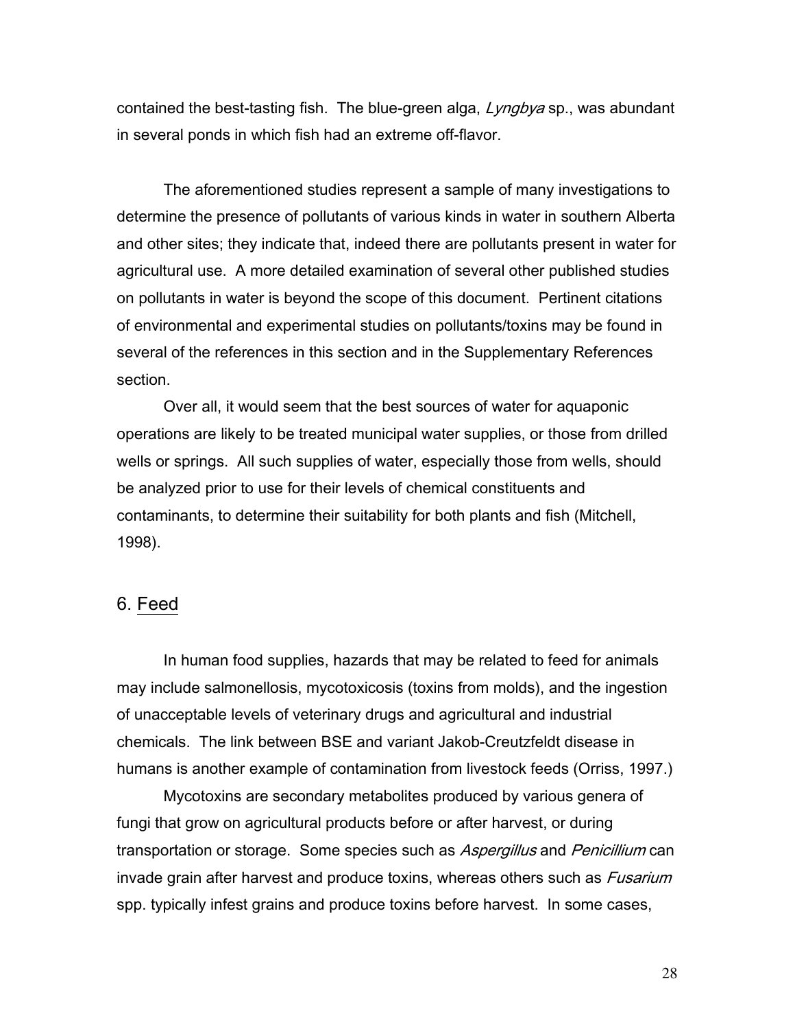contained the best-tasting fish. The blue-green alga, *Lyngbya* sp., was abundant in several ponds in which fish had an extreme off-flavor.

The aforementioned studies represent a sample of many investigations to determine the presence of pollutants of various kinds in water in southern Alberta and other sites; they indicate that, indeed there are pollutants present in water for agricultural use. A more detailed examination of several other published studies on pollutants in water is beyond the scope of this document. Pertinent citations of environmental and experimental studies on pollutants/toxins may be found in several of the references in this section and in the Supplementary References section.

Over all, it would seem that the best sources of water for aquaponic operations are likely to be treated municipal water supplies, or those from drilled wells or springs. All such supplies of water, especially those from wells, should be analyzed prior to use for their levels of chemical constituents and contaminants, to determine their suitability for both plants and fish (Mitchell, 1998).

## 6. Feed

In human food supplies, hazards that may be related to feed for animals may include salmonellosis, mycotoxicosis (toxins from molds), and the ingestion of unacceptable levels of veterinary drugs and agricultural and industrial chemicals. The link between BSE and variant Jakob-Creutzfeldt disease in humans is another example of contamination from livestock feeds (Orriss, 1997.)

Mycotoxins are secondary metabolites produced by various genera of fungi that grow on agricultural products before or after harvest, or during transportation or storage. Some species such as *Aspergillus* and *Penicillium* can invade grain after harvest and produce toxins, whereas others such as *Fusarium* spp. typically infest grains and produce toxins before harvest. In some cases,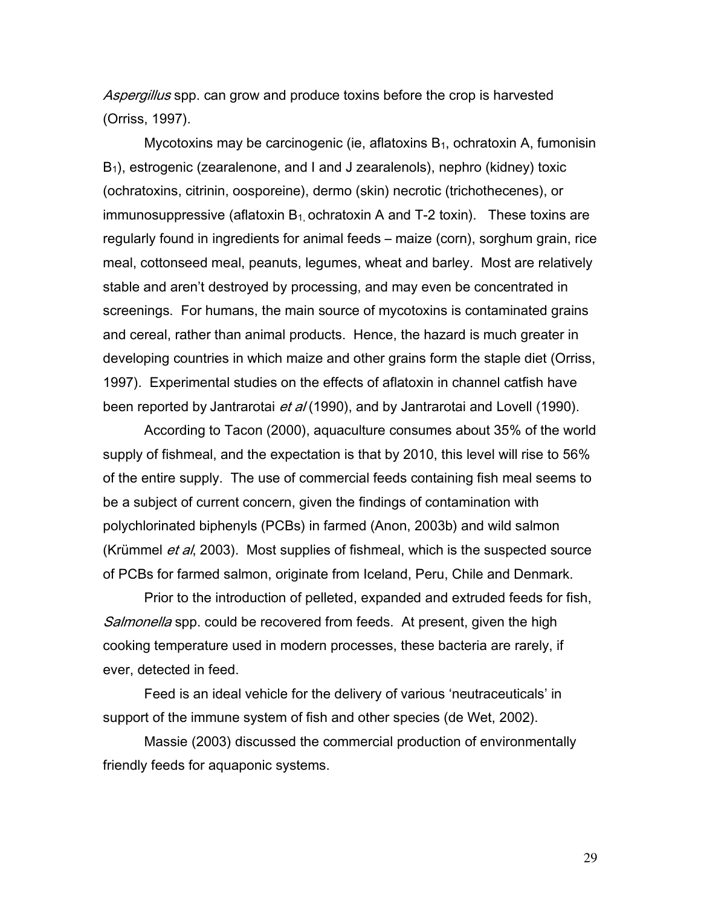*Aspergillus* spp. can grow and produce toxins before the crop is harvested (Orriss, 1997).

Mycotoxins may be carcinogenic (ie, aflatoxins $B_1$, ochratoxin A, fumonisin $B_1$), estrogenic (zearalenone, and I and J zearalenols), nephro (kidney) toxic (ochratoxins, citrinin, oosporeine), dermo (skin) necrotic (trichothecenes), or immunosuppressive (aflatoxin $B_1$, ochratoxin A and T-2 toxin). These toxins are regularly found in ingredients for animal feeds – maize (corn), sorghum grain, rice meal, cottonseed meal, peanuts, legumes, wheat and barley. Most are relatively stable and aren't destroyed by processing, and may even be concentrated in screenings. For humans, the main source of mycotoxins is contaminated grains and cereal, rather than animal products. Hence, the hazard is much greater in developing countries in which maize and other grains form the staple diet (Orriss, 1997). Experimental studies on the effects of aflatoxin in channel catfish have been reported by Jantrarotai *et al* (1990), and by Jantrarotai and Lovell (1990).

According to Tacon (2000), aquaculture consumes about 35% of the world supply of fishmeal, and the expectation is that by 2010, this level will rise to 56% of the entire supply. The use of commercial feeds containing fish meal seems to be a subject of current concern, given the findings of contamination with polychlorinated biphenyls (PCBs) in farmed (Anon, 2003b) and wild salmon (Krümmel *et al*, 2003). Most supplies of fishmeal, which is the suspected source of PCBs for farmed salmon, originate from Iceland, Peru, Chile and Denmark.

Prior to the introduction of pelleted, expanded and extruded feeds for fish, *Salmonella* spp. could be recovered from feeds. At present, given the high cooking temperature used in modern processes, these bacteria are rarely, if ever, detected in feed.

Feed is an ideal vehicle for the delivery of various 'neutraceuticals' in support of the immune system of fish and other species (de Wet, 2002).

Massie (2003) discussed the commercial production of environmentally friendly feeds for aquaponic systems.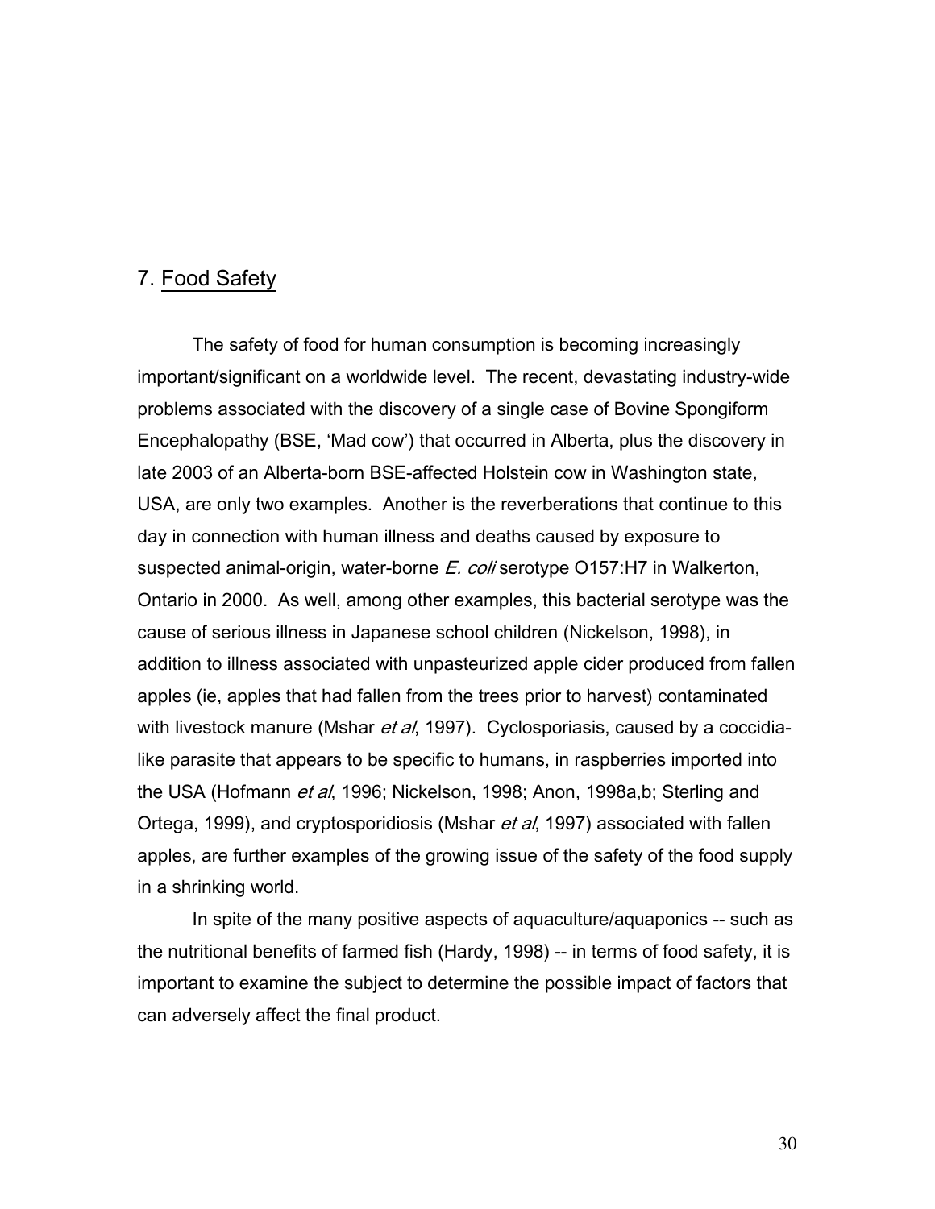## 7. Food Safety

The safety of food for human consumption is becoming increasingly important/significant on a worldwide level. The recent, devastating industry-wide problems associated with the discovery of a single case of Bovine Spongiform Encephalopathy (BSE, 'Mad cow') that occurred in Alberta, plus the discovery in late 2003 of an Alberta-born BSE-affected Holstein cow in Washington state, USA, are only two examples. Another is the reverberations that continue to this day in connection with human illness and deaths caused by exposure to suspected animal-origin, water-borne *E. coli* serotype O157:H7 in Walkerton, Ontario in 2000. As well, among other examples, this bacterial serotype was the cause of serious illness in Japanese school children (Nickelson, 1998), in addition to illness associated with unpasteurized apple cider produced from fallen apples (ie, apples that had fallen from the trees prior to harvest) contaminated with livestock manure (Mshar *et al*, 1997). Cyclosporiasis, caused by a coccidia-like parasite that appears to be specific to humans, in raspberries imported into the USA (Hofmann *et al*, 1996; Nickelson, 1998; Anon, 1998a,b; Sterling and Ortega, 1999), and cryptosporidiosis (Mshar *et al*, 1997) associated with fallen apples, are further examples of the growing issue of the safety of the food supply in a shrinking world.

In spite of the many positive aspects of aquaculture/aquaponics -- such as the nutritional benefits of farmed fish (Hardy, 1998) -- in terms of food safety, it is important to examine the subject to determine the possible impact of factors that can adversely affect the final product.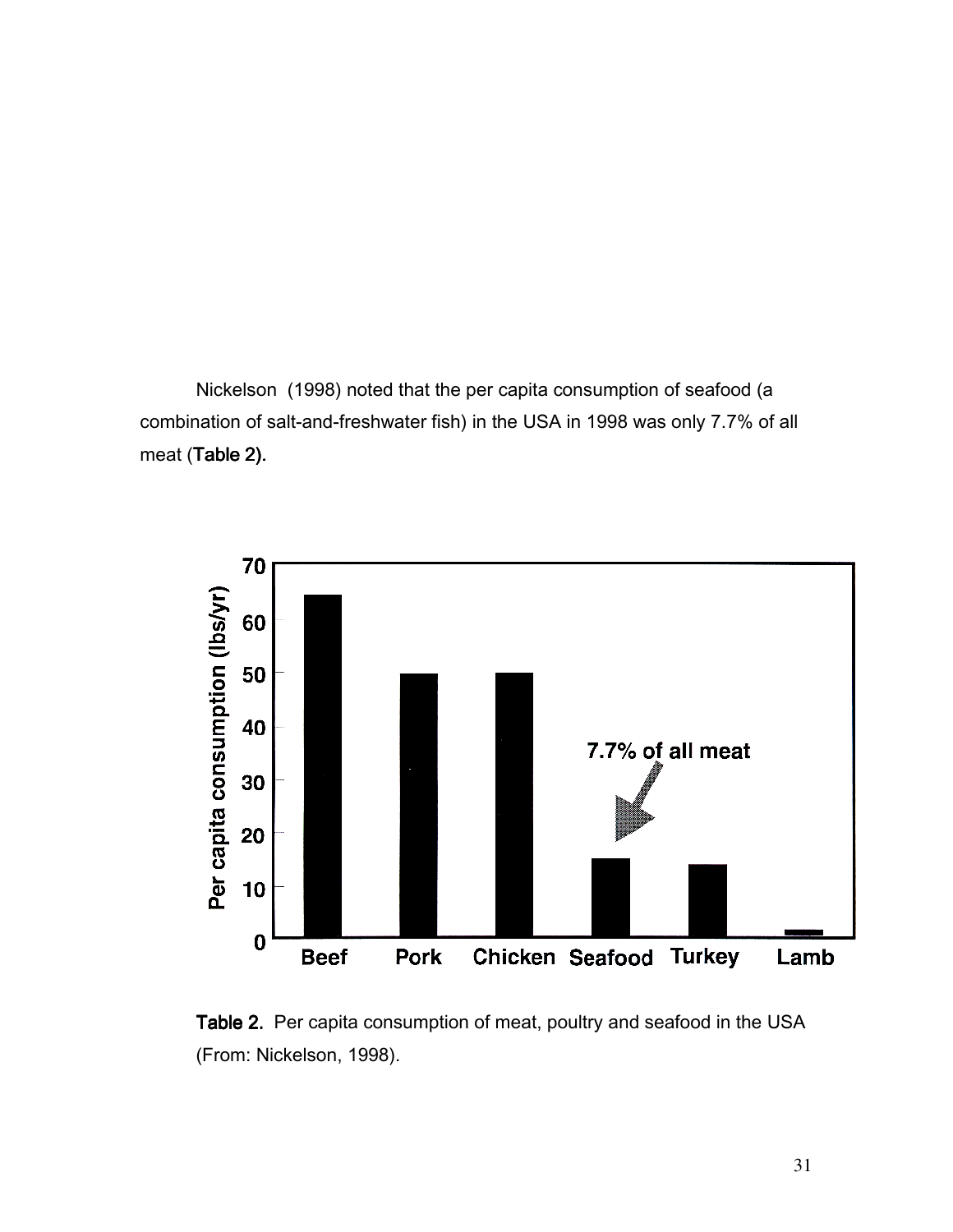Nickelson (1998) noted that the per capita consumption of seafood (a combination of salt-and-freshwater fish) in the USA in 1998 was only 7.7% of all meat (**Table 2).**

**Table 2.** Per capita consumption of meat, poultry and seafood in the USA (From: Nickelson, 1998).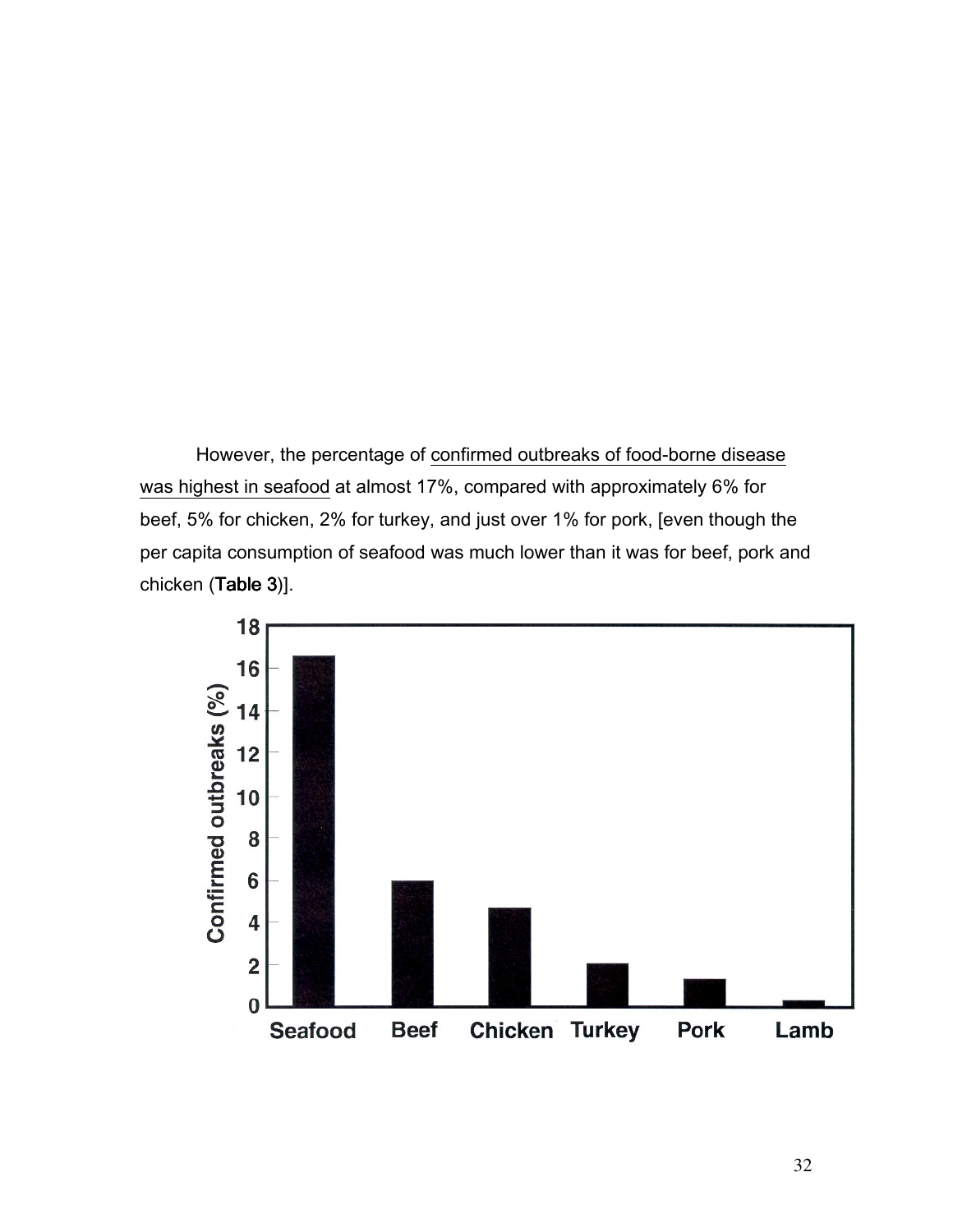However, the percentage of confirmed outbreaks of food-borne disease was highest in seafood at almost 17%, compared with approximately 6% for beef, 5% for chicken, 2% for turkey, and just over 1% for pork, [even though the per capita consumption of seafood was much lower than it was for beef, pork and chicken (**Table 3**)].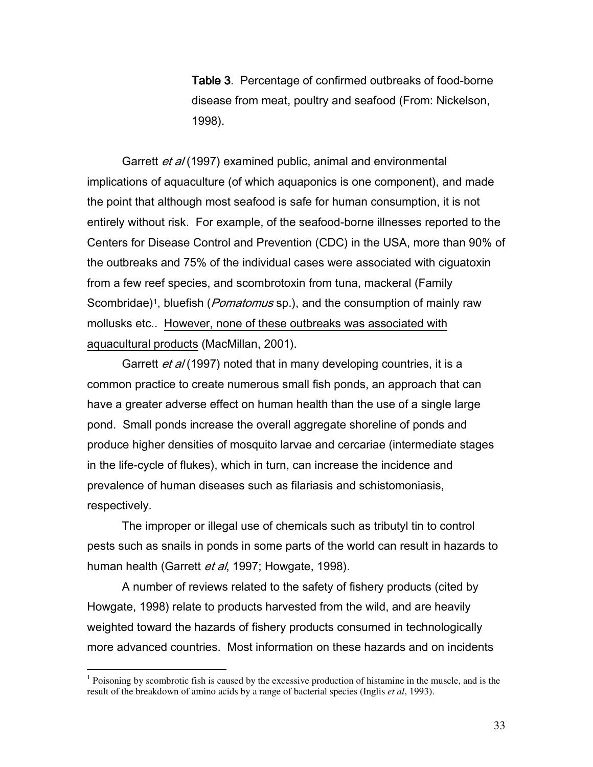**Table 3**. Percentage of confirmed outbreaks of food-borne disease from meat, poultry and seafood (From: Nickelson, 1998).

Garrett *et al* (1997) examined public, animal and environmental implications of aquaculture (of which aquaponics is one component), and made the point that although most seafood is safe for human consumption, it is not entirely without risk. For example, of the seafood-borne illnesses reported to the Centers for Disease Control and Prevention (CDC) in the USA, more than 90% of the outbreaks and 75% of the individual cases were associated with ciguatoxin from a few reef species, and scombrotoxin from tuna, mackeral (Family Scombridae)[1], bluefish (*Pomatomus* sp.), and the consumption of mainly raw mollusks etc.. <u>However, none of these outbreaks was associated with aquacultural products</u> (MacMillan, 2001).

Garrett *et al* (1997) noted that in many developing countries, it is a common practice to create numerous small fish ponds, an approach that can have a greater adverse effect on human health than the use of a single large pond. Small ponds increase the overall aggregate shoreline of ponds and produce higher densities of mosquito larvae and cercariae (intermediate stages in the life-cycle of flukes), which in turn, can increase the incidence and prevalence of human diseases such as filariasis and schistomoniasis, respectively.

The improper or illegal use of chemicals such as tributyl tin to control pests such as snails in ponds in some parts of the world can result in hazards to human health (Garrett *et al*, 1997; Howgate, 1998).

A number of reviews related to the safety of fishery products (cited by Howgate, 1998) relate to products harvested from the wild, and are heavily weighted toward the hazards of fishery products consumed in technologically more advanced countries. Most information on these hazards and on incidents

[1] Poisoning by scombrotic fish is caused by the excessive production of histamine in the muscle, and is the result of the breakdown of amino acids by a range of bacterial species (Inglis *et al*, 1993).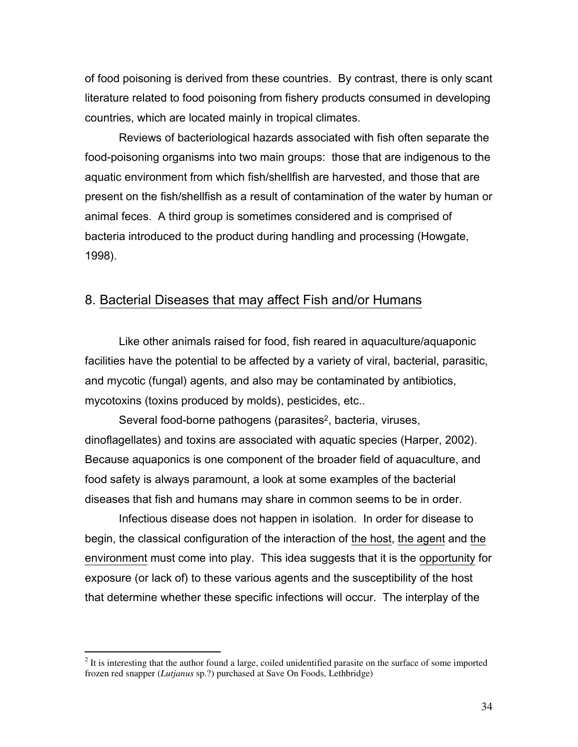of food poisoning is derived from these countries. By contrast, there is only scant literature related to food poisoning from fishery products consumed in developing countries, which are located mainly in tropical climates.

Reviews of bacteriological hazards associated with fish often separate the food-poisoning organisms into two main groups: those that are indigenous to the aquatic environment from which fish/shellfish are harvested, and those that are present on the fish/shellfish as a result of contamination of the water by human or animal feces. A third group is sometimes considered and is comprised of bacteria introduced to the product during handling and processing (Howgate, 1998).

## 8. Bacterial Diseases that may affect Fish and/or Humans

Like other animals raised for food, fish reared in aquaculture/aquaponic facilities have the potential to be affected by a variety of viral, bacterial, parasitic, and mycotic (fungal) agents, and also may be contaminated by antibiotics, mycotoxins (toxins produced by molds), pesticides, etc..

Several food-borne pathogens (parasites[2], bacteria, viruses, dinoflagellates) and toxins are associated with aquatic species (Harper, 2002). Because aquaponics is one component of the broader field of aquaculture, and food safety is always paramount, a look at some examples of the bacterial diseases that fish and humans may share in common seems to be in order.

Infectious disease does not happen in isolation. In order for disease to begin, the classical configuration of the interaction of the host, the agent and the environment must come into play. This idea suggests that it is the opportunity for exposure (or lack of) to these various agents and the susceptibility of the host that determine whether these specific infections will occur. The interplay of the

[2] It is interesting that the author found a large, coiled unidentified parasite on the surface of some imported frozen red snapper (*Lutjanus* sp.?) purchased at Save On Foods, Lethbridge)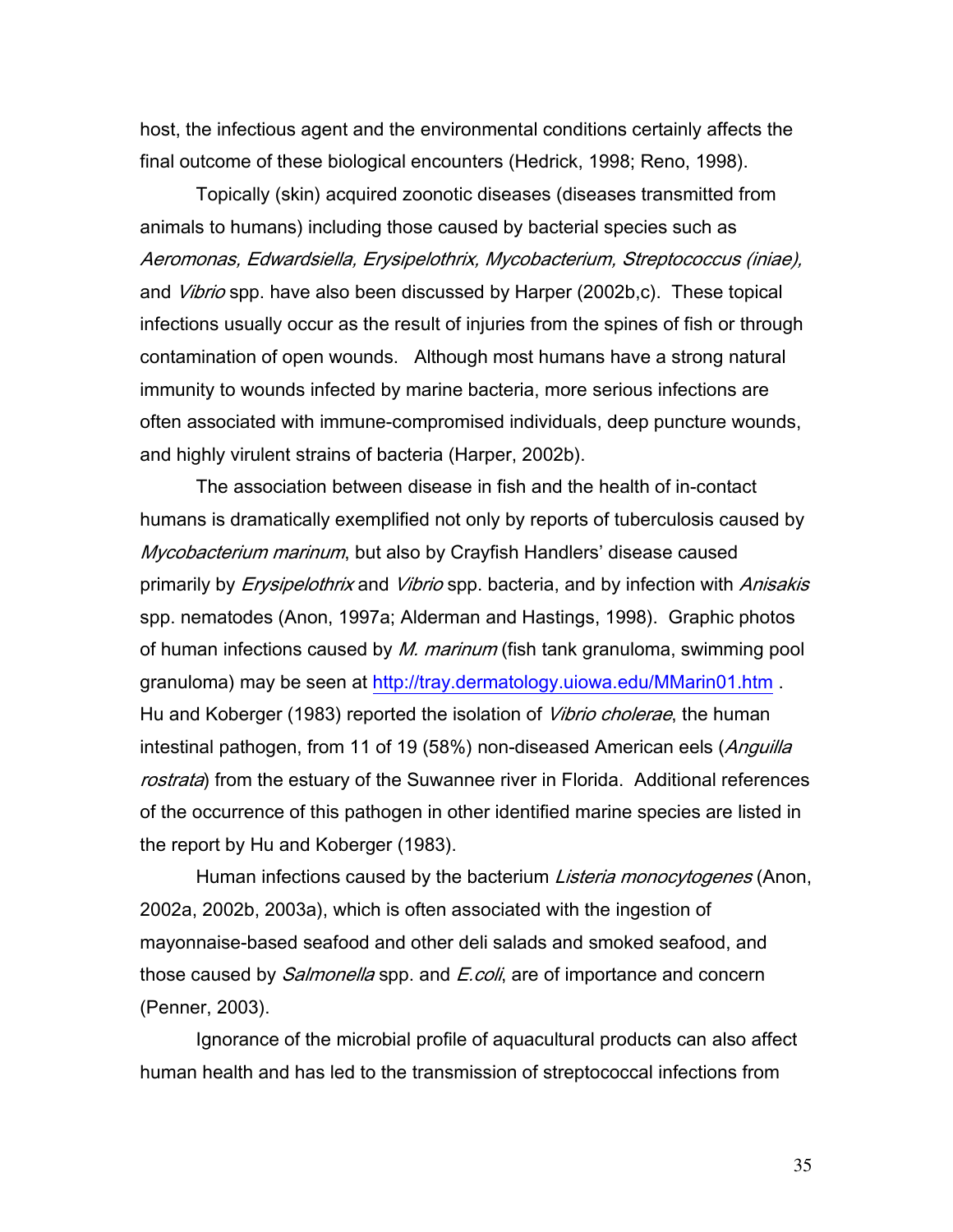host, the infectious agent and the environmental conditions certainly affects the final outcome of these biological encounters (Hedrick, 1998; Reno, 1998).

Topically (skin) acquired zoonotic diseases (diseases transmitted from animals to humans) including those caused by bacterial species such as *Aeromonas, Edwardsiella, Erysipelothrix, Mycobacterium, Streptococcus (iniae),* and *Vibrio* spp. have also been discussed by Harper (2002b,c). These topical infections usually occur as the result of injuries from the spines of fish or through contamination of open wounds. Although most humans have a strong natural immunity to wounds infected by marine bacteria, more serious infections are often associated with immune-compromised individuals, deep puncture wounds, and highly virulent strains of bacteria (Harper, 2002b).

The association between disease in fish and the health of in-contact humans is dramatically exemplified not only by reports of tuberculosis caused by *Mycobacterium marinum*, but also by Crayfish Handlers' disease caused primarily by *Erysipelothrix* and *Vibrio* spp. bacteria, and by infection with *Anisakis* spp. nematodes (Anon, 1997a; Alderman and Hastings, 1998). Graphic photos of human infections caused by *M. marinum* (fish tank granuloma, swimming pool granuloma) may be seen at http://tray.dermatology.uiowa.edu/MMarin01.htm . Hu and Koberger (1983) reported the isolation of *Vibrio cholerae*, the human intestinal pathogen, from 11 of 19 (58%) non-diseased American eels (*Anguilla rostrata*) from the estuary of the Suwannee river in Florida. Additional references of the occurrence of this pathogen in other identified marine species are listed in the report by Hu and Koberger (1983).

Human infections caused by the bacterium *Listeria monocytogenes* (Anon, 2002a, 2002b, 2003a), which is often associated with the ingestion of mayonnaise-based seafood and other deli salads and smoked seafood, and those caused by *Salmonella* spp. and *E.coli*, are of importance and concern (Penner, 2003).

Ignorance of the microbial profile of aquacultural products can also affect human health and has led to the transmission of streptococcal infections from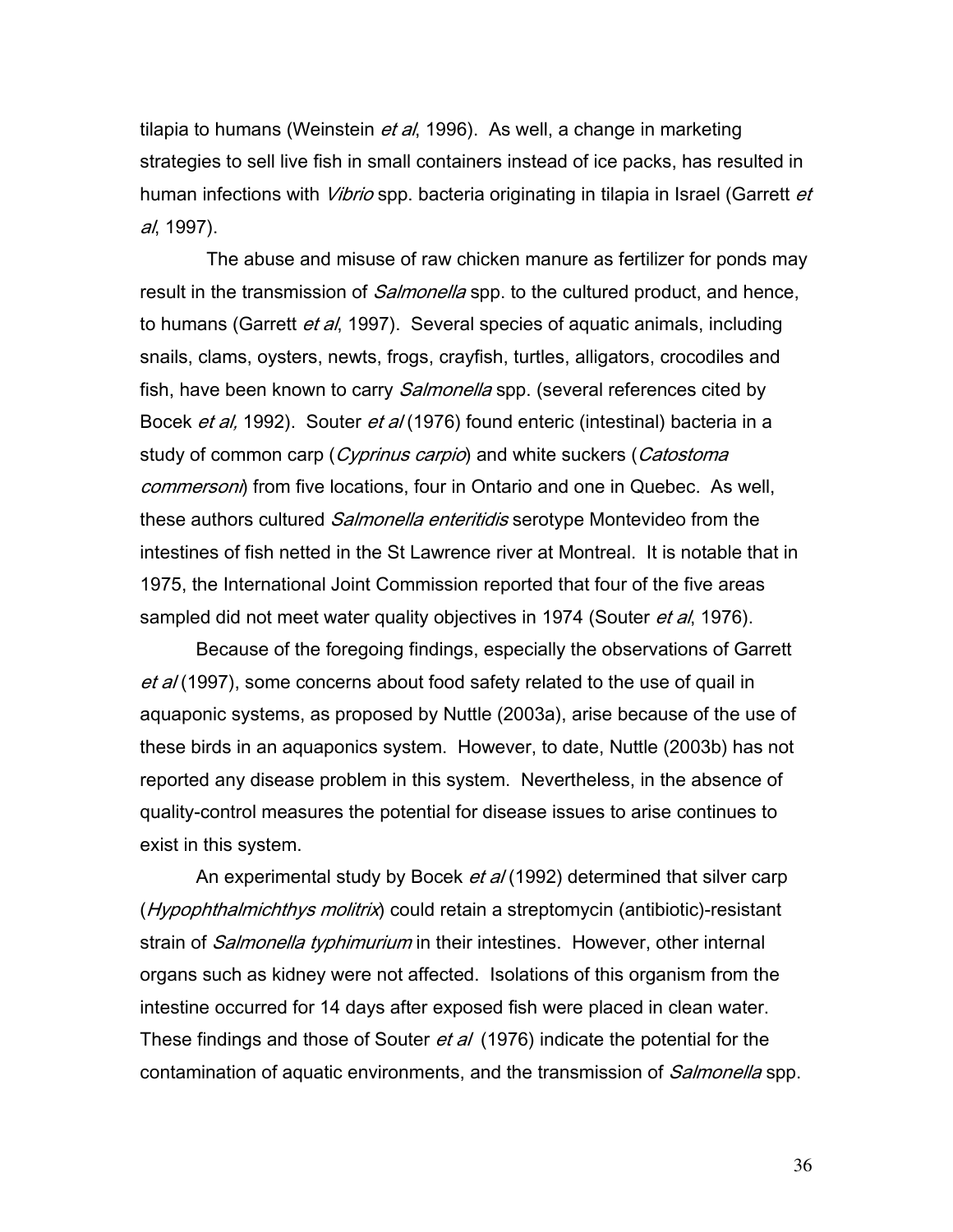tilapia to humans (Weinstein *et al*, 1996). As well, a change in marketing strategies to sell live fish in small containers instead of ice packs, has resulted in human infections with *Vibrio* spp. bacteria originating in tilapia in Israel (Garrett *et al*, 1997).

The abuse and misuse of raw chicken manure as fertilizer for ponds may result in the transmission of *Salmonella* spp. to the cultured product, and hence, to humans (Garrett *et al*, 1997). Several species of aquatic animals, including snails, clams, oysters, newts, frogs, crayfish, turtles, alligators, crocodiles and fish, have been known to carry *Salmonella* spp. (several references cited by Bocek *et al,* 1992). Souter *et al* (1976) found enteric (intestinal) bacteria in a study of common carp (*Cyprinus carpio*) and white suckers (*Catostoma commersoni*) from five locations, four in Ontario and one in Quebec. As well, these authors cultured *Salmonella enteritidis* serotype Montevideo from the intestines of fish netted in the St Lawrence river at Montreal. It is notable that in 1975, the International Joint Commission reported that four of the five areas sampled did not meet water quality objectives in 1974 (Souter *et al*, 1976).

Because of the foregoing findings, especially the observations of Garrett *et al* (1997), some concerns about food safety related to the use of quail in aquaponic systems, as proposed by Nuttle (2003a), arise because of the use of these birds in an aquaponics system. However, to date, Nuttle (2003b) has not reported any disease problem in this system. Nevertheless, in the absence of quality-control measures the potential for disease issues to arise continues to exist in this system.

An experimental study by Bocek *et al* (1992) determined that silver carp (*Hypophthalmichthys molitrix*) could retain a streptomycin (antibiotic)-resistant strain of *Salmonella typhimurium* in their intestines. However, other internal organs such as kidney were not affected. Isolations of this organism from the intestine occurred for 14 days after exposed fish were placed in clean water. These findings and those of Souter *et al* (1976) indicate the potential for the contamination of aquatic environments, and the transmission of *Salmonella* spp.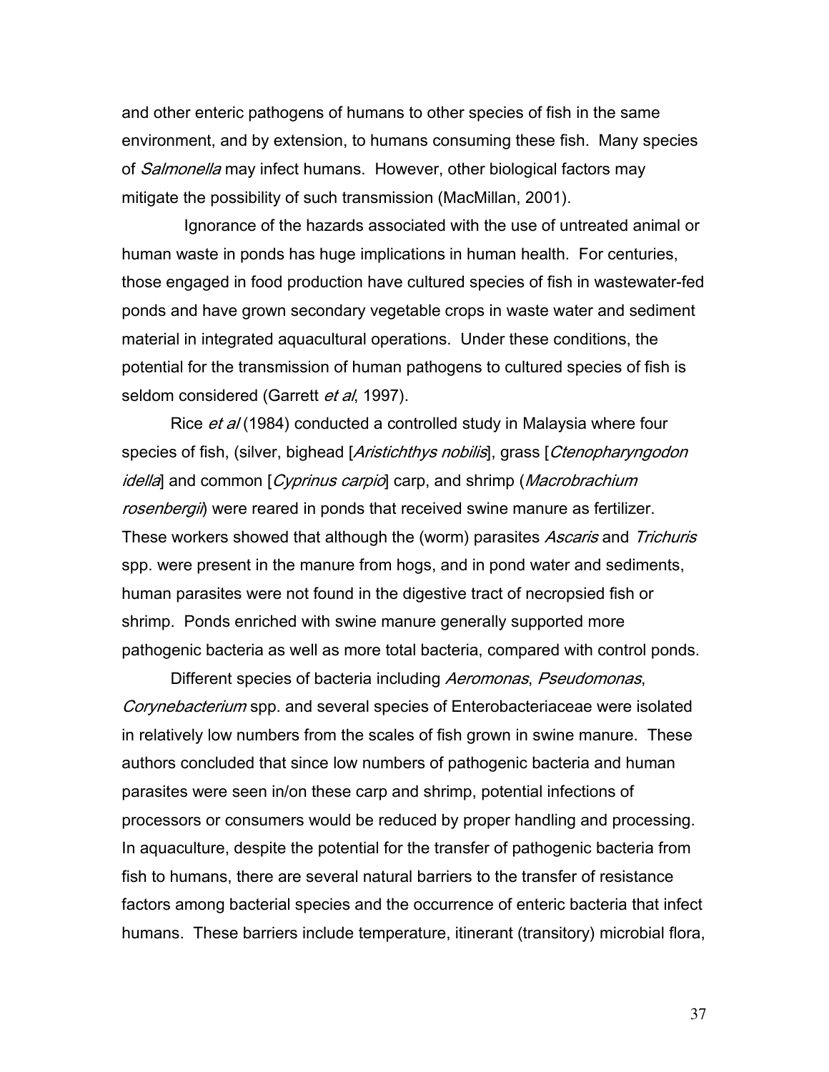and other enteric pathogens of humans to other species of fish in the same environment, and by extension, to humans consuming these fish. Many species of *Salmonella* may infect humans. However, other biological factors may mitigate the possibility of such transmission (MacMillan, 2001).

Ignorance of the hazards associated with the use of untreated animal or human waste in ponds has huge implications in human health. For centuries, those engaged in food production have cultured species of fish in wastewater-fed ponds and have grown secondary vegetable crops in waste water and sediment material in integrated aquacultural operations. Under these conditions, the potential for the transmission of human pathogens to cultured species of fish is seldom considered (Garrett *et al*, 1997).

Rice *et al* (1984) conducted a controlled study in Malaysia where four species of fish, (silver, bighead [*Aristichthys nobilis*], grass [*Ctenopharyngodon idella*] and common [*Cyprinus carpio*] carp, and shrimp (*Macrobrachium rosenbergii*) were reared in ponds that received swine manure as fertilizer. These workers showed that although the (worm) parasites *Ascaris* and *Trichuris* spp. were present in the manure from hogs, and in pond water and sediments, human parasites were not found in the digestive tract of necropsied fish or shrimp. Ponds enriched with swine manure generally supported more pathogenic bacteria as well as more total bacteria, compared with control ponds.

Different species of bacteria including *Aeromonas*, *Pseudomonas*, *Corynebacterium* spp. and several species of Enterobacteriaceae were isolated in relatively low numbers from the scales of fish grown in swine manure. These authors concluded that since low numbers of pathogenic bacteria and human parasites were seen in/on these carp and shrimp, potential infections of processors or consumers would be reduced by proper handling and processing. In aquaculture, despite the potential for the transfer of pathogenic bacteria from fish to humans, there are several natural barriers to the transfer of resistance factors among bacterial species and the occurrence of enteric bacteria that infect humans. These barriers include temperature, itinerant (transitory) microbial flora,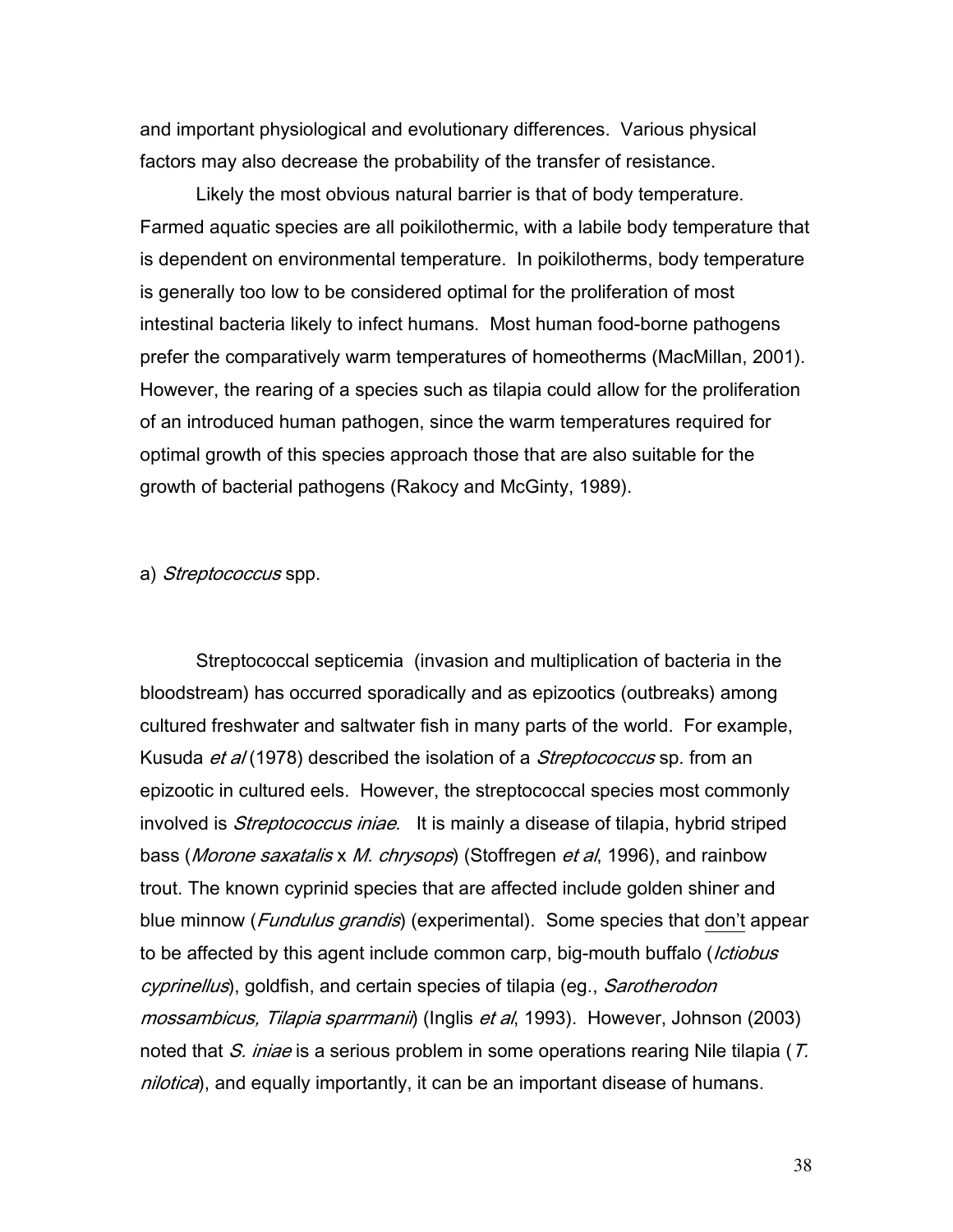and important physiological and evolutionary differences. Various physical factors may also decrease the probability of the transfer of resistance.

Likely the most obvious natural barrier is that of body temperature. Farmed aquatic species are all poikilothermic, with a labile body temperature that is dependent on environmental temperature. In poikilotherms, body temperature is generally too low to be considered optimal for the proliferation of most intestinal bacteria likely to infect humans. Most human food-borne pathogens prefer the comparatively warm temperatures of homeotherms (MacMillan, 2001). However, the rearing of a species such as tilapia could allow for the proliferation of an introduced human pathogen, since the warm temperatures required for optimal growth of this species approach those that are also suitable for the growth of bacterial pathogens (Rakocy and McGinty, 1989).

a) *Streptococcus* spp.

Streptococcal septicemia (invasion and multiplication of bacteria in the bloodstream) has occurred sporadically and as epizootics (outbreaks) among cultured freshwater and saltwater fish in many parts of the world. For example, Kusuda *et al* (1978) described the isolation of a *Streptococcus* sp. from an epizootic in cultured eels. However, the streptococcal species most commonly involved is *Streptococcus iniae*. It is mainly a disease of tilapia, hybrid striped bass (*Morone saxatalis* x *M. chrysops*) (Stoffregen *et al*, 1996), and rainbow trout. The known cyprinid species that are affected include golden shiner and blue minnow (*Fundulus grandis*) (experimental). Some species that don't appear to be affected by this agent include common carp, big-mouth buffalo (*Ictiobus cyprinellus*), goldfish, and certain species of tilapia (eg., *Sarotherodon mossambicus, Tilapia sparrmanii*) (Inglis *et al*, 1993). However, Johnson (2003) noted that *S. iniae* is a serious problem in some operations rearing Nile tilapia (*T. nilotica*), and equally importantly, it can be an important disease of humans.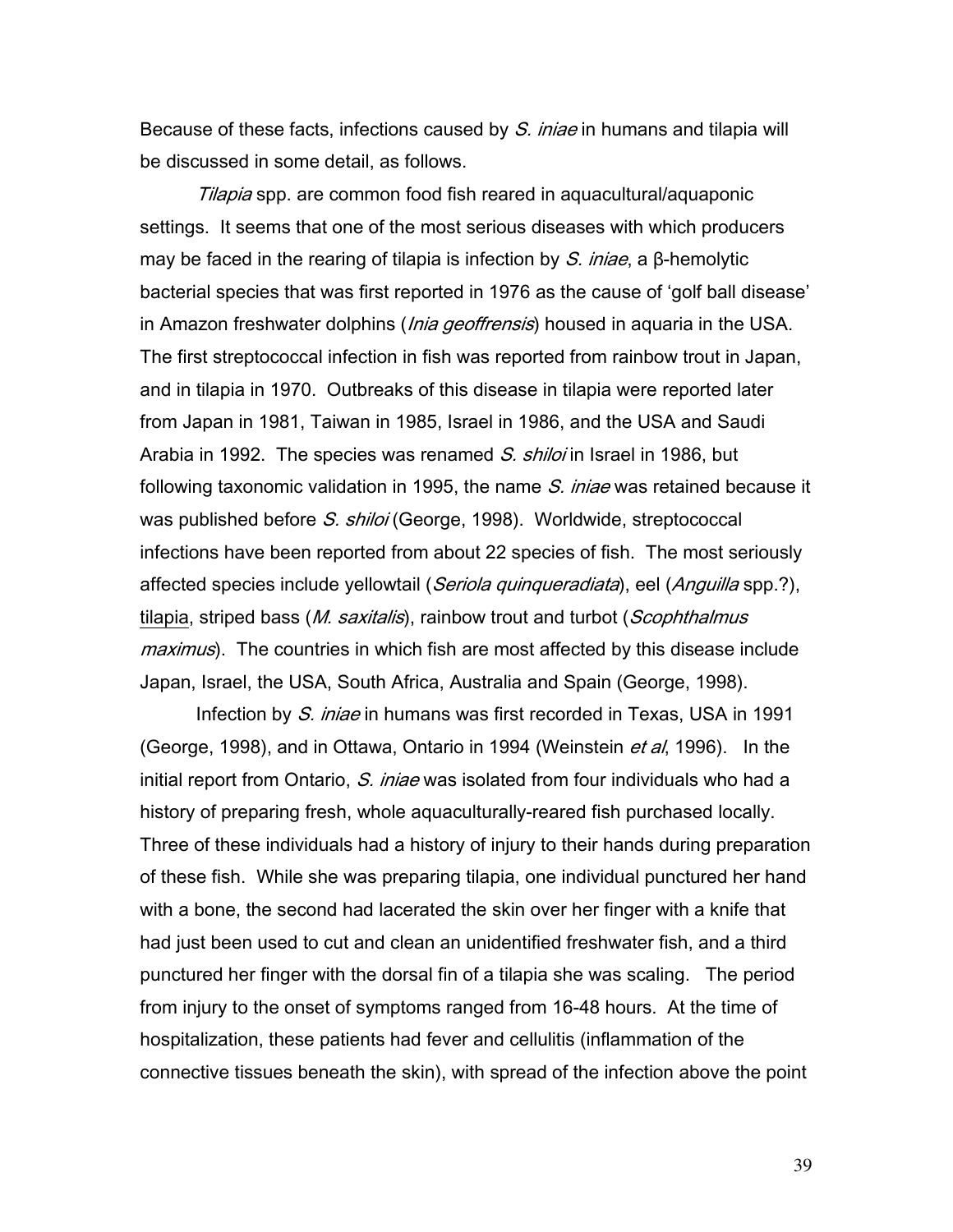Because of these facts, infections caused by *S. iniae* in humans and tilapia will be discussed in some detail, as follows.

*Tilapia* spp. are common food fish reared in aquacultural/aquaponic settings. It seems that one of the most serious diseases with which producers may be faced in the rearing of tilapia is infection by *S. iniae*, a β-hemolytic bacterial species that was first reported in 1976 as the cause of 'golf ball disease' in Amazon freshwater dolphins (*Inia geoffrensis*) housed in aquaria in the USA. The first streptococcal infection in fish was reported from rainbow trout in Japan, and in tilapia in 1970. Outbreaks of this disease in tilapia were reported later from Japan in 1981, Taiwan in 1985, Israel in 1986, and the USA and Saudi Arabia in 1992. The species was renamed *S. shiloi* in Israel in 1986, but following taxonomic validation in 1995, the name *S. iniae* was retained because it was published before *S. shiloi* (George, 1998). Worldwide, streptococcal infections have been reported from about 22 species of fish. The most seriously affected species include yellowtail (*Seriola quinqueradiata*), eel (*Anguilla* spp.?), <u>tilapia</u>, striped bass (*M. saxitalis*), rainbow trout and turbot (*Scophthalmus maximus*). The countries in which fish are most affected by this disease include Japan, Israel, the USA, South Africa, Australia and Spain (George, 1998).

Infection by *S. iniae* in humans was first recorded in Texas, USA in 1991 (George, 1998), and in Ottawa, Ontario in 1994 (Weinstein *et al*, 1996). In the initial report from Ontario, *S. iniae* was isolated from four individuals who had a history of preparing fresh, whole aquaculturally-reared fish purchased locally. Three of these individuals had a history of injury to their hands during preparation of these fish. While she was preparing tilapia, one individual punctured her hand with a bone, the second had lacerated the skin over her finger with a knife that had just been used to cut and clean an unidentified freshwater fish, and a third punctured her finger with the dorsal fin of a tilapia she was scaling. The period from injury to the onset of symptoms ranged from 16-48 hours. At the time of hospitalization, these patients had fever and cellulitis (inflammation of the connective tissues beneath the skin), with spread of the infection above the point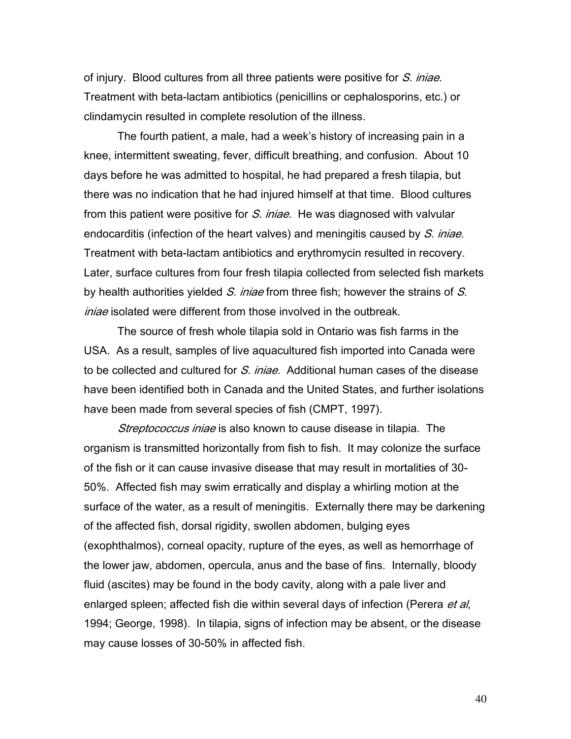of injury. Blood cultures from all three patients were positive for *S. iniae*. Treatment with beta-lactam antibiotics (penicillins or cephalosporins, etc.) or clindamycin resulted in complete resolution of the illness.

The fourth patient, a male, had a week's history of increasing pain in a knee, intermittent sweating, fever, difficult breathing, and confusion. About 10 days before he was admitted to hospital, he had prepared a fresh tilapia, but there was no indication that he had injured himself at that time. Blood cultures from this patient were positive for *S. iniae*. He was diagnosed with valvular endocarditis (infection of the heart valves) and meningitis caused by *S. iniae*. Treatment with beta-lactam antibiotics and erythromycin resulted in recovery. Later, surface cultures from four fresh tilapia collected from selected fish markets by health authorities yielded *S. iniae* from three fish; however the strains of *S. iniae* isolated were different from those involved in the outbreak.

The source of fresh whole tilapia sold in Ontario was fish farms in the USA. As a result, samples of live aquacultured fish imported into Canada were to be collected and cultured for *S. iniae*. Additional human cases of the disease have been identified both in Canada and the United States, and further isolations have been made from several species of fish (CMPT, 1997).

*Streptococcus iniae* is also known to cause disease in tilapia. The organism is transmitted horizontally from fish to fish. It may colonize the surface of the fish or it can cause invasive disease that may result in mortalities of 30-50%. Affected fish may swim erratically and display a whirling motion at the surface of the water, as a result of meningitis. Externally there may be darkening of the affected fish, dorsal rigidity, swollen abdomen, bulging eyes (exophthalmos), corneal opacity, rupture of the eyes, as well as hemorrhage of the lower jaw, abdomen, opercula, anus and the base of fins. Internally, bloody fluid (ascites) may be found in the body cavity, along with a pale liver and enlarged spleen; affected fish die within several days of infection (Perera *et al*, 1994; George, 1998). In tilapia, signs of infection may be absent, or the disease may cause losses of 30-50% in affected fish.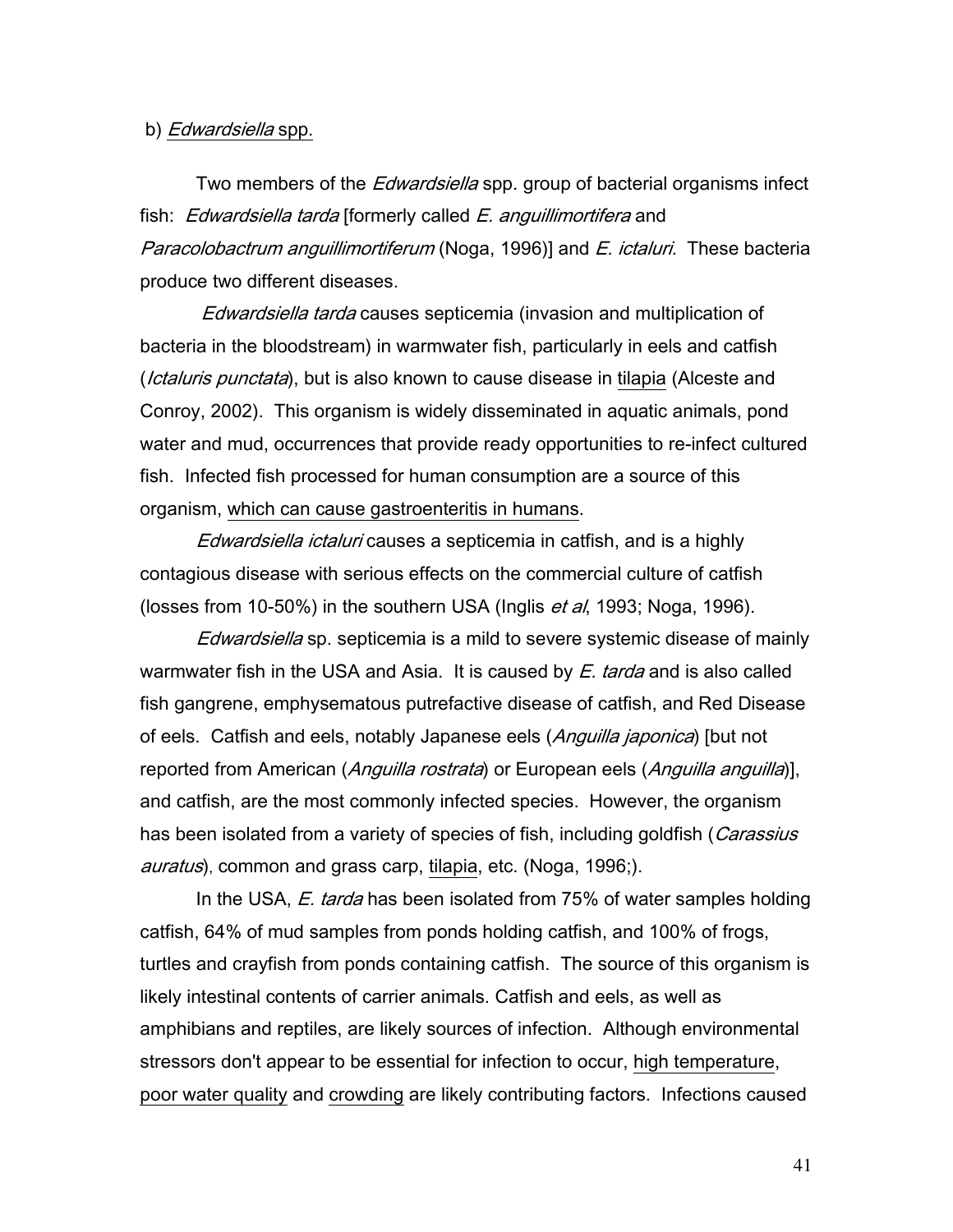b) *Edwardsiella* spp.

Two members of the *Edwardsiella* spp. group of bacterial organisms infect fish: *Edwardsiella tarda* [formerly called *E. anguillimortifera* and *Paracolobactrum anguillimortiferum* (Noga, 1996)] and *E. ictaluri.* These bacteria produce two different diseases.

*Edwardsiella tarda* causes septicemia (invasion and multiplication of bacteria in the bloodstream) in warmwater fish, particularly in eels and catfish (*Ictaluris punctata*), but is also known to cause disease in tilapia (Alceste and Conroy, 2002). This organism is widely disseminated in aquatic animals, pond water and mud, occurrences that provide ready opportunities to re-infect cultured fish. Infected fish processed for human consumption are a source of this organism, which can cause gastroenteritis in humans.

*Edwardsiella ictaluri* causes a septicemia in catfish, and is a highly contagious disease with serious effects on the commercial culture of catfish (losses from 10-50%) in the southern USA (Inglis *et al*, 1993; Noga, 1996).

*Edwardsiella* sp. septicemia is a mild to severe systemic disease of mainly warmwater fish in the USA and Asia. It is caused by *E. tarda* and is also called fish gangrene, emphysematous putrefactive disease of catfish, and Red Disease of eels. Catfish and eels, notably Japanese eels (*Anguilla japonica*) [but not reported from American (*Anguilla rostrata*) or European eels (*Anguilla anguilla*)], and catfish, are the most commonly infected species. However, the organism has been isolated from a variety of species of fish, including goldfish (*Carassius auratus*), common and grass carp, tilapia, etc. (Noga, 1996;).

In the USA, *E. tarda* has been isolated from 75% of water samples holding catfish, 64% of mud samples from ponds holding catfish, and 100% of frogs, turtles and crayfish from ponds containing catfish. The source of this organism is likely intestinal contents of carrier animals. Catfish and eels, as well as amphibians and reptiles, are likely sources of infection. Although environmental stressors don't appear to be essential for infection to occur, high temperature, poor water quality and crowding are likely contributing factors. Infections caused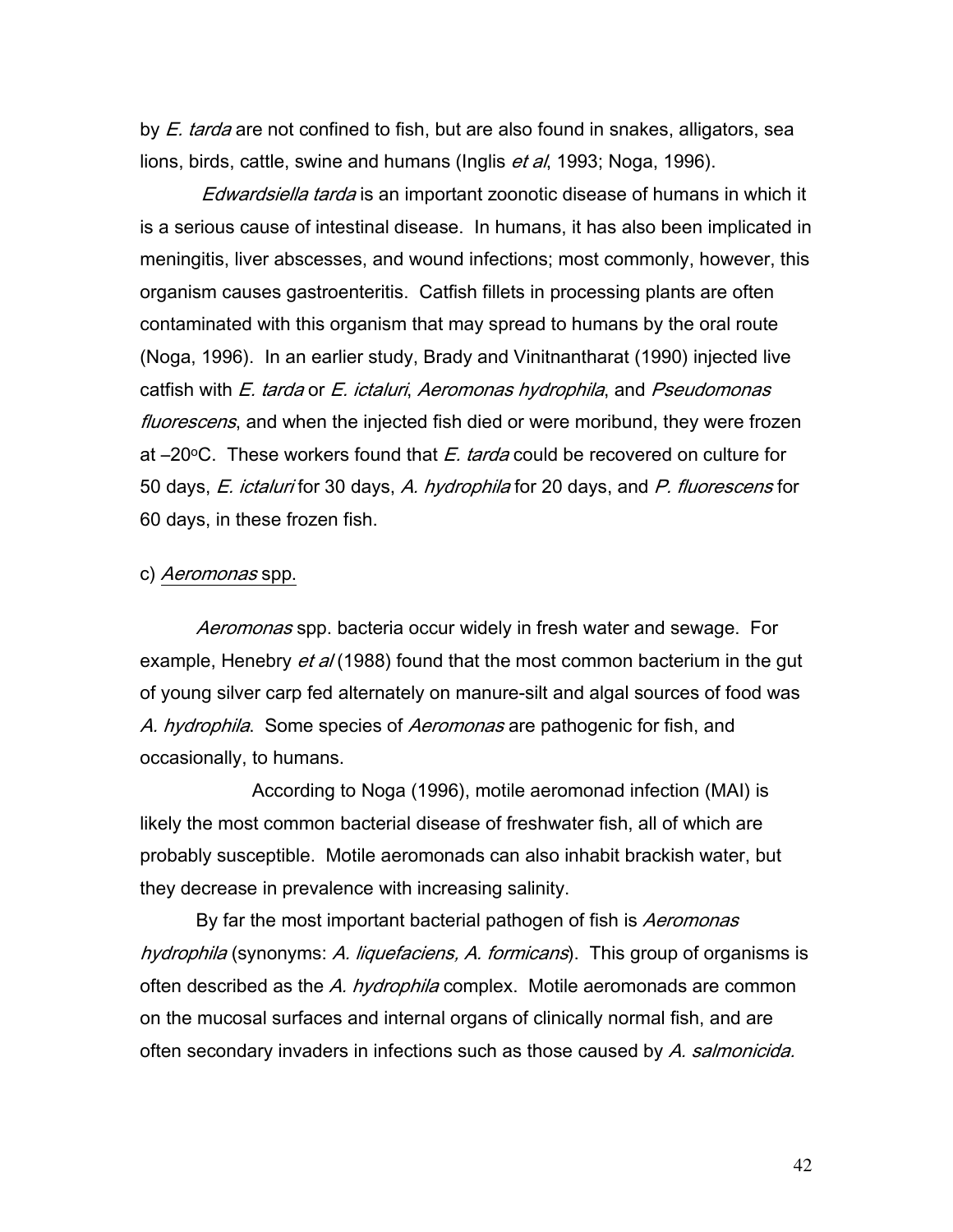by *E. tarda* are not confined to fish, but are also found in snakes, alligators, sea lions, birds, cattle, swine and humans (Inglis *et al*, 1993; Noga, 1996).

*Edwardsiella tarda* is an important zoonotic disease of humans in which it is a serious cause of intestinal disease. In humans, it has also been implicated in meningitis, liver abscesses, and wound infections; most commonly, however, this organism causes gastroenteritis. Catfish fillets in processing plants are often contaminated with this organism that may spread to humans by the oral route (Noga, 1996). In an earlier study, Brady and Vinitnantharat (1990) injected live catfish with *E. tarda* or *E. ictaluri*, *Aeromonas hydrophila*, and *Pseudomonas fluorescens*, and when the injected fish died or were moribund, they were frozen at –20°C. These workers found that *E. tarda* could be recovered on culture for 50 days, *E. ictaluri* for 30 days, *A. hydrophila* for 20 days, and *P. fluorescens* for 60 days, in these frozen fish.

c) *Aeromonas* spp.

*Aeromonas* spp. bacteria occur widely in fresh water and sewage. For example, Henebry *et al* (1988) found that the most common bacterium in the gut of young silver carp fed alternately on manure-silt and algal sources of food was *A. hydrophila*. Some species of *Aeromonas* are pathogenic for fish, and occasionally, to humans.

According to Noga (1996), motile aeromonad infection (MAI) is likely the most common bacterial disease of freshwater fish, all of which are probably susceptible. Motile aeromonads can also inhabit brackish water, but they decrease in prevalence with increasing salinity.

By far the most important bacterial pathogen of fish is *Aeromonas hydrophila* (synonyms: *A. liquefaciens, A. formicans*). This group of organisms is often described as the *A. hydrophila* complex. Motile aeromonads are common on the mucosal surfaces and internal organs of clinically normal fish, and are often secondary invaders in infections such as those caused by *A. salmonicida.*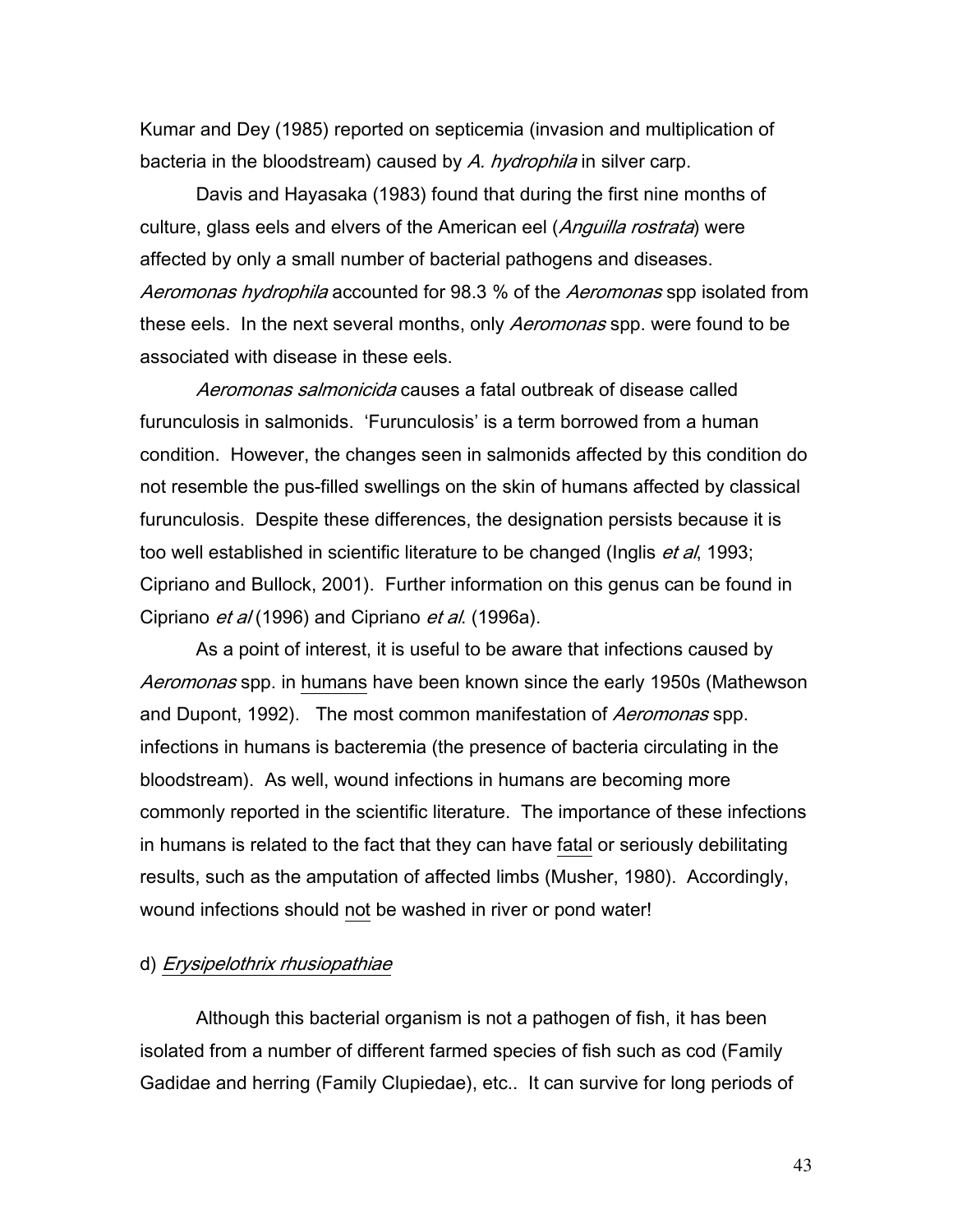Kumar and Dey (1985) reported on septicemia (invasion and multiplication of bacteria in the bloodstream) caused by *A. hydrophila* in silver carp.

Davis and Hayasaka (1983) found that during the first nine months of culture, glass eels and elvers of the American eel (*Anguilla rostrata*) were affected by only a small number of bacterial pathogens and diseases. *Aeromonas hydrophila* accounted for 98.3 % of the *Aeromonas* spp isolated from these eels. In the next several months, only *Aeromonas* spp. were found to be associated with disease in these eels.

*Aeromonas salmonicida* causes a fatal outbreak of disease called furunculosis in salmonids. 'Furunculosis' is a term borrowed from a human condition. However, the changes seen in salmonids affected by this condition do not resemble the pus-filled swellings on the skin of humans affected by classical furunculosis. Despite these differences, the designation persists because it is too well established in scientific literature to be changed (Inglis *et al*, 1993; Cipriano and Bullock, 2001). Further information on this genus can be found in Cipriano *et al* (1996) and Cipriano *et al*. (1996a).

As a point of interest, it is useful to be aware that infections caused by *Aeromonas* spp. in <u>humans</u> have been known since the early 1950s (Mathewson and Dupont, 1992). The most common manifestation of *Aeromonas* spp. infections in humans is bacteremia (the presence of bacteria circulating in the bloodstream). As well, wound infections in humans are becoming more commonly reported in the scientific literature. The importance of these infections in humans is related to the fact that they can have <u>fatal</u> or seriously debilitating results, such as the amputation of affected limbs (Musher, 1980). Accordingly, wound infections should <u>not</u> be washed in river or pond water!

d) <u>*Erysipelothrix rhusiopathiae*</u>

Although this bacterial organism is not a pathogen of fish, it has been isolated from a number of different farmed species of fish such as cod (Family Gadidae and herring (Family Clupiedae), etc.. It can survive for long periods of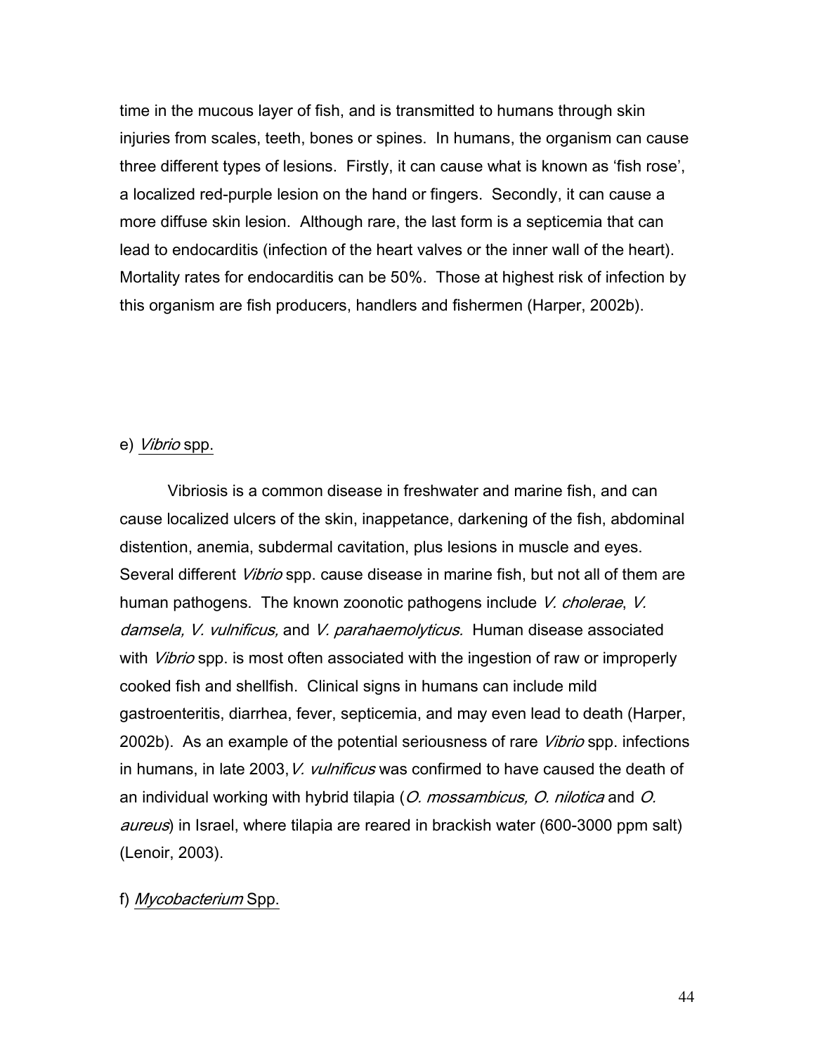time in the mucous layer of fish, and is transmitted to humans through skin injuries from scales, teeth, bones or spines. In humans, the organism can cause three different types of lesions. Firstly, it can cause what is known as 'fish rose', a localized red-purple lesion on the hand or fingers. Secondly, it can cause a more diffuse skin lesion. Although rare, the last form is a septicemia that can lead to endocarditis (infection of the heart valves or the inner wall of the heart). Mortality rates for endocarditis can be 50%. Those at highest risk of infection by this organism are fish producers, handlers and fishermen (Harper, 2002b).

e) *Vibrio* spp.

Vibriosis is a common disease in freshwater and marine fish, and can cause localized ulcers of the skin, inappetance, darkening of the fish, abdominal distention, anemia, subdermal cavitation, plus lesions in muscle and eyes. Several different *Vibrio* spp. cause disease in marine fish, but not all of them are human pathogens. The known zoonotic pathogens include *V. cholerae*, *V. damsela, V. vulnificus,* and *V. parahaemolyticus.* Human disease associated with *Vibrio* spp. is most often associated with the ingestion of raw or improperly cooked fish and shellfish. Clinical signs in humans can include mild gastroenteritis, diarrhea, fever, septicemia, and may even lead to death (Harper, 2002b). As an example of the potential seriousness of rare *Vibrio* spp. infections in humans, in late 2003, *V. vulnificus* was confirmed to have caused the death of an individual working with hybrid tilapia (*O. mossambicus, O. nilotica* and *O. aureus*) in Israel, where tilapia are reared in brackish water (600-3000 ppm salt) (Lenoir, 2003).

f) *Mycobacterium* Spp.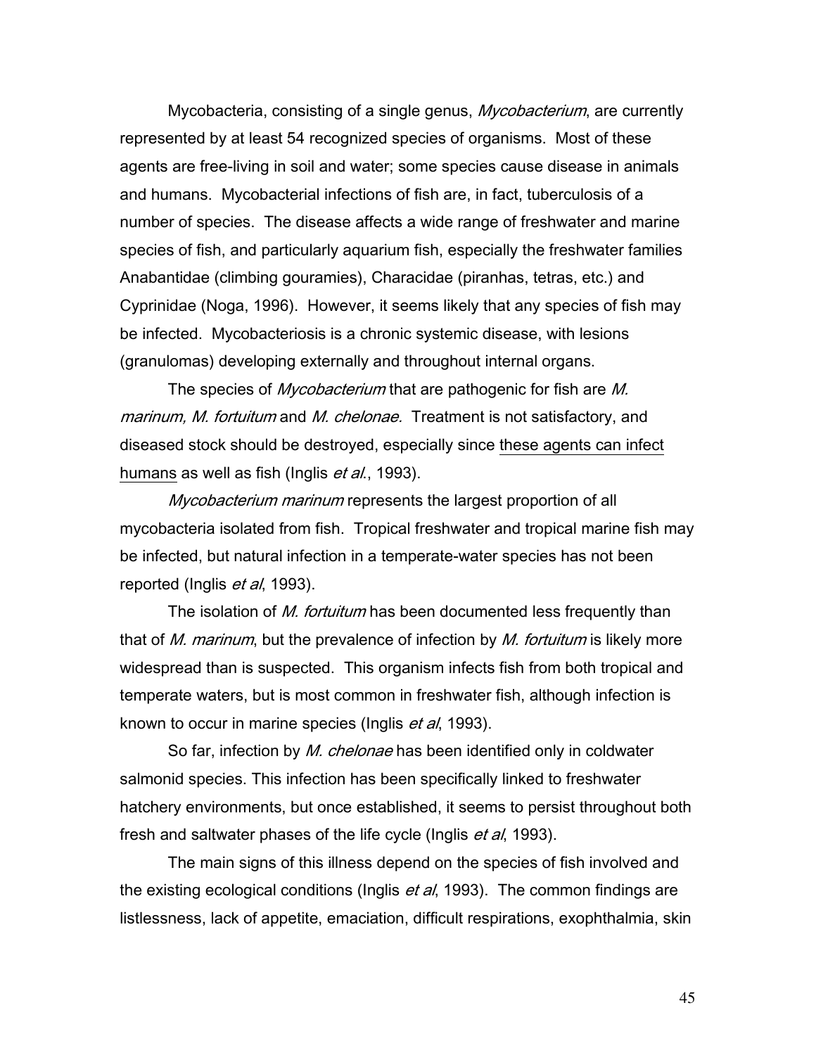Mycobacteria, consisting of a single genus, *Mycobacterium*, are currently represented by at least 54 recognized species of organisms. Most of these agents are free-living in soil and water; some species cause disease in animals and humans. Mycobacterial infections of fish are, in fact, tuberculosis of a number of species. The disease affects a wide range of freshwater and marine species of fish, and particularly aquarium fish, especially the freshwater families Anabantidae (climbing gouramies), Characidae (piranhas, tetras, etc.) and Cyprinidae (Noga, 1996). However, it seems likely that any species of fish may be infected. Mycobacteriosis is a chronic systemic disease, with lesions (granulomas) developing externally and throughout internal organs.

The species of *Mycobacterium* that are pathogenic for fish are *M. marinum, M. fortuitum* and *M. chelonae.* Treatment is not satisfactory, and diseased stock should be destroyed, especially since <u>these agents can infect humans</u> as well as fish (Inglis *et al.*, 1993).

*Mycobacterium marinum* represents the largest proportion of all mycobacteria isolated from fish. Tropical freshwater and tropical marine fish may be infected, but natural infection in a temperate-water species has not been reported (Inglis *et al*, 1993).

The isolation of *M. fortuitum* has been documented less frequently than that of *M. marinum*, but the prevalence of infection by *M. fortuitum* is likely more widespread than is suspected. This organism infects fish from both tropical and temperate waters, but is most common in freshwater fish, although infection is known to occur in marine species (Inglis *et al*, 1993).

So far, infection by *M. chelonae* has been identified only in coldwater salmonid species. This infection has been specifically linked to freshwater hatchery environments, but once established, it seems to persist throughout both fresh and saltwater phases of the life cycle (Inglis *et al*, 1993).

The main signs of this illness depend on the species of fish involved and the existing ecological conditions (Inglis *et al*, 1993). The common findings are listlessness, lack of appetite, emaciation, difficult respirations, exophthalmia, skin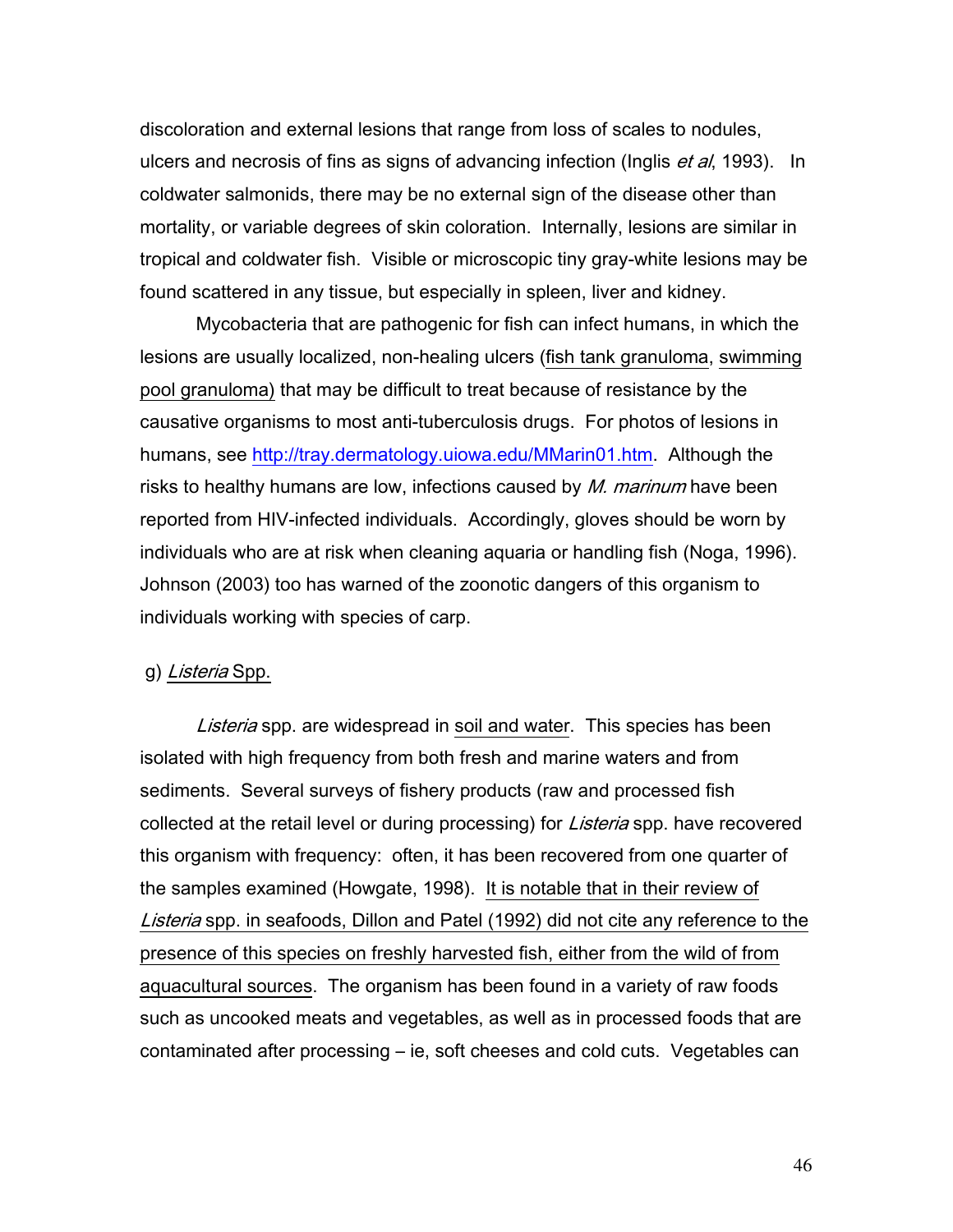discoloration and external lesions that range from loss of scales to nodules, ulcers and necrosis of fins as signs of advancing infection (Inglis *et al*, 1993). In coldwater salmonids, there may be no external sign of the disease other than mortality, or variable degrees of skin coloration. Internally, lesions are similar in tropical and coldwater fish. Visible or microscopic tiny gray-white lesions may be found scattered in any tissue, but especially in spleen, liver and kidney.

Mycobacteria that are pathogenic for fish can infect humans, in which the lesions are usually localized, non-healing ulcers (fish tank granuloma, swimming pool granuloma) that may be difficult to treat because of resistance by the causative organisms to most anti-tuberculosis drugs. For photos of lesions in humans, see http://tray.dermatology.uiowa.edu/MMarin01.htm. Although the risks to healthy humans are low, infections caused by *M. marinum* have been reported from HIV-infected individuals. Accordingly, gloves should be worn by individuals who are at risk when cleaning aquaria or handling fish (Noga, 1996). Johnson (2003) too has warned of the zoonotic dangers of this organism to individuals working with species of carp.

g) *Listeria* Spp.

*Listeria* spp. are widespread in soil and water. This species has been isolated with high frequency from both fresh and marine waters and from sediments. Several surveys of fishery products (raw and processed fish collected at the retail level or during processing) for *Listeria* spp. have recovered this organism with frequency: often, it has been recovered from one quarter of the samples examined (Howgate, 1998). It is notable that in their review of *Listeria* spp. in seafoods, Dillon and Patel (1992) did not cite any reference to the presence of this species on freshly harvested fish, either from the wild of from aquacultural sources. The organism has been found in a variety of raw foods such as uncooked meats and vegetables, as well as in processed foods that are contaminated after processing – ie, soft cheeses and cold cuts. Vegetables can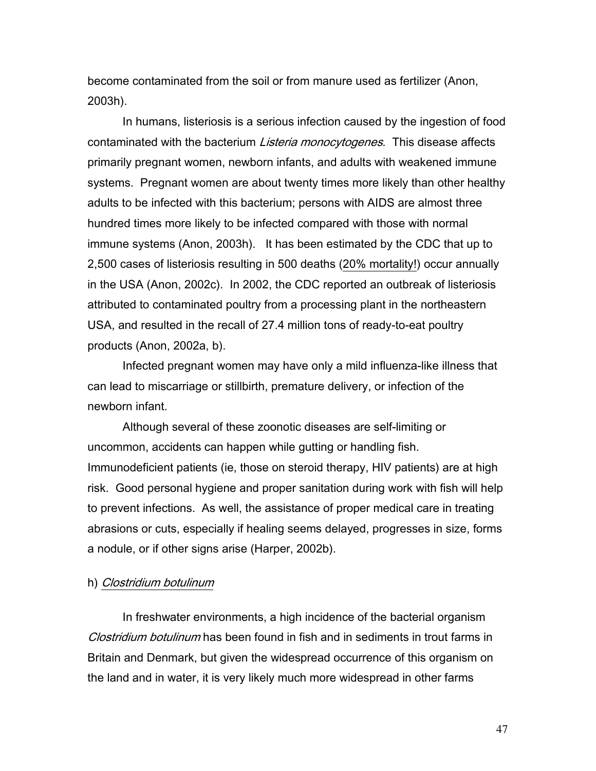become contaminated from the soil or from manure used as fertilizer (Anon, 2003h).

In humans, listeriosis is a serious infection caused by the ingestion of food contaminated with the bacterium *Listeria monocytogenes*. This disease affects primarily pregnant women, newborn infants, and adults with weakened immune systems. Pregnant women are about twenty times more likely than other healthy adults to be infected with this bacterium; persons with AIDS are almost three hundred times more likely to be infected compared with those with normal immune systems (Anon, 2003h). It has been estimated by the CDC that up to 2,500 cases of listeriosis resulting in 500 deaths (20% mortality!) occur annually in the USA (Anon, 2002c). In 2002, the CDC reported an outbreak of listeriosis attributed to contaminated poultry from a processing plant in the northeastern USA, and resulted in the recall of 27.4 million tons of ready-to-eat poultry products (Anon, 2002a, b).

Infected pregnant women may have only a mild influenza-like illness that can lead to miscarriage or stillbirth, premature delivery, or infection of the newborn infant.

Although several of these zoonotic diseases are self-limiting or uncommon, accidents can happen while gutting or handling fish. Immunodeficient patients (ie, those on steroid therapy, HIV patients) are at high risk. Good personal hygiene and proper sanitation during work with fish will help to prevent infections. As well, the assistance of proper medical care in treating abrasions or cuts, especially if healing seems delayed, progresses in size, forms a nodule, or if other signs arise (Harper, 2002b).

h) *Clostridium botulinum*

In freshwater environments, a high incidence of the bacterial organism *Clostridium botulinum* has been found in fish and in sediments in trout farms in Britain and Denmark, but given the widespread occurrence of this organism on the land and in water, it is very likely much more widespread in other farms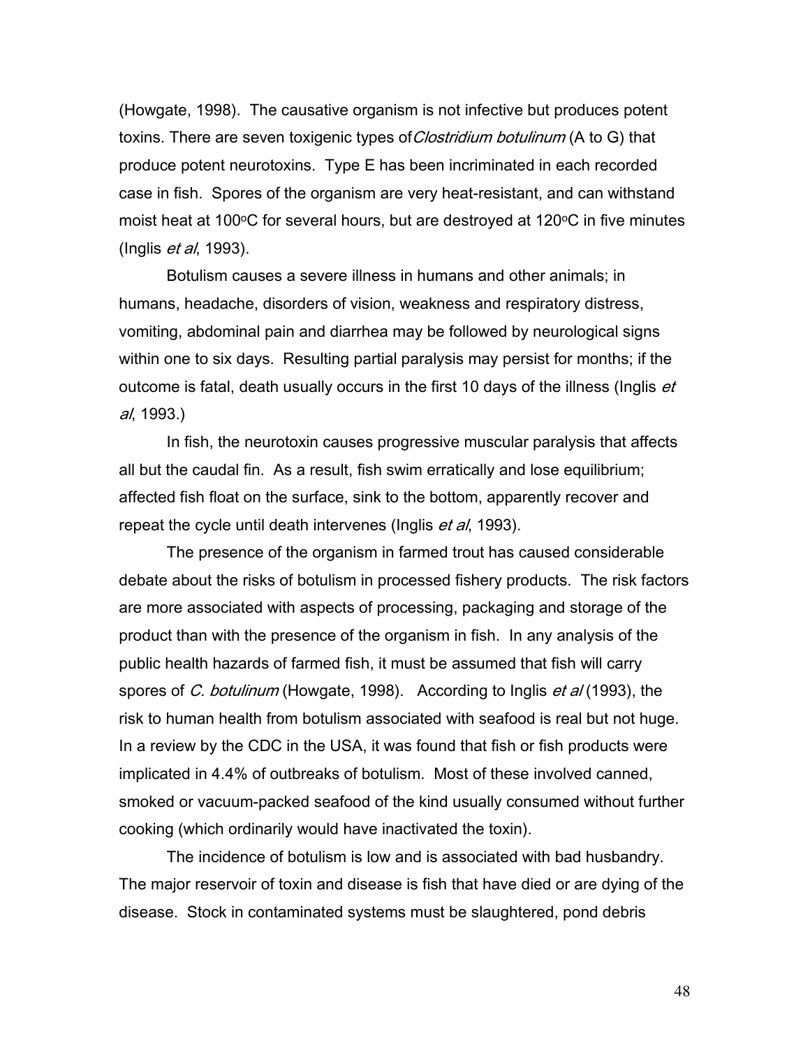(Howgate, 1998). The causative organism is not infective but produces potent toxins. There are seven toxigenic types of *Clostridium botulinum* (A to G) that produce potent neurotoxins. Type E has been incriminated in each recorded case in fish. Spores of the organism are very heat-resistant, and can withstand moist heat at 100°C for several hours, but are destroyed at 120°C in five minutes (Inglis *et al*, 1993).

Botulism causes a severe illness in humans and other animals; in humans, headache, disorders of vision, weakness and respiratory distress, vomiting, abdominal pain and diarrhea may be followed by neurological signs within one to six days. Resulting partial paralysis may persist for months; if the outcome is fatal, death usually occurs in the first 10 days of the illness (Inglis *et al*, 1993.)

In fish, the neurotoxin causes progressive muscular paralysis that affects all but the caudal fin. As a result, fish swim erratically and lose equilibrium; affected fish float on the surface, sink to the bottom, apparently recover and repeat the cycle until death intervenes (Inglis *et al*, 1993).

The presence of the organism in farmed trout has caused considerable debate about the risks of botulism in processed fishery products. The risk factors are more associated with aspects of processing, packaging and storage of the product than with the presence of the organism in fish. In any analysis of the public health hazards of farmed fish, it must be assumed that fish will carry spores of *C. botulinum* (Howgate, 1998). According to Inglis *et al* (1993), the risk to human health from botulism associated with seafood is real but not huge. In a review by the CDC in the USA, it was found that fish or fish products were implicated in 4.4% of outbreaks of botulism. Most of these involved canned, smoked or vacuum-packed seafood of the kind usually consumed without further cooking (which ordinarily would have inactivated the toxin).

The incidence of botulism is low and is associated with bad husbandry. The major reservoir of toxin and disease is fish that have died or are dying of the disease. Stock in contaminated systems must be slaughtered, pond debris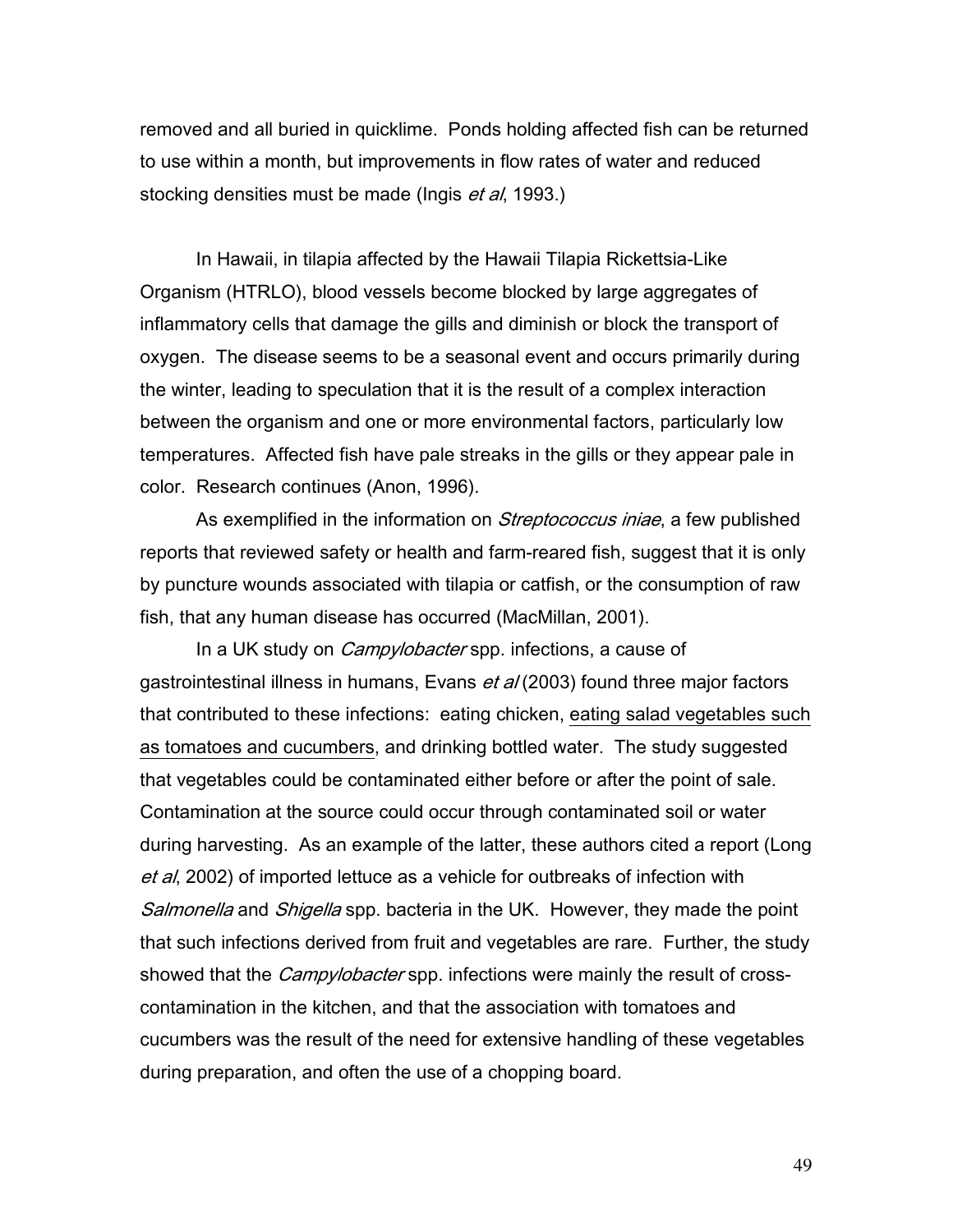removed and all buried in quicklime. Ponds holding affected fish can be returned to use within a month, but improvements in flow rates of water and reduced stocking densities must be made (Ingis *et al*, 1993.)

In Hawaii, in tilapia affected by the Hawaii Tilapia Rickettsia-Like Organism (HTRLO), blood vessels become blocked by large aggregates of inflammatory cells that damage the gills and diminish or block the transport of oxygen. The disease seems to be a seasonal event and occurs primarily during the winter, leading to speculation that it is the result of a complex interaction between the organism and one or more environmental factors, particularly low temperatures. Affected fish have pale streaks in the gills or they appear pale in color. Research continues (Anon, 1996).

As exemplified in the information on *Streptococcus iniae*, a few published reports that reviewed safety or health and farm-reared fish, suggest that it is only by puncture wounds associated with tilapia or catfish, or the consumption of raw fish, that any human disease has occurred (MacMillan, 2001).

In a UK study on *Campylobacter* spp. infections, a cause of gastrointestinal illness in humans, Evans *et al* (2003) found three major factors that contributed to these infections: eating chicken, <u>eating salad vegetables such as tomatoes and cucumbers</u>, and drinking bottled water. The study suggested that vegetables could be contaminated either before or after the point of sale. Contamination at the source could occur through contaminated soil or water during harvesting. As an example of the latter, these authors cited a report (Long *et al*, 2002) of imported lettuce as a vehicle for outbreaks of infection with *Salmonella* and *Shigella* spp. bacteria in the UK. However, they made the point that such infections derived from fruit and vegetables are rare. Further, the study showed that the *Campylobacter* spp. infections were mainly the result of cross-contamination in the kitchen, and that the association with tomatoes and cucumbers was the result of the need for extensive handling of these vegetables during preparation, and often the use of a chopping board.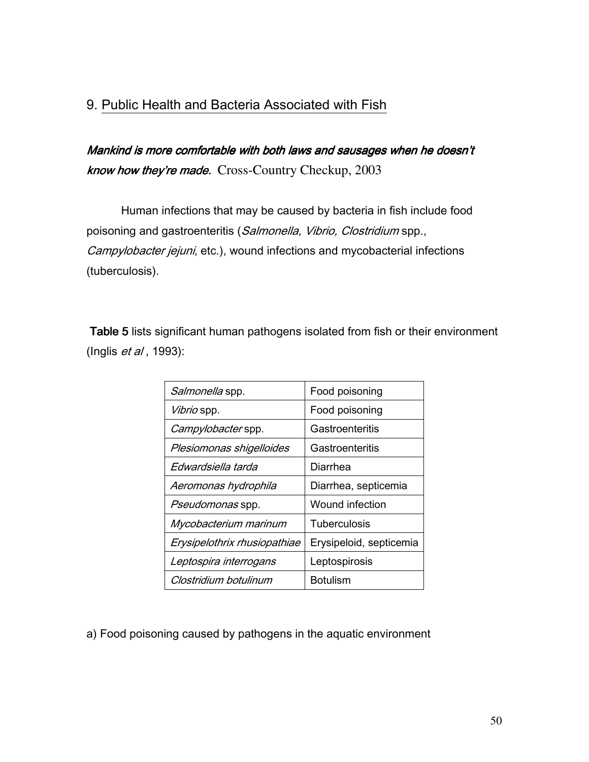## 9. Public Health and Bacteria Associated with Fish

***Mankind is more comfortable with both laws and sausages when he doesn't know how they're made.*** Cross-Country Checkup, 2003

Human infections that may be caused by bacteria in fish include food poisoning and gastroenteritis (*Salmonella, Vibrio, Clostridium* spp., *Campylobacter jejuni*, etc.), wound infections and mycobacterial infections (tuberculosis).

**Table 5** lists significant human pathogens isolated from fish or their environment (Inglis *et al* , 1993):

| | |
|---|---|
| *Salmonella* spp. | Food poisoning |
| *Vibrio* spp. | Food poisoning |
| *Campylobacter* spp. | Gastroenteritis |
| *Plesiomonas shigelloides* | Gastroenteritis |
| *Edwardsiella tarda* | Diarrhea |
| *Aeromonas hydrophila* | Diarrhea, septicemia |
| *Pseudomonas* spp. | Wound infection |
| *Mycobacterium marinum* | Tuberculosis |
| *Erysipelothrix rhusiopathiae* | Erysipeloid, septicemia |
| *Leptospira interrogans* | Leptospirosis |
| *Clostridium botulinum* | Botulism |

a) Food poisoning caused by pathogens in the aquatic environment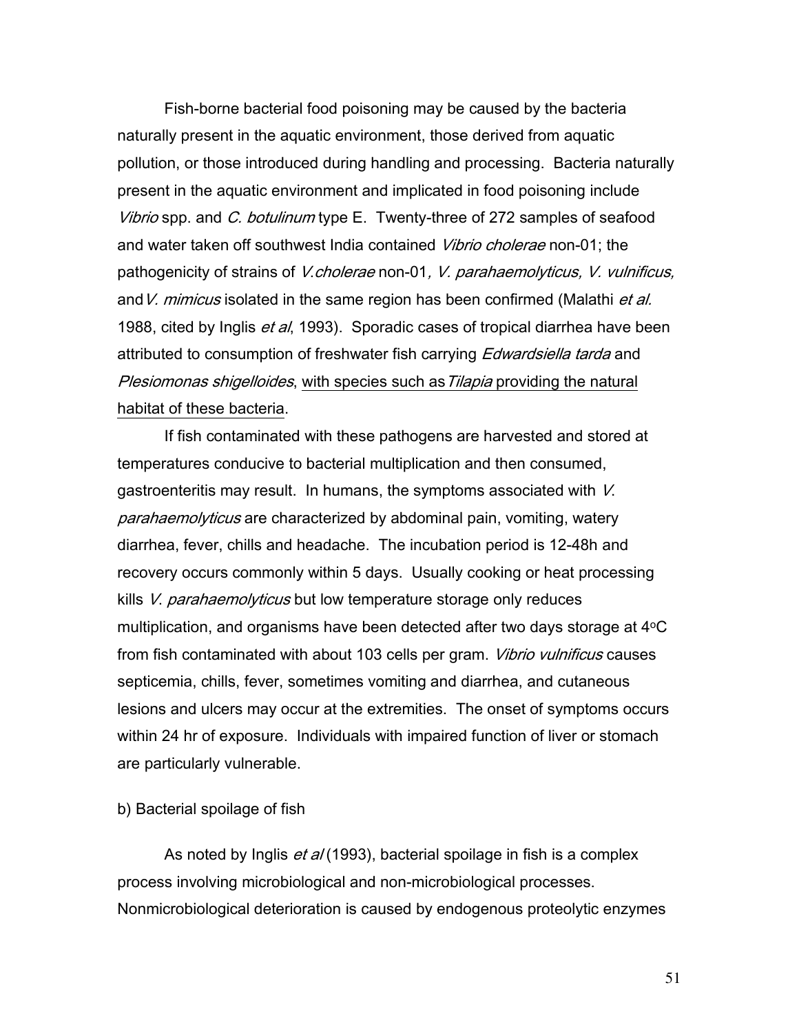Fish-borne bacterial food poisoning may be caused by the bacteria naturally present in the aquatic environment, those derived from aquatic pollution, or those introduced during handling and processing. Bacteria naturally present in the aquatic environment and implicated in food poisoning include *Vibrio* spp. and *C. botulinum* type E. Twenty-three of 272 samples of seafood and water taken off southwest India contained *Vibrio cholerae* non-01; the pathogenicity of strains of *V.cholerae* non-01, *V. parahaemolyticus, V. vulnificus,* and *V. mimicus* isolated in the same region has been confirmed (Malathi *et al.* 1988, cited by Inglis *et al*, 1993). Sporadic cases of tropical diarrhea have been attributed to consumption of freshwater fish carrying *Edwardsiella tarda* and *Plesiomonas shigelloides*, <u>with species such as *Tilapia* providing the natural habitat of these bacteria</u>.

If fish contaminated with these pathogens are harvested and stored at temperatures conducive to bacterial multiplication and then consumed, gastroenteritis may result. In humans, the symptoms associated with *V. parahaemolyticus* are characterized by abdominal pain, vomiting, watery diarrhea, fever, chills and headache. The incubation period is 12-48h and recovery occurs commonly within 5 days. Usually cooking or heat processing kills *V. parahaemolyticus* but low temperature storage only reduces multiplication, and organisms have been detected after two days storage at 4°C from fish contaminated with about 103 cells per gram. *Vibrio vulnificus* causes septicemia, chills, fever, sometimes vomiting and diarrhea, and cutaneous lesions and ulcers may occur at the extremities. The onset of symptoms occurs within 24 hr of exposure. Individuals with impaired function of liver or stomach are particularly vulnerable.

b) Bacterial spoilage of fish

As noted by Inglis *et al* (1993), bacterial spoilage in fish is a complex process involving microbiological and non-microbiological processes. Nonmicrobiological deterioration is caused by endogenous proteolytic enzymes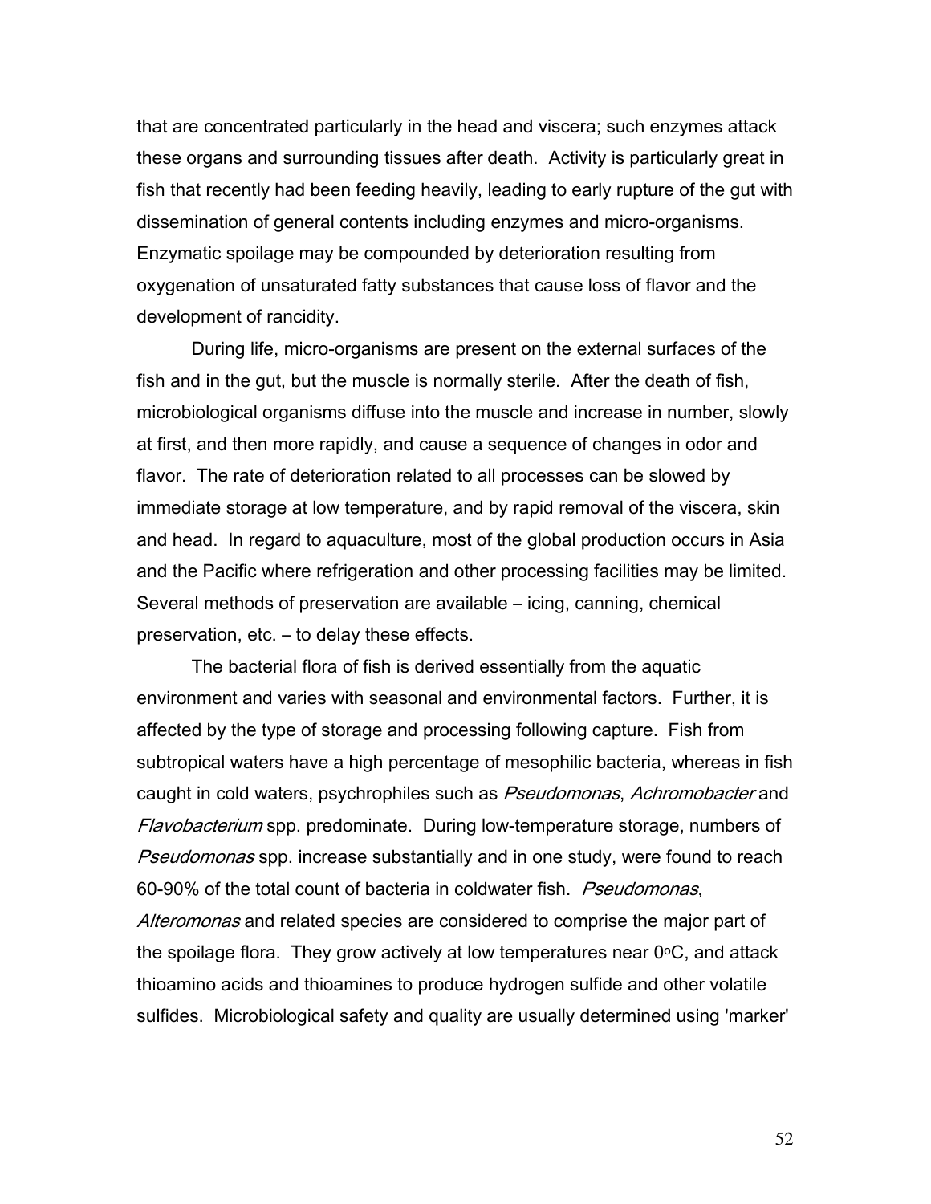that are concentrated particularly in the head and viscera; such enzymes attack these organs and surrounding tissues after death. Activity is particularly great in fish that recently had been feeding heavily, leading to early rupture of the gut with dissemination of general contents including enzymes and micro-organisms. Enzymatic spoilage may be compounded by deterioration resulting from oxygenation of unsaturated fatty substances that cause loss of flavor and the development of rancidity.

During life, micro-organisms are present on the external surfaces of the fish and in the gut, but the muscle is normally sterile. After the death of fish, microbiological organisms diffuse into the muscle and increase in number, slowly at first, and then more rapidly, and cause a sequence of changes in odor and flavor. The rate of deterioration related to all processes can be slowed by immediate storage at low temperature, and by rapid removal of the viscera, skin and head. In regard to aquaculture, most of the global production occurs in Asia and the Pacific where refrigeration and other processing facilities may be limited. Several methods of preservation are available – icing, canning, chemical preservation, etc. – to delay these effects.

The bacterial flora of fish is derived essentially from the aquatic environment and varies with seasonal and environmental factors. Further, it is affected by the type of storage and processing following capture. Fish from subtropical waters have a high percentage of mesophilic bacteria, whereas in fish caught in cold waters, psychrophiles such as *Pseudomonas*, *Achromobacter* and *Flavobacterium* spp. predominate. During low-temperature storage, numbers of *Pseudomonas* spp. increase substantially and in one study, were found to reach 60-90% of the total count of bacteria in coldwater fish. *Pseudomonas*, *Alteromonas* and related species are considered to comprise the major part of the spoilage flora. They grow actively at low temperatures near 0$^{o}$C, and attack thioamino acids and thioamines to produce hydrogen sulfide and other volatile sulfides. Microbiological safety and quality are usually determined using 'marker'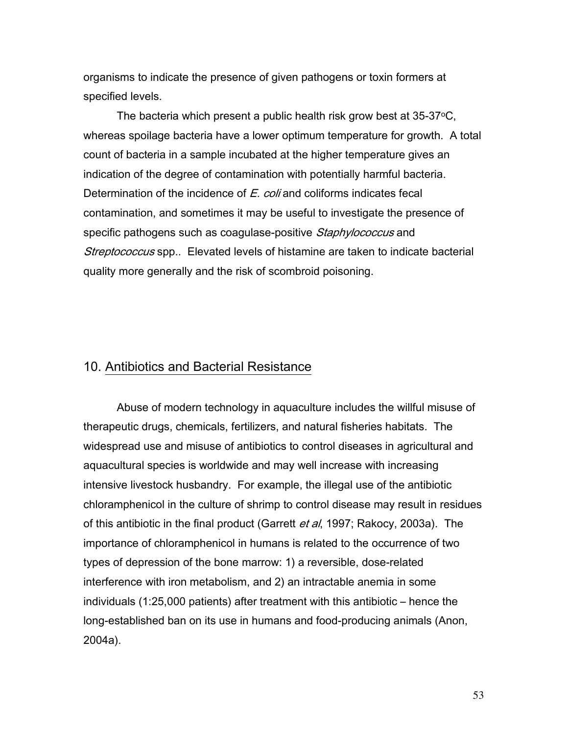organisms to indicate the presence of given pathogens or toxin formers at specified levels.

The bacteria which present a public health risk grow best at 35-37°C, whereas spoilage bacteria have a lower optimum temperature for growth. A total count of bacteria in a sample incubated at the higher temperature gives an indication of the degree of contamination with potentially harmful bacteria. Determination of the incidence of *E. coli* and coliforms indicates fecal contamination, and sometimes it may be useful to investigate the presence of specific pathogens such as coagulase-positive *Staphylococcus* and *Streptococcus* spp.. Elevated levels of histamine are taken to indicate bacterial quality more generally and the risk of scombroid poisoning.

## 10. Antibiotics and Bacterial Resistance

Abuse of modern technology in aquaculture includes the willful misuse of therapeutic drugs, chemicals, fertilizers, and natural fisheries habitats. The widespread use and misuse of antibiotics to control diseases in agricultural and aquacultural species is worldwide and may well increase with increasing intensive livestock husbandry. For example, the illegal use of the antibiotic chloramphenicol in the culture of shrimp to control disease may result in residues of this antibiotic in the final product (Garrett *et al*, 1997; Rakocy, 2003a). The importance of chloramphenicol in humans is related to the occurrence of two types of depression of the bone marrow: 1) a reversible, dose-related interference with iron metabolism, and 2) an intractable anemia in some individuals (1:25,000 patients) after treatment with this antibiotic – hence the long-established ban on its use in humans and food-producing animals (Anon, 2004a).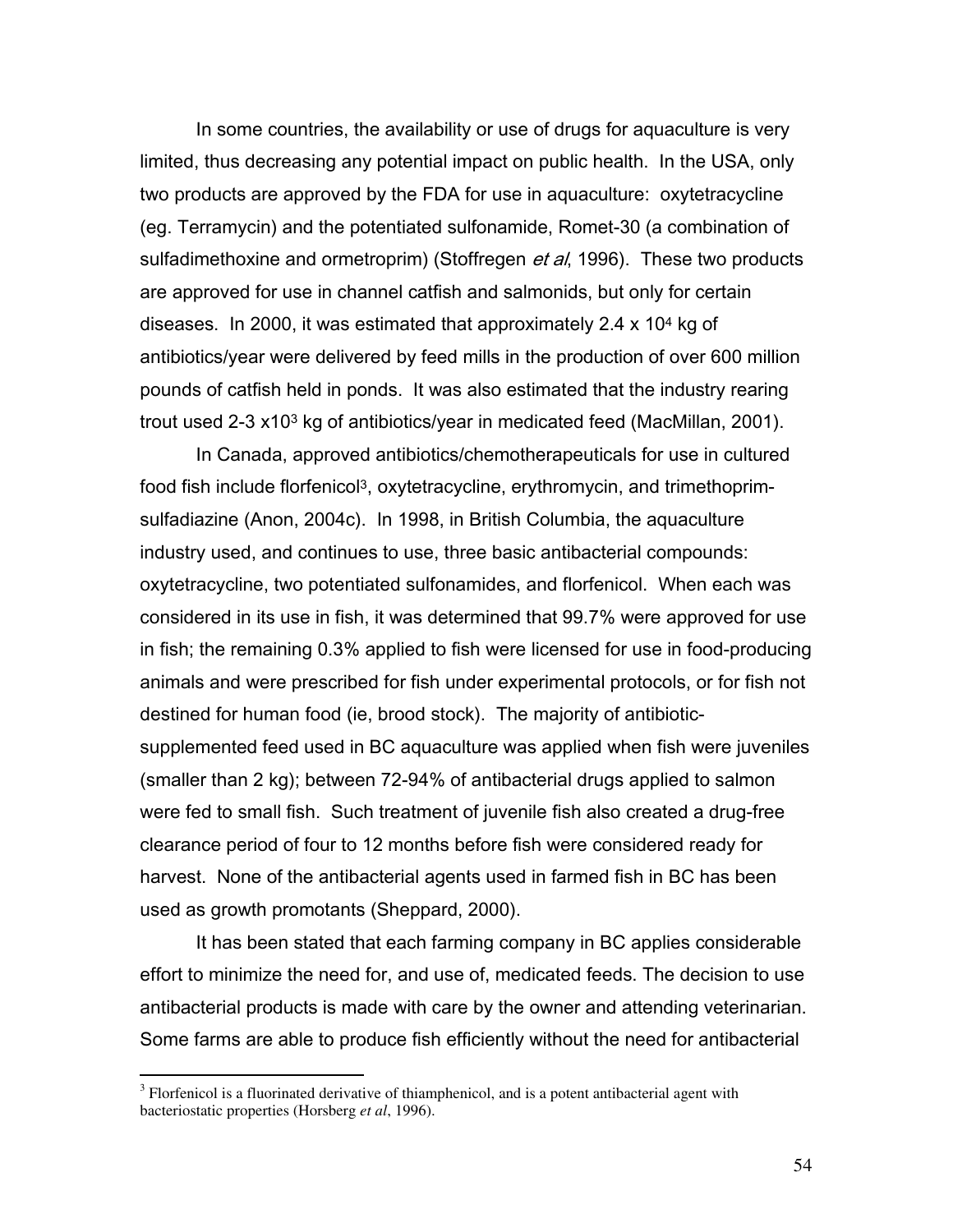In some countries, the availability or use of drugs for aquaculture is very limited, thus decreasing any potential impact on public health. In the USA, only two products are approved by the FDA for use in aquaculture: oxytetracycline (eg. Terramycin) and the potentiated sulfonamide, Romet-30 (a combination of sulfadimethoxine and ormetroprim) (Stoffregen *et al*, 1996). These two products are approved for use in channel catfish and salmonids, but only for certain diseases. In 2000, it was estimated that approximately $2.4 \times 10^4$ kg of antibiotics/year were delivered by feed mills in the production of over 600 million pounds of catfish held in ponds. It was also estimated that the industry rearing trout used 2-3 $\times 10^3$ kg of antibiotics/year in medicated feed (MacMillan, 2001).

In Canada, approved antibiotics/chemotherapeuticals for use in cultured food fish include florfenicol[3], oxytetracycline, erythromycin, and trimethoprim-sulfadiazine (Anon, 2004c). In 1998, in British Columbia, the aquaculture industry used, and continues to use, three basic antibacterial compounds: oxytetracycline, two potentiated sulfonamides, and florfenicol. When each was considered in its use in fish, it was determined that 99.7% were approved for use in fish; the remaining 0.3% applied to fish were licensed for use in food-producing animals and were prescribed for fish under experimental protocols, or for fish not destined for human food (ie, brood stock). The majority of antibiotic-supplemented feed used in BC aquaculture was applied when fish were juveniles (smaller than 2 kg); between 72-94% of antibacterial drugs applied to salmon were fed to small fish. Such treatment of juvenile fish also created a drug-free clearance period of four to 12 months before fish were considered ready for harvest. None of the antibacterial agents used in farmed fish in BC has been used as growth promotants (Sheppard, 2000).

It has been stated that each farming company in BC applies considerable effort to minimize the need for, and use of, medicated feeds. The decision to use antibacterial products is made with care by the owner and attending veterinarian. Some farms are able to produce fish efficiently without the need for antibacterial

[3] Florfenicol is a fluorinated derivative of thiamphenicol, and is a potent antibacterial agent with bacteriostatic properties (Horsberg *et al*, 1996).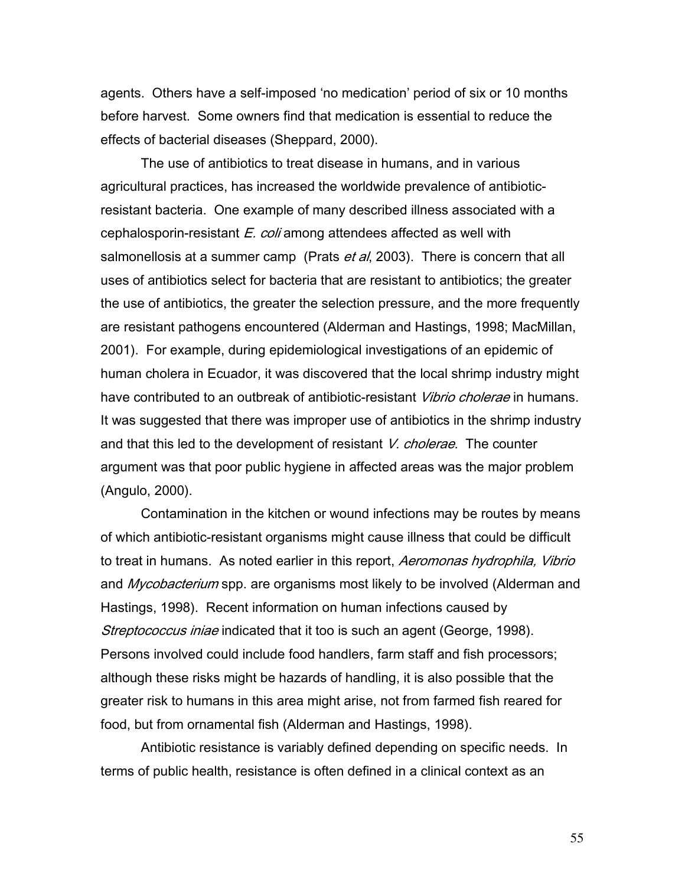agents. Others have a self-imposed 'no medication' period of six or 10 months before harvest. Some owners find that medication is essential to reduce the effects of bacterial diseases (Sheppard, 2000).

The use of antibiotics to treat disease in humans, and in various agricultural practices, has increased the worldwide prevalence of antibiotic-resistant bacteria. One example of many described illness associated with a cephalosporin-resistant *E. coli* among attendees affected as well with salmonellosis at a summer camp (Prats *et al*, 2003). There is concern that all uses of antibiotics select for bacteria that are resistant to antibiotics; the greater the use of antibiotics, the greater the selection pressure, and the more frequently are resistant pathogens encountered (Alderman and Hastings, 1998; MacMillan, 2001). For example, during epidemiological investigations of an epidemic of human cholera in Ecuador, it was discovered that the local shrimp industry might have contributed to an outbreak of antibiotic-resistant *Vibrio cholerae* in humans. It was suggested that there was improper use of antibiotics in the shrimp industry and that this led to the development of resistant *V. cholerae*. The counter argument was that poor public hygiene in affected areas was the major problem (Angulo, 2000).

Contamination in the kitchen or wound infections may be routes by means of which antibiotic-resistant organisms might cause illness that could be difficult to treat in humans. As noted earlier in this report, *Aeromonas hydrophila, Vibrio* and *Mycobacterium* spp. are organisms most likely to be involved (Alderman and Hastings, 1998). Recent information on human infections caused by *Streptococcus iniae* indicated that it too is such an agent (George, 1998). Persons involved could include food handlers, farm staff and fish processors; although these risks might be hazards of handling, it is also possible that the greater risk to humans in this area might arise, not from farmed fish reared for food, but from ornamental fish (Alderman and Hastings, 1998).

Antibiotic resistance is variably defined depending on specific needs. In terms of public health, resistance is often defined in a clinical context as an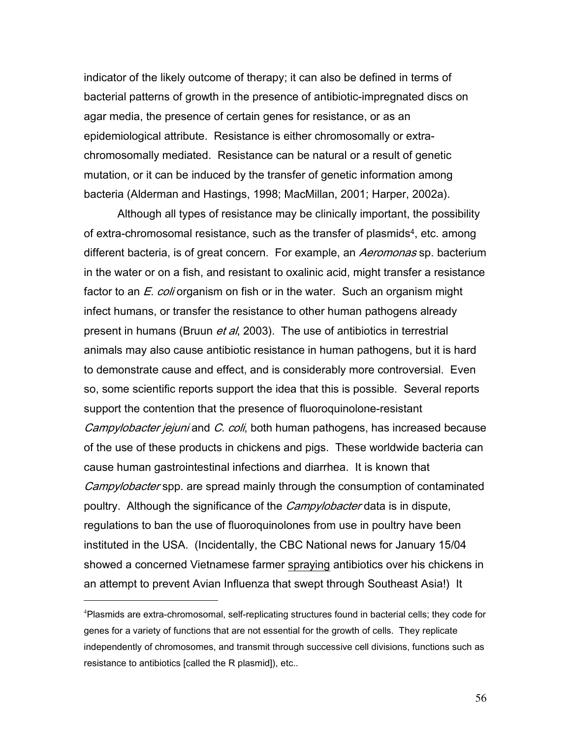indicator of the likely outcome of therapy; it can also be defined in terms of bacterial patterns of growth in the presence of antibiotic-impregnated discs on agar media, the presence of certain genes for resistance, or as an epidemiological attribute. Resistance is either chromosomally or extra-chromosomally mediated. Resistance can be natural or a result of genetic mutation, or it can be induced by the transfer of genetic information among bacteria (Alderman and Hastings, 1998; MacMillan, 2001; Harper, 2002a).

Although all types of resistance may be clinically important, the possibility of extra-chromosomal resistance, such as the transfer of plasmids[4], etc. among different bacteria, is of great concern. For example, an *Aeromonas* sp. bacterium in the water or on a fish, and resistant to oxalinic acid, might transfer a resistance factor to an *E. coli* organism on fish or in the water. Such an organism might infect humans, or transfer the resistance to other human pathogens already present in humans (Bruun *et al*, 2003). The use of antibiotics in terrestrial animals may also cause antibiotic resistance in human pathogens, but it is hard to demonstrate cause and effect, and is considerably more controversial. Even so, some scientific reports support the idea that this is possible. Several reports support the contention that the presence of fluoroquinolone-resistant *Campylobacter jejuni* and *C. coli*, both human pathogens, has increased because of the use of these products in chickens and pigs. These worldwide bacteria can cause human gastrointestinal infections and diarrhea. It is known that *Campylobacter* spp. are spread mainly through the consumption of contaminated poultry. Although the significance of the *Campylobacter* data is in dispute, regulations to ban the use of fluoroquinolones from use in poultry have been instituted in the USA. (Incidentally, the CBC National news for January 15/04 showed a concerned Vietnamese farmer <u>spraying</u> antibiotics over his chickens in an attempt to prevent Avian Influenza that swept through Southeast Asia!) It

---

[4]Plasmids are extra-chromosomal, self-replicating structures found in bacterial cells; they code for genes for a variety of functions that are not essential for the growth of cells. They replicate independently of chromosomes, and transmit through successive cell divisions, functions such as resistance to antibiotics [called the R plasmid]), etc..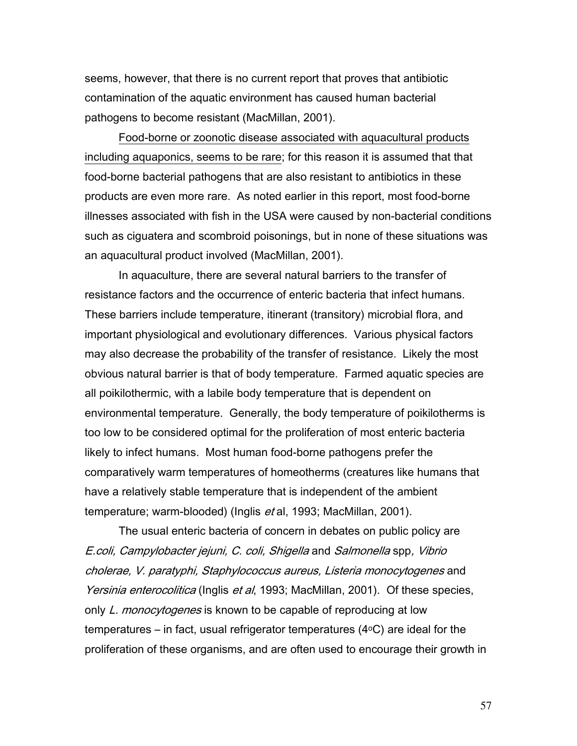seems, however, that there is no current report that proves that antibiotic contamination of the aquatic environment has caused human bacterial pathogens to become resistant (MacMillan, 2001).

<u>Food-borne or zoonotic disease associated with aquacultural products including aquaponics, seems to be rare</u>; for this reason it is assumed that that food-borne bacterial pathogens that are also resistant to antibiotics in these products are even more rare. As noted earlier in this report, most food-borne illnesses associated with fish in the USA were caused by non-bacterial conditions such as ciguatera and scombroid poisonings, but in none of these situations was an aquacultural product involved (MacMillan, 2001).

In aquaculture, there are several natural barriers to the transfer of resistance factors and the occurrence of enteric bacteria that infect humans. These barriers include temperature, itinerant (transitory) microbial flora, and important physiological and evolutionary differences. Various physical factors may also decrease the probability of the transfer of resistance. Likely the most obvious natural barrier is that of body temperature. Farmed aquatic species are all poikilothermic, with a labile body temperature that is dependent on environmental temperature. Generally, the body temperature of poikilotherms is too low to be considered optimal for the proliferation of most enteric bacteria likely to infect humans. Most human food-borne pathogens prefer the comparatively warm temperatures of homeotherms (creatures like humans that have a relatively stable temperature that is independent of the ambient temperature; warm-blooded) (Inglis *et* al, 1993; MacMillan, 2001).

The usual enteric bacteria of concern in debates on public policy are *E.coli, Campylobacter jejuni, C. coli, Shigella* and *Salmonella* spp*, Vibrio cholerae, V. paratyphi, Staphylococcus aureus, Listeria monocytogenes* and *Yersinia enterocolitica* (Inglis *et al*, 1993; MacMillan, 2001). Of these species, only *L. monocytogenes* is known to be capable of reproducing at low temperatures – in fact, usual refrigerator temperatures (4°C) are ideal for the proliferation of these organisms, and are often used to encourage their growth in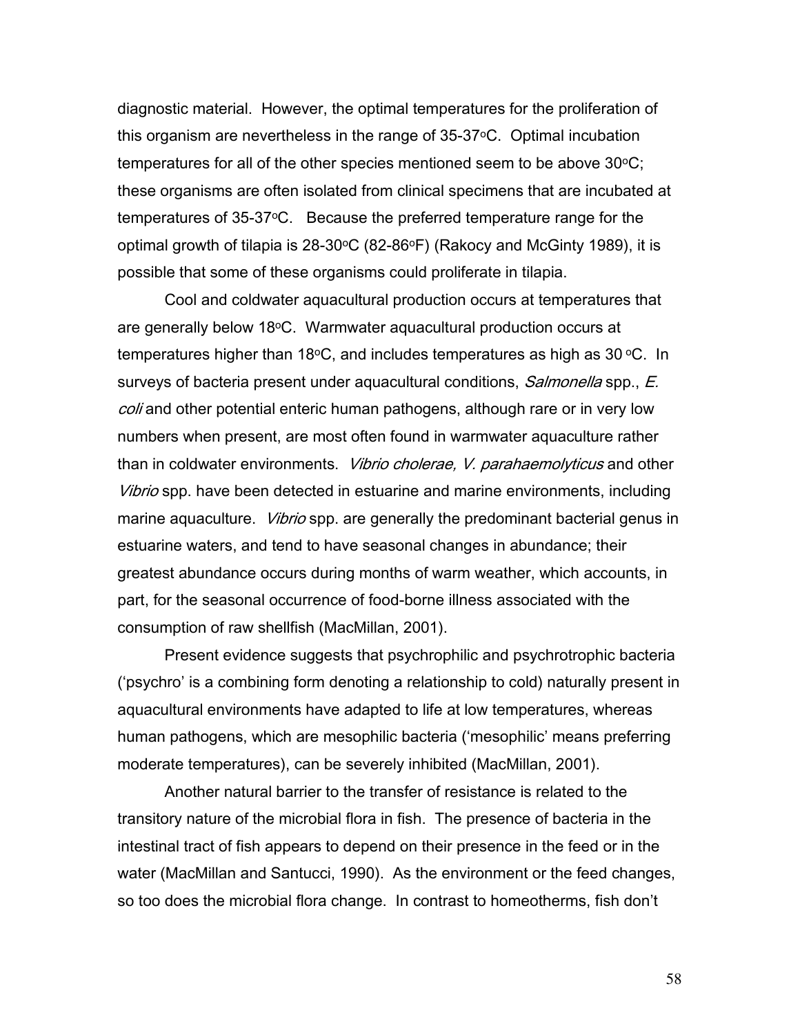diagnostic material. However, the optimal temperatures for the proliferation of this organism are nevertheless in the range of 35-37$^{o}$C. Optimal incubation temperatures for all of the other species mentioned seem to be above 30$^{o}$C; these organisms are often isolated from clinical specimens that are incubated at temperatures of 35-37$^{o}$C. Because the preferred temperature range for the optimal growth of tilapia is 28-30$^{o}$C (82-86$^{o}$F) (Rakocy and McGinty 1989), it is possible that some of these organisms could proliferate in tilapia.

Cool and coldwater aquacultural production occurs at temperatures that are generally below 18$^{o}$C. Warmwater aquacultural production occurs at temperatures higher than 18$^{o}$C, and includes temperatures as high as 30 $^{o}$C. In surveys of bacteria present under aquacultural conditions, *Salmonella* spp., *E. coli* and other potential enteric human pathogens, although rare or in very low numbers when present, are most often found in warmwater aquaculture rather than in coldwater environments. *Vibrio cholerae, V. parahaemolyticus* and other *Vibrio* spp. have been detected in estuarine and marine environments, including marine aquaculture. *Vibrio* spp. are generally the predominant bacterial genus in estuarine waters, and tend to have seasonal changes in abundance; their greatest abundance occurs during months of warm weather, which accounts, in part, for the seasonal occurrence of food-borne illness associated with the consumption of raw shellfish (MacMillan, 2001).

Present evidence suggests that psychrophilic and psychrotrophic bacteria ('psychro' is a combining form denoting a relationship to cold) naturally present in aquacultural environments have adapted to life at low temperatures, whereas human pathogens, which are mesophilic bacteria ('mesophilic' means preferring moderate temperatures), can be severely inhibited (MacMillan, 2001).

Another natural barrier to the transfer of resistance is related to the transitory nature of the microbial flora in fish. The presence of bacteria in the intestinal tract of fish appears to depend on their presence in the feed or in the water (MacMillan and Santucci, 1990). As the environment or the feed changes, so too does the microbial flora change. In contrast to homeotherms, fish don't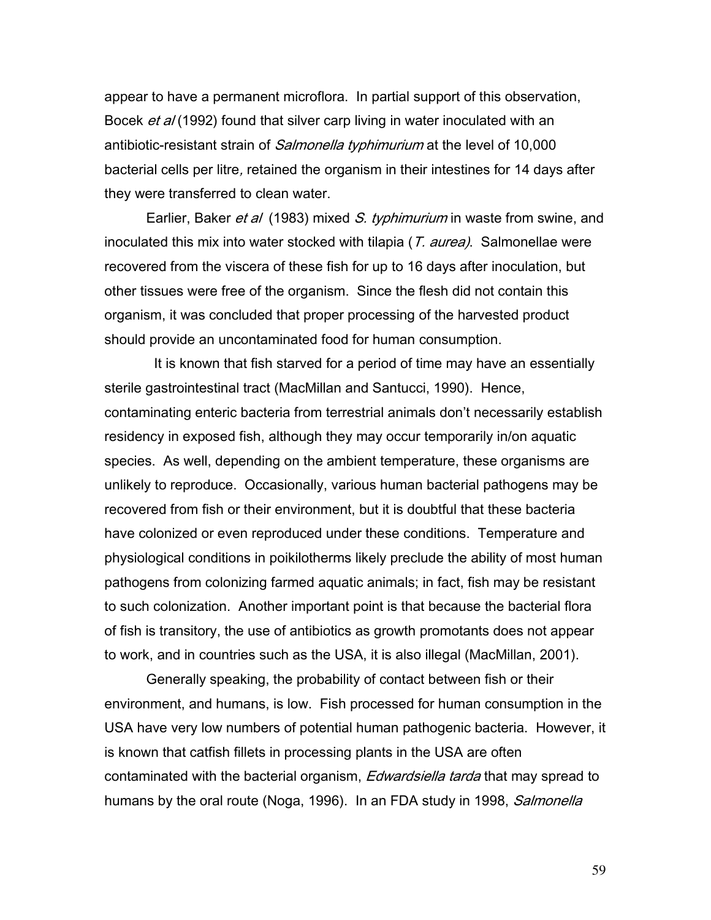appear to have a permanent microflora. In partial support of this observation, Bocek *et al* (1992) found that silver carp living in water inoculated with an antibiotic-resistant strain of *Salmonella typhimurium* at the level of 10,000 bacterial cells per litre, retained the organism in their intestines for 14 days after they were transferred to clean water.

Earlier, Baker *et al* (1983) mixed *S. typhimurium* in waste from swine, and inoculated this mix into water stocked with tilapia (*T. aurea)*. Salmonellae were recovered from the viscera of these fish for up to 16 days after inoculation, but other tissues were free of the organism. Since the flesh did not contain this organism, it was concluded that proper processing of the harvested product should provide an uncontaminated food for human consumption.

It is known that fish starved for a period of time may have an essentially sterile gastrointestinal tract (MacMillan and Santucci, 1990). Hence, contaminating enteric bacteria from terrestrial animals don't necessarily establish residency in exposed fish, although they may occur temporarily in/on aquatic species. As well, depending on the ambient temperature, these organisms are unlikely to reproduce. Occasionally, various human bacterial pathogens may be recovered from fish or their environment, but it is doubtful that these bacteria have colonized or even reproduced under these conditions. Temperature and physiological conditions in poikilotherms likely preclude the ability of most human pathogens from colonizing farmed aquatic animals; in fact, fish may be resistant to such colonization. Another important point is that because the bacterial flora of fish is transitory, the use of antibiotics as growth promotants does not appear to work, and in countries such as the USA, it is also illegal (MacMillan, 2001).

Generally speaking, the probability of contact between fish or their environment, and humans, is low. Fish processed for human consumption in the USA have very low numbers of potential human pathogenic bacteria. However, it is known that catfish fillets in processing plants in the USA are often contaminated with the bacterial organism, *Edwardsiella tarda* that may spread to humans by the oral route (Noga, 1996). In an FDA study in 1998, *Salmonella*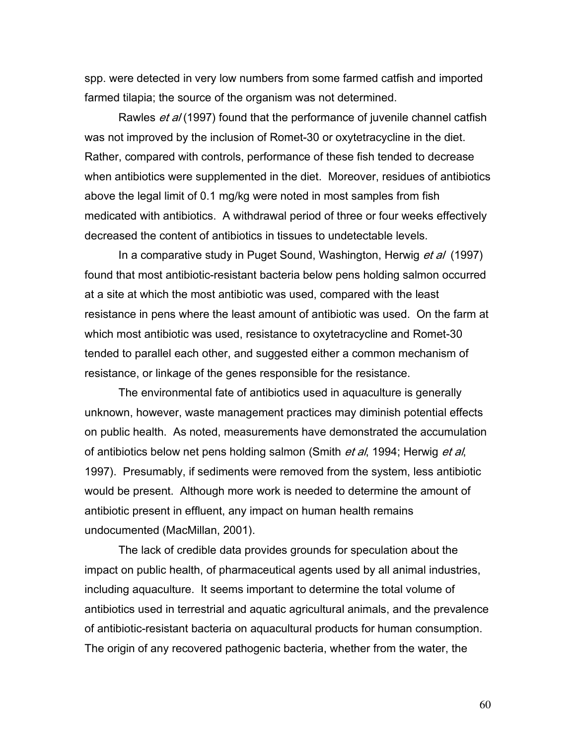spp. were detected in very low numbers from some farmed catfish and imported farmed tilapia; the source of the organism was not determined.

Rawles *et al* (1997) found that the performance of juvenile channel catfish was not improved by the inclusion of Romet-30 or oxytetracycline in the diet. Rather, compared with controls, performance of these fish tended to decrease when antibiotics were supplemented in the diet. Moreover, residues of antibiotics above the legal limit of 0.1 mg/kg were noted in most samples from fish medicated with antibiotics. A withdrawal period of three or four weeks effectively decreased the content of antibiotics in tissues to undetectable levels.

In a comparative study in Puget Sound, Washington, Herwig *et al* (1997) found that most antibiotic-resistant bacteria below pens holding salmon occurred at a site at which the most antibiotic was used, compared with the least resistance in pens where the least amount of antibiotic was used. On the farm at which most antibiotic was used, resistance to oxytetracycline and Romet-30 tended to parallel each other, and suggested either a common mechanism of resistance, or linkage of the genes responsible for the resistance.

The environmental fate of antibiotics used in aquaculture is generally unknown, however, waste management practices may diminish potential effects on public health. As noted, measurements have demonstrated the accumulation of antibiotics below net pens holding salmon (Smith *et al*, 1994; Herwig *et al*, 1997). Presumably, if sediments were removed from the system, less antibiotic would be present. Although more work is needed to determine the amount of antibiotic present in effluent, any impact on human health remains undocumented (MacMillan, 2001).

The lack of credible data provides grounds for speculation about the impact on public health, of pharmaceutical agents used by all animal industries, including aquaculture. It seems important to determine the total volume of antibiotics used in terrestrial and aquatic agricultural animals, and the prevalence of antibiotic-resistant bacteria on aquacultural products for human consumption. The origin of any recovered pathogenic bacteria, whether from the water, the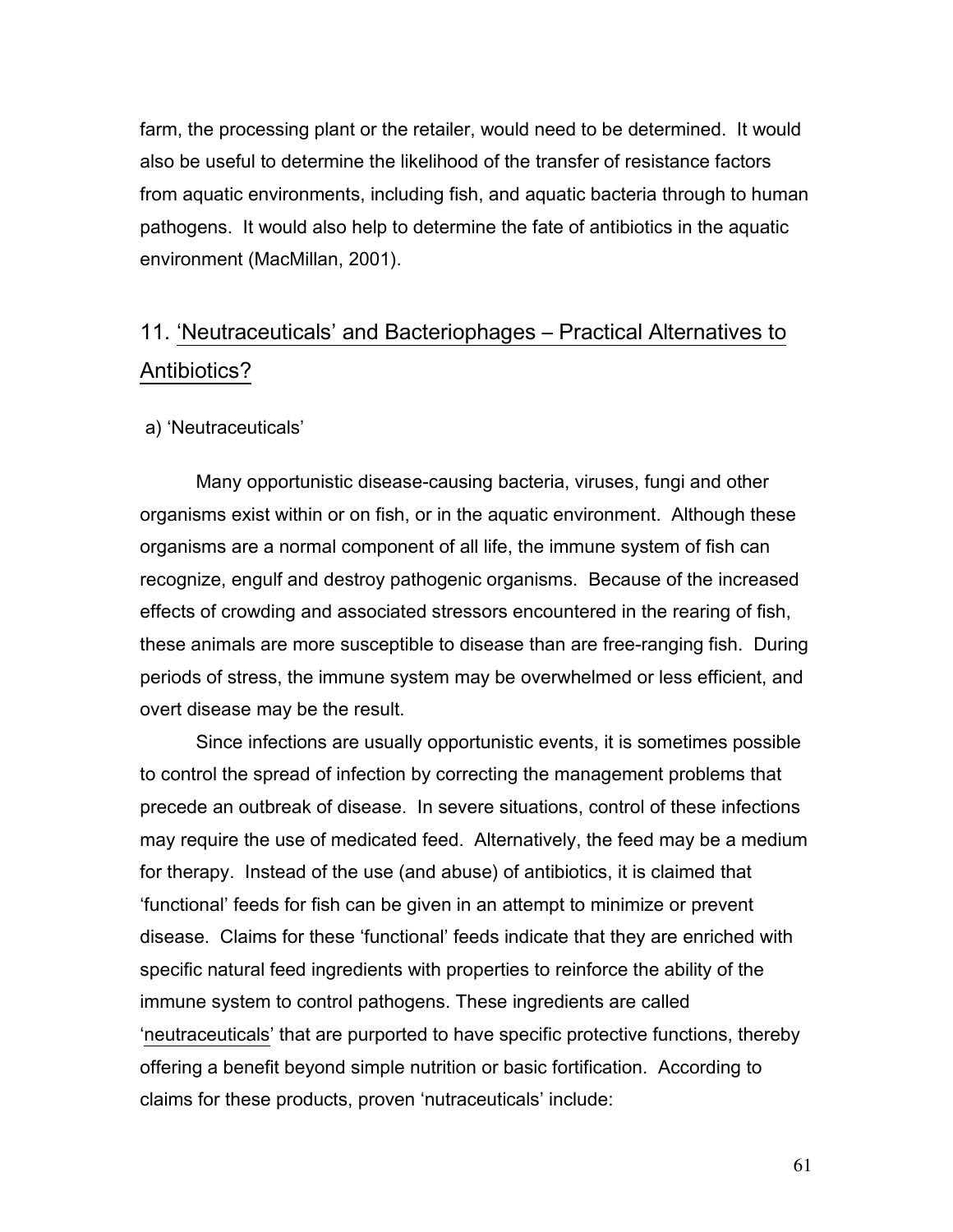farm, the processing plant or the retailer, would need to be determined. It would also be useful to determine the likelihood of the transfer of resistance factors from aquatic environments, including fish, and aquatic bacteria through to human pathogens. It would also help to determine the fate of antibiotics in the aquatic environment (MacMillan, 2001).

## 11. 'Neutraceuticals' and Bacteriophages – Practical Alternatives to Antibiotics?

### a) 'Neutraceuticals'

Many opportunistic disease-causing bacteria, viruses, fungi and other organisms exist within or on fish, or in the aquatic environment. Although these organisms are a normal component of all life, the immune system of fish can recognize, engulf and destroy pathogenic organisms. Because of the increased effects of crowding and associated stressors encountered in the rearing of fish, these animals are more susceptible to disease than are free-ranging fish. During periods of stress, the immune system may be overwhelmed or less efficient, and overt disease may be the result.

Since infections are usually opportunistic events, it is sometimes possible to control the spread of infection by correcting the management problems that precede an outbreak of disease. In severe situations, control of these infections may require the use of medicated feed. Alternatively, the feed may be a medium for therapy. Instead of the use (and abuse) of antibiotics, it is claimed that 'functional' feeds for fish can be given in an attempt to minimize or prevent disease. Claims for these 'functional' feeds indicate that they are enriched with specific natural feed ingredients with properties to reinforce the ability of the immune system to control pathogens. These ingredients are called 'neutraceuticals' that are purported to have specific protective functions, thereby offering a benefit beyond simple nutrition or basic fortification. According to claims for these products, proven 'nutraceuticals' include: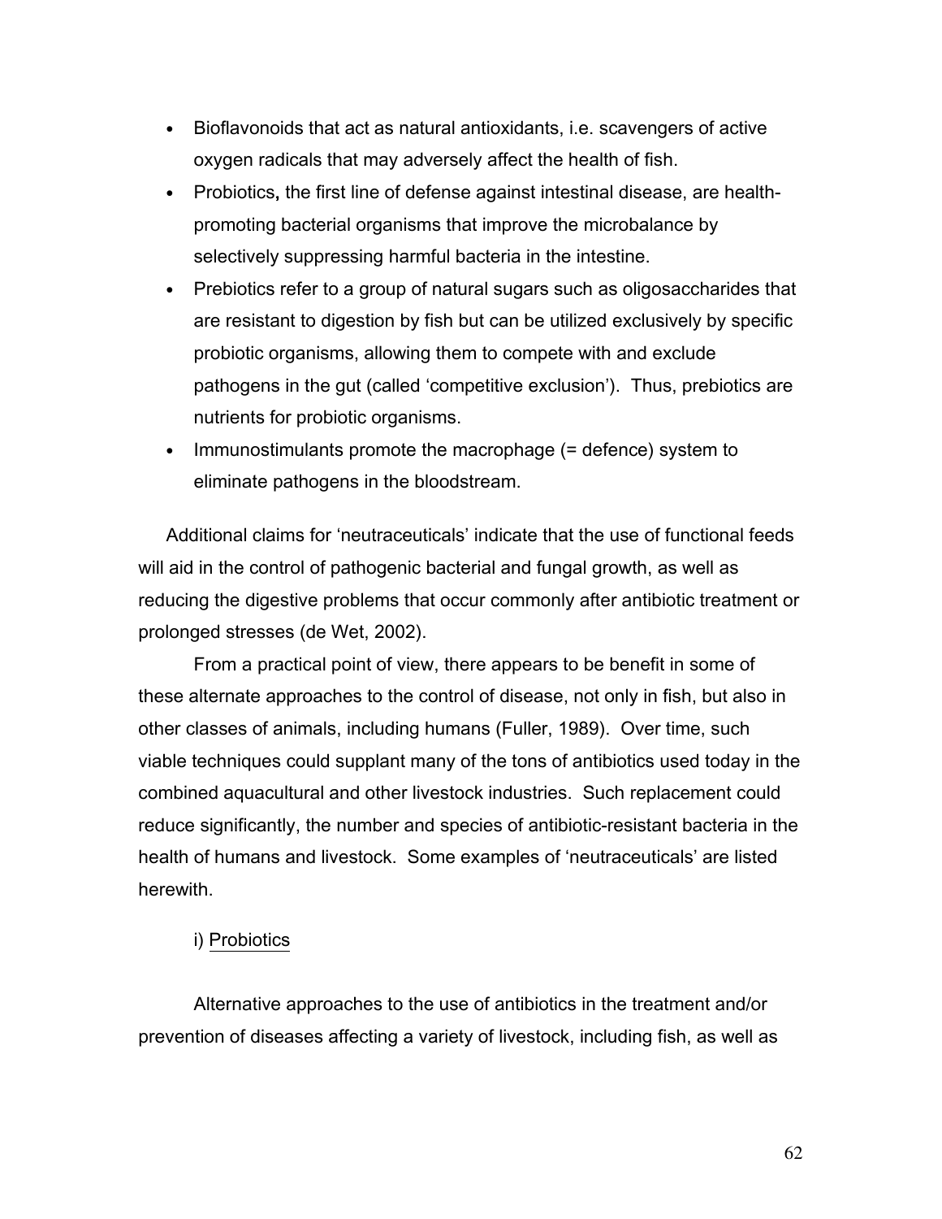- Bioflavonoids that act as natural antioxidants, i.e. scavengers of active oxygen radicals that may adversely affect the health of fish.
- Probiotics**,** the first line of defense against intestinal disease, are health-promoting bacterial organisms that improve the microbalance by selectively suppressing harmful bacteria in the intestine.
- Prebiotics refer to a group of natural sugars such as oligosaccharides that are resistant to digestion by fish but can be utilized exclusively by specific probiotic organisms, allowing them to compete with and exclude pathogens in the gut (called 'competitive exclusion'). Thus, prebiotics are nutrients for probiotic organisms.
- Immunostimulants promote the macrophage (= defence) system to eliminate pathogens in the bloodstream.

Additional claims for 'neutraceuticals' indicate that the use of functional feeds will aid in the control of pathogenic bacterial and fungal growth, as well as reducing the digestive problems that occur commonly after antibiotic treatment or prolonged stresses (de Wet, 2002).

From a practical point of view, there appears to be benefit in some of these alternate approaches to the control of disease, not only in fish, but also in other classes of animals, including humans (Fuller, 1989). Over time, such viable techniques could supplant many of the tons of antibiotics used today in the combined aquacultural and other livestock industries. Such replacement could reduce significantly, the number and species of antibiotic-resistant bacteria in the health of humans and livestock. Some examples of 'neutraceuticals' are listed herewith.

i) Probiotics

Alternative approaches to the use of antibiotics in the treatment and/or prevention of diseases affecting a variety of livestock, including fish, as well as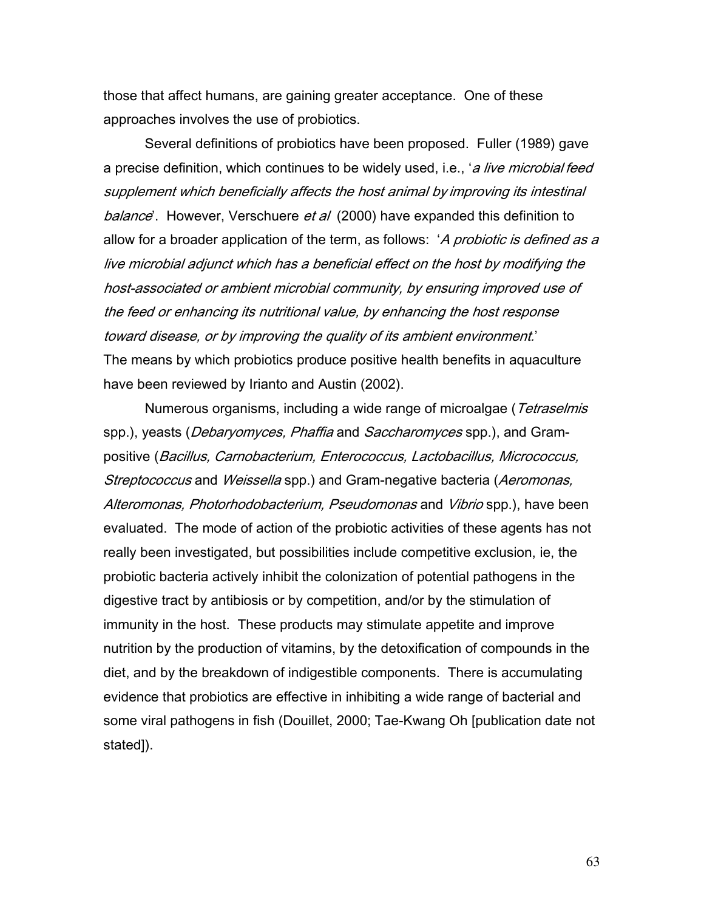those that affect humans, are gaining greater acceptance. One of these approaches involves the use of probiotics.

Several definitions of probiotics have been proposed. Fuller (1989) gave a precise definition, which continues to be widely used, i.e., '*a live microbial feed supplement which beneficially affects the host animal by improving its intestinal balance*'. However, Verschuere *et al* (2000) have expanded this definition to allow for a broader application of the term, as follows: '*A probiotic is defined as a live microbial adjunct which has a beneficial effect on the host by modifying the host-associated or ambient microbial community, by ensuring improved use of the feed or enhancing its nutritional value, by enhancing the host response toward disease, or by improving the quality of its ambient environment.*'
The means by which probiotics produce positive health benefits in aquaculture have been reviewed by Irianto and Austin (2002).

Numerous organisms, including a wide range of microalgae (*Tetraselmis* spp.), yeasts (*Debaryomyces, Phaffia* and *Saccharomyces* spp.), and Gram-positive (*Bacillus, Carnobacterium, Enterococcus, Lactobacillus, Micrococcus, Streptococcus* and *Weissella* spp.) and Gram-negative bacteria (*Aeromonas, Alteromonas, Photorhodobacterium, Pseudomonas* and *Vibrio* spp.), have been evaluated. The mode of action of the probiotic activities of these agents has not really been investigated, but possibilities include competitive exclusion, ie, the probiotic bacteria actively inhibit the colonization of potential pathogens in the digestive tract by antibiosis or by competition, and/or by the stimulation of immunity in the host. These products may stimulate appetite and improve nutrition by the production of vitamins, by the detoxification of compounds in the diet, and by the breakdown of indigestible components. There is accumulating evidence that probiotics are effective in inhibiting a wide range of bacterial and some viral pathogens in fish (Douillet, 2000; Tae-Kwang Oh [publication date not stated]).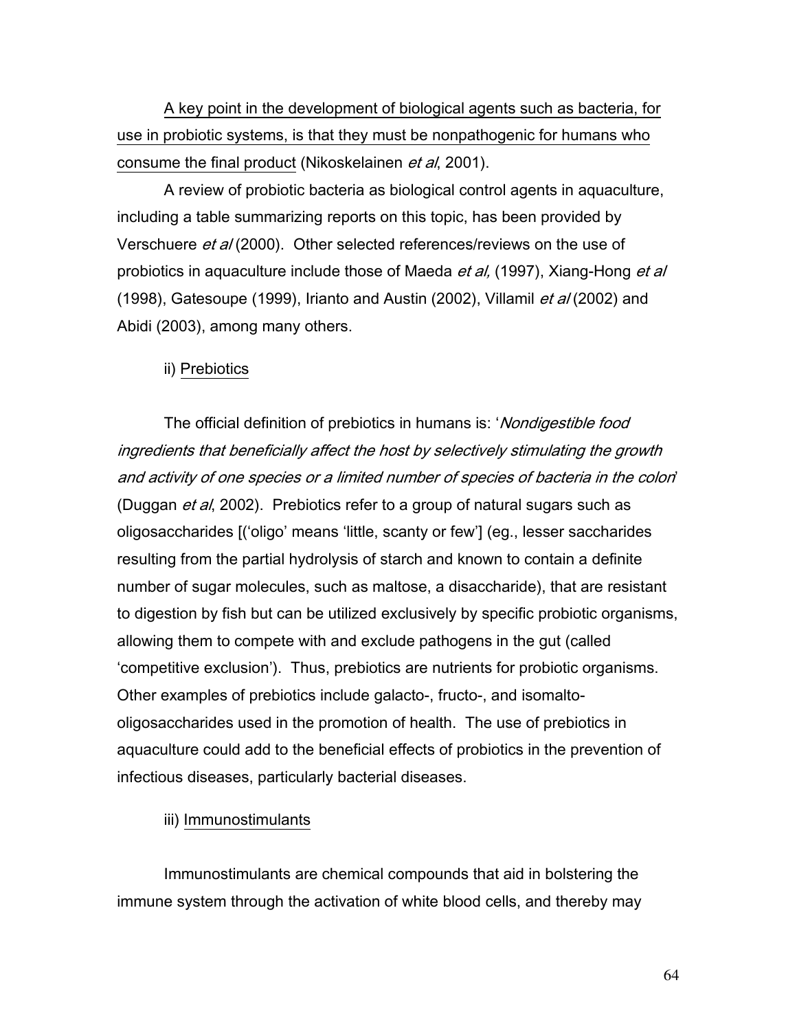<u>A key point in the development of biological agents such as bacteria, for use in probiotic systems, is that they must be nonpathogenic for humans who consume the final product</u> (Nikoskelainen *et al*, 2001).

A review of probiotic bacteria as biological control agents in aquaculture, including a table summarizing reports on this topic, has been provided by Verschuere *et al* (2000). Other selected references/reviews on the use of probiotics in aquaculture include those of Maeda *et al,* (1997), Xiang-Hong *et al* (1998), Gatesoupe (1999), Irianto and Austin (2002), Villamil *et al* (2002) and Abidi (2003), among many others.

ii) <u>Prebiotics</u>

The official definition of prebiotics in humans is: '*Nondigestible food ingredients that beneficially affect the host by selectively stimulating the growth and activity of one species or a limited number of species of bacteria in the colon*' (Duggan *et al*, 2002). Prebiotics refer to a group of natural sugars such as oligosaccharides [('oligo' means 'little, scanty or few'] (eg., lesser saccharides resulting from the partial hydrolysis of starch and known to contain a definite number of sugar molecules, such as maltose, a disaccharide), that are resistant to digestion by fish but can be utilized exclusively by specific probiotic organisms, allowing them to compete with and exclude pathogens in the gut (called 'competitive exclusion'). Thus, prebiotics are nutrients for probiotic organisms. Other examples of prebiotics include galacto-, fructo-, and isomalto-oligosaccharides used in the promotion of health. The use of prebiotics in aquaculture could add to the beneficial effects of probiotics in the prevention of infectious diseases, particularly bacterial diseases.

iii) <u>Immunostimulants</u>

Immunostimulants are chemical compounds that aid in bolstering the immune system through the activation of white blood cells, and thereby may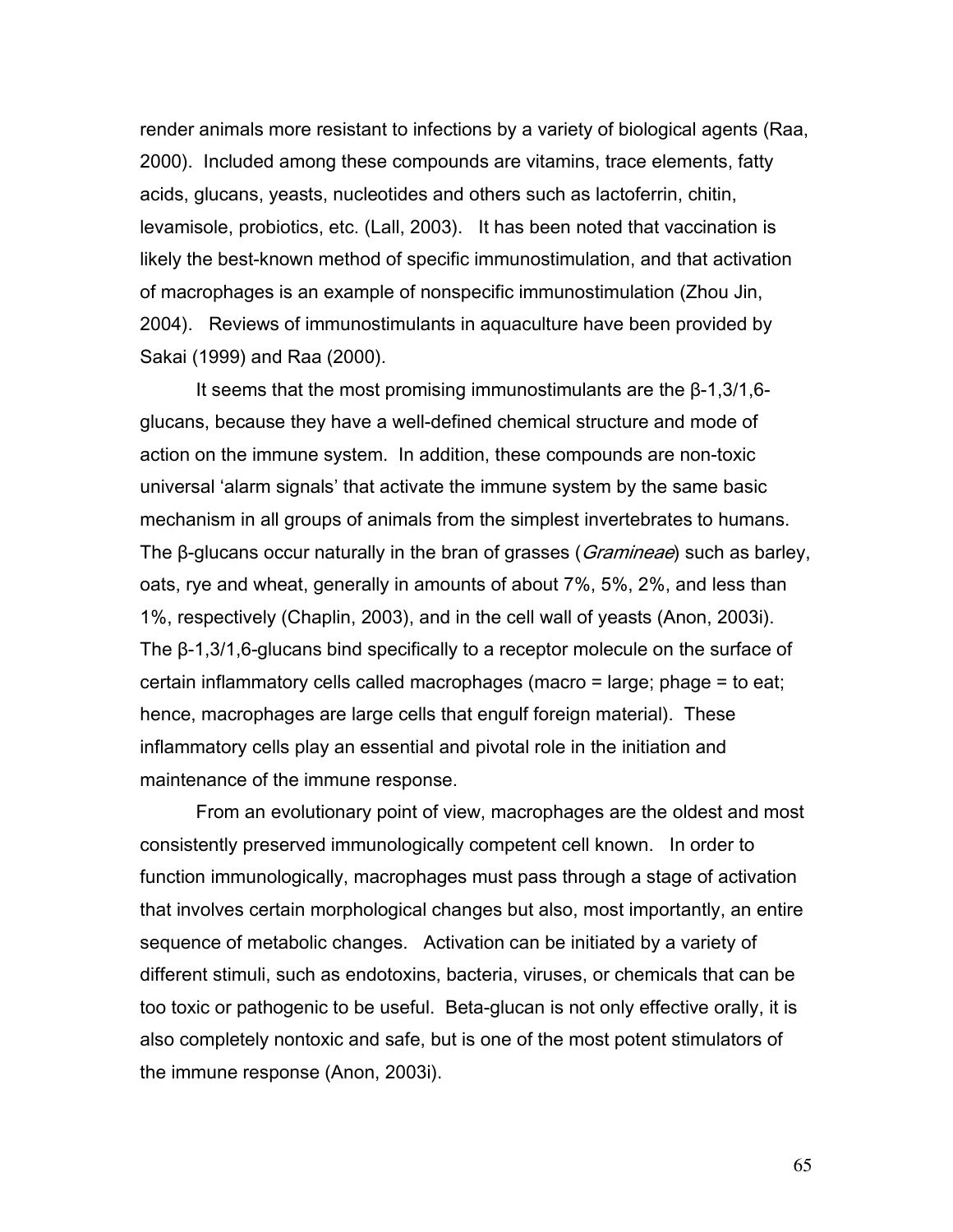render animals more resistant to infections by a variety of biological agents (Raa, 2000). Included among these compounds are vitamins, trace elements, fatty acids, glucans, yeasts, nucleotides and others such as lactoferrin, chitin, levamisole, probiotics, etc. (Lall, 2003). It has been noted that vaccination is likely the best-known method of specific immunostimulation, and that activation of macrophages is an example of nonspecific immunostimulation (Zhou Jin, 2004). Reviews of immunostimulants in aquaculture have been provided by Sakai (1999) and Raa (2000).

It seems that the most promising immunostimulants are the β-1,3/1,6-glucans, because they have a well-defined chemical structure and mode of action on the immune system. In addition, these compounds are non-toxic universal 'alarm signals' that activate the immune system by the same basic mechanism in all groups of animals from the simplest invertebrates to humans. The β-glucans occur naturally in the bran of grasses (*Gramineae*) such as barley, oats, rye and wheat, generally in amounts of about 7%, 5%, 2%, and less than 1%, respectively (Chaplin, 2003), and in the cell wall of yeasts (Anon, 2003i). The β-1,3/1,6-glucans bind specifically to a receptor molecule on the surface of certain inflammatory cells called macrophages (macro = large; phage = to eat; hence, macrophages are large cells that engulf foreign material). These inflammatory cells play an essential and pivotal role in the initiation and maintenance of the immune response.

From an evolutionary point of view, macrophages are the oldest and most consistently preserved immunologically competent cell known. In order to function immunologically, macrophages must pass through a stage of activation that involves certain morphological changes but also, most importantly, an entire sequence of metabolic changes. Activation can be initiated by a variety of different stimuli, such as endotoxins, bacteria, viruses, or chemicals that can be too toxic or pathogenic to be useful. Beta-glucan is not only effective orally, it is also completely nontoxic and safe, but is one of the most potent stimulators of the immune response (Anon, 2003i).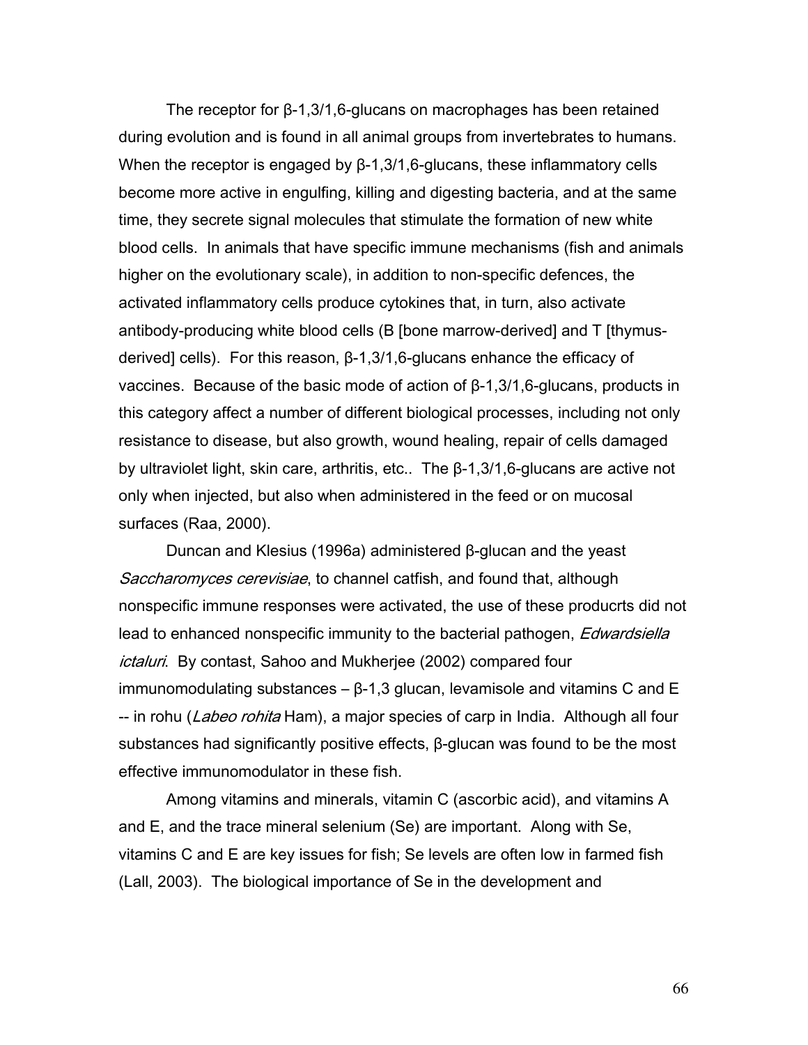The receptor for β-1,3/1,6-glucans on macrophages has been retained during evolution and is found in all animal groups from invertebrates to humans. When the receptor is engaged by β-1,3/1,6-glucans, these inflammatory cells become more active in engulfing, killing and digesting bacteria, and at the same time, they secrete signal molecules that stimulate the formation of new white blood cells. In animals that have specific immune mechanisms (fish and animals higher on the evolutionary scale), in addition to non-specific defences, the activated inflammatory cells produce cytokines that, in turn, also activate antibody-producing white blood cells (B [bone marrow-derived] and T [thymus-derived] cells). For this reason, β-1,3/1,6-glucans enhance the efficacy of vaccines. Because of the basic mode of action of β-1,3/1,6-glucans, products in this category affect a number of different biological processes, including not only resistance to disease, but also growth, wound healing, repair of cells damaged by ultraviolet light, skin care, arthritis, etc.. The β-1,3/1,6-glucans are active not only when injected, but also when administered in the feed or on mucosal surfaces (Raa, 2000).

Duncan and Klesius (1996a) administered β-glucan and the yeast *Saccharomyces cerevisiae*, to channel catfish, and found that, although nonspecific immune responses were activated, the use of these producrts did not lead to enhanced nonspecific immunity to the bacterial pathogen, *Edwardsiella ictaluri*. By contast, Sahoo and Mukherjee (2002) compared four immunomodulating substances – β-1,3 glucan, levamisole and vitamins C and E -- in rohu (*Labeo rohita* Ham), a major species of carp in India. Although all four substances had significantly positive effects, β-glucan was found to be the most effective immunomodulator in these fish.

Among vitamins and minerals, vitamin C (ascorbic acid), and vitamins A and E, and the trace mineral selenium (Se) are important. Along with Se, vitamins C and E are key issues for fish; Se levels are often low in farmed fish (Lall, 2003). The biological importance of Se in the development and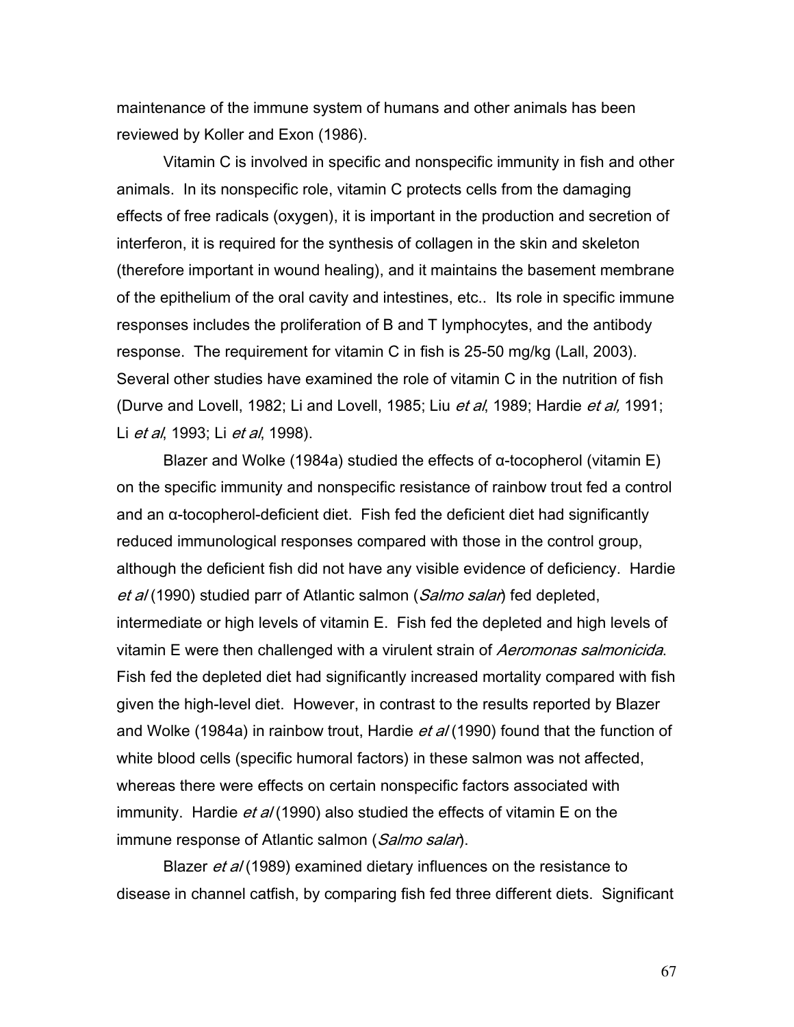maintenance of the immune system of humans and other animals has been reviewed by Koller and Exon (1986).

Vitamin C is involved in specific and nonspecific immunity in fish and other animals. In its nonspecific role, vitamin C protects cells from the damaging effects of free radicals (oxygen), it is important in the production and secretion of interferon, it is required for the synthesis of collagen in the skin and skeleton (therefore important in wound healing), and it maintains the basement membrane of the epithelium of the oral cavity and intestines, etc.. Its role in specific immune responses includes the proliferation of B and T lymphocytes, and the antibody response. The requirement for vitamin C in fish is 25-50 mg/kg (Lall, 2003). Several other studies have examined the role of vitamin C in the nutrition of fish (Durve and Lovell, 1982; Li and Lovell, 1985; Liu *et al*, 1989; Hardie *et al,* 1991; Li *et al*, 1993; Li *et al*, 1998).

Blazer and Wolke (1984a) studied the effects of α-tocopherol (vitamin E) on the specific immunity and nonspecific resistance of rainbow trout fed a control and an α-tocopherol-deficient diet. Fish fed the deficient diet had significantly reduced immunological responses compared with those in the control group, although the deficient fish did not have any visible evidence of deficiency. Hardie *et al* (1990) studied parr of Atlantic salmon (*Salmo salar*) fed depleted, intermediate or high levels of vitamin E. Fish fed the depleted and high levels of vitamin E were then challenged with a virulent strain of *Aeromonas salmonicida*. Fish fed the depleted diet had significantly increased mortality compared with fish given the high-level diet. However, in contrast to the results reported by Blazer and Wolke (1984a) in rainbow trout, Hardie *et al* (1990) found that the function of white blood cells (specific humoral factors) in these salmon was not affected, whereas there were effects on certain nonspecific factors associated with immunity. Hardie *et al* (1990) also studied the effects of vitamin E on the immune response of Atlantic salmon (*Salmo salar*).

Blazer *et al* (1989) examined dietary influences on the resistance to disease in channel catfish, by comparing fish fed three different diets. Significant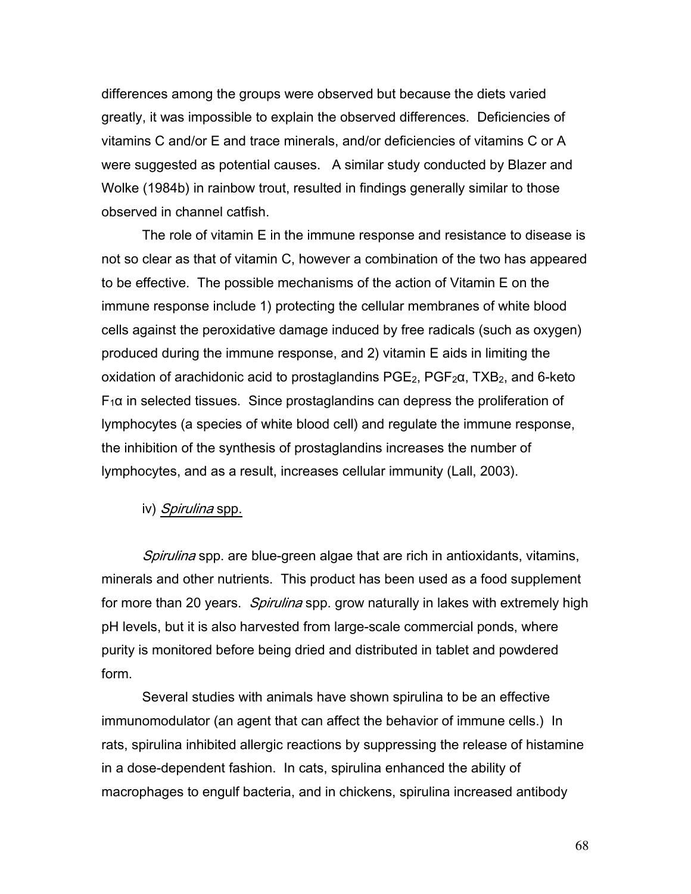differences among the groups were observed but because the diets varied greatly, it was impossible to explain the observed differences. Deficiencies of vitamins C and/or E and trace minerals, and/or deficiencies of vitamins C or A were suggested as potential causes. A similar study conducted by Blazer and Wolke (1984b) in rainbow trout, resulted in findings generally similar to those observed in channel catfish.

The role of vitamin E in the immune response and resistance to disease is not so clear as that of vitamin C, however a combination of the two has appeared to be effective. The possible mechanisms of the action of Vitamin E on the immune response include 1) protecting the cellular membranes of white blood cells against the peroxidative damage induced by free radicals (such as oxygen) produced during the immune response, and 2) vitamin E aids in limiting the oxidation of arachidonic acid to prostaglandins $PGE_2$, $PGF_2\alpha$, $TXB_2$, and 6-keto $F_1\alpha$ in selected tissues. Since prostaglandins can depress the proliferation of lymphocytes (a species of white blood cell) and regulate the immune response, the inhibition of the synthesis of prostaglandins increases the number of lymphocytes, and as a result, increases cellular immunity (Lall, 2003).

iv) *Spirulina* spp.

*Spirulina* spp. are blue-green algae that are rich in antioxidants, vitamins, minerals and other nutrients. This product has been used as a food supplement for more than 20 years. *Spirulina* spp. grow naturally in lakes with extremely high pH levels, but it is also harvested from large-scale commercial ponds, where purity is monitored before being dried and distributed in tablet and powdered form.

Several studies with animals have shown spirulina to be an effective immunomodulator (an agent that can affect the behavior of immune cells.) In rats, spirulina inhibited allergic reactions by suppressing the release of histamine in a dose-dependent fashion. In cats, spirulina enhanced the ability of macrophages to engulf bacteria, and in chickens, spirulina increased antibody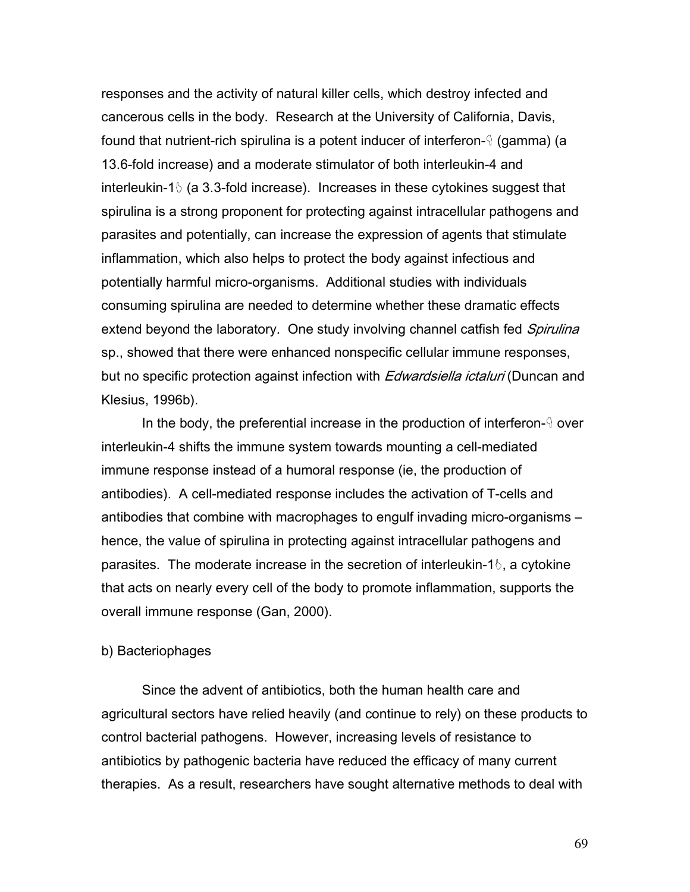responses and the activity of natural killer cells, which destroy infected and cancerous cells in the body. Research at the University of California, Davis, found that nutrient-rich spirulina is a potent inducer of interferon-γ (gamma) (a 13.6-fold increase) and a moderate stimulator of both interleukin-4 and interleukin-1β (a 3.3-fold increase). Increases in these cytokines suggest that spirulina is a strong proponent for protecting against intracellular pathogens and parasites and potentially, can increase the expression of agents that stimulate inflammation, which also helps to protect the body against infectious and potentially harmful micro-organisms. Additional studies with individuals consuming spirulina are needed to determine whether these dramatic effects extend beyond the laboratory. One study involving channel catfish fed *Spirulina* sp., showed that there were enhanced nonspecific cellular immune responses, but no specific protection against infection with *Edwardsiella ictaluri* (Duncan and Klesius, 1996b).

In the body, the preferential increase in the production of interferon-γ over interleukin-4 shifts the immune system towards mounting a cell-mediated immune response instead of a humoral response (ie, the production of antibodies). A cell-mediated response includes the activation of T-cells and antibodies that combine with macrophages to engulf invading micro-organisms – hence, the value of spirulina in protecting against intracellular pathogens and parasites. The moderate increase in the secretion of interleukin-1β, a cytokine that acts on nearly every cell of the body to promote inflammation, supports the overall immune response (Gan, 2000).

b) Bacteriophages

Since the advent of antibiotics, both the human health care and agricultural sectors have relied heavily (and continue to rely) on these products to control bacterial pathogens. However, increasing levels of resistance to antibiotics by pathogenic bacteria have reduced the efficacy of many current therapies. As a result, researchers have sought alternative methods to deal with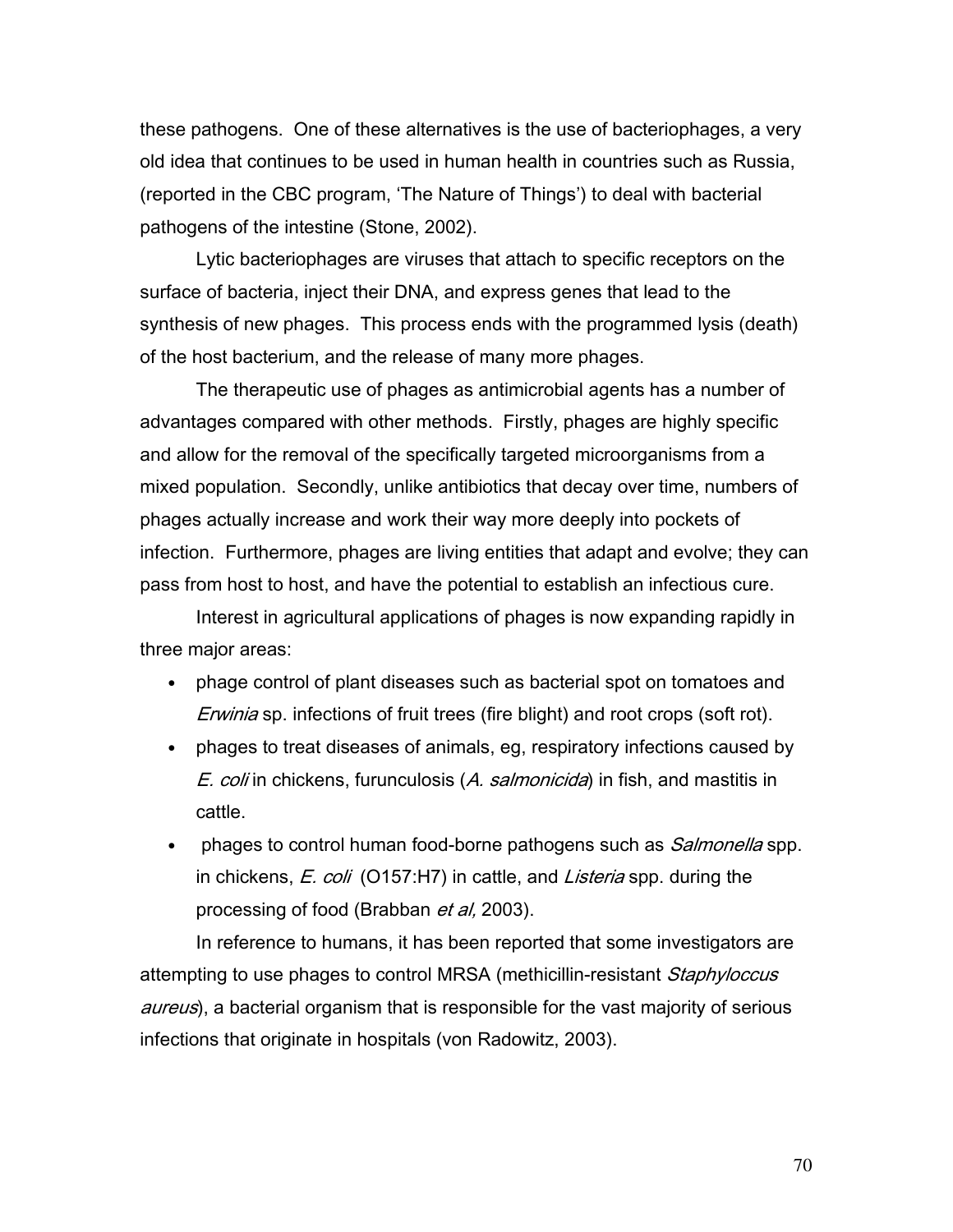these pathogens. One of these alternatives is the use of bacteriophages, a very old idea that continues to be used in human health in countries such as Russia, (reported in the CBC program, 'The Nature of Things') to deal with bacterial pathogens of the intestine (Stone, 2002).

Lytic bacteriophages are viruses that attach to specific receptors on the surface of bacteria, inject their DNA, and express genes that lead to the synthesis of new phages. This process ends with the programmed lysis (death) of the host bacterium, and the release of many more phages.

The therapeutic use of phages as antimicrobial agents has a number of advantages compared with other methods. Firstly, phages are highly specific and allow for the removal of the specifically targeted microorganisms from a mixed population. Secondly, unlike antibiotics that decay over time, numbers of phages actually increase and work their way more deeply into pockets of infection. Furthermore, phages are living entities that adapt and evolve; they can pass from host to host, and have the potential to establish an infectious cure.

Interest in agricultural applications of phages is now expanding rapidly in three major areas:

- phage control of plant diseases such as bacterial spot on tomatoes and *Erwinia* sp. infections of fruit trees (fire blight) and root crops (soft rot).
- phages to treat diseases of animals, eg, respiratory infections caused by *E. coli* in chickens, furunculosis (*A. salmonicida*) in fish, and mastitis in cattle.
- phages to control human food-borne pathogens such as *Salmonella* spp. in chickens, *E. coli* (O157:H7) in cattle, and *Listeria* spp. during the processing of food (Brabban *et al,* 2003).

In reference to humans, it has been reported that some investigators are attempting to use phages to control MRSA (methicillin-resistant *Staphyloccus aureus*), a bacterial organism that is responsible for the vast majority of serious infections that originate in hospitals (von Radowitz, 2003).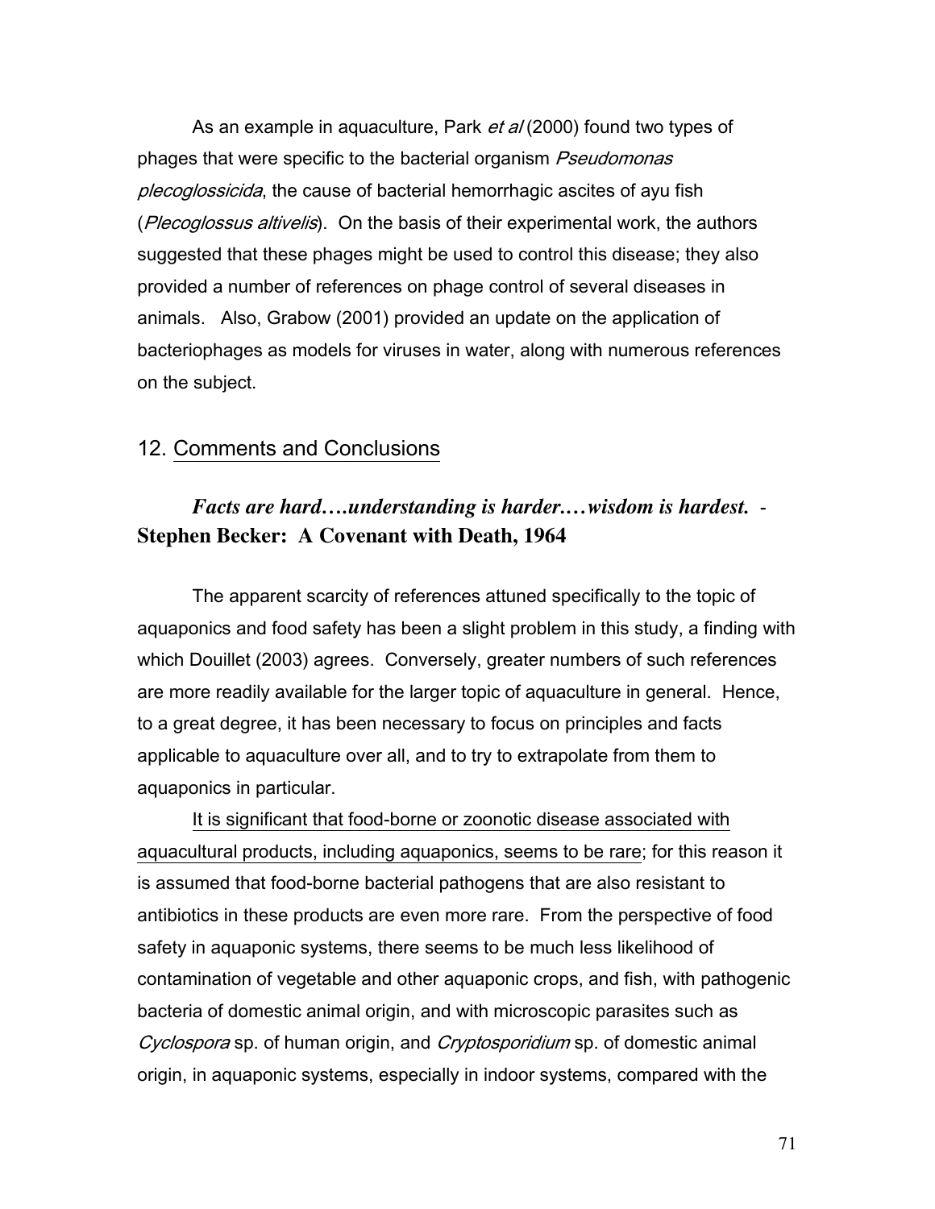As an example in aquaculture, Park *et al* (2000) found two types of phages that were specific to the bacterial organism *Pseudomonas plecoglossicida*, the cause of bacterial hemorrhagic ascites of ayu fish (*Plecoglossus altivelis*). On the basis of their experimental work, the authors suggested that these phages might be used to control this disease; they also provided a number of references on phage control of several diseases in animals. Also, Grabow (2001) provided an update on the application of bacteriophages as models for viruses in water, along with numerous references on the subject.

## 12. Comments and Conclusions

***Facts are hard….understanding is harder.…wisdom is hardest.*** **- Stephen Becker: A Covenant with Death, 1964**

The apparent scarcity of references attuned specifically to the topic of aquaponics and food safety has been a slight problem in this study, a finding with which Douillet (2003) agrees. Conversely, greater numbers of such references are more readily available for the larger topic of aquaculture in general. Hence, to a great degree, it has been necessary to focus on principles and facts applicable to aquaculture over all, and to try to extrapolate from them to aquaponics in particular.

<u>It is significant that food-borne or zoonotic disease associated with aquacultural products, including aquaponics, seems to be rare</u>; for this reason it is assumed that food-borne bacterial pathogens that are also resistant to antibiotics in these products are even more rare. From the perspective of food safety in aquaponic systems, there seems to be much less likelihood of contamination of vegetable and other aquaponic crops, and fish, with pathogenic bacteria of domestic animal origin, and with microscopic parasites such as *Cyclospora* sp. of human origin, and *Cryptosporidium* sp. of domestic animal origin, in aquaponic systems, especially in indoor systems, compared with the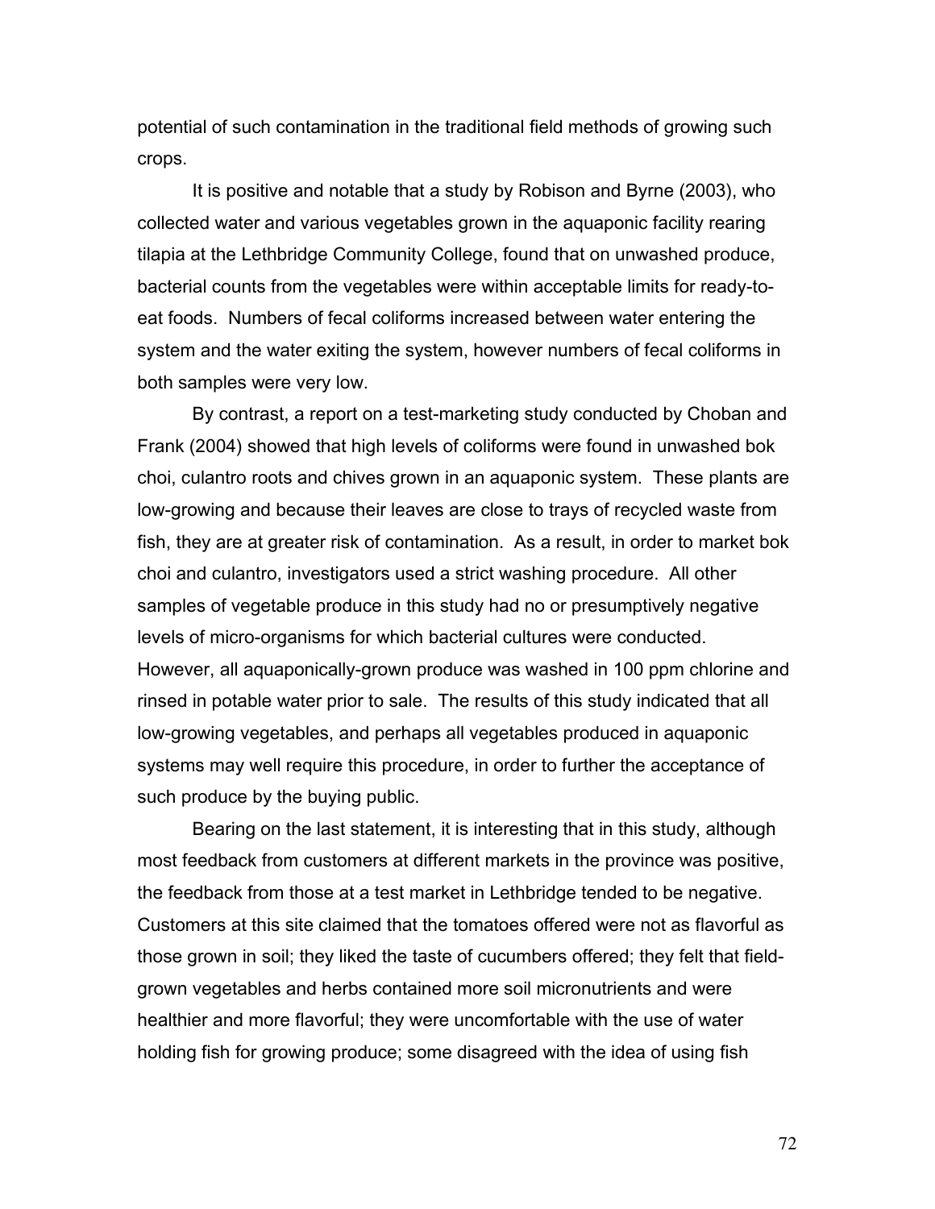potential of such contamination in the traditional field methods of growing such crops.

It is positive and notable that a study by Robison and Byrne (2003), who collected water and various vegetables grown in the aquaponic facility rearing tilapia at the Lethbridge Community College, found that on unwashed produce, bacterial counts from the vegetables were within acceptable limits for ready-to-eat foods. Numbers of fecal coliforms increased between water entering the system and the water exiting the system, however numbers of fecal coliforms in both samples were very low.

By contrast, a report on a test-marketing study conducted by Choban and Frank (2004) showed that high levels of coliforms were found in unwashed bok choi, culantro roots and chives grown in an aquaponic system. These plants are low-growing and because their leaves are close to trays of recycled waste from fish, they are at greater risk of contamination. As a result, in order to market bok choi and culantro, investigators used a strict washing procedure. All other samples of vegetable produce in this study had no or presumptively negative levels of micro-organisms for which bacterial cultures were conducted. However, all aquaponically-grown produce was washed in 100 ppm chlorine and rinsed in potable water prior to sale. The results of this study indicated that all low-growing vegetables, and perhaps all vegetables produced in aquaponic systems may well require this procedure, in order to further the acceptance of such produce by the buying public.

Bearing on the last statement, it is interesting that in this study, although most feedback from customers at different markets in the province was positive, the feedback from those at a test market in Lethbridge tended to be negative. Customers at this site claimed that the tomatoes offered were not as flavorful as those grown in soil; they liked the taste of cucumbers offered; they felt that field-grown vegetables and herbs contained more soil micronutrients and were healthier and more flavorful; they were uncomfortable with the use of water holding fish for growing produce; some disagreed with the idea of using fish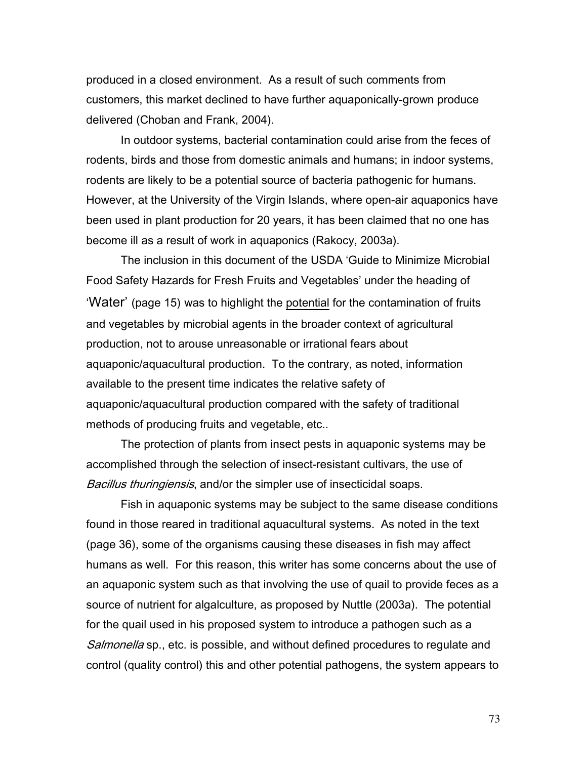produced in a closed environment. As a result of such comments from customers, this market declined to have further aquaponically-grown produce delivered (Choban and Frank, 2004).

In outdoor systems, bacterial contamination could arise from the feces of rodents, birds and those from domestic animals and humans; in indoor systems, rodents are likely to be a potential source of bacteria pathogenic for humans. However, at the University of the Virgin Islands, where open-air aquaponics have been used in plant production for 20 years, it has been claimed that no one has become ill as a result of work in aquaponics (Rakocy, 2003a).

The inclusion in this document of the USDA 'Guide to Minimize Microbial Food Safety Hazards for Fresh Fruits and Vegetables' under the heading of 'Water' (page 15) was to highlight the potential for the contamination of fruits and vegetables by microbial agents in the broader context of agricultural production, not to arouse unreasonable or irrational fears about aquaponic/aquacultural production. To the contrary, as noted, information available to the present time indicates the relative safety of aquaponic/aquacultural production compared with the safety of traditional methods of producing fruits and vegetable, etc..

The protection of plants from insect pests in aquaponic systems may be accomplished through the selection of insect-resistant cultivars, the use of *Bacillus thuringiensis*, and/or the simpler use of insecticidal soaps.

Fish in aquaponic systems may be subject to the same disease conditions found in those reared in traditional aquacultural systems. As noted in the text (page 36), some of the organisms causing these diseases in fish may affect humans as well. For this reason, this writer has some concerns about the use of an aquaponic system such as that involving the use of quail to provide feces as a source of nutrient for algalculture, as proposed by Nuttle (2003a). The potential for the quail used in his proposed system to introduce a pathogen such as a *Salmonella* sp., etc. is possible, and without defined procedures to regulate and control (quality control) this and other potential pathogens, the system appears to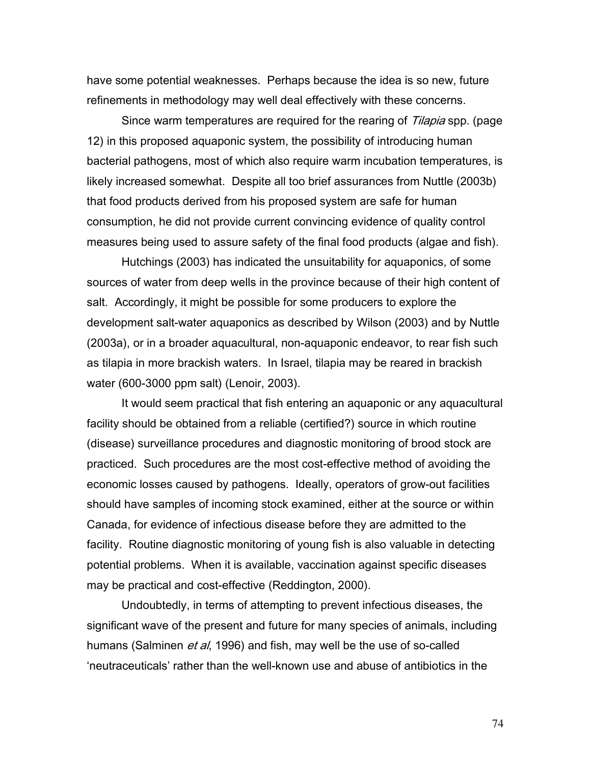have some potential weaknesses. Perhaps because the idea is so new, future refinements in methodology may well deal effectively with these concerns.

Since warm temperatures are required for the rearing of *Tilapia* spp. (page 12) in this proposed aquaponic system, the possibility of introducing human bacterial pathogens, most of which also require warm incubation temperatures, is likely increased somewhat. Despite all too brief assurances from Nuttle (2003b) that food products derived from his proposed system are safe for human consumption, he did not provide current convincing evidence of quality control measures being used to assure safety of the final food products (algae and fish).

Hutchings (2003) has indicated the unsuitability for aquaponics, of some sources of water from deep wells in the province because of their high content of salt. Accordingly, it might be possible for some producers to explore the development salt-water aquaponics as described by Wilson (2003) and by Nuttle (2003a), or in a broader aquacultural, non-aquaponic endeavor, to rear fish such as tilapia in more brackish waters. In Israel, tilapia may be reared in brackish water (600-3000 ppm salt) (Lenoir, 2003).

It would seem practical that fish entering an aquaponic or any aquacultural facility should be obtained from a reliable (certified?) source in which routine (disease) surveillance procedures and diagnostic monitoring of brood stock are practiced. Such procedures are the most cost-effective method of avoiding the economic losses caused by pathogens. Ideally, operators of grow-out facilities should have samples of incoming stock examined, either at the source or within Canada, for evidence of infectious disease before they are admitted to the facility. Routine diagnostic monitoring of young fish is also valuable in detecting potential problems. When it is available, vaccination against specific diseases may be practical and cost-effective (Reddington, 2000).

Undoubtedly, in terms of attempting to prevent infectious diseases, the significant wave of the present and future for many species of animals, including humans (Salminen *et al*, 1996) and fish, may well be the use of so-called 'neutraceuticals' rather than the well-known use and abuse of antibiotics in the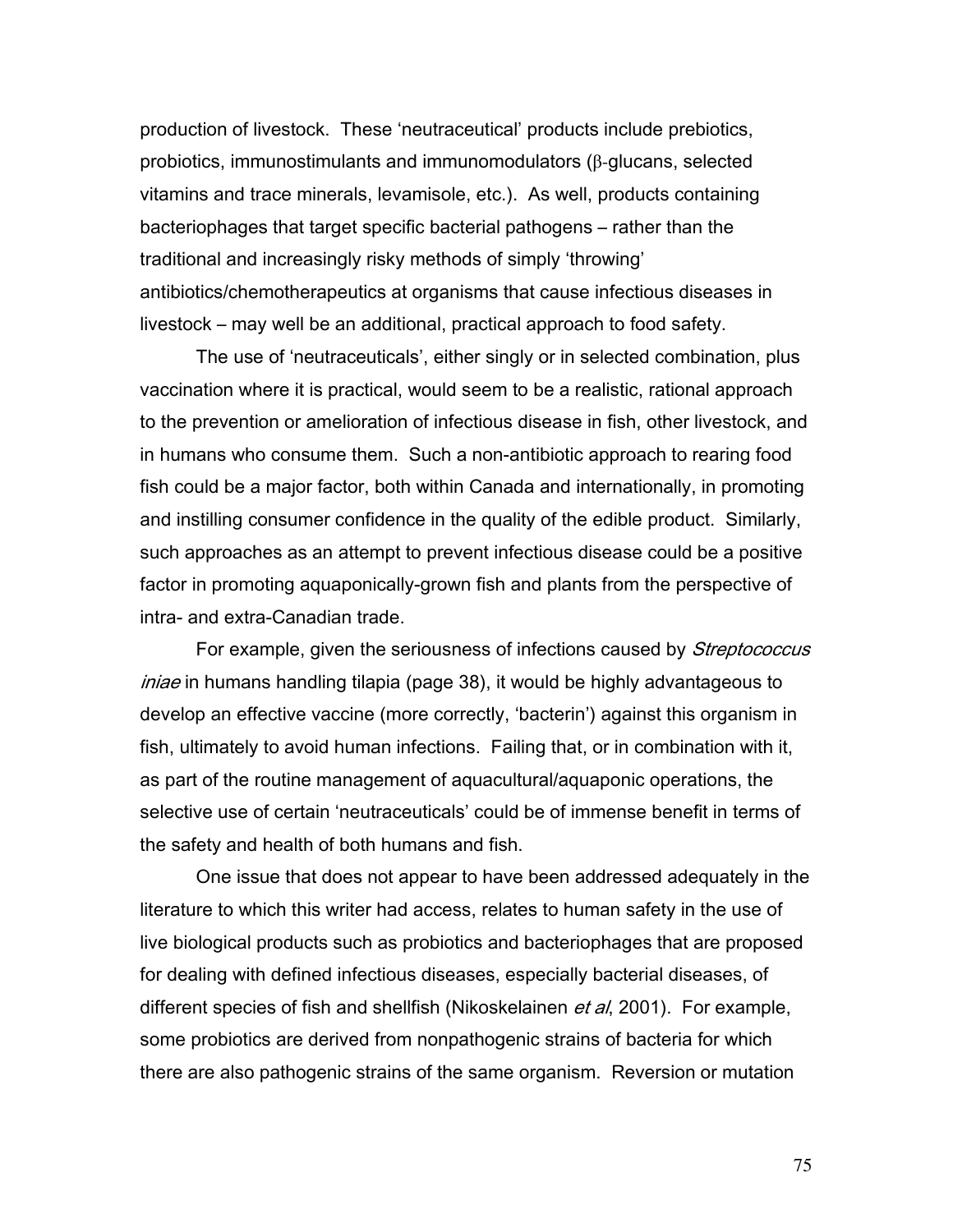production of livestock. These 'neutraceutical' products include prebiotics, probiotics, immunostimulants and immunomodulators (β-glucans, selected vitamins and trace minerals, levamisole, etc.). As well, products containing bacteriophages that target specific bacterial pathogens – rather than the traditional and increasingly risky methods of simply 'throwing' antibiotics/chemotherapeutics at organisms that cause infectious diseases in livestock – may well be an additional, practical approach to food safety.

The use of 'neutraceuticals', either singly or in selected combination, plus vaccination where it is practical, would seem to be a realistic, rational approach to the prevention or amelioration of infectious disease in fish, other livestock, and in humans who consume them. Such a non-antibiotic approach to rearing food fish could be a major factor, both within Canada and internationally, in promoting and instilling consumer confidence in the quality of the edible product. Similarly, such approaches as an attempt to prevent infectious disease could be a positive factor in promoting aquaponically-grown fish and plants from the perspective of intra- and extra-Canadian trade.

For example, given the seriousness of infections caused by *Streptococcus iniae* in humans handling tilapia (page 38), it would be highly advantageous to develop an effective vaccine (more correctly, 'bacterin') against this organism in fish, ultimately to avoid human infections. Failing that, or in combination with it, as part of the routine management of aquacultural/aquaponic operations, the selective use of certain 'neutraceuticals' could be of immense benefit in terms of the safety and health of both humans and fish.

One issue that does not appear to have been addressed adequately in the literature to which this writer had access, relates to human safety in the use of live biological products such as probiotics and bacteriophages that are proposed for dealing with defined infectious diseases, especially bacterial diseases, of different species of fish and shellfish (Nikoskelainen *et al*, 2001). For example, some probiotics are derived from nonpathogenic strains of bacteria for which there are also pathogenic strains of the same organism. Reversion or mutation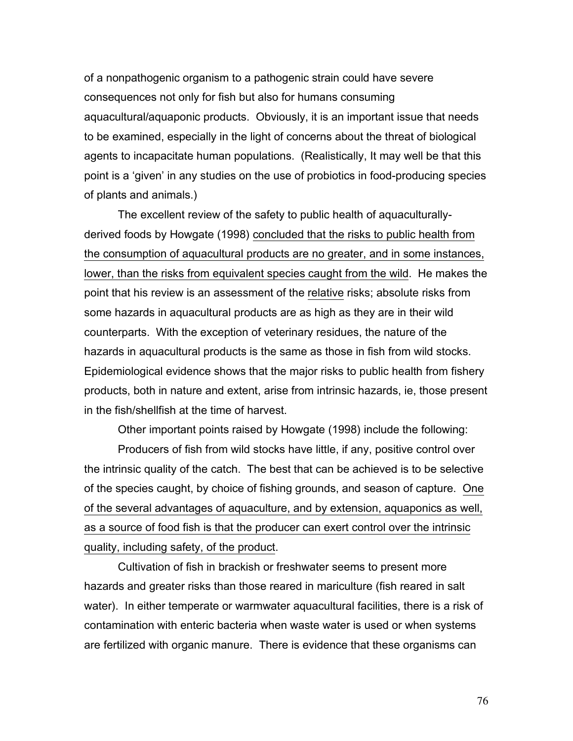of a nonpathogenic organism to a pathogenic strain could have severe consequences not only for fish but also for humans consuming aquacultural/aquaponic products. Obviously, it is an important issue that needs to be examined, especially in the light of concerns about the threat of biological agents to incapacitate human populations. (Realistically, It may well be that this point is a 'given' in any studies on the use of probiotics in food-producing species of plants and animals.)

The excellent review of the safety to public health of aquaculturally-derived foods by Howgate (1998) <u>concluded that the risks to public health from the consumption of aquacultural products are no greater, and in some instances, lower, than the risks from equivalent species caught from the wild</u>. He makes the point that his review is an assessment of the <u>relative</u> risks; absolute risks from some hazards in aquacultural products are as high as they are in their wild counterparts. With the exception of veterinary residues, the nature of the hazards in aquacultural products is the same as those in fish from wild stocks. Epidemiological evidence shows that the major risks to public health from fishery products, both in nature and extent, arise from intrinsic hazards, ie, those present in the fish/shellfish at the time of harvest.

Other important points raised by Howgate (1998) include the following:

Producers of fish from wild stocks have little, if any, positive control over the intrinsic quality of the catch. The best that can be achieved is to be selective of the species caught, by choice of fishing grounds, and season of capture. <u>One of the several advantages of aquaculture, and by extension, aquaponics as well, as a source of food fish is that the producer can exert control over the intrinsic quality, including safety, of the product</u>.

Cultivation of fish in brackish or freshwater seems to present more hazards and greater risks than those reared in mariculture (fish reared in salt water). In either temperate or warmwater aquacultural facilities, there is a risk of contamination with enteric bacteria when waste water is used or when systems are fertilized with organic manure. There is evidence that these organisms can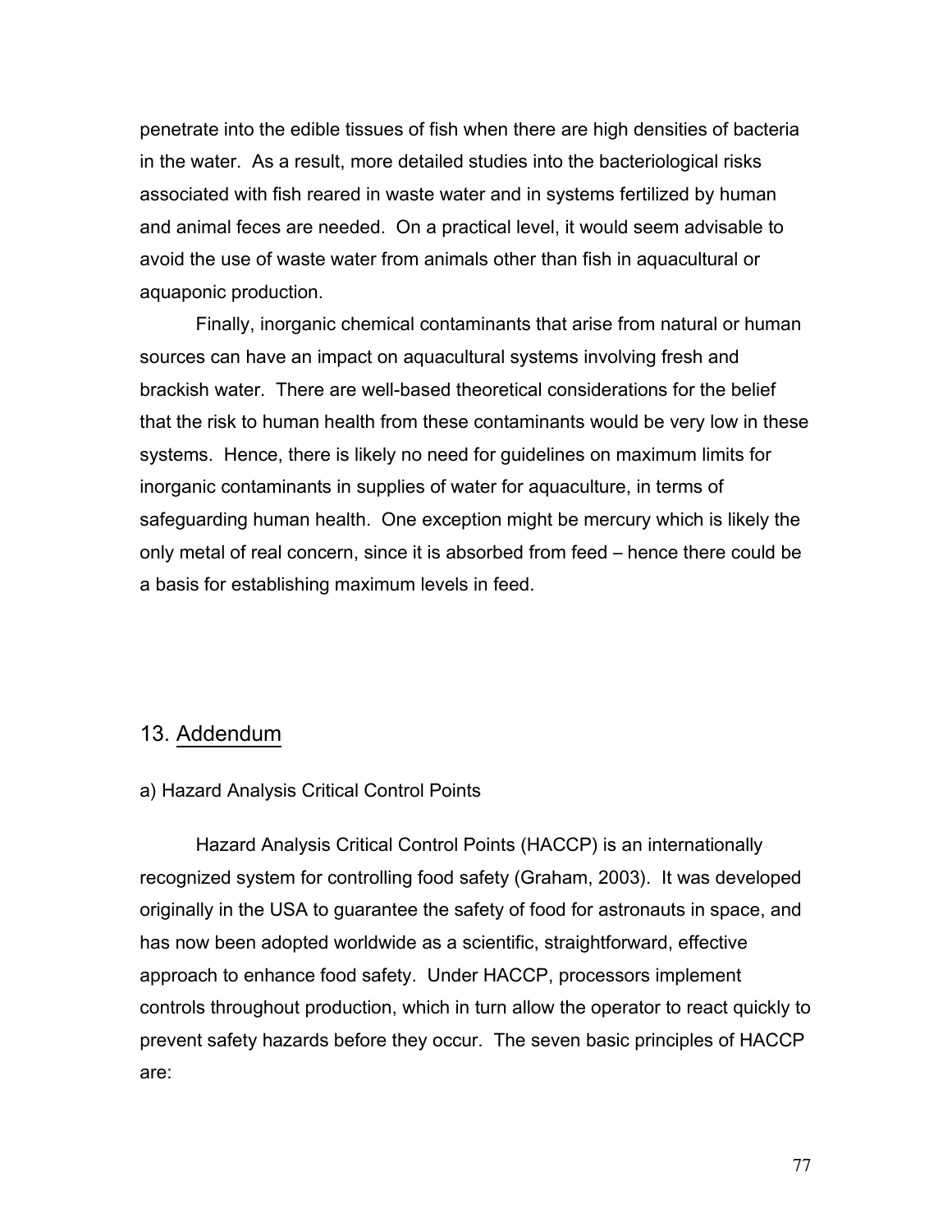penetrate into the edible tissues of fish when there are high densities of bacteria in the water. As a result, more detailed studies into the bacteriological risks associated with fish reared in waste water and in systems fertilized by human and animal feces are needed. On a practical level, it would seem advisable to avoid the use of waste water from animals other than fish in aquacultural or aquaponic production.

Finally, inorganic chemical contaminants that arise from natural or human sources can have an impact on aquacultural systems involving fresh and brackish water. There are well-based theoretical considerations for the belief that the risk to human health from these contaminants would be very low in these systems. Hence, there is likely no need for guidelines on maximum limits for inorganic contaminants in supplies of water for aquaculture, in terms of safeguarding human health. One exception might be mercury which is likely the only metal of real concern, since it is absorbed from feed – hence there could be a basis for establishing maximum levels in feed.

## 13. Addendum

### a) Hazard Analysis Critical Control Points

Hazard Analysis Critical Control Points (HACCP) is an internationally recognized system for controlling food safety (Graham, 2003). It was developed originally in the USA to guarantee the safety of food for astronauts in space, and has now been adopted worldwide as a scientific, straightforward, effective approach to enhance food safety. Under HACCP, processors implement controls throughout production, which in turn allow the operator to react quickly to prevent safety hazards before they occur. The seven basic principles of HACCP are: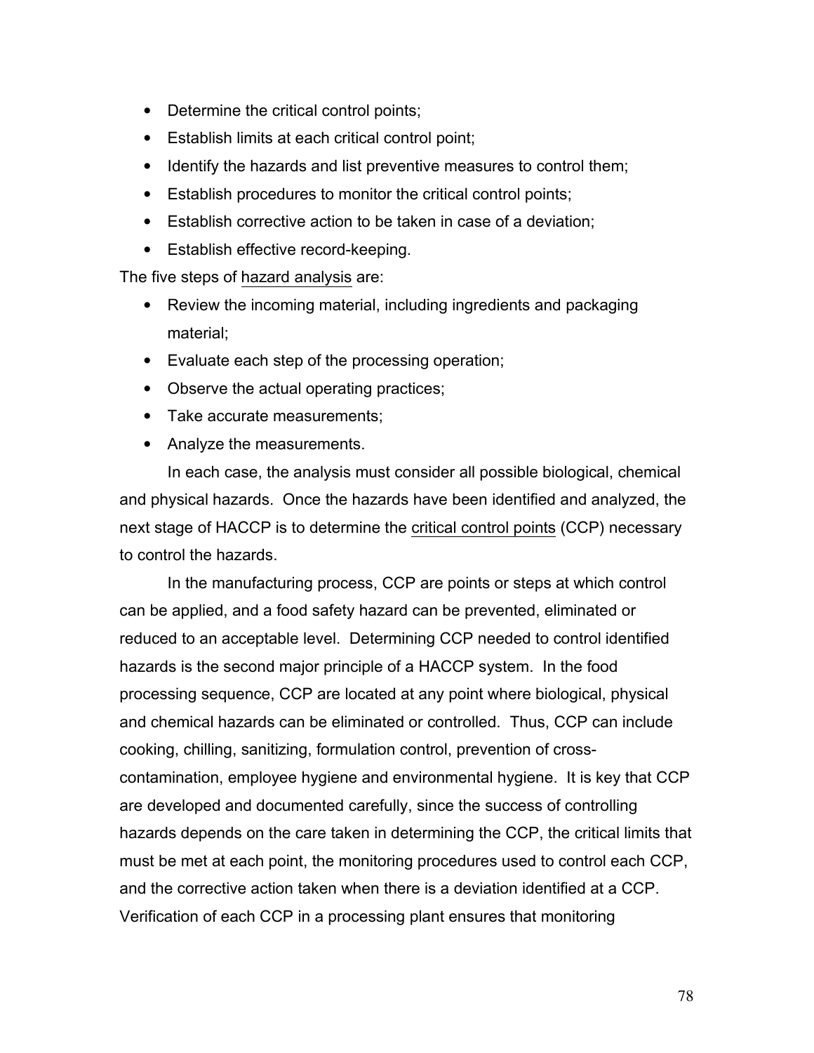- Determine the critical control points;
- Establish limits at each critical control point;
- Identify the hazards and list preventive measures to control them;
- Establish procedures to monitor the critical control points;
- Establish corrective action to be taken in case of a deviation;
- Establish effective record-keeping.

The five steps of hazard analysis are:

- Review the incoming material, including ingredients and packaging material;
- Evaluate each step of the processing operation;
- Observe the actual operating practices;
- Take accurate measurements;
- Analyze the measurements.

In each case, the analysis must consider all possible biological, chemical and physical hazards. Once the hazards have been identified and analyzed, the next stage of HACCP is to determine the critical control points (CCP) necessary to control the hazards.

In the manufacturing process, CCP are points or steps at which control can be applied, and a food safety hazard can be prevented, eliminated or reduced to an acceptable level. Determining CCP needed to control identified hazards is the second major principle of a HACCP system. In the food processing sequence, CCP are located at any point where biological, physical and chemical hazards can be eliminated or controlled. Thus, CCP can include cooking, chilling, sanitizing, formulation control, prevention of cross-contamination, employee hygiene and environmental hygiene. It is key that CCP are developed and documented carefully, since the success of controlling hazards depends on the care taken in determining the CCP, the critical limits that must be met at each point, the monitoring procedures used to control each CCP, and the corrective action taken when there is a deviation identified at a CCP. Verification of each CCP in a processing plant ensures that monitoring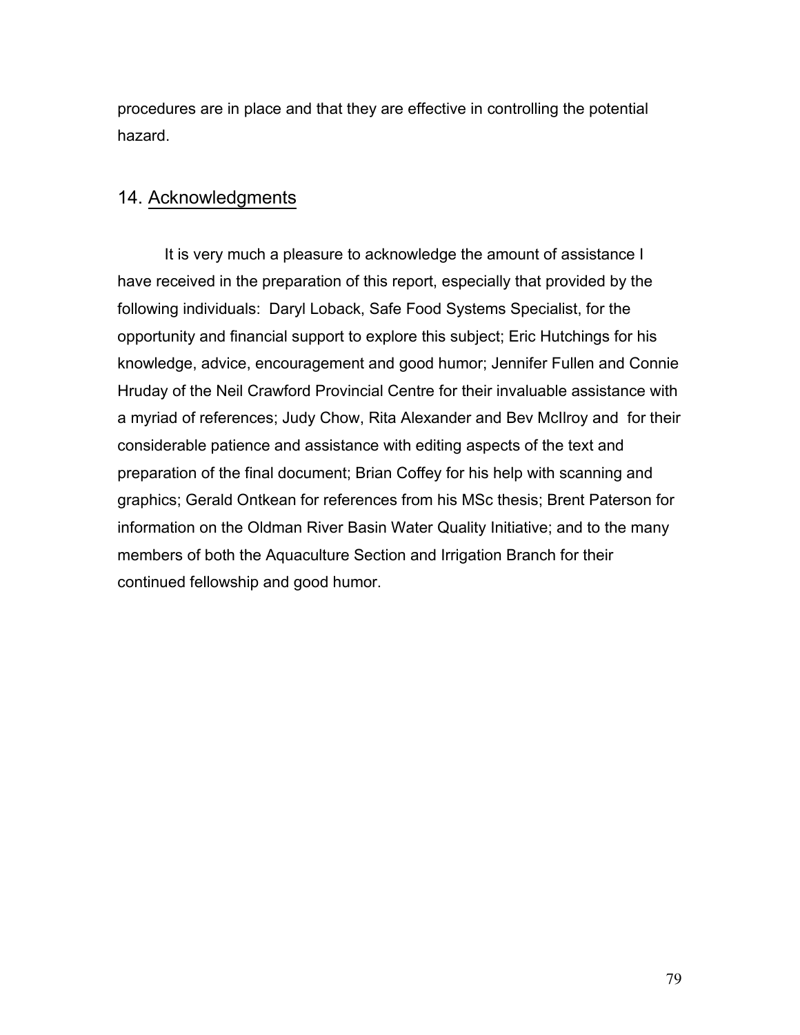procedures are in place and that they are effective in controlling the potential hazard.

## 14. Acknowledgments

It is very much a pleasure to acknowledge the amount of assistance I have received in the preparation of this report, especially that provided by the following individuals: Daryl Loback, Safe Food Systems Specialist, for the opportunity and financial support to explore this subject; Eric Hutchings for his knowledge, advice, encouragement and good humor; Jennifer Fullen and Connie Hruday of the Neil Crawford Provincial Centre for their invaluable assistance with a myriad of references; Judy Chow, Rita Alexander and Bev McIlroy and for their considerable patience and assistance with editing aspects of the text and preparation of the final document; Brian Coffey for his help with scanning and graphics; Gerald Ontkean for references from his MSc thesis; Brent Paterson for information on the Oldman River Basin Water Quality Initiative; and to the many members of both the Aquaculture Section and Irrigation Branch for their continued fellowship and good humor.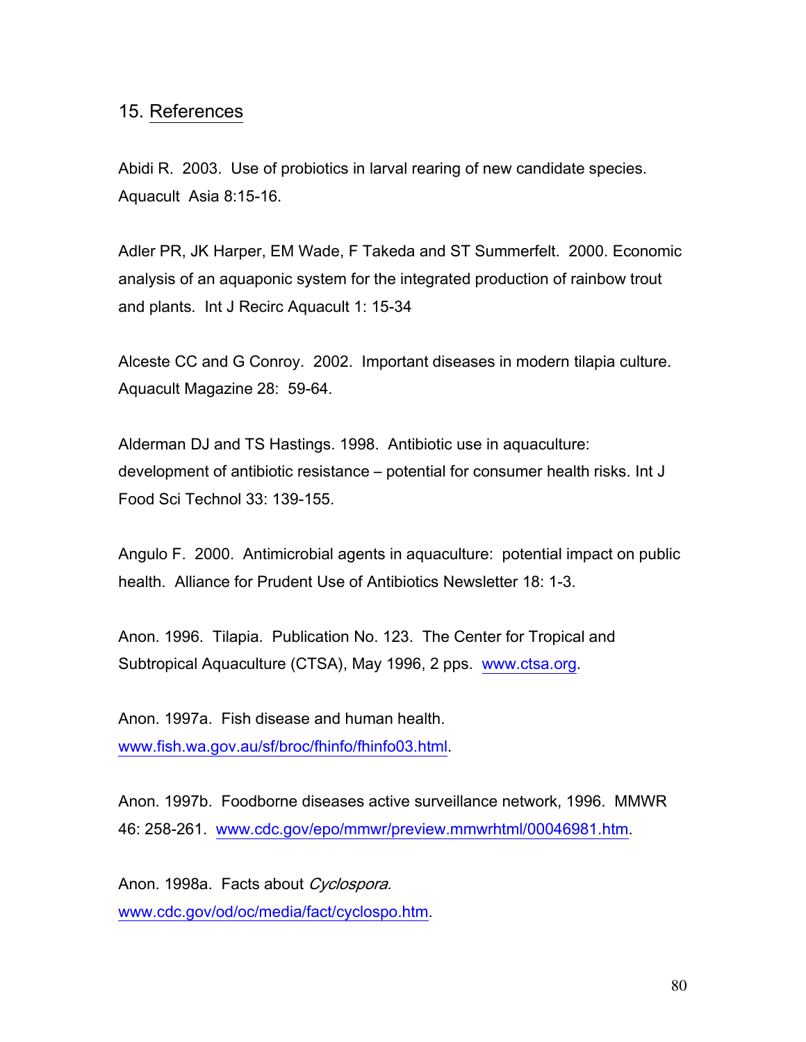## 15. References

Abidi R. 2003. Use of probiotics in larval rearing of new candidate species. Aquacult Asia 8:15-16.

Adler PR, JK Harper, EM Wade, F Takeda and ST Summerfelt. 2000. Economic analysis of an aquaponic system for the integrated production of rainbow trout and plants. Int J Recirc Aquacult 1: 15-34

Alceste CC and G Conroy. 2002. Important diseases in modern tilapia culture. Aquacult Magazine 28: 59-64.

Alderman DJ and TS Hastings. 1998. Antibiotic use in aquaculture: development of antibiotic resistance – potential for consumer health risks. Int J Food Sci Technol 33: 139-155.

Angulo F. 2000. Antimicrobial agents in aquaculture: potential impact on public health. Alliance for Prudent Use of Antibiotics Newsletter 18: 1-3.

Anon. 1996. Tilapia. Publication No. 123. The Center for Tropical and Subtropical Aquaculture (CTSA), May 1996, 2 pps. www.ctsa.org.

Anon. 1997a. Fish disease and human health. www.fish.wa.gov.au/sf/broc/fhinfo/fhinfo03.html.

Anon. 1997b. Foodborne diseases active surveillance network, 1996. MMWR 46: 258-261. www.cdc.gov/epo/mmwr/preview.mmwrhtml/00046981.htm.

Anon. 1998a. Facts about *Cyclospora.* www.cdc.gov/od/oc/media/fact/cyclospo.htm.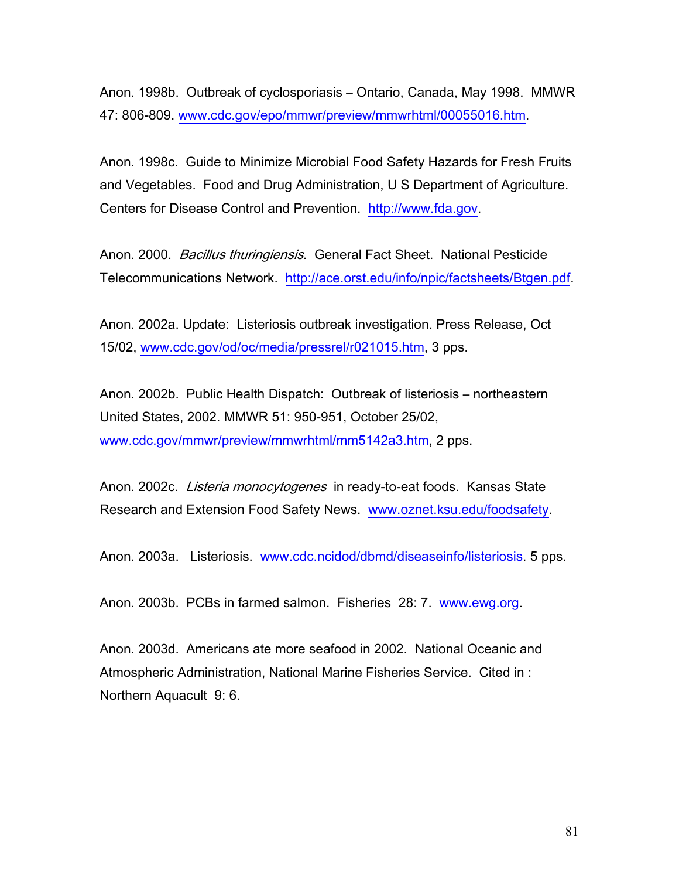Anon. 1998b. Outbreak of cyclosporiasis – Ontario, Canada, May 1998. MMWR 47: 806-809. www.cdc.gov/epo/mmwr/preview/mmwrhtml/00055016.htm.

Anon. 1998c. Guide to Minimize Microbial Food Safety Hazards for Fresh Fruits and Vegetables. Food and Drug Administration, U S Department of Agriculture. Centers for Disease Control and Prevention. http://www.fda.gov.

Anon. 2000. *Bacillus thuringiensis*. General Fact Sheet. National Pesticide Telecommunications Network. http://ace.orst.edu/info/npic/factsheets/Btgen.pdf.

Anon. 2002a. Update: Listeriosis outbreak investigation. Press Release, Oct 15/02, www.cdc.gov/od/oc/media/pressrel/r021015.htm, 3 pps.

Anon. 2002b. Public Health Dispatch: Outbreak of listeriosis – northeastern United States, 2002. MMWR 51: 950-951, October 25/02, www.cdc.gov/mmwr/preview/mmwrhtml/mm5142a3.htm, 2 pps.

Anon. 2002c. *Listeria monocytogenes* in ready-to-eat foods. Kansas State Research and Extension Food Safety News. www.oznet.ksu.edu/foodsafety.

Anon. 2003a. Listeriosis. www.cdc.ncidod/dbmd/diseaseinfo/listeriosis. 5 pps.

Anon. 2003b. PCBs in farmed salmon. Fisheries 28: 7. www.ewg.org.

Anon. 2003d. Americans ate more seafood in 2002. National Oceanic and Atmospheric Administration, National Marine Fisheries Service. Cited in : Northern Aquacult 9: 6.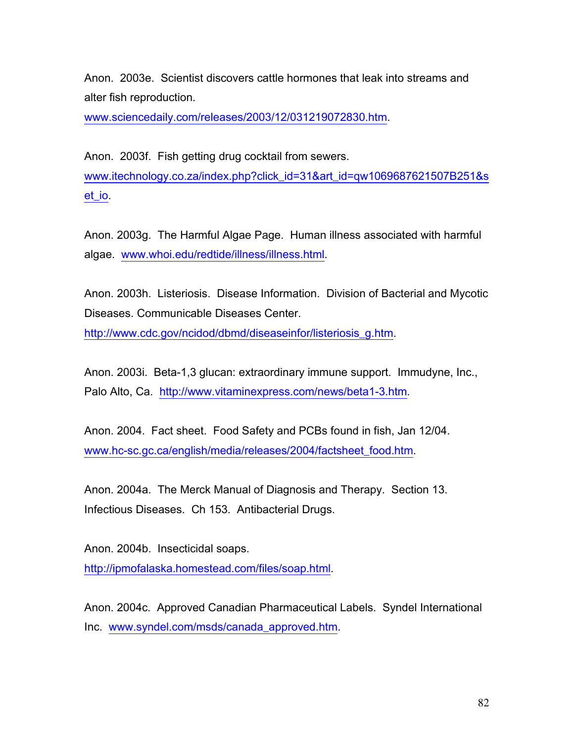Anon. 2003e. Scientist discovers cattle hormones that leak into streams and alter fish reproduction. www.sciencedaily.com/releases/2003/12/031219072830.htm.

Anon. 2003f. Fish getting drug cocktail from sewers. www.itechnology.co.za/index.php?click_id=31&art_id=qw1069687621507B251&set_io.

Anon. 2003g. The Harmful Algae Page. Human illness associated with harmful algae. www.whoi.edu/redtide/illness/illness.html.

Anon. 2003h. Listeriosis. Disease Information. Division of Bacterial and Mycotic Diseases. Communicable Diseases Center. http://www.cdc.gov/ncidod/dbmd/diseaseinfor/listeriosis_g.htm.

Anon. 2003i. Beta-1,3 glucan: extraordinary immune support. Immudyne, Inc., Palo Alto, Ca. http://www.vitaminexpress.com/news/beta1-3.htm.

Anon. 2004. Fact sheet. Food Safety and PCBs found in fish, Jan 12/04. www.hc-sc.gc.ca/english/media/releases/2004/factsheet_food.htm.

Anon. 2004a. The Merck Manual of Diagnosis and Therapy. Section 13. Infectious Diseases. Ch 153. Antibacterial Drugs.

Anon. 2004b. Insecticidal soaps. http://ipmofalaska.homestead.com/files/soap.html.

Anon. 2004c. Approved Canadian Pharmaceutical Labels. Syndel International Inc. www.syndel.com/msds/canada_approved.htm.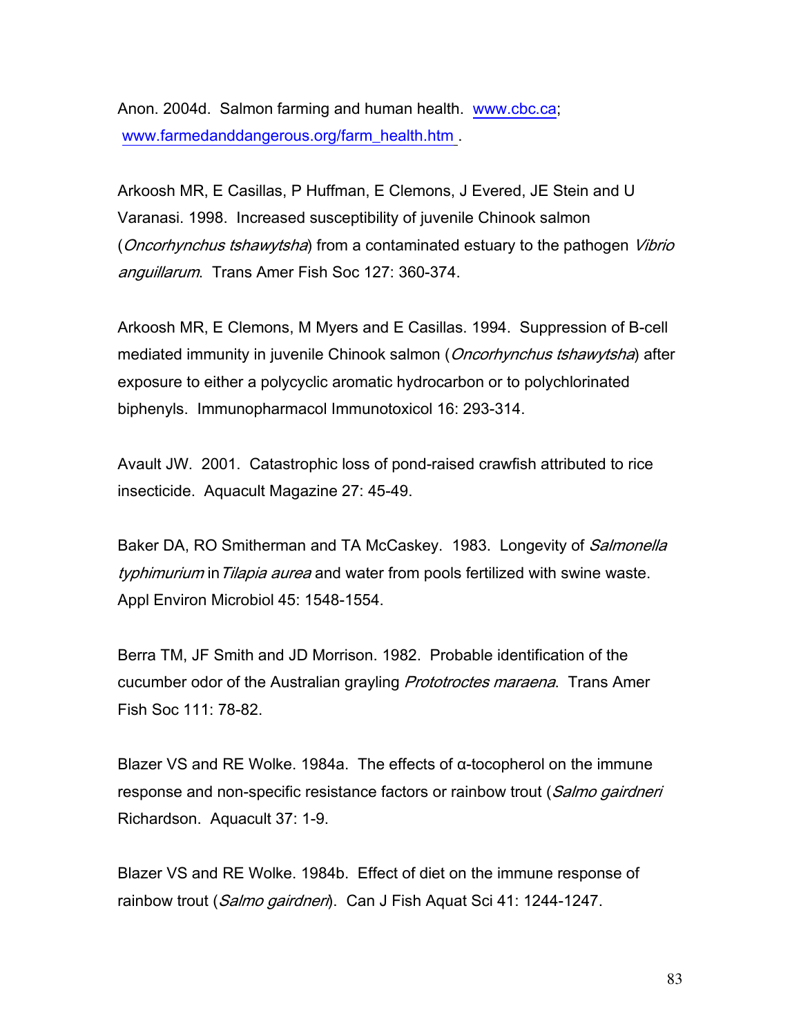Anon. 2004d. Salmon farming and human health. www.cbc.ca; www.farmedanddangerous.org/farm_health.htm .

Arkoosh MR, E Casillas, P Huffman, E Clemons, J Evered, JE Stein and U Varanasi. 1998. Increased susceptibility of juvenile Chinook salmon (*Oncorhynchus tshawytsha*) from a contaminated estuary to the pathogen *Vibrio anguillarum*. Trans Amer Fish Soc 127: 360-374.

Arkoosh MR, E Clemons, M Myers and E Casillas. 1994. Suppression of B-cell mediated immunity in juvenile Chinook salmon (*Oncorhynchus tshawytsha*) after exposure to either a polycyclic aromatic hydrocarbon or to polychlorinated biphenyls. Immunopharmacol Immunotoxicol 16: 293-314.

Avault JW. 2001. Catastrophic loss of pond-raised crawfish attributed to rice insecticide. Aquacult Magazine 27: 45-49.

Baker DA, RO Smitherman and TA McCaskey. 1983. Longevity of *Salmonella typhimurium* in *Tilapia aurea* and water from pools fertilized with swine waste. Appl Environ Microbiol 45: 1548-1554.

Berra TM, JF Smith and JD Morrison. 1982. Probable identification of the cucumber odor of the Australian grayling *Prototroctes maraena*. Trans Amer Fish Soc 111: 78-82.

Blazer VS and RE Wolke. 1984a. The effects of α-tocopherol on the immune response and non-specific resistance factors or rainbow trout (*Salmo gairdneri* Richardson. Aquacult 37: 1-9.

Blazer VS and RE Wolke. 1984b. Effect of diet on the immune response of rainbow trout (*Salmo gairdneri*). Can J Fish Aquat Sci 41: 1244-1247.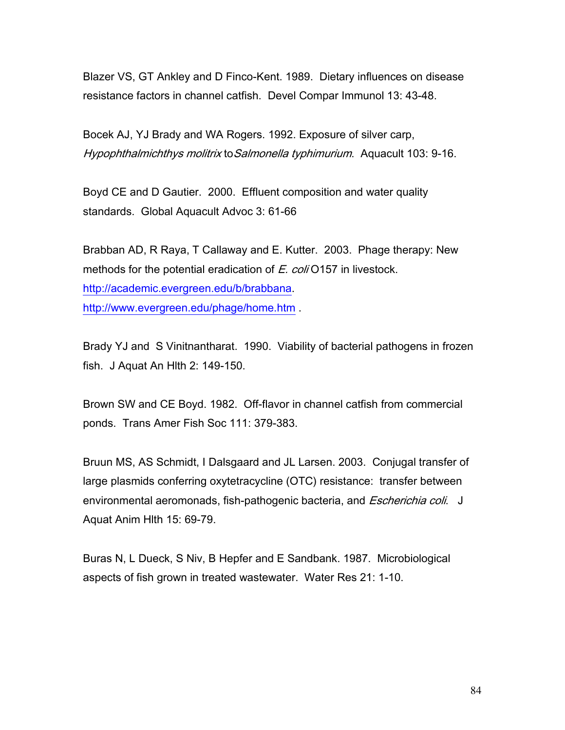Blazer VS, GT Ankley and D Finco-Kent. 1989. Dietary influences on disease resistance factors in channel catfish. Devel Compar Immunol 13: 43-48.

Bocek AJ, YJ Brady and WA Rogers. 1992. Exposure of silver carp, *Hypophthalmichthys molitrix* to *Salmonella typhimurium*. Aquacult 103: 9-16.

Boyd CE and D Gautier. 2000. Effluent composition and water quality standards. Global Aquacult Advoc 3: 61-66

Brabban AD, R Raya, T Callaway and E. Kutter. 2003. Phage therapy: New methods for the potential eradication of *E. coli* O157 in livestock. http://academic.evergreen.edu/b/brabbana. http://www.evergreen.edu/phage/home.htm .

Brady YJ and S Vinitnantharat. 1990. Viability of bacterial pathogens in frozen fish. J Aquat An Hlth 2: 149-150.

Brown SW and CE Boyd. 1982. Off-flavor in channel catfish from commercial ponds. Trans Amer Fish Soc 111: 379-383.

Bruun MS, AS Schmidt, I Dalsgaard and JL Larsen. 2003. Conjugal transfer of large plasmids conferring oxytetracycline (OTC) resistance: transfer between environmental aeromonads, fish-pathogenic bacteria, and *Escherichia coli*. J Aquat Anim Hlth 15: 69-79.

Buras N, L Dueck, S Niv, B Hepfer and E Sandbank. 1987. Microbiological aspects of fish grown in treated wastewater. Water Res 21: 1-10.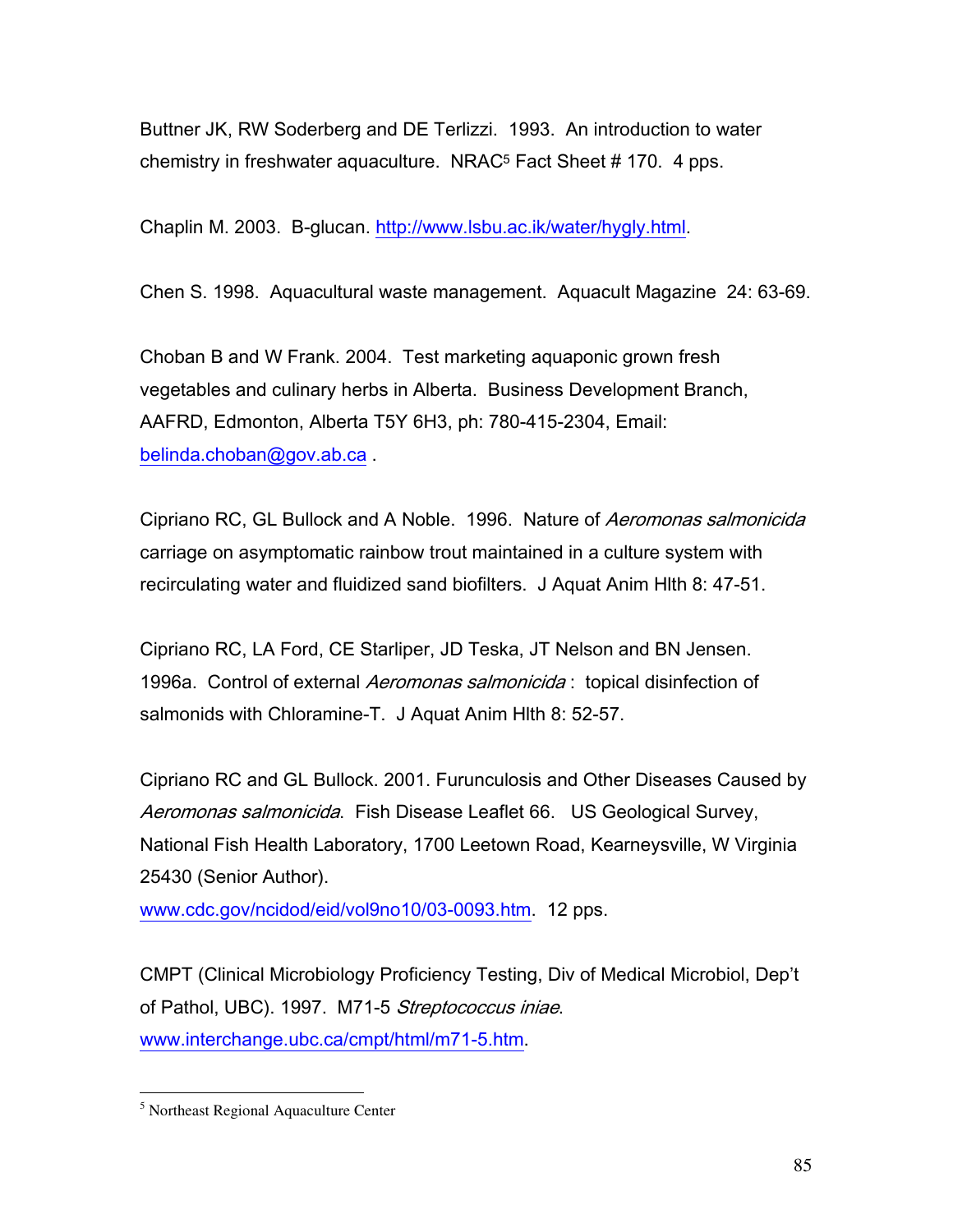Buttner JK, RW Soderberg and DE Terlizzi. 1993. An introduction to water chemistry in freshwater aquaculture. NRAC[5] Fact Sheet # 170. 4 pps.

Chaplin M. 2003. B-glucan. http://www.lsbu.ac.ik/water/hygly.html.

Chen S. 1998. Aquacultural waste management. Aquacult Magazine 24: 63-69.

Choban B and W Frank. 2004. Test marketing aquaponic grown fresh vegetables and culinary herbs in Alberta. Business Development Branch, AAFRD, Edmonton, Alberta T5Y 6H3, ph: 780-415-2304, Email: belinda.choban@gov.ab.ca .

Cipriano RC, GL Bullock and A Noble. 1996. Nature of *Aeromonas salmonicida* carriage on asymptomatic rainbow trout maintained in a culture system with recirculating water and fluidized sand biofilters. J Aquat Anim Hlth 8: 47-51.

Cipriano RC, LA Ford, CE Starliper, JD Teska, JT Nelson and BN Jensen. 1996a. Control of external *Aeromonas salmonicida* : topical disinfection of salmonids with Chloramine-T. J Aquat Anim Hlth 8: 52-57.

Cipriano RC and GL Bullock. 2001. Furunculosis and Other Diseases Caused by *Aeromonas salmonicida*. Fish Disease Leaflet 66. US Geological Survey, National Fish Health Laboratory, 1700 Leetown Road, Kearneysville, W Virginia 25430 (Senior Author). www.cdc.gov/ncidod/eid/vol9no10/03-0093.htm. 12 pps.

CMPT (Clinical Microbiology Proficiency Testing, Div of Medical Microbiol, Dep't of Pathol, UBC). 1997. M71-5 *Streptococcus iniae*. www.interchange.ubc.ca/cmpt/html/m71-5.htm.

---

[5] Northeast Regional Aquaculture Center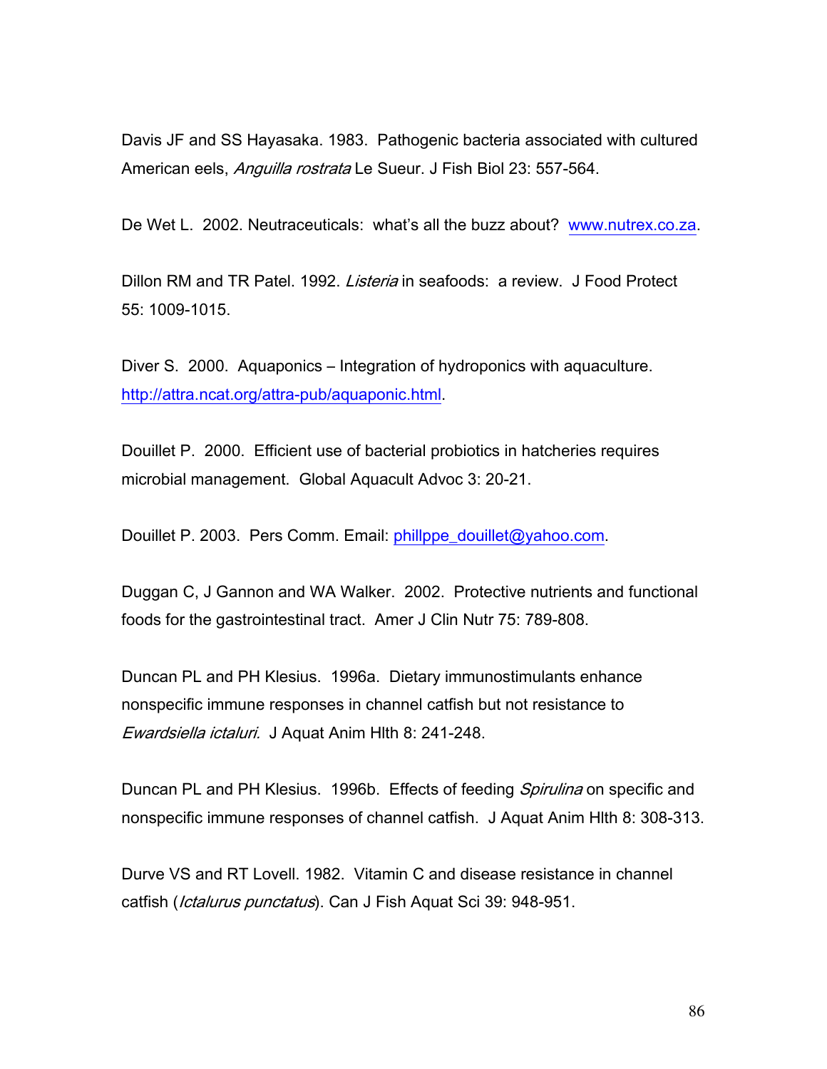Davis JF and SS Hayasaka. 1983. Pathogenic bacteria associated with cultured American eels, *Anguilla rostrata* Le Sueur. J Fish Biol 23: 557-564.

De Wet L. 2002. Neutraceuticals: what's all the buzz about? www.nutrex.co.za.

Dillon RM and TR Patel. 1992. *Listeria* in seafoods: a review. J Food Protect 55: 1009-1015.

Diver S. 2000. Aquaponics – Integration of hydroponics with aquaculture. http://attra.ncat.org/attra-pub/aquaponic.html.

Douillet P. 2000. Efficient use of bacterial probiotics in hatcheries requires microbial management. Global Aquacult Advoc 3: 20-21.

Douillet P. 2003. Pers Comm. Email: phillppe_douillet@yahoo.com.

Duggan C, J Gannon and WA Walker. 2002. Protective nutrients and functional foods for the gastrointestinal tract. Amer J Clin Nutr 75: 789-808.

Duncan PL and PH Klesius. 1996a. Dietary immunostimulants enhance nonspecific immune responses in channel catfish but not resistance to *Ewardsiella ictaluri.* J Aquat Anim Hlth 8: 241-248.

Duncan PL and PH Klesius. 1996b. Effects of feeding *Spirulina* on specific and nonspecific immune responses of channel catfish. J Aquat Anim Hlth 8: 308-313.

Durve VS and RT Lovell. 1982. Vitamin C and disease resistance in channel catfish (*Ictalurus punctatus*). Can J Fish Aquat Sci 39: 948-951.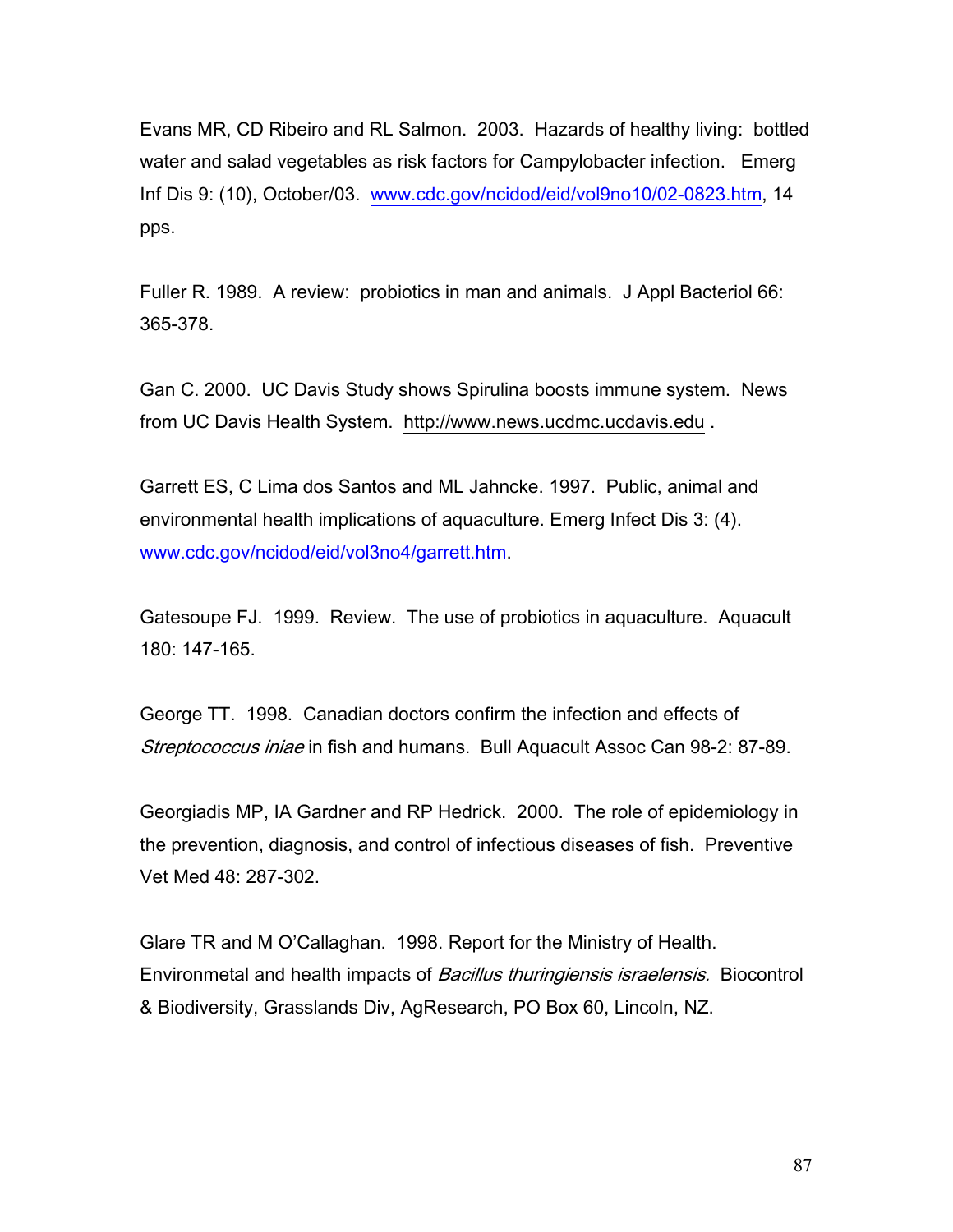Evans MR, CD Ribeiro and RL Salmon. 2003. Hazards of healthy living: bottled water and salad vegetables as risk factors for Campylobacter infection. Emerg Inf Dis 9: (10), October/03. www.cdc.gov/ncidod/eid/vol9no10/02-0823.htm, 14 pps.

Fuller R. 1989. A review: probiotics in man and animals. J Appl Bacteriol 66: 365-378.

Gan C. 2000. UC Davis Study shows Spirulina boosts immune system. News from UC Davis Health System. http://www.news.ucdmc.ucdavis.edu .

Garrett ES, C Lima dos Santos and ML Jahncke. 1997. Public, animal and environmental health implications of aquaculture. Emerg Infect Dis 3: (4). www.cdc.gov/ncidod/eid/vol3no4/garrett.htm.

Gatesoupe FJ. 1999. Review. The use of probiotics in aquaculture. Aquacult 180: 147-165.

George TT. 1998. Canadian doctors confirm the infection and effects of *Streptococcus iniae* in fish and humans. Bull Aquacult Assoc Can 98-2: 87-89.

Georgiadis MP, IA Gardner and RP Hedrick. 2000. The role of epidemiology in the prevention, diagnosis, and control of infectious diseases of fish. Preventive Vet Med 48: 287-302.

Glare TR and M O'Callaghan. 1998. Report for the Ministry of Health. Environmetal and health impacts of *Bacillus thuringiensis israelensis.* Biocontrol & Biodiversity, Grasslands Div, AgResearch, PO Box 60, Lincoln, NZ.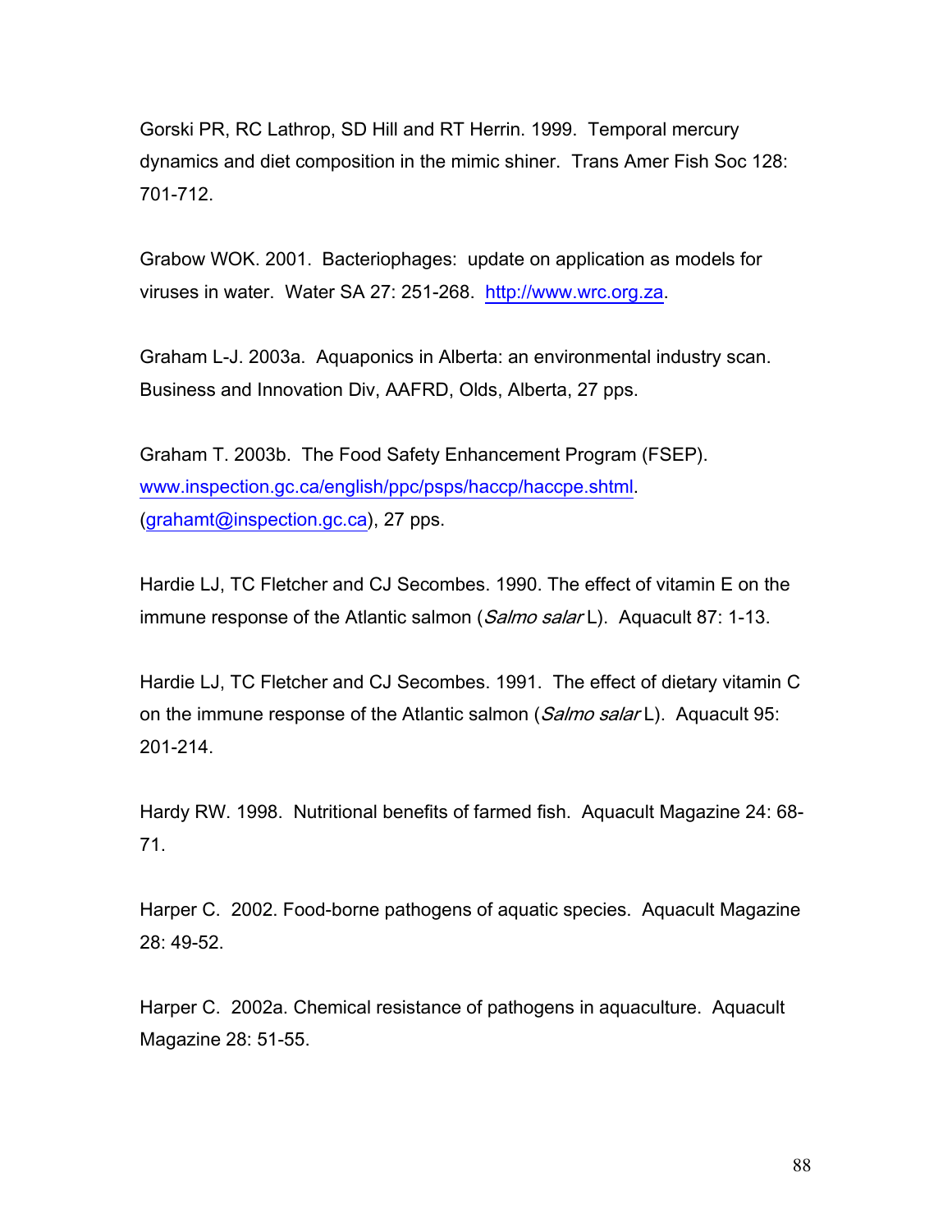Gorski PR, RC Lathrop, SD Hill and RT Herrin. 1999. Temporal mercury dynamics and diet composition in the mimic shiner. Trans Amer Fish Soc 128: 701-712.

Grabow WOK. 2001. Bacteriophages: update on application as models for viruses in water. Water SA 27: 251-268. http://www.wrc.org.za.

Graham L-J. 2003a. Aquaponics in Alberta: an environmental industry scan. Business and Innovation Div, AAFRD, Olds, Alberta, 27 pps.

Graham T. 2003b. The Food Safety Enhancement Program (FSEP). www.inspection.gc.ca/english/ppc/psps/haccp/haccpe.shtml. (grahamt@inspection.gc.ca), 27 pps.

Hardie LJ, TC Fletcher and CJ Secombes. 1990. The effect of vitamin E on the immune response of the Atlantic salmon (*Salmo salar* L). Aquacult 87: 1-13.

Hardie LJ, TC Fletcher and CJ Secombes. 1991. The effect of dietary vitamin C on the immune response of the Atlantic salmon (*Salmo salar* L). Aquacult 95: 201-214.

Hardy RW. 1998. Nutritional benefits of farmed fish. Aquacult Magazine 24: 68-71.

Harper C. 2002. Food-borne pathogens of aquatic species. Aquacult Magazine 28: 49-52.

Harper C. 2002a. Chemical resistance of pathogens in aquaculture. Aquacult Magazine 28: 51-55.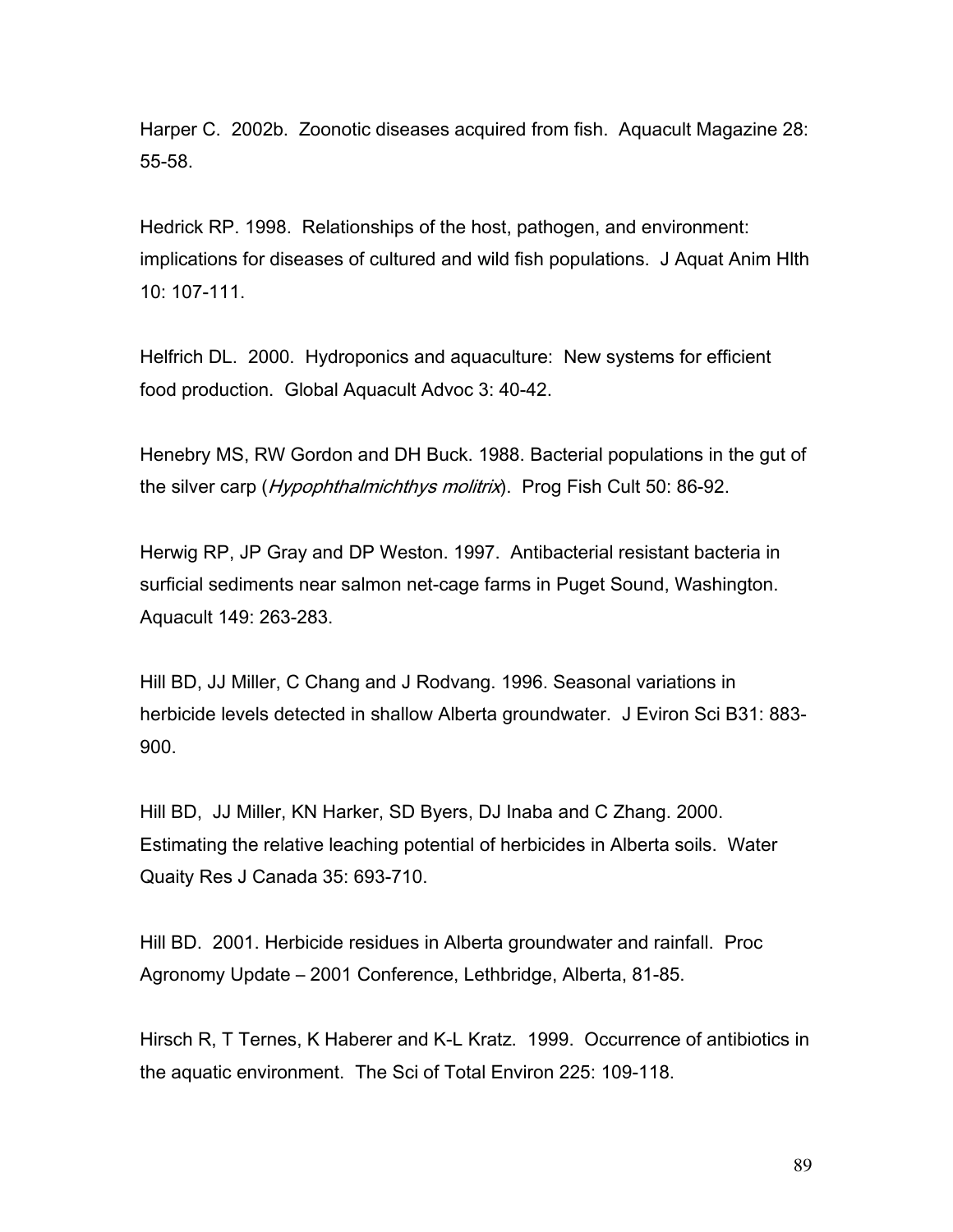Harper C. 2002b. Zoonotic diseases acquired from fish. Aquacult Magazine 28: 55-58.

Hedrick RP. 1998. Relationships of the host, pathogen, and environment: implications for diseases of cultured and wild fish populations. J Aquat Anim Hlth 10: 107-111.

Helfrich DL. 2000. Hydroponics and aquaculture: New systems for efficient food production. Global Aquacult Advoc 3: 40-42.

Henebry MS, RW Gordon and DH Buck. 1988. Bacterial populations in the gut of the silver carp (*Hypophthalmichthys molitrix*). Prog Fish Cult 50: 86-92.

Herwig RP, JP Gray and DP Weston. 1997. Antibacterial resistant bacteria in surficial sediments near salmon net-cage farms in Puget Sound, Washington. Aquacult 149: 263-283.

Hill BD, JJ Miller, C Chang and J Rodvang. 1996. Seasonal variations in herbicide levels detected in shallow Alberta groundwater. J Eviron Sci B31: 883-900.

Hill BD, JJ Miller, KN Harker, SD Byers, DJ Inaba and C Zhang. 2000. Estimating the relative leaching potential of herbicides in Alberta soils. Water Quaity Res J Canada 35: 693-710.

Hill BD. 2001. Herbicide residues in Alberta groundwater and rainfall. Proc Agronomy Update – 2001 Conference, Lethbridge, Alberta, 81-85.

Hirsch R, T Ternes, K Haberer and K-L Kratz. 1999. Occurrence of antibiotics in the aquatic environment. The Sci of Total Environ 225: 109-118.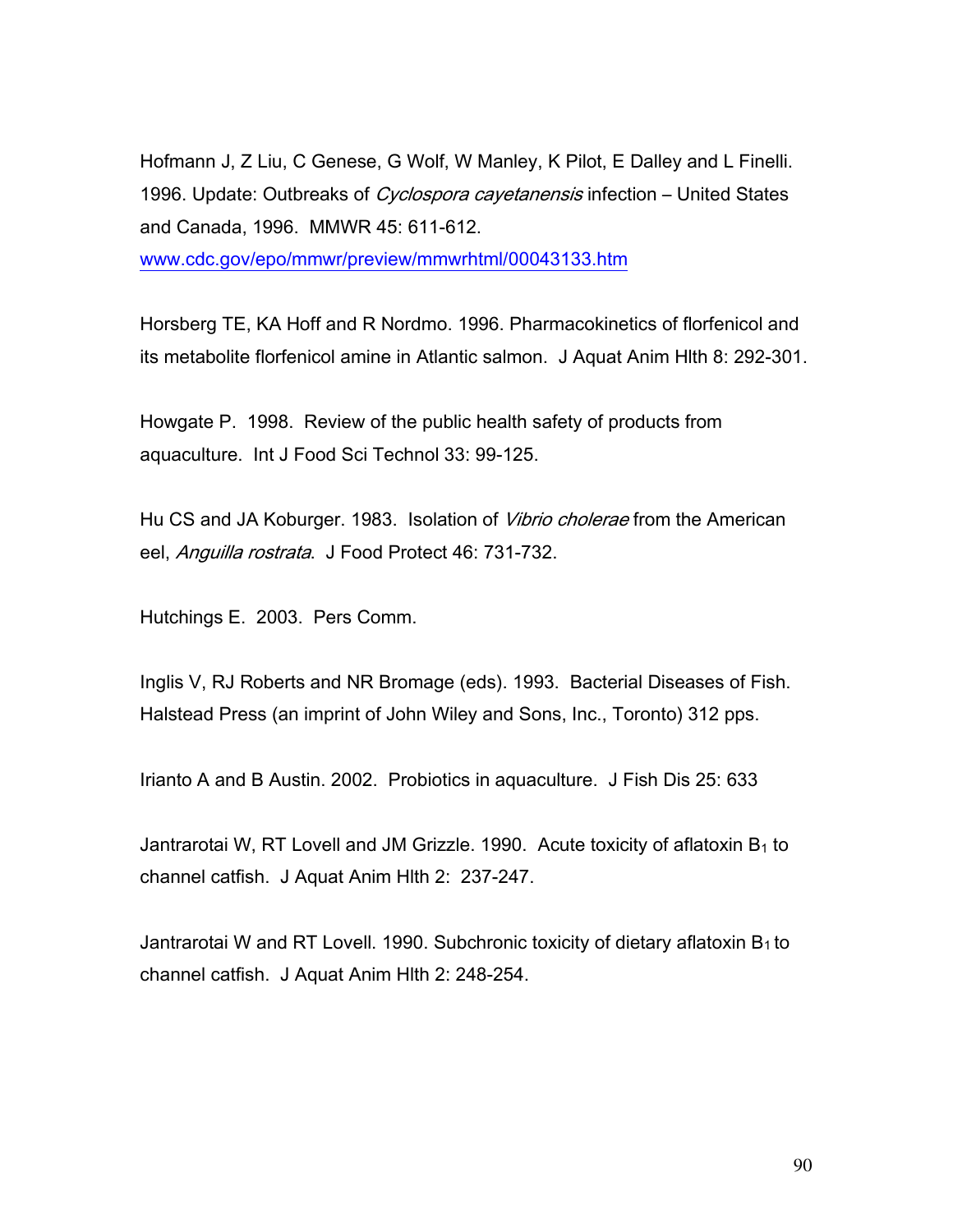Hofmann J, Z Liu, C Genese, G Wolf, W Manley, K Pilot, E Dalley and L Finelli. 1996. Update: Outbreaks of *Cyclospora cayetanensis* infection – United States and Canada, 1996. MMWR 45: 611-612. www.cdc.gov/epo/mmwr/preview/mmwrhtml/00043133.htm

Horsberg TE, KA Hoff and R Nordmo. 1996. Pharmacokinetics of florfenicol and its metabolite florfenicol amine in Atlantic salmon. J Aquat Anim Hlth 8: 292-301.

Howgate P. 1998. Review of the public health safety of products from aquaculture. Int J Food Sci Technol 33: 99-125.

Hu CS and JA Koburger. 1983. Isolation of *Vibrio cholerae* from the American eel, *Anguilla rostrata*. J Food Protect 46: 731-732.

Hutchings E. 2003. Pers Comm.

Inglis V, RJ Roberts and NR Bromage (eds). 1993. Bacterial Diseases of Fish. Halstead Press (an imprint of John Wiley and Sons, Inc., Toronto) 312 pps.

Irianto A and B Austin. 2002. Probiotics in aquaculture. J Fish Dis 25: 633

Jantrarotai W, RT Lovell and JM Grizzle. 1990. Acute toxicity of aflatoxin $B_1$ to channel catfish. J Aquat Anim Hlth 2: 237-247.

Jantrarotai W and RT Lovell. 1990. Subchronic toxicity of dietary aflatoxin $B_1$ to channel catfish. J Aquat Anim Hlth 2: 248-254.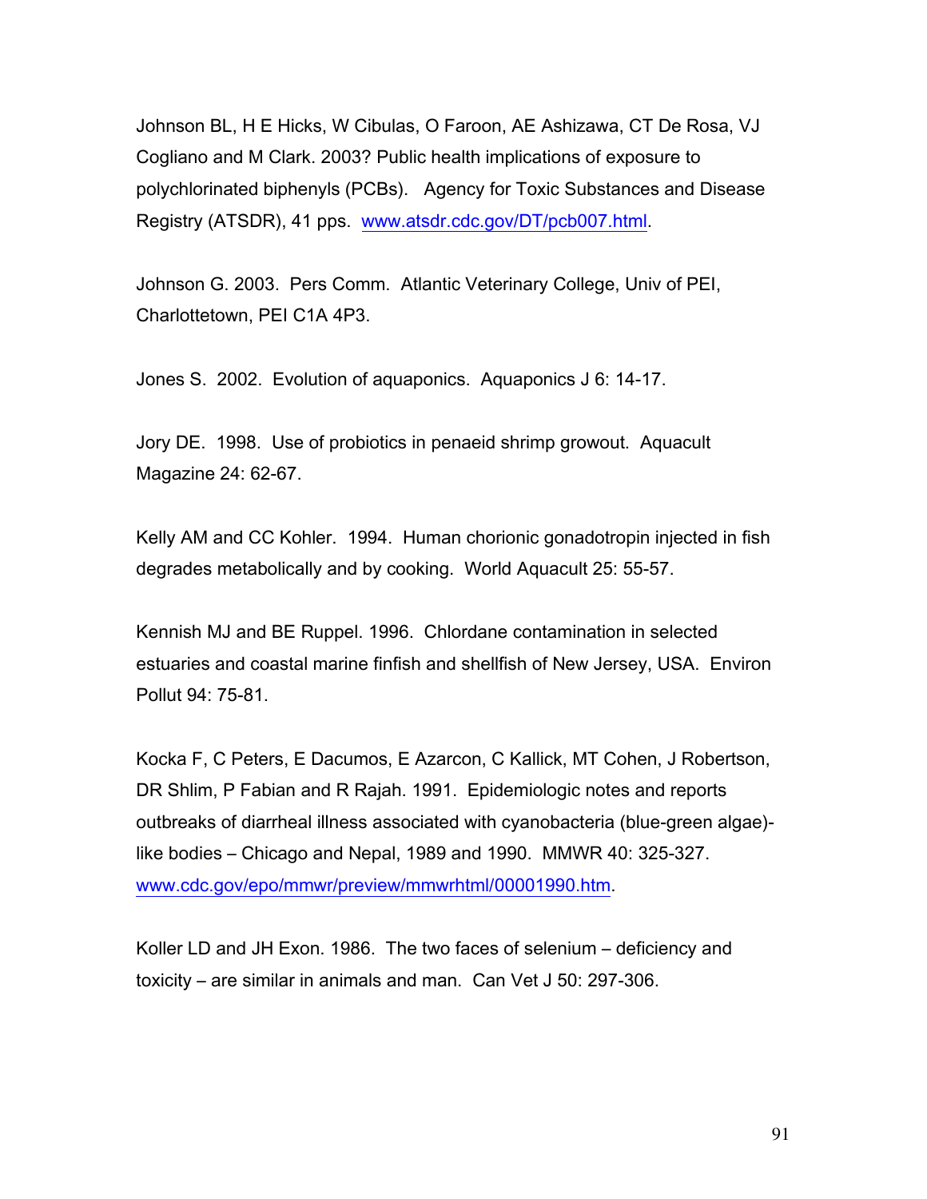Johnson BL, H E Hicks, W Cibulas, O Faroon, AE Ashizawa, CT De Rosa, VJ Cogliano and M Clark. 2003? Public health implications of exposure to polychlorinated biphenyls (PCBs). Agency for Toxic Substances and Disease Registry (ATSDR), 41 pps. www.atsdr.cdc.gov/DT/pcb007.html.

Johnson G. 2003. Pers Comm. Atlantic Veterinary College, Univ of PEI, Charlottetown, PEI C1A 4P3.

Jones S. 2002. Evolution of aquaponics. Aquaponics J 6: 14-17.

Jory DE. 1998. Use of probiotics in penaeid shrimp growout. Aquacult Magazine 24: 62-67.

Kelly AM and CC Kohler. 1994. Human chorionic gonadotropin injected in fish degrades metabolically and by cooking. World Aquacult 25: 55-57.

Kennish MJ and BE Ruppel. 1996. Chlordane contamination in selected estuaries and coastal marine finfish and shellfish of New Jersey, USA. Environ Pollut 94: 75-81.

Kocka F, C Peters, E Dacumos, E Azarcon, C Kallick, MT Cohen, J Robertson, DR Shlim, P Fabian and R Rajah. 1991. Epidemiologic notes and reports outbreaks of diarrheal illness associated with cyanobacteria (blue-green algae)-like bodies – Chicago and Nepal, 1989 and 1990. MMWR 40: 325-327. www.cdc.gov/epo/mmwr/preview/mmwrhtml/00001990.htm.

Koller LD and JH Exon. 1986. The two faces of selenium – deficiency and toxicity – are similar in animals and man. Can Vet J 50: 297-306.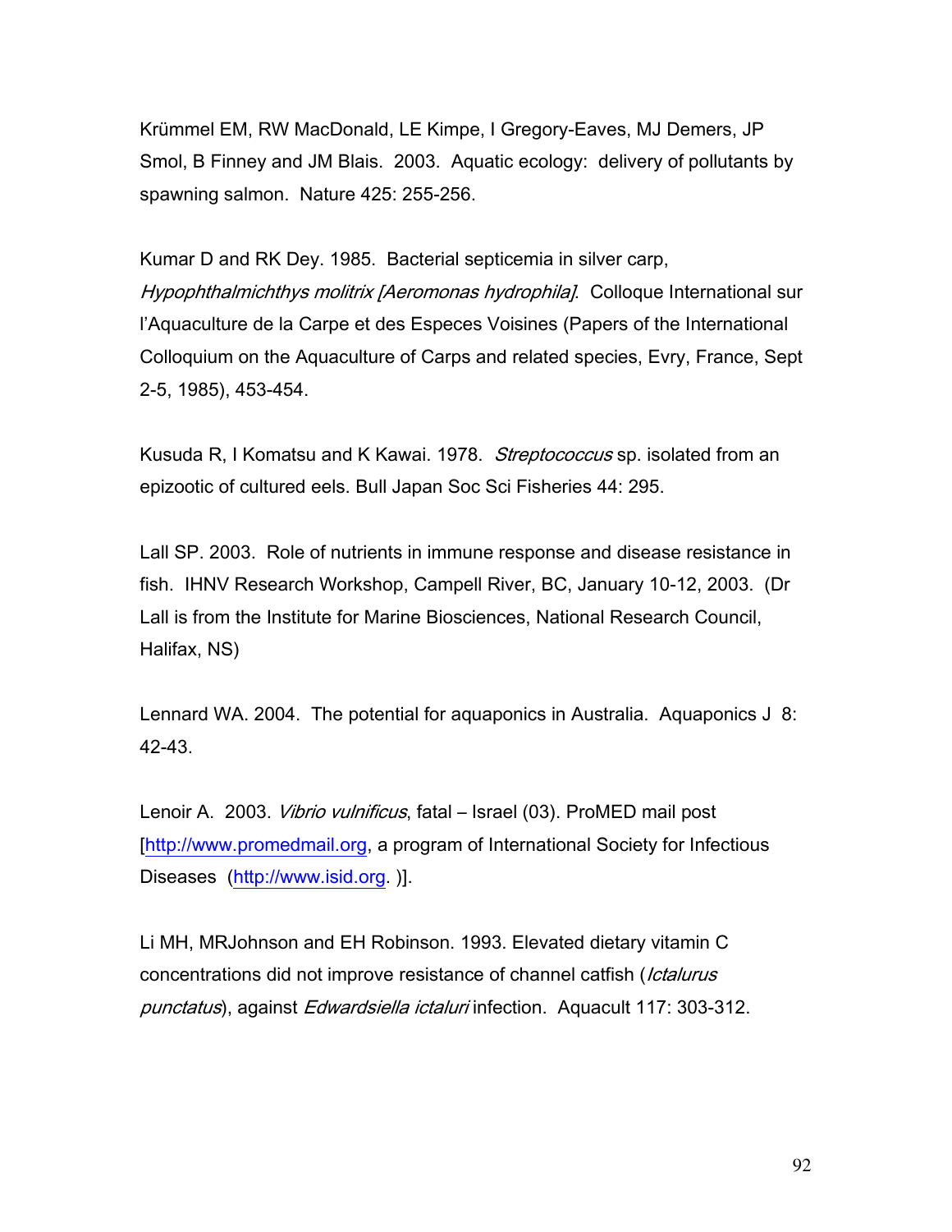Krümmel EM, RW MacDonald, LE Kimpe, I Gregory-Eaves, MJ Demers, JP Smol, B Finney and JM Blais. 2003. Aquatic ecology: delivery of pollutants by spawning salmon. Nature 425: 255-256.

Kumar D and RK Dey. 1985. Bacterial septicemia in silver carp, *Hypophthalmichthys molitrix [Aeromonas hydrophila]*. Colloque International sur l'Aquaculture de la Carpe et des Especes Voisines (Papers of the International Colloquium on the Aquaculture of Carps and related species, Evry, France, Sept 2-5, 1985), 453-454.

Kusuda R, I Komatsu and K Kawai. 1978. *Streptococcus* sp. isolated from an epizootic of cultured eels. Bull Japan Soc Sci Fisheries 44: 295.

Lall SP. 2003. Role of nutrients in immune response and disease resistance in fish. IHNV Research Workshop, Campell River, BC, January 10-12, 2003. (Dr Lall is from the Institute for Marine Biosciences, National Research Council, Halifax, NS)

Lennard WA. 2004. The potential for aquaponics in Australia. Aquaponics J 8: 42-43.

Lenoir A. 2003. *Vibrio vulnificus*, fatal – Israel (03). ProMED mail post [http://www.promedmail.org, a program of International Society for Infectious Diseases (http://www.isid.org. )].

Li MH, MRJohnson and EH Robinson. 1993. Elevated dietary vitamin C concentrations did not improve resistance of channel catfish (*Ictalurus punctatus*), against *Edwardsiella ictaluri* infection. Aquacult 117: 303-312.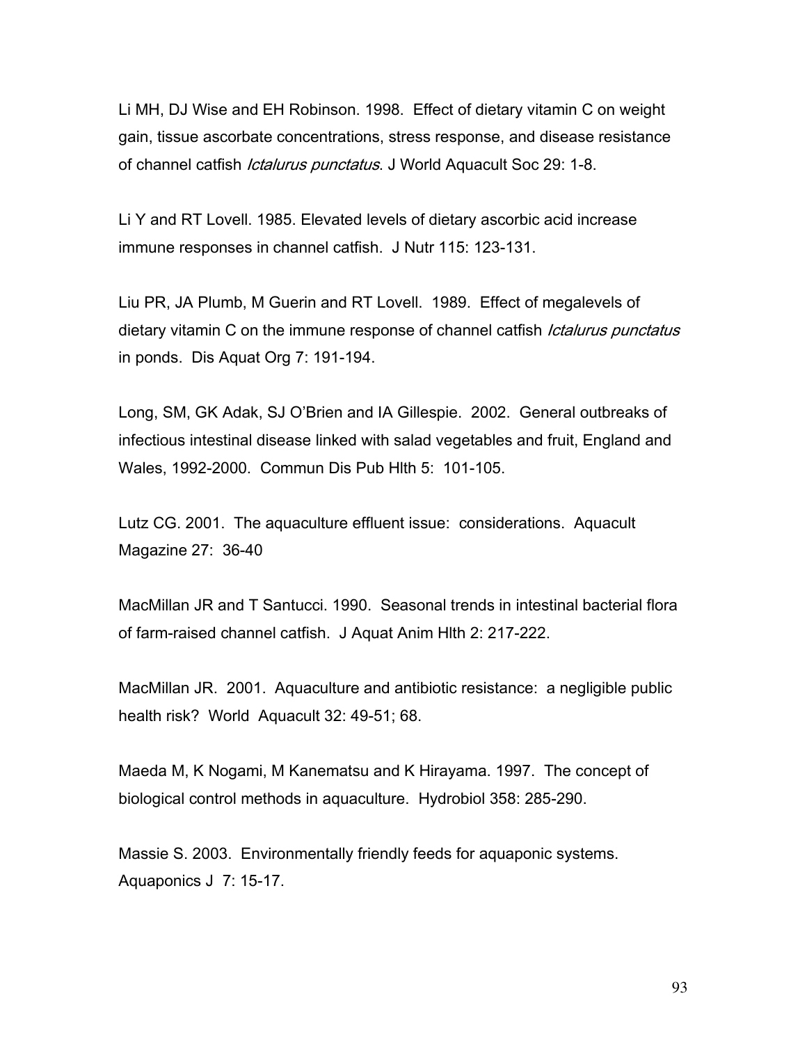Li MH, DJ Wise and EH Robinson. 1998. Effect of dietary vitamin C on weight gain, tissue ascorbate concentrations, stress response, and disease resistance of channel catfish *Ictalurus punctatus*. J World Aquacult Soc 29: 1-8.

Li Y and RT Lovell. 1985. Elevated levels of dietary ascorbic acid increase immune responses in channel catfish. J Nutr 115: 123-131.

Liu PR, JA Plumb, M Guerin and RT Lovell. 1989. Effect of megalevels of dietary vitamin C on the immune response of channel catfish *Ictalurus punctatus* in ponds. Dis Aquat Org 7: 191-194.

Long, SM, GK Adak, SJ O'Brien and IA Gillespie. 2002. General outbreaks of infectious intestinal disease linked with salad vegetables and fruit, England and Wales, 1992-2000. Commun Dis Pub Hlth 5: 101-105.

Lutz CG. 2001. The aquaculture effluent issue: considerations. Aquacult Magazine 27: 36-40

MacMillan JR and T Santucci. 1990. Seasonal trends in intestinal bacterial flora of farm-raised channel catfish. J Aquat Anim Hlth 2: 217-222.

MacMillan JR. 2001. Aquaculture and antibiotic resistance: a negligible public health risk? World Aquacult 32: 49-51; 68.

Maeda M, K Nogami, M Kanematsu and K Hirayama. 1997. The concept of biological control methods in aquaculture. Hydrobiol 358: 285-290.

Massie S. 2003. Environmentally friendly feeds for aquaponic systems. Aquaponics J 7: 15-17.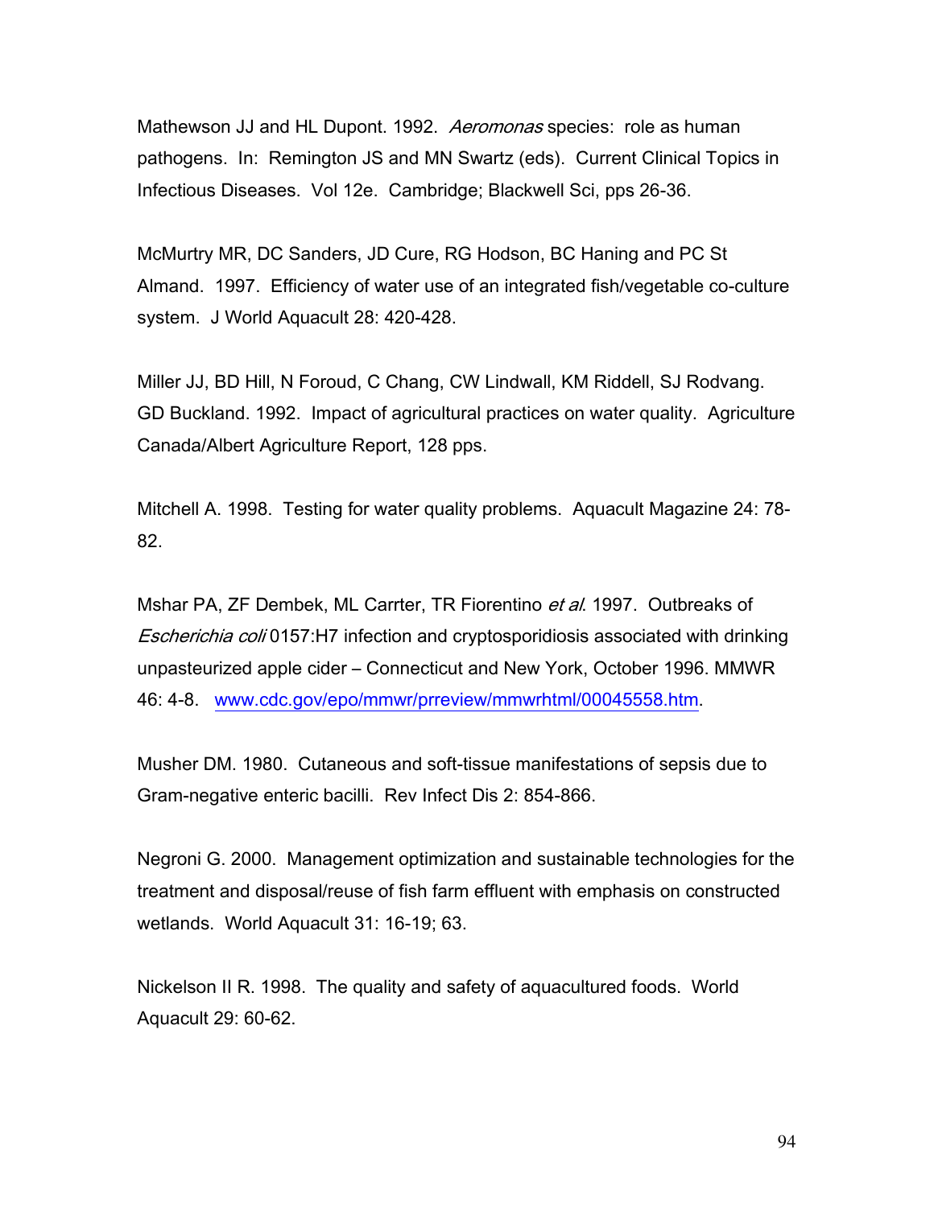Mathewson JJ and HL Dupont. 1992. *Aeromonas* species: role as human pathogens. In: Remington JS and MN Swartz (eds). Current Clinical Topics in Infectious Diseases. Vol 12e. Cambridge; Blackwell Sci, pps 26-36.

McMurtry MR, DC Sanders, JD Cure, RG Hodson, BC Haning and PC St Almand. 1997. Efficiency of water use of an integrated fish/vegetable co-culture system. J World Aquacult 28: 420-428.

Miller JJ, BD Hill, N Foroud, C Chang, CW Lindwall, KM Riddell, SJ Rodvang. GD Buckland. 1992. Impact of agricultural practices on water quality. Agriculture Canada/Albert Agriculture Report, 128 pps.

Mitchell A. 1998. Testing for water quality problems. Aquacult Magazine 24: 78-82.

Mshar PA, ZF Dembek, ML Carrter, TR Fiorentino *et al*. 1997. Outbreaks of *Escherichia coli* 0157:H7 infection and cryptosporidiosis associated with drinking unpasteurized apple cider – Connecticut and New York, October 1996. MMWR 46: 4-8. www.cdc.gov/epo/mmwr/prreview/mmwrhtml/00045558.htm.

Musher DM. 1980. Cutaneous and soft-tissue manifestations of sepsis due to Gram-negative enteric bacilli. Rev Infect Dis 2: 854-866.

Negroni G. 2000. Management optimization and sustainable technologies for the treatment and disposal/reuse of fish farm effluent with emphasis on constructed wetlands. World Aquacult 31: 16-19; 63.

Nickelson II R. 1998. The quality and safety of aquacultured foods. World Aquacult 29: 60-62.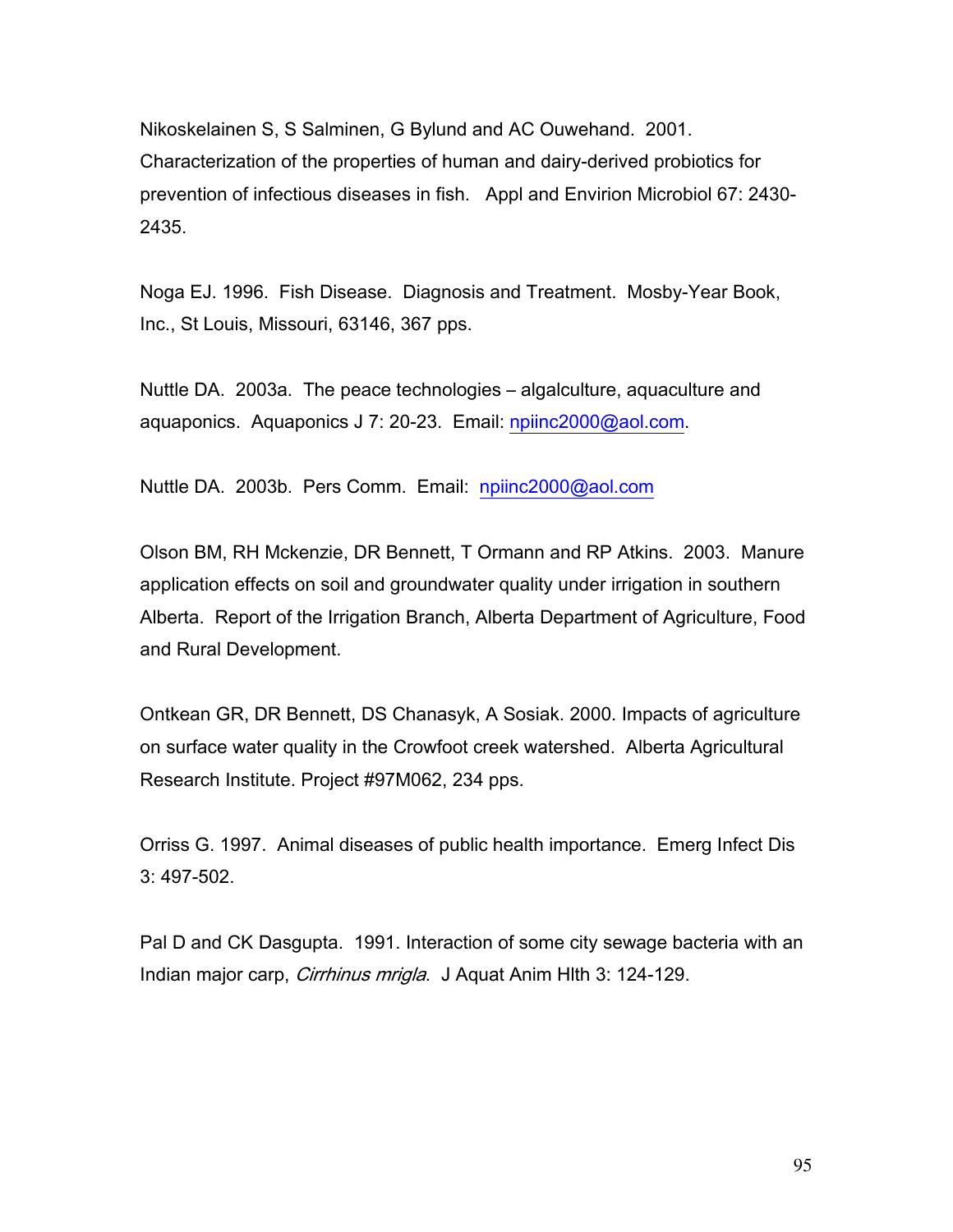Nikoskelainen S, S Salminen, G Bylund and AC Ouwehand. 2001. Characterization of the properties of human and dairy-derived probiotics for prevention of infectious diseases in fish. Appl and Envirion Microbiol 67: 2430-2435.

Noga EJ. 1996. Fish Disease. Diagnosis and Treatment. Mosby-Year Book, Inc., St Louis, Missouri, 63146, 367 pps.

Nuttle DA. 2003a. The peace technologies – algalculture, aquaculture and aquaponics. Aquaponics J 7: 20-23. Email: npiinc2000@aol.com.

Nuttle DA. 2003b. Pers Comm. Email: npiinc2000@aol.com

Olson BM, RH Mckenzie, DR Bennett, T Ormann and RP Atkins. 2003. Manure application effects on soil and groundwater quality under irrigation in southern Alberta. Report of the Irrigation Branch, Alberta Department of Agriculture, Food and Rural Development.

Ontkean GR, DR Bennett, DS Chanasyk, A Sosiak. 2000. Impacts of agriculture on surface water quality in the Crowfoot creek watershed. Alberta Agricultural Research Institute. Project #97M062, 234 pps.

Orriss G. 1997. Animal diseases of public health importance. Emerg Infect Dis 3: 497-502.

Pal D and CK Dasgupta. 1991. Interaction of some city sewage bacteria with an Indian major carp, *Cirrhinus mrigla*. J Aquat Anim Hlth 3: 124-129.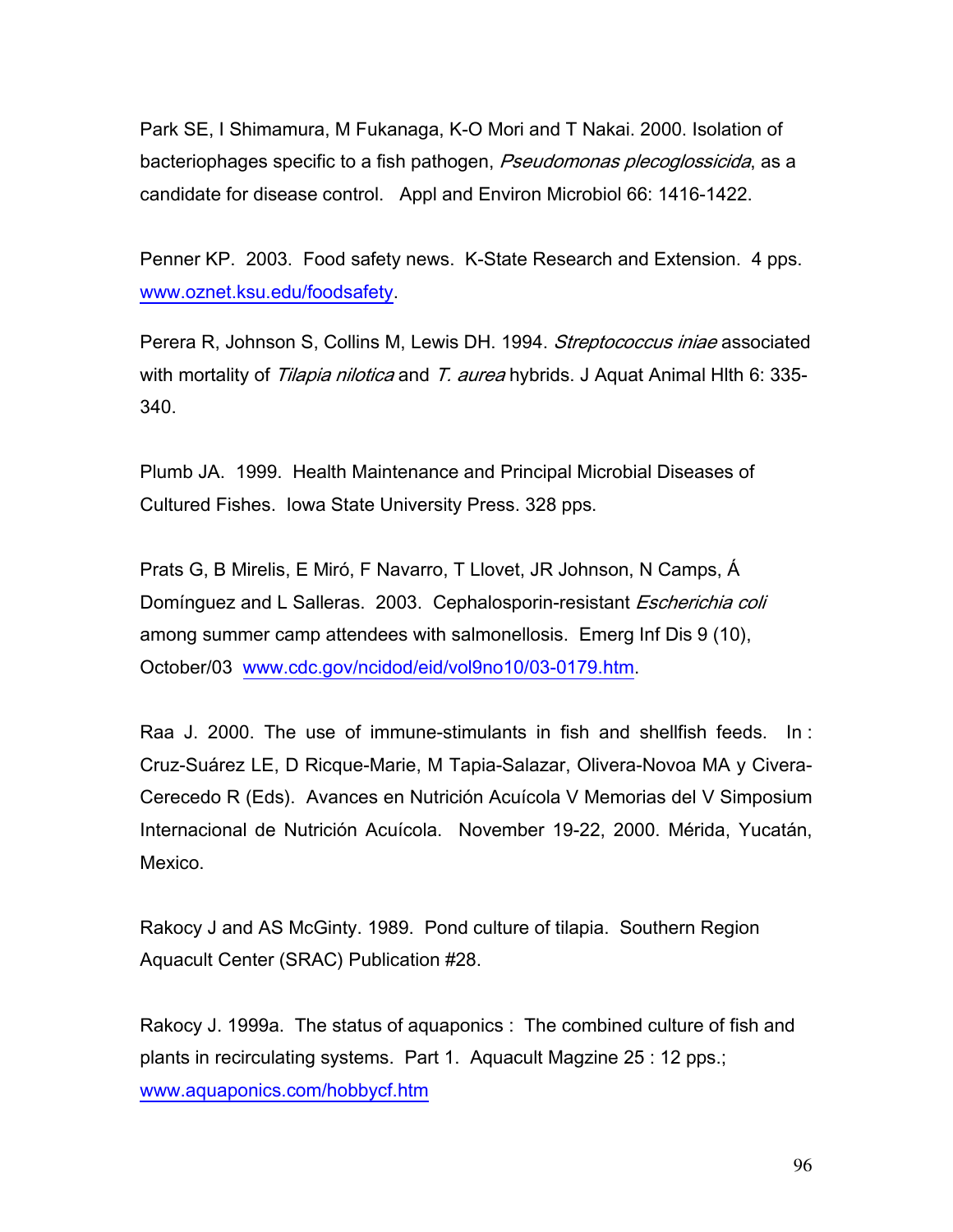Park SE, I Shimamura, M Fukanaga, K-O Mori and T Nakai. 2000. Isolation of bacteriophages specific to a fish pathogen, *Pseudomonas plecoglossicida*, as a candidate for disease control. Appl and Environ Microbiol 66: 1416-1422.

Penner KP. 2003. Food safety news. K-State Research and Extension. 4 pps. www.oznet.ksu.edu/foodsafety.

Perera R, Johnson S, Collins M, Lewis DH. 1994. *Streptococcus iniae* associated with mortality of *Tilapia nilotica* and *T. aurea* hybrids. J Aquat Animal Hlth 6: 335-340.

Plumb JA. 1999. Health Maintenance and Principal Microbial Diseases of Cultured Fishes. Iowa State University Press. 328 pps.

Prats G, B Mirelis, E Miró, F Navarro, T Llovet, JR Johnson, N Camps, Á Domínguez and L Salleras. 2003. Cephalosporin-resistant *Escherichia coli* among summer camp attendees with salmonellosis. Emerg Inf Dis 9 (10), October/03 www.cdc.gov/ncidod/eid/vol9no10/03-0179.htm.

Raa J. 2000. The use of immune-stimulants in fish and shellfish feeds. In : Cruz-Suárez LE, D Ricque-Marie, M Tapia-Salazar, Olivera-Novoa MA y Civera-Cerecedo R (Eds). Avances en Nutrición Acuícola V Memorias del V Simposium Internacional de Nutrición Acuícola. November 19-22, 2000. Mérida, Yucatán, Mexico.

Rakocy J and AS McGinty. 1989. Pond culture of tilapia. Southern Region Aquacult Center (SRAC) Publication #28.

Rakocy J. 1999a. The status of aquaponics : The combined culture of fish and plants in recirculating systems. Part 1. Aquacult Magzine 25 : 12 pps.; www.aquaponics.com/hobbycf.htm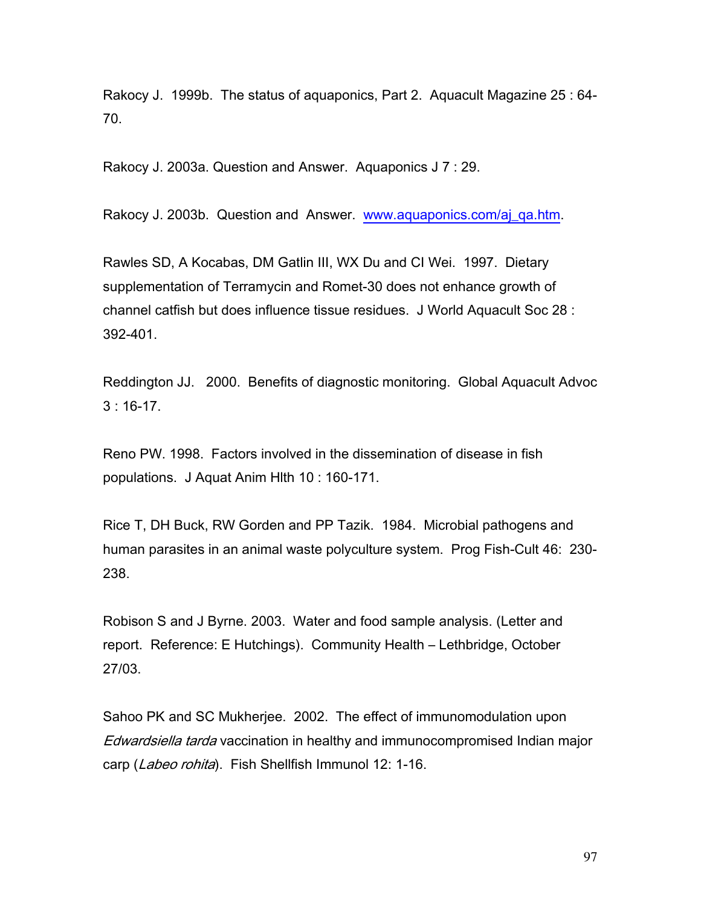Rakocy J. 1999b. The status of aquaponics, Part 2. Aquacult Magazine 25 : 64-70.

Rakocy J. 2003a. Question and Answer. Aquaponics J 7 : 29.

Rakocy J. 2003b. Question and Answer. www.aquaponics.com/aj_qa.htm.

Rawles SD, A Kocabas, DM Gatlin III, WX Du and CI Wei. 1997. Dietary supplementation of Terramycin and Romet-30 does not enhance growth of channel catfish but does influence tissue residues. J World Aquacult Soc 28 : 392-401.

Reddington JJ. 2000. Benefits of diagnostic monitoring. Global Aquacult Advoc 3 : 16-17.

Reno PW. 1998. Factors involved in the dissemination of disease in fish populations. J Aquat Anim Hlth 10 : 160-171.

Rice T, DH Buck, RW Gorden and PP Tazik. 1984. Microbial pathogens and human parasites in an animal waste polyculture system. Prog Fish-Cult 46: 230-238.

Robison S and J Byrne. 2003. Water and food sample analysis. (Letter and report. Reference: E Hutchings). Community Health – Lethbridge, October 27/03.

Sahoo PK and SC Mukherjee. 2002. The effect of immunomodulation upon *Edwardsiella tarda* vaccination in healthy and immunocompromised Indian major carp (*Labeo rohita*). Fish Shellfish Immunol 12: 1-16.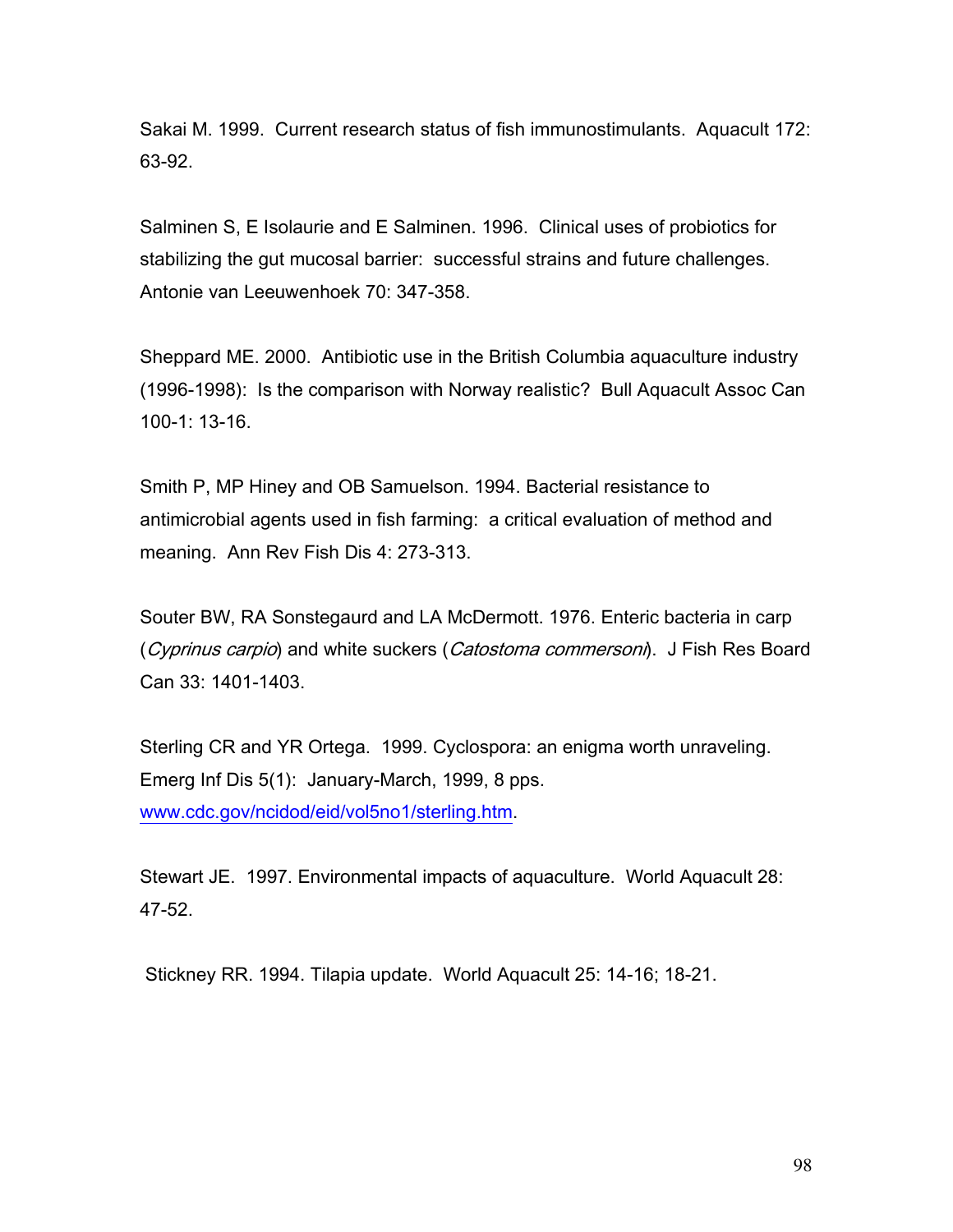Sakai M. 1999. Current research status of fish immunostimulants. Aquacult 172: 63-92.

Salminen S, E Isolaurie and E Salminen. 1996. Clinical uses of probiotics for stabilizing the gut mucosal barrier: successful strains and future challenges. Antonie van Leeuwenhoek 70: 347-358.

Sheppard ME. 2000. Antibiotic use in the British Columbia aquaculture industry (1996-1998): Is the comparison with Norway realistic? Bull Aquacult Assoc Can 100-1: 13-16.

Smith P, MP Hiney and OB Samuelson. 1994. Bacterial resistance to antimicrobial agents used in fish farming: a critical evaluation of method and meaning. Ann Rev Fish Dis 4: 273-313.

Souter BW, RA Sonstegaurd and LA McDermott. 1976. Enteric bacteria in carp (*Cyprinus carpio*) and white suckers (*Catostoma commersoni*). J Fish Res Board Can 33: 1401-1403.

Sterling CR and YR Ortega. 1999. Cyclospora: an enigma worth unraveling. Emerg Inf Dis 5(1): January-March, 1999, 8 pps. [www.cdc.gov/ncidod/eid/vol5no1/sterling.htm](www.cdc.gov/ncidod/eid/vol5no1/sterling.htm).

Stewart JE. 1997. Environmental impacts of aquaculture. World Aquacult 28: 47-52.

Stickney RR. 1994. Tilapia update. World Aquacult 25: 14-16; 18-21.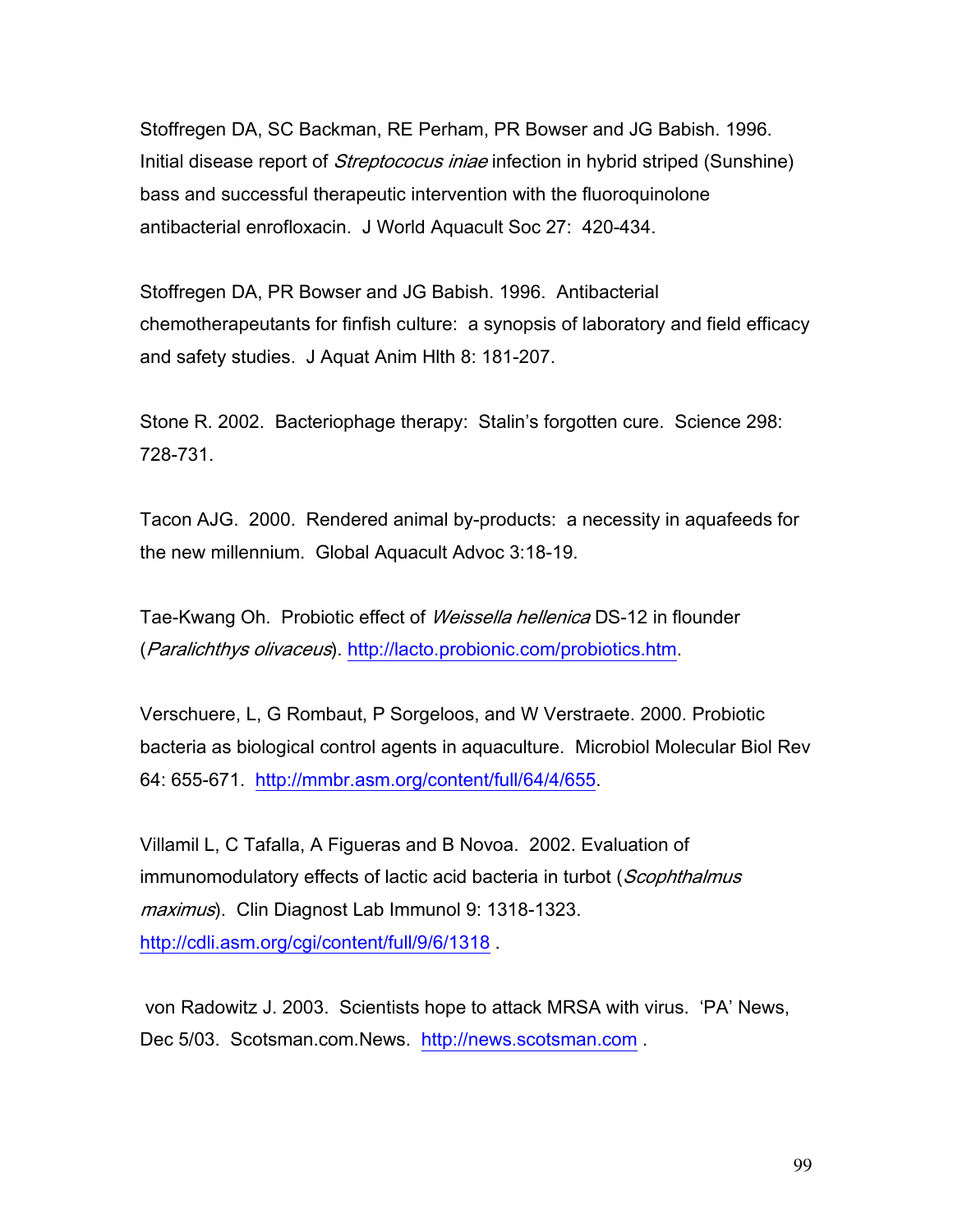Stoffregen DA, SC Backman, RE Perham, PR Bowser and JG Babish. 1996. Initial disease report of *Streptococus iniae* infection in hybrid striped (Sunshine) bass and successful therapeutic intervention with the fluoroquinolone antibacterial enrofloxacin. J World Aquacult Soc 27: 420-434.

Stoffregen DA, PR Bowser and JG Babish. 1996. Antibacterial chemotherapeutants for finfish culture: a synopsis of laboratory and field efficacy and safety studies. J Aquat Anim Hlth 8: 181-207.

Stone R. 2002. Bacteriophage therapy: Stalin's forgotten cure. Science 298: 728-731.

Tacon AJG. 2000. Rendered animal by-products: a necessity in aquafeeds for the new millennium. Global Aquacult Advoc 3:18-19.

Tae-Kwang Oh. Probiotic effect of *Weissella hellenica* DS-12 in flounder (*Paralichthys olivaceus*). http://lacto.probionic.com/probiotics.htm.

Verschuere, L, G Rombaut, P Sorgeloos, and W Verstraete. 2000. Probiotic bacteria as biological control agents in aquaculture. Microbiol Molecular Biol Rev 64: 655-671. http://mmbr.asm.org/content/full/64/4/655.

Villamil L, C Tafalla, A Figueras and B Novoa. 2002. Evaluation of immunomodulatory effects of lactic acid bacteria in turbot (*Scophthalmus maximus*). Clin Diagnost Lab Immunol 9: 1318-1323. http://cdli.asm.org/cgi/content/full/9/6/1318 .

von Radowitz J. 2003. Scientists hope to attack MRSA with virus. 'PA' News, Dec 5/03. Scotsman.com.News. http://news.scotsman.com .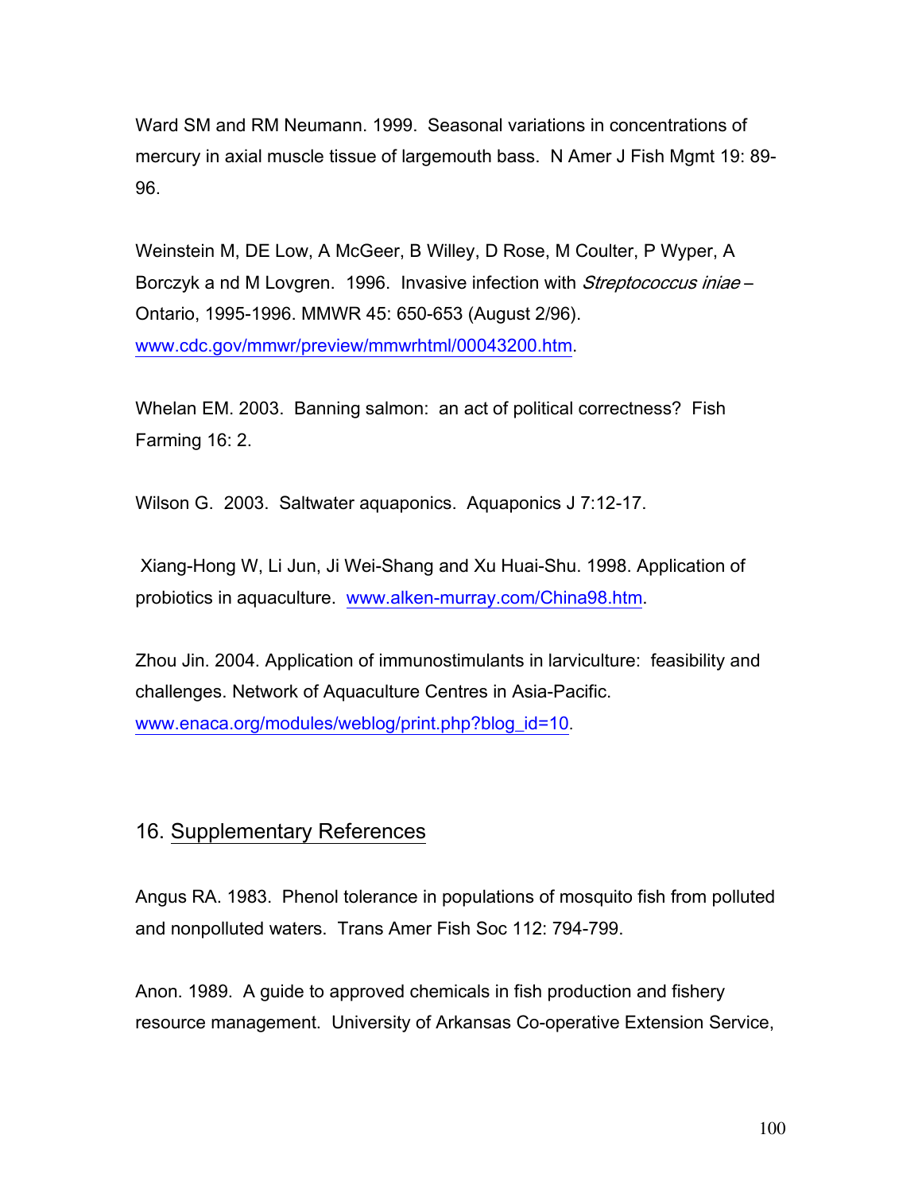Ward SM and RM Neumann. 1999. Seasonal variations in concentrations of mercury in axial muscle tissue of largemouth bass. N Amer J Fish Mgmt 19: 89-96.

Weinstein M, DE Low, A McGeer, B Willey, D Rose, M Coulter, P Wyper, A Borczyk a nd M Lovgren. 1996. Invasive infection with *Streptococcus iniae* – Ontario, 1995-1996. MMWR 45: 650-653 (August 2/96). www.cdc.gov/mmwr/preview/mmwrhtml/00043200.htm.

Whelan EM. 2003. Banning salmon: an act of political correctness? Fish Farming 16: 2.

Wilson G. 2003. Saltwater aquaponics. Aquaponics J 7:12-17.

Xiang-Hong W, Li Jun, Ji Wei-Shang and Xu Huai-Shu. 1998. Application of probiotics in aquaculture. www.alken-murray.com/China98.htm.

Zhou Jin. 2004. Application of immunostimulants in larviculture: feasibility and challenges. Network of Aquaculture Centres in Asia-Pacific. www.enaca.org/modules/weblog/print.php?blog_id=10.

## 16. Supplementary References

Angus RA. 1983. Phenol tolerance in populations of mosquito fish from polluted and nonpolluted waters. Trans Amer Fish Soc 112: 794-799.

Anon. 1989. A guide to approved chemicals in fish production and fishery resource management. University of Arkansas Co-operative Extension Service,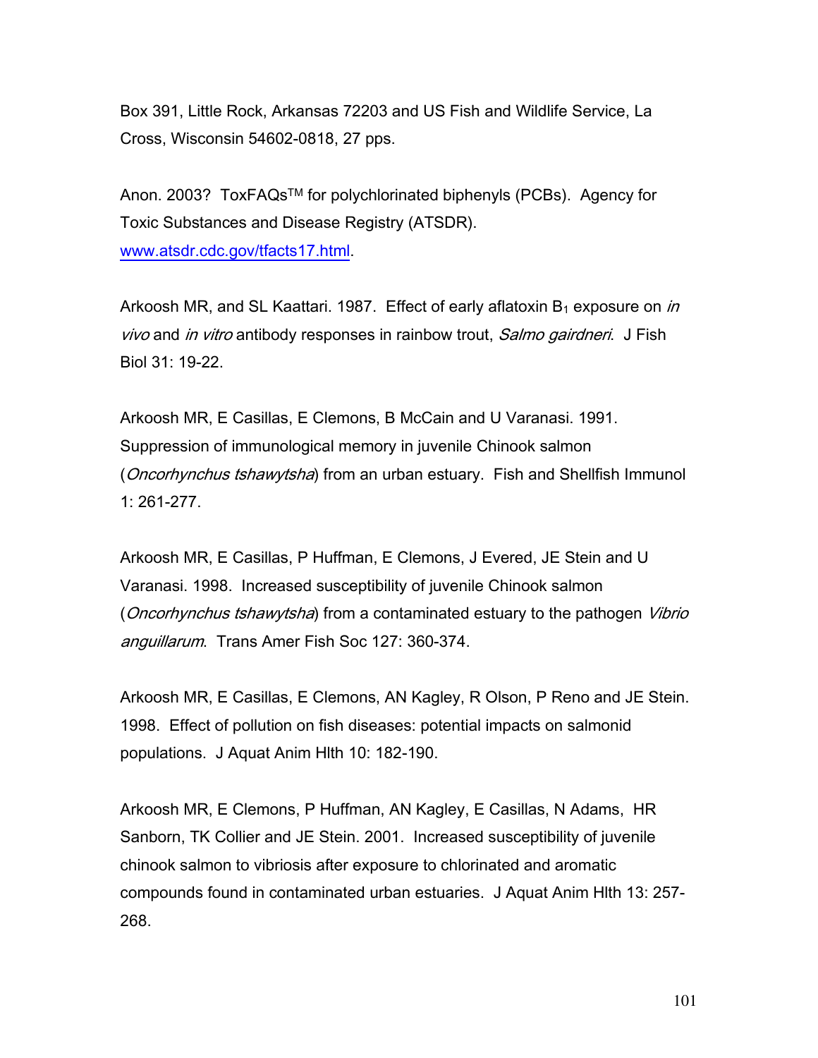Box 391, Little Rock, Arkansas 72203 and US Fish and Wildlife Service, La Cross, Wisconsin 54602-0818, 27 pps.

Anon. 2003? ToxFAQs[TM] for polychlorinated biphenyls (PCBs). Agency for Toxic Substances and Disease Registry (ATSDR). www.atsdr.cdc.gov/tfacts17.html.

Arkoosh MR, and SL Kaattari. 1987. Effect of early aflatoxin $B_1$ exposure on *in vivo* and *in vitro* antibody responses in rainbow trout, *Salmo gairdneri*. J Fish Biol 31: 19-22.

Arkoosh MR, E Casillas, E Clemons, B McCain and U Varanasi. 1991. Suppression of immunological memory in juvenile Chinook salmon (*Oncorhynchus tshawytsha*) from an urban estuary. Fish and Shellfish Immunol 1: 261-277.

Arkoosh MR, E Casillas, P Huffman, E Clemons, J Evered, JE Stein and U Varanasi. 1998. Increased susceptibility of juvenile Chinook salmon (*Oncorhynchus tshawytsha*) from a contaminated estuary to the pathogen *Vibrio anguillarum*. Trans Amer Fish Soc 127: 360-374.

Arkoosh MR, E Casillas, E Clemons, AN Kagley, R Olson, P Reno and JE Stein. 1998. Effect of pollution on fish diseases: potential impacts on salmonid populations. J Aquat Anim Hlth 10: 182-190.

Arkoosh MR, E Clemons, P Huffman, AN Kagley, E Casillas, N Adams, HR Sanborn, TK Collier and JE Stein. 2001. Increased susceptibility of juvenile chinook salmon to vibriosis after exposure to chlorinated and aromatic compounds found in contaminated urban estuaries. J Aquat Anim Hlth 13: 257-268.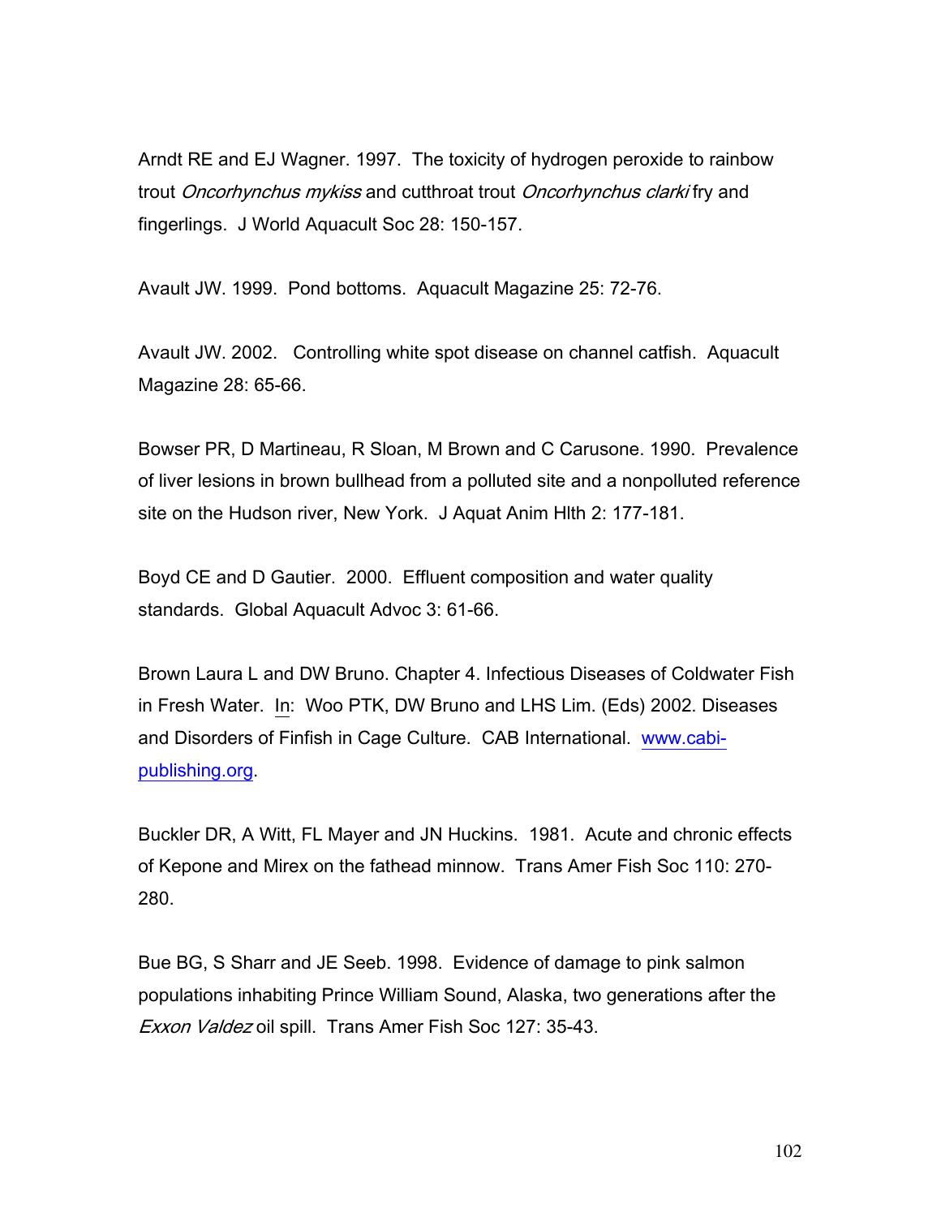Arndt RE and EJ Wagner. 1997. The toxicity of hydrogen peroxide to rainbow trout *Oncorhynchus mykiss* and cutthroat trout *Oncorhynchus clarki* fry and fingerlings. J World Aquacult Soc 28: 150-157.

Avault JW. 1999. Pond bottoms. Aquacult Magazine 25: 72-76.

Avault JW. 2002. Controlling white spot disease on channel catfish. Aquacult Magazine 28: 65-66.

Bowser PR, D Martineau, R Sloan, M Brown and C Carusone. 1990. Prevalence of liver lesions in brown bullhead from a polluted site and a nonpolluted reference site on the Hudson river, New York. J Aquat Anim Hlth 2: 177-181.

Boyd CE and D Gautier. 2000. Effluent composition and water quality standards. Global Aquacult Advoc 3: 61-66.

Brown Laura L and DW Bruno. Chapter 4. Infectious Diseases of Coldwater Fish in Fresh Water. In: Woo PTK, DW Bruno and LHS Lim. (Eds) 2002. Diseases and Disorders of Finfish in Cage Culture. CAB International. [www.cabi-publishing.org](http://www.cabi-publishing.org).

Buckler DR, A Witt, FL Mayer and JN Huckins. 1981. Acute and chronic effects of Kepone and Mirex on the fathead minnow. Trans Amer Fish Soc 110: 270-280.

Bue BG, S Sharr and JE Seeb. 1998. Evidence of damage to pink salmon populations inhabiting Prince William Sound, Alaska, two generations after the *Exxon Valdez* oil spill. Trans Amer Fish Soc 127: 35-43.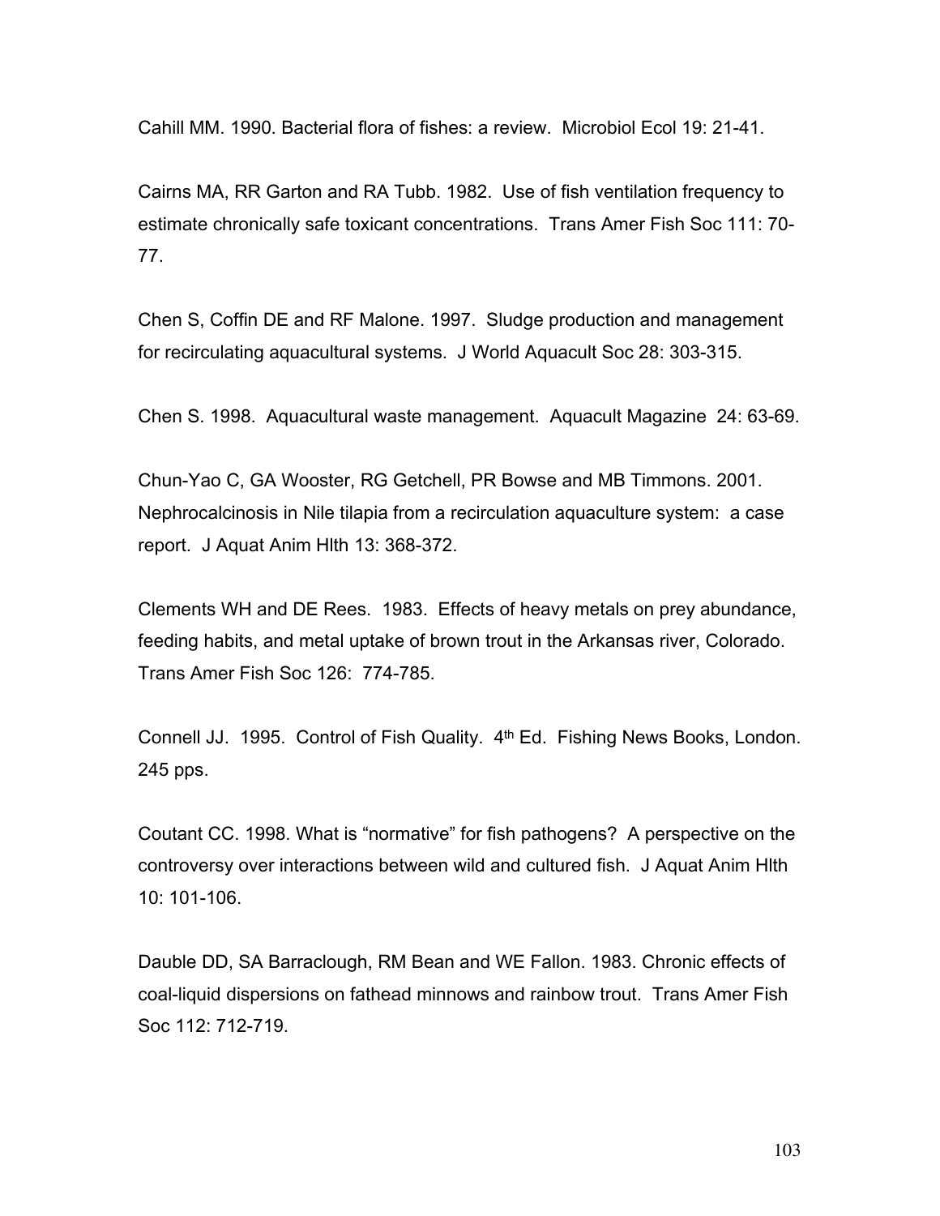Cahill MM. 1990. Bacterial flora of fishes: a review. Microbiol Ecol 19: 21-41.

Cairns MA, RR Garton and RA Tubb. 1982. Use of fish ventilation frequency to estimate chronically safe toxicant concentrations. Trans Amer Fish Soc 111: 70-77.

Chen S, Coffin DE and RF Malone. 1997. Sludge production and management for recirculating aquacultural systems. J World Aquacult Soc 28: 303-315.

Chen S. 1998. Aquacultural waste management. Aquacult Magazine 24: 63-69.

Chun-Yao C, GA Wooster, RG Getchell, PR Bowse and MB Timmons. 2001. Nephrocalcinosis in Nile tilapia from a recirculation aquaculture system: a case report. J Aquat Anim Hlth 13: 368-372.

Clements WH and DE Rees. 1983. Effects of heavy metals on prey abundance, feeding habits, and metal uptake of brown trout in the Arkansas river, Colorado. Trans Amer Fish Soc 126: 774-785.

Connell JJ. 1995. Control of Fish Quality. 4th Ed. Fishing News Books, London. 245 pps.

Coutant CC. 1998. What is "normative" for fish pathogens? A perspective on the controversy over interactions between wild and cultured fish. J Aquat Anim Hlth 10: 101-106.

Dauble DD, SA Barraclough, RM Bean and WE Fallon. 1983. Chronic effects of coal-liquid dispersions on fathead minnows and rainbow trout. Trans Amer Fish Soc 112: 712-719.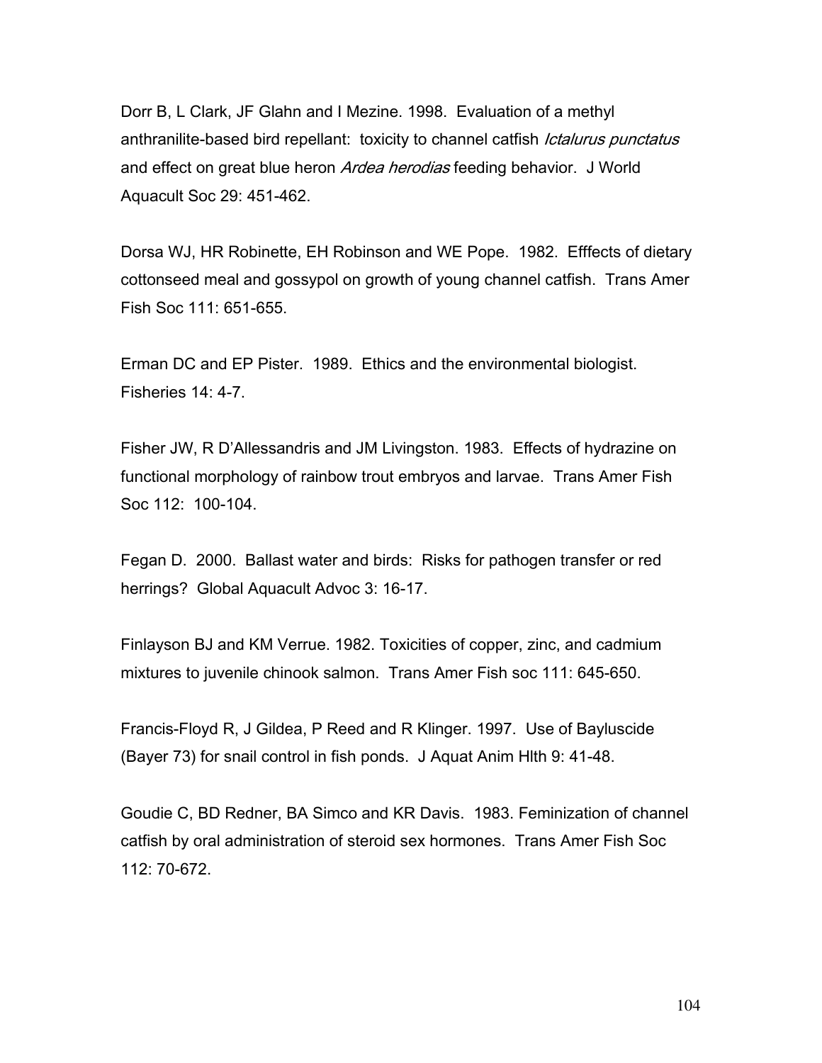Dorr B, L Clark, JF Glahn and I Mezine. 1998. Evaluation of a methyl anthranilite-based bird repellant: toxicity to channel catfish *Ictalurus punctatus* and effect on great blue heron *Ardea herodias* feeding behavior. J World Aquacult Soc 29: 451-462.

Dorsa WJ, HR Robinette, EH Robinson and WE Pope. 1982. Efffects of dietary cottonseed meal and gossypol on growth of young channel catfish. Trans Amer Fish Soc 111: 651-655.

Erman DC and EP Pister. 1989. Ethics and the environmental biologist. Fisheries 14: 4-7.

Fisher JW, R D'Allessandris and JM Livingston. 1983. Effects of hydrazine on functional morphology of rainbow trout embryos and larvae. Trans Amer Fish Soc 112: 100-104.

Fegan D. 2000. Ballast water and birds: Risks for pathogen transfer or red herrings? Global Aquacult Advoc 3: 16-17.

Finlayson BJ and KM Verrue. 1982. Toxicities of copper, zinc, and cadmium mixtures to juvenile chinook salmon. Trans Amer Fish soc 111: 645-650.

Francis-Floyd R, J Gildea, P Reed and R Klinger. 1997. Use of Bayluscide (Bayer 73) for snail control in fish ponds. J Aquat Anim Hlth 9: 41-48.

Goudie C, BD Redner, BA Simco and KR Davis. 1983. Feminization of channel catfish by oral administration of steroid sex hormones. Trans Amer Fish Soc 112: 70-672.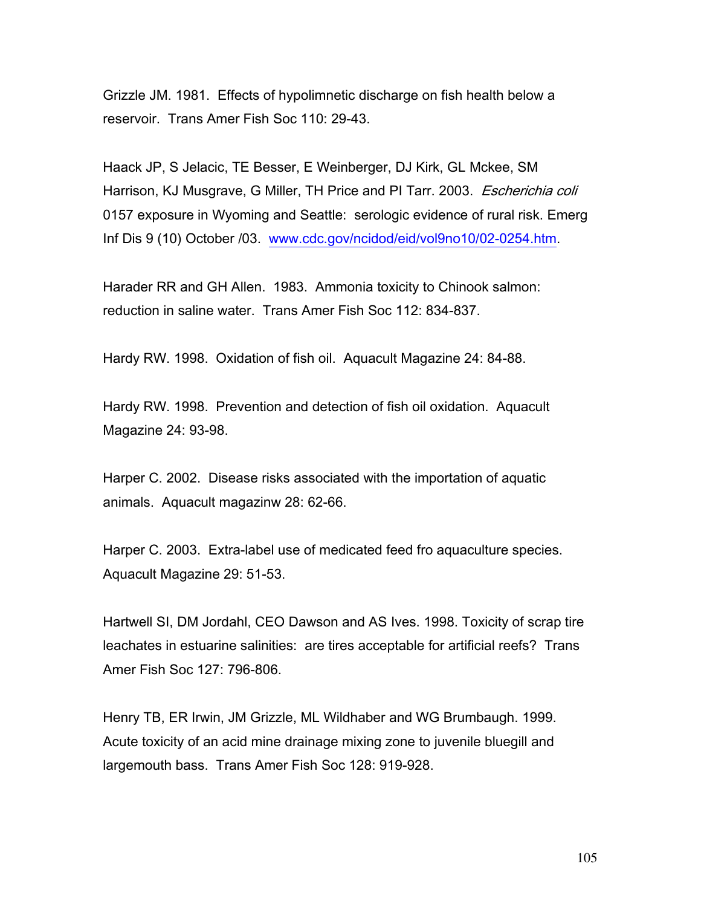Grizzle JM. 1981. Effects of hypolimnetic discharge on fish health below a reservoir. Trans Amer Fish Soc 110: 29-43.

Haack JP, S Jelacic, TE Besser, E Weinberger, DJ Kirk, GL Mckee, SM Harrison, KJ Musgrave, G Miller, TH Price and PI Tarr. 2003. *Escherichia coli* 0157 exposure in Wyoming and Seattle: serologic evidence of rural risk. Emerg Inf Dis 9 (10) October /03. www.cdc.gov/ncidod/eid/vol9no10/02-0254.htm.

Harader RR and GH Allen. 1983. Ammonia toxicity to Chinook salmon: reduction in saline water. Trans Amer Fish Soc 112: 834-837.

Hardy RW. 1998. Oxidation of fish oil. Aquacult Magazine 24: 84-88.

Hardy RW. 1998. Prevention and detection of fish oil oxidation. Aquacult Magazine 24: 93-98.

Harper C. 2002. Disease risks associated with the importation of aquatic animals. Aquacult magazinw 28: 62-66.

Harper C. 2003. Extra-label use of medicated feed fro aquaculture species. Aquacult Magazine 29: 51-53.

Hartwell SI, DM Jordahl, CEO Dawson and AS Ives. 1998. Toxicity of scrap tire leachates in estuarine salinities: are tires acceptable for artificial reefs? Trans Amer Fish Soc 127: 796-806.

Henry TB, ER Irwin, JM Grizzle, ML Wildhaber and WG Brumbaugh. 1999. Acute toxicity of an acid mine drainage mixing zone to juvenile bluegill and largemouth bass. Trans Amer Fish Soc 128: 919-928.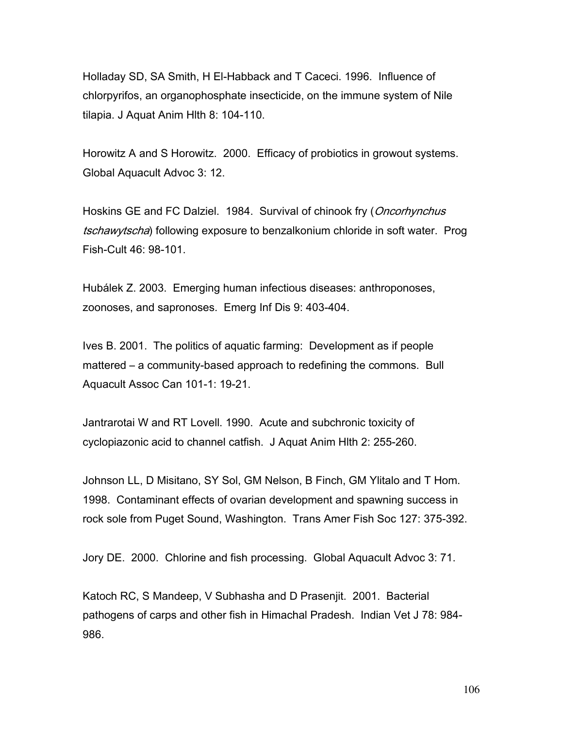Holladay SD, SA Smith, H El-Habback and T Caceci. 1996. Influence of chlorpyrifos, an organophosphate insecticide, on the immune system of Nile tilapia. J Aquat Anim Hlth 8: 104-110.

Horowitz A and S Horowitz. 2000. Efficacy of probiotics in growout systems. Global Aquacult Advoc 3: 12.

Hoskins GE and FC Dalziel. 1984. Survival of chinook fry (*Oncorhynchus tschawytscha*) following exposure to benzalkonium chloride in soft water. Prog Fish-Cult 46: 98-101.

Hubálek Z. 2003. Emerging human infectious diseases: anthroponoses, zoonoses, and sapronoses. Emerg Inf Dis 9: 403-404.

Ives B. 2001. The politics of aquatic farming: Development as if people mattered – a community-based approach to redefining the commons. Bull Aquacult Assoc Can 101-1: 19-21.

Jantrarotai W and RT Lovell. 1990. Acute and subchronic toxicity of cyclopiazonic acid to channel catfish. J Aquat Anim Hlth 2: 255-260.

Johnson LL, D Misitano, SY Sol, GM Nelson, B Finch, GM Ylitalo and T Hom. 1998. Contaminant effects of ovarian development and spawning success in rock sole from Puget Sound, Washington. Trans Amer Fish Soc 127: 375-392.

Jory DE. 2000. Chlorine and fish processing. Global Aquacult Advoc 3: 71.

Katoch RC, S Mandeep, V Subhasha and D Prasenjit. 2001. Bacterial pathogens of carps and other fish in Himachal Pradesh. Indian Vet J 78: 984-986.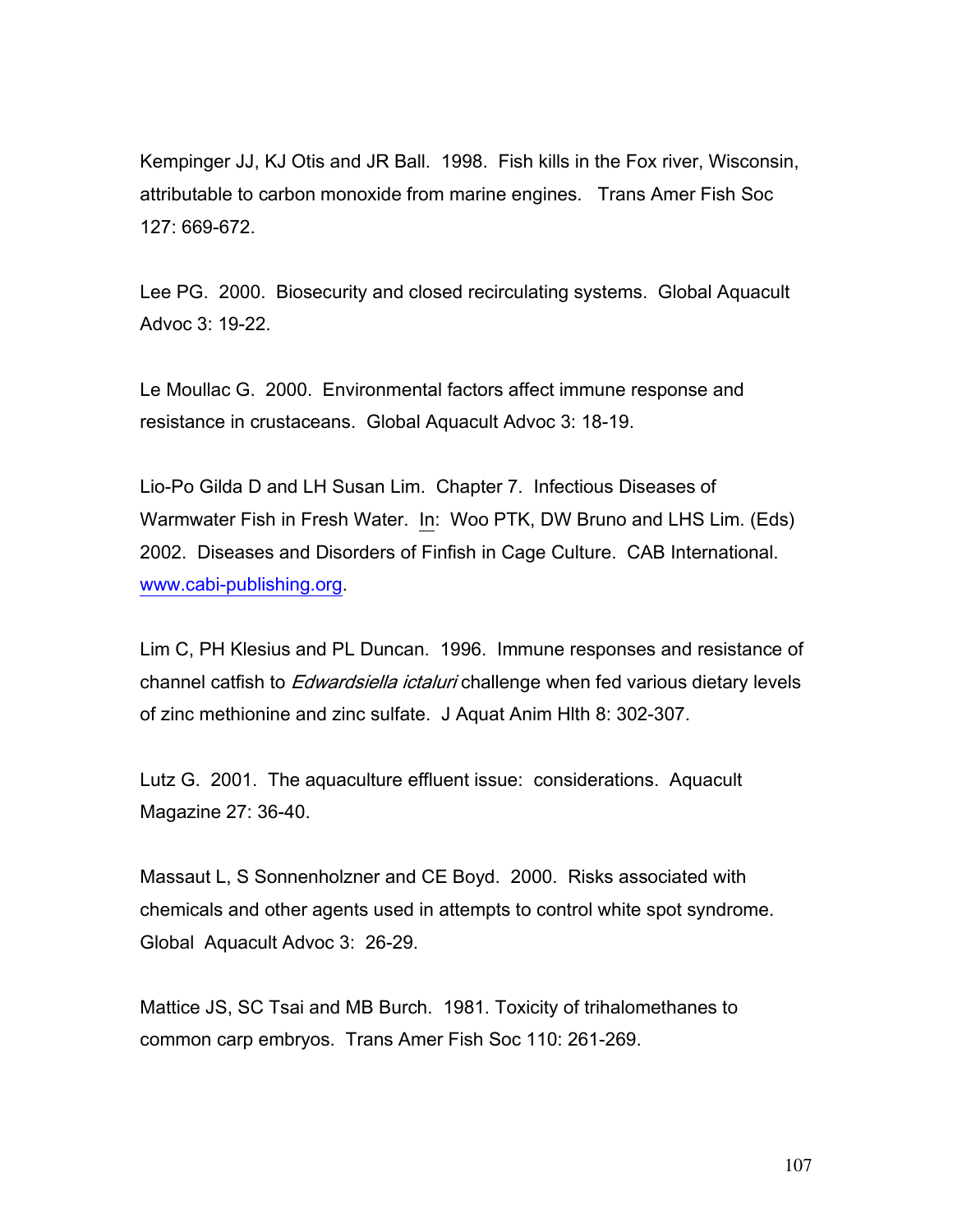Kempinger JJ, KJ Otis and JR Ball. 1998. Fish kills in the Fox river, Wisconsin, attributable to carbon monoxide from marine engines. Trans Amer Fish Soc 127: 669-672.

Lee PG. 2000. Biosecurity and closed recirculating systems. Global Aquacult Advoc 3: 19-22.

Le Moullac G. 2000. Environmental factors affect immune response and resistance in crustaceans. Global Aquacult Advoc 3: 18-19.

Lio-Po Gilda D and LH Susan Lim. Chapter 7. Infectious Diseases of Warmwater Fish in Fresh Water. In: Woo PTK, DW Bruno and LHS Lim. (Eds) 2002. Diseases and Disorders of Finfish in Cage Culture. CAB International. www.cabi-publishing.org.

Lim C, PH Klesius and PL Duncan. 1996. Immune responses and resistance of channel catfish to *Edwardsiella ictaluri* challenge when fed various dietary levels of zinc methionine and zinc sulfate. J Aquat Anim Hlth 8: 302-307.

Lutz G. 2001. The aquaculture effluent issue: considerations. Aquacult Magazine 27: 36-40.

Massaut L, S Sonnenholzner and CE Boyd. 2000. Risks associated with chemicals and other agents used in attempts to control white spot syndrome. Global Aquacult Advoc 3: 26-29.

Mattice JS, SC Tsai and MB Burch. 1981. Toxicity of trihalomethanes to common carp embryos. Trans Amer Fish Soc 110: 261-269.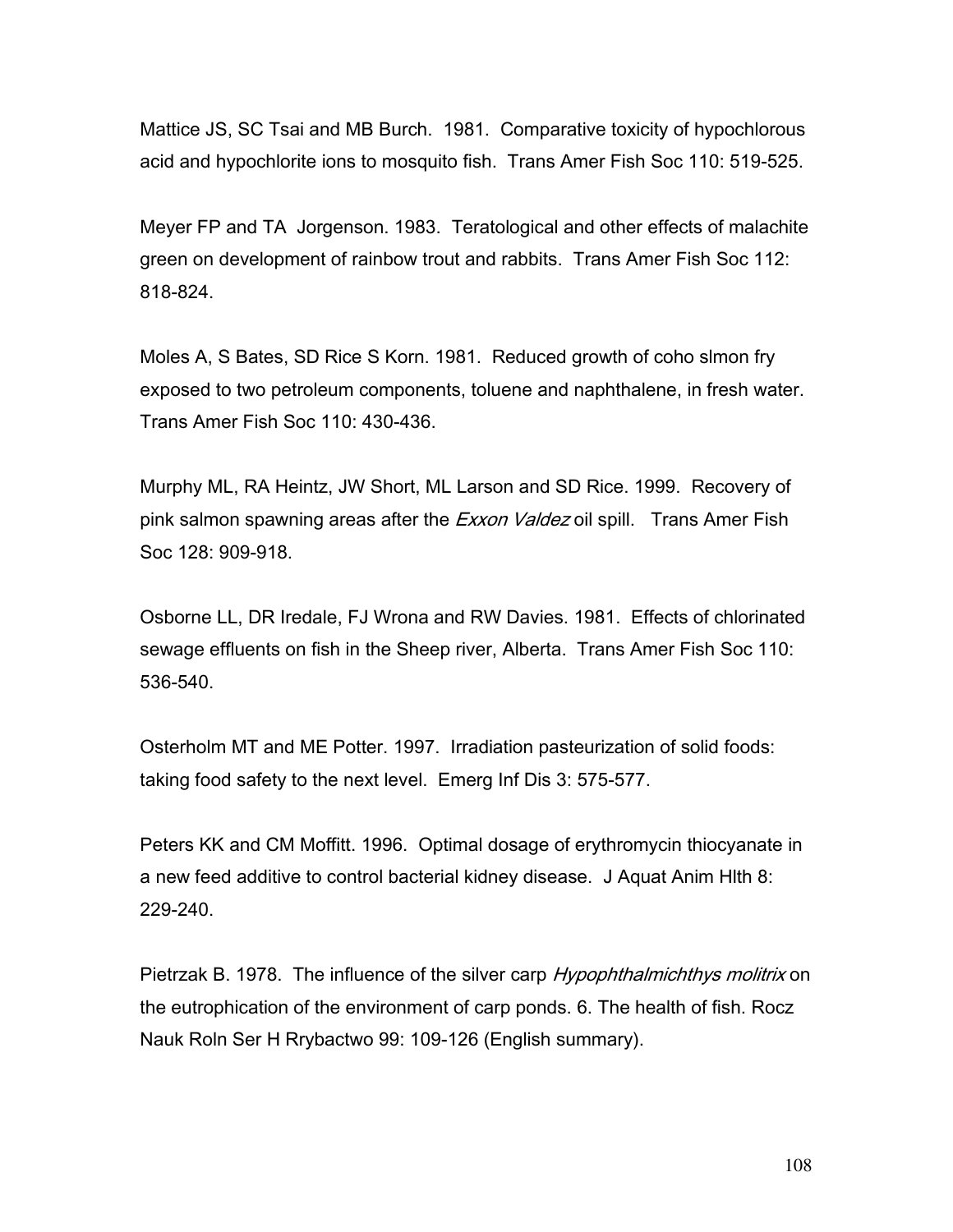Mattice JS, SC Tsai and MB Burch. 1981. Comparative toxicity of hypochlorous acid and hypochlorite ions to mosquito fish. Trans Amer Fish Soc 110: 519-525.

Meyer FP and TA Jorgenson. 1983. Teratological and other effects of malachite green on development of rainbow trout and rabbits. Trans Amer Fish Soc 112: 818-824.

Moles A, S Bates, SD Rice S Korn. 1981. Reduced growth of coho slmon fry exposed to two petroleum components, toluene and naphthalene, in fresh water. Trans Amer Fish Soc 110: 430-436.

Murphy ML, RA Heintz, JW Short, ML Larson and SD Rice. 1999. Recovery of pink salmon spawning areas after the *Exxon Valdez* oil spill. Trans Amer Fish Soc 128: 909-918.

Osborne LL, DR Iredale, FJ Wrona and RW Davies. 1981. Effects of chlorinated sewage effluents on fish in the Sheep river, Alberta. Trans Amer Fish Soc 110: 536-540.

Osterholm MT and ME Potter. 1997. Irradiation pasteurization of solid foods: taking food safety to the next level. Emerg Inf Dis 3: 575-577.

Peters KK and CM Moffitt. 1996. Optimal dosage of erythromycin thiocyanate in a new feed additive to control bacterial kidney disease. J Aquat Anim Hlth 8: 229-240.

Pietrzak B. 1978. The influence of the silver carp *Hypophthalmichthys molitrix* on the eutrophication of the environment of carp ponds. 6. The health of fish. Rocz Nauk Roln Ser H Rrybactwo 99: 109-126 (English summary).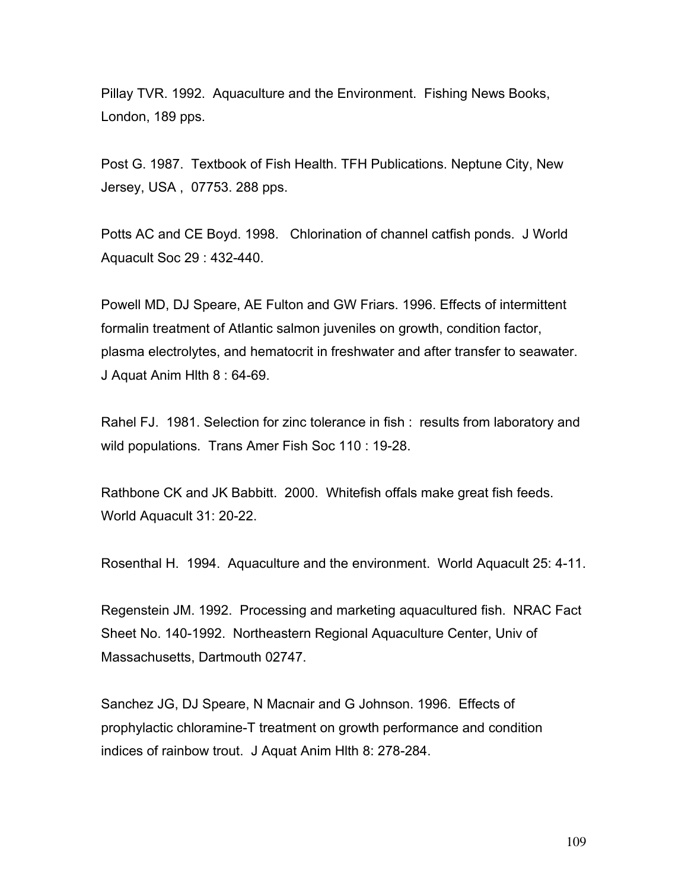Pillay TVR. 1992. Aquaculture and the Environment. Fishing News Books, London, 189 pps.

Post G. 1987. Textbook of Fish Health. TFH Publications. Neptune City, New Jersey, USA , 07753. 288 pps.

Potts AC and CE Boyd. 1998. Chlorination of channel catfish ponds. J World Aquacult Soc 29 : 432-440.

Powell MD, DJ Speare, AE Fulton and GW Friars. 1996. Effects of intermittent formalin treatment of Atlantic salmon juveniles on growth, condition factor, plasma electrolytes, and hematocrit in freshwater and after transfer to seawater. J Aquat Anim Hlth 8 : 64-69.

Rahel FJ. 1981. Selection for zinc tolerance in fish : results from laboratory and wild populations. Trans Amer Fish Soc 110 : 19-28.

Rathbone CK and JK Babbitt. 2000. Whitefish offals make great fish feeds. World Aquacult 31: 20-22.

Rosenthal H. 1994. Aquaculture and the environment. World Aquacult 25: 4-11.

Regenstein JM. 1992. Processing and marketing aquacultured fish. NRAC Fact Sheet No. 140-1992. Northeastern Regional Aquaculture Center, Univ of Massachusetts, Dartmouth 02747.

Sanchez JG, DJ Speare, N Macnair and G Johnson. 1996. Effects of prophylactic chloramine-T treatment on growth performance and condition indices of rainbow trout. J Aquat Anim Hlth 8: 278-284.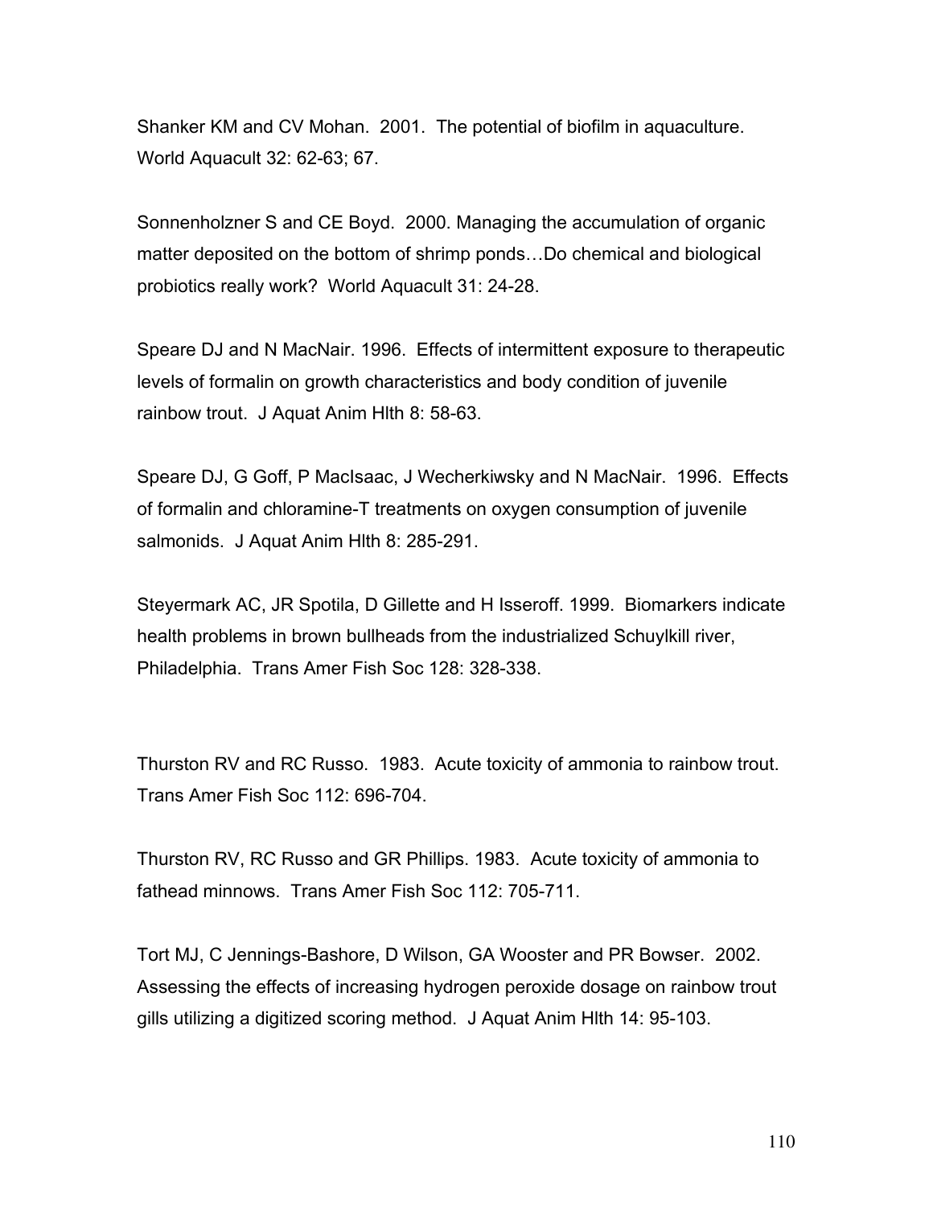Shanker KM and CV Mohan. 2001. The potential of biofilm in aquaculture. World Aquacult 32: 62-63; 67.

Sonnenholzner S and CE Boyd. 2000. Managing the accumulation of organic matter deposited on the bottom of shrimp ponds…Do chemical and biological probiotics really work? World Aquacult 31: 24-28.

Speare DJ and N MacNair. 1996. Effects of intermittent exposure to therapeutic levels of formalin on growth characteristics and body condition of juvenile rainbow trout. J Aquat Anim Hlth 8: 58-63.

Speare DJ, G Goff, P MacIsaac, J Wecherkiwsky and N MacNair. 1996. Effects of formalin and chloramine-T treatments on oxygen consumption of juvenile salmonids. J Aquat Anim Hlth 8: 285-291.

Steyermark AC, JR Spotila, D Gillette and H Isseroff. 1999. Biomarkers indicate health problems in brown bullheads from the industrialized Schuylkill river, Philadelphia. Trans Amer Fish Soc 128: 328-338.

Thurston RV and RC Russo. 1983. Acute toxicity of ammonia to rainbow trout. Trans Amer Fish Soc 112: 696-704.

Thurston RV, RC Russo and GR Phillips. 1983. Acute toxicity of ammonia to fathead minnows. Trans Amer Fish Soc 112: 705-711.

Tort MJ, C Jennings-Bashore, D Wilson, GA Wooster and PR Bowser. 2002. Assessing the effects of increasing hydrogen peroxide dosage on rainbow trout gills utilizing a digitized scoring method. J Aquat Anim Hlth 14: 95-103.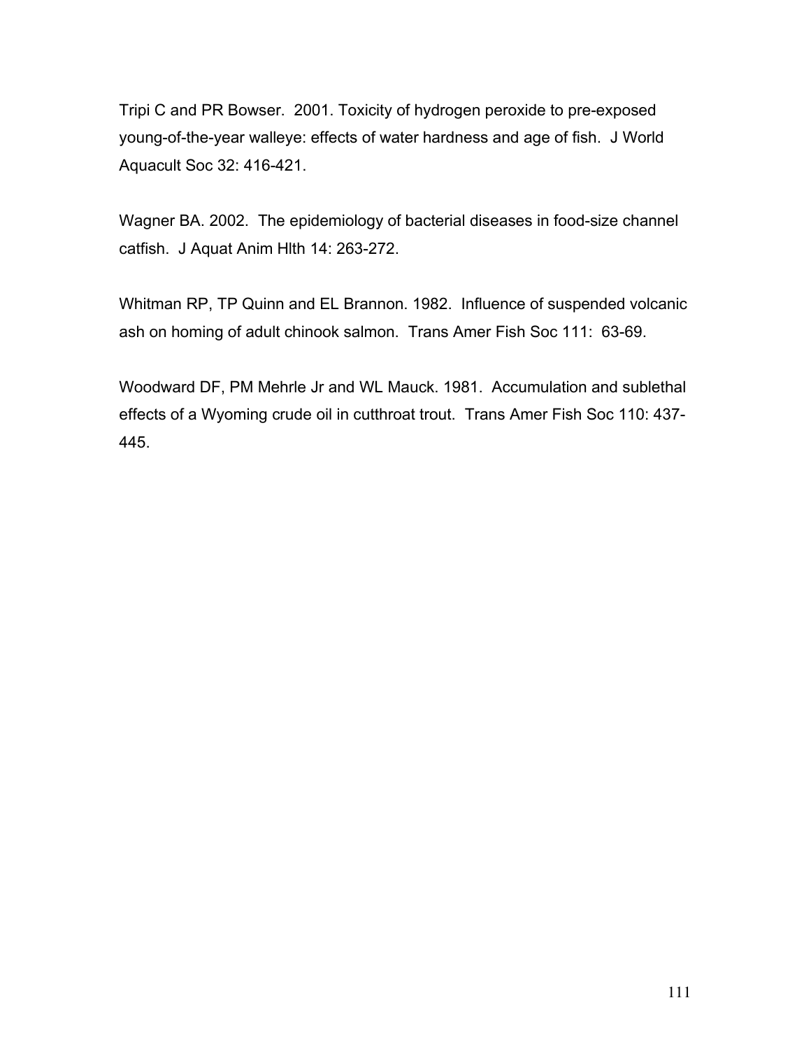Tripi C and PR Bowser. 2001. Toxicity of hydrogen peroxide to pre-exposed young-of-the-year walleye: effects of water hardness and age of fish. J World Aquacult Soc 32: 416-421.

Wagner BA. 2002. The epidemiology of bacterial diseases in food-size channel catfish. J Aquat Anim Hlth 14: 263-272.

Whitman RP, TP Quinn and EL Brannon. 1982. Influence of suspended volcanic ash on homing of adult chinook salmon. Trans Amer Fish Soc 111: 63-69.

Woodward DF, PM Mehrle Jr and WL Mauck. 1981. Accumulation and sublethal effects of a Wyoming crude oil in cutthroat trout. Trans Amer Fish Soc 110: 437-445.